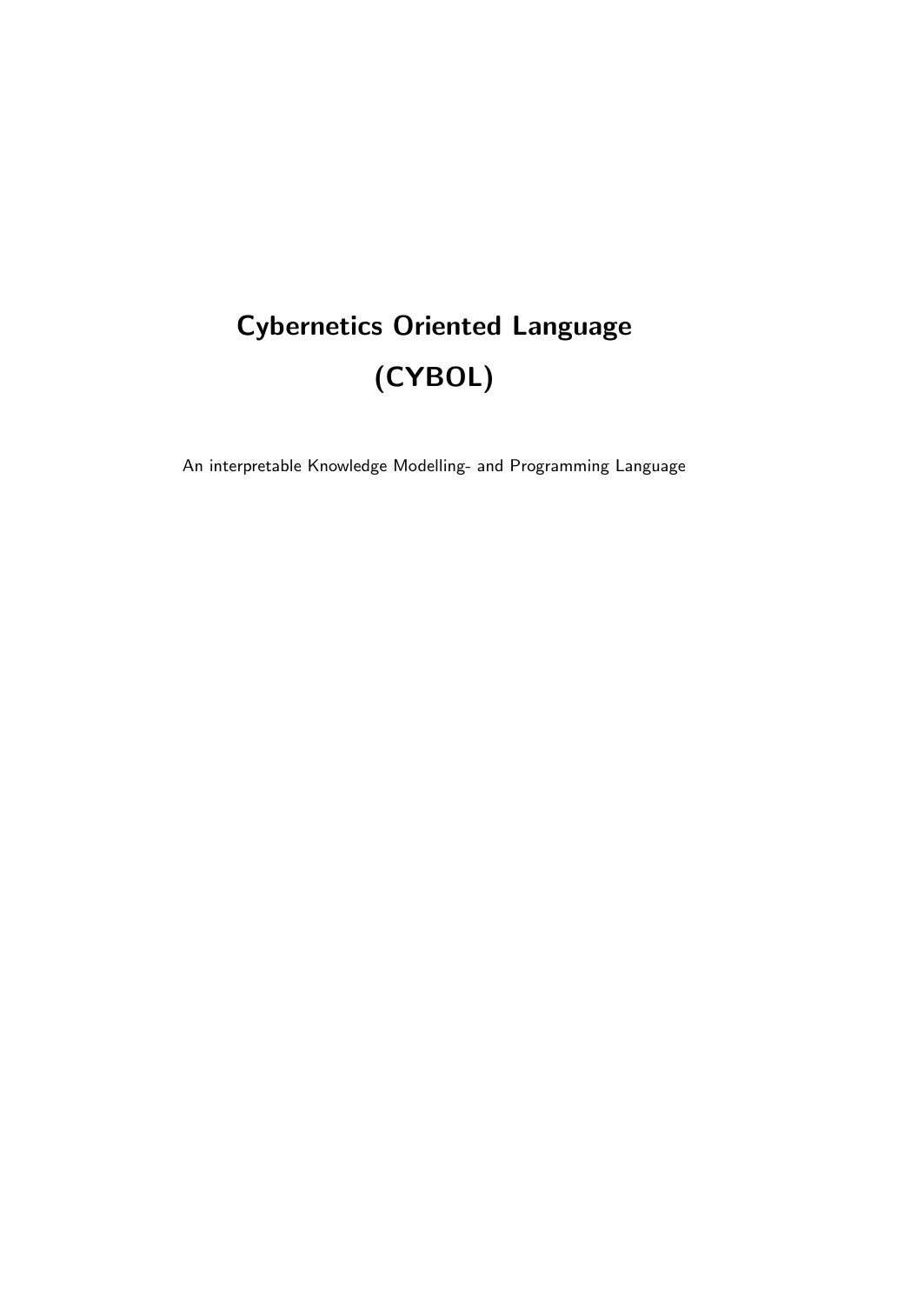# Cybernetics Oriented Language (CYBOL)

An interpretable Knowledge Modelling- and Programming Language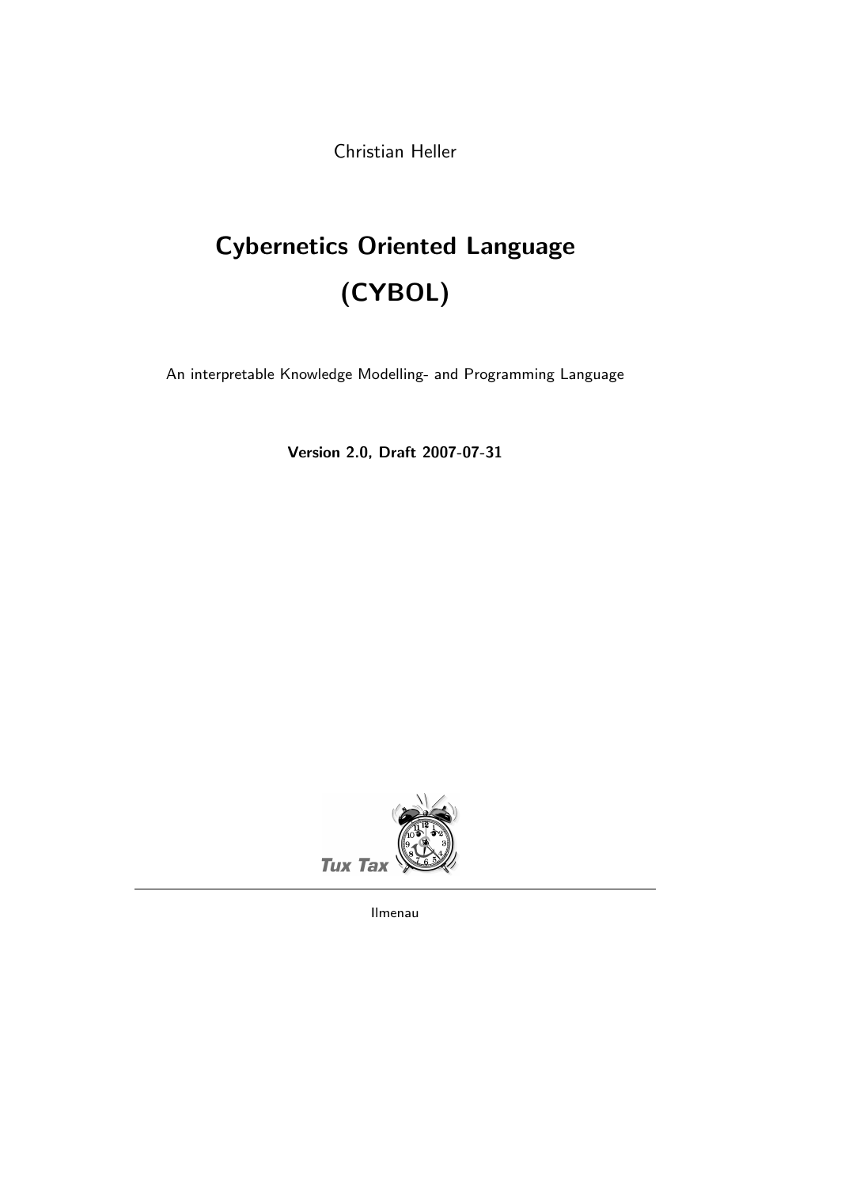Christian Heller

# Cybernetics Oriented Language (CYBOL)

An interpretable Knowledge Modelling- and Programming Language

**Version 2.0, Draft 2007-07-31**

Tux Tax

Ilmenau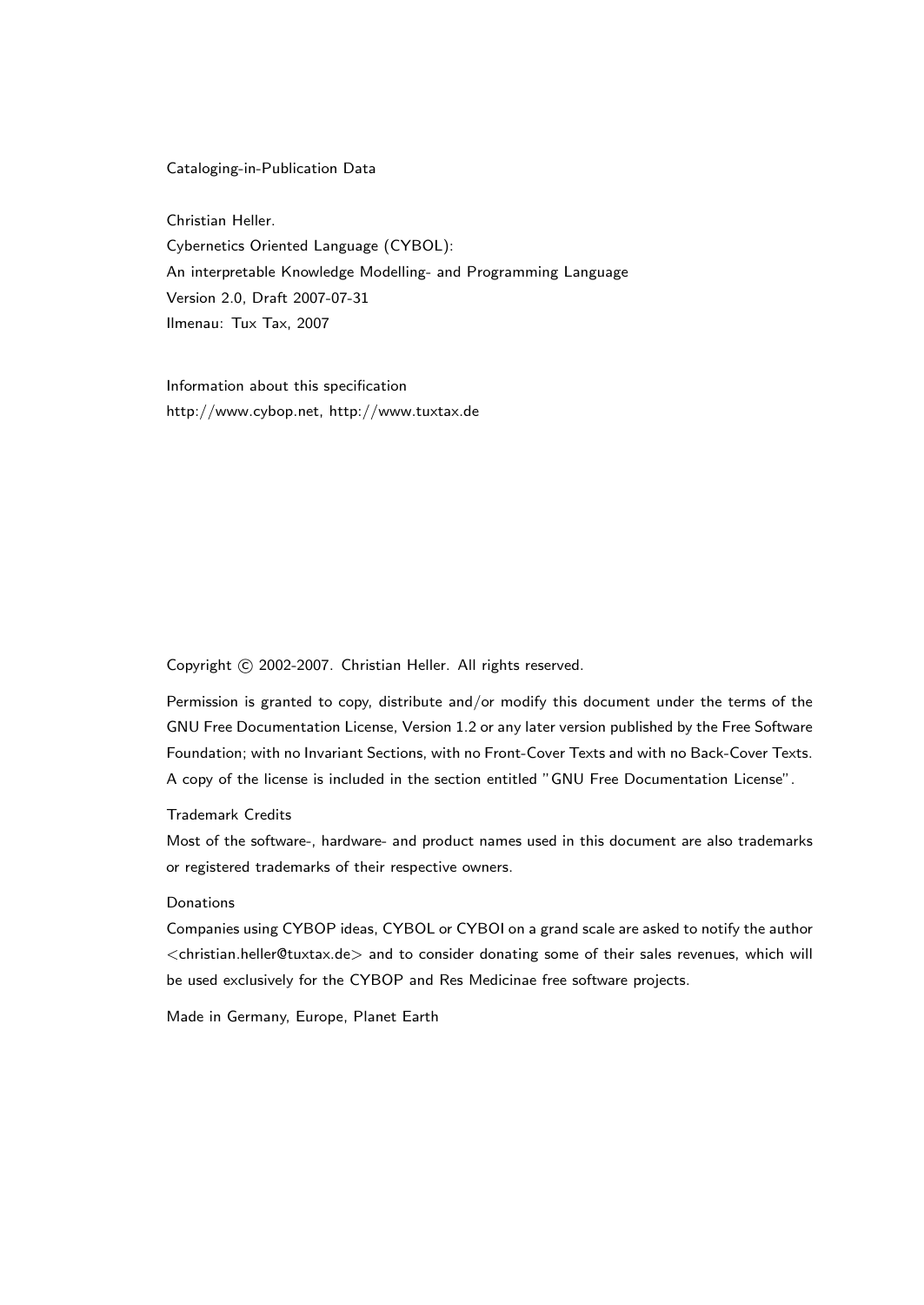Cataloging-in-Publication Data

Christian Heller.  
Cybernetics Oriented Language (CYBOL):  
An interpretable Knowledge Modelling- and Programming Language  
Version 2.0, Draft 2007-07-31  
Ilmenau: Tux Tax, 2007

Information about this specification  
http://www.cybop.net, http://www.tuxtax.de

Copyright © 2002-2007. Christian Heller. All rights reserved.

Permission is granted to copy, distribute and/or modify this document under the terms of the GNU Free Documentation License, Version 1.2 or any later version published by the Free Software Foundation; with no Invariant Sections, with no Front-Cover Texts and with no Back-Cover Texts. A copy of the license is included in the section entitled "GNU Free Documentation License".

Trademark Credits  
Most of the software-, hardware- and product names used in this document are also trademarks or registered trademarks of their respective owners.

Donations  
Companies using CYBOP ideas, CYBOL or CYBOI on a grand scale are asked to notify the author <christian.heller@tuxtax.de> and to consider donating some of their sales revenues, which will be used exclusively for the CYBOP and Res Medicinae free software projects.

Made in Germany, Europe, Planet Earth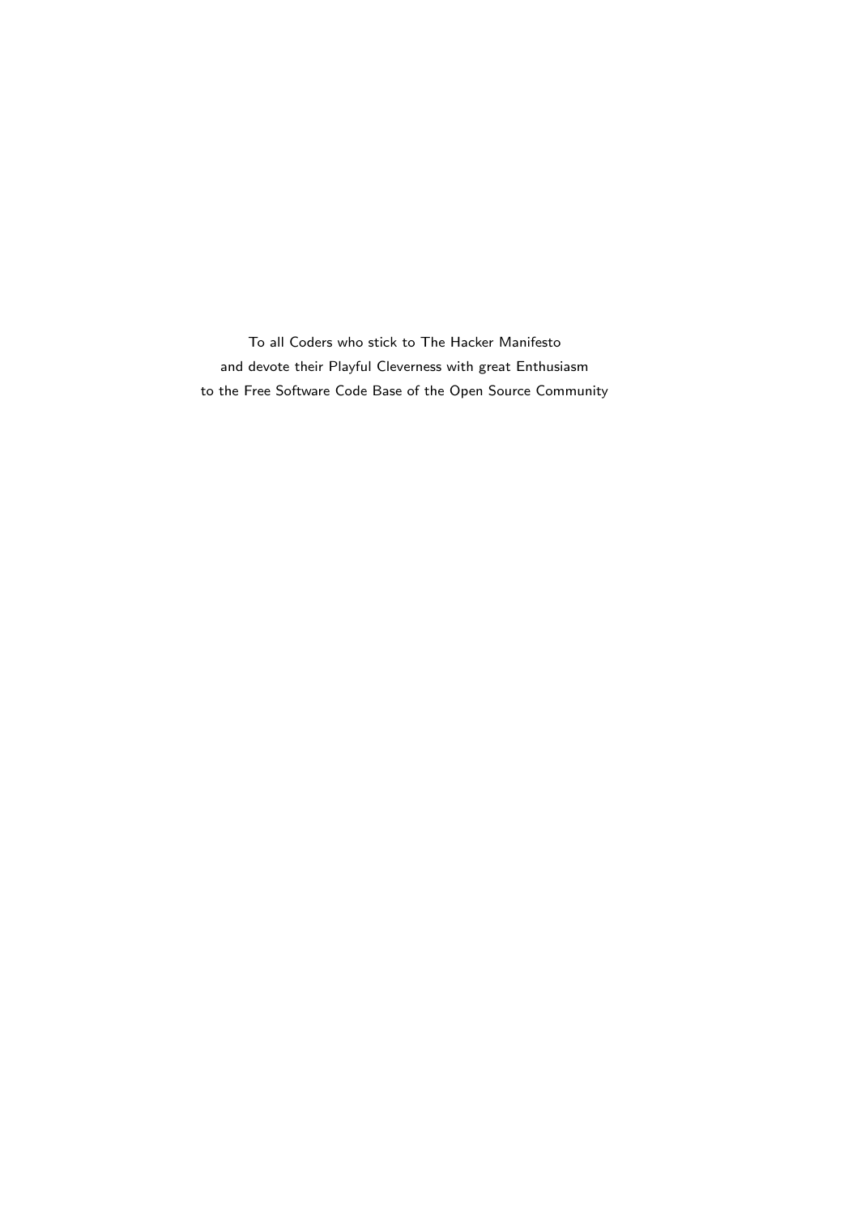To all Coders who stick to The Hacker Manifesto
and devote their Playful Cleverness with great Enthusiasm
to the Free Software Code Base of the Open Source Community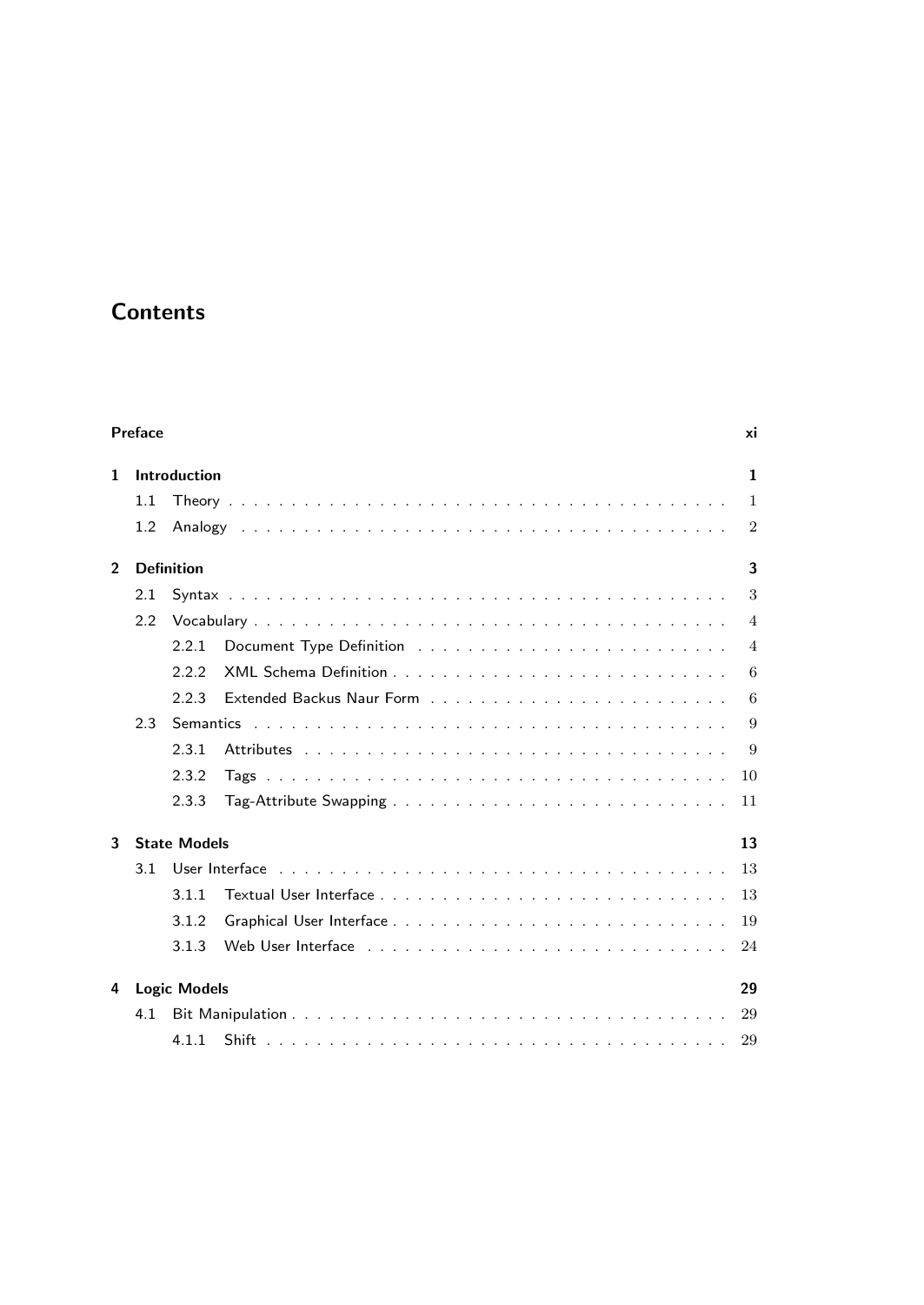# Contents

**Preface** **xi**

**1 Introduction** **1**

- 1.1 Theory . . . . . . . . . . . . . . . . . . . . . . . . . . . . . . . . . . . . . . 1
- 1.2 Analogy . . . . . . . . . . . . . . . . . . . . . . . . . . . . . . . . . . . . . 2

**2 Definition** **3**

- 2.1 Syntax . . . . . . . . . . . . . . . . . . . . . . . . . . . . . . . . . . . . . . 3
- 2.2 Vocabulary . . . . . . . . . . . . . . . . . . . . . . . . . . . . . . . . . . . 4
  - 2.2.1 Document Type Definition . . . . . . . . . . . . . . . . . . . . . . . 4
  - 2.2.2 XML Schema Definition . . . . . . . . . . . . . . . . . . . . . . . . . 6
  - 2.2.3 Extended Backus Naur Form . . . . . . . . . . . . . . . . . . . . . . 6
- 2.3 Semantics . . . . . . . . . . . . . . . . . . . . . . . . . . . . . . . . . . . 9
  - 2.3.1 Attributes . . . . . . . . . . . . . . . . . . . . . . . . . . . . . . . . 9
  - 2.3.2 Tags . . . . . . . . . . . . . . . . . . . . . . . . . . . . . . . . . . . 10
  - 2.3.3 Tag-Attribute Swapping . . . . . . . . . . . . . . . . . . . . . . . . 11

**3 State Models** **13**

- 3.1 User Interface . . . . . . . . . . . . . . . . . . . . . . . . . . . . . . . . . 13
  - 3.1.1 Textual User Interface . . . . . . . . . . . . . . . . . . . . . . . . . 13
  - 3.1.2 Graphical User Interface . . . . . . . . . . . . . . . . . . . . . . . . 19
  - 3.1.3 Web User Interface . . . . . . . . . . . . . . . . . . . . . . . . . . . 24

**4 Logic Models** **29**

- 4.1 Bit Manipulation . . . . . . . . . . . . . . . . . . . . . . . . . . . . . . . . 29
  - 4.1.1 Shift . . . . . . . . . . . . . . . . . . . . . . . . . . . . . . . . . . . 29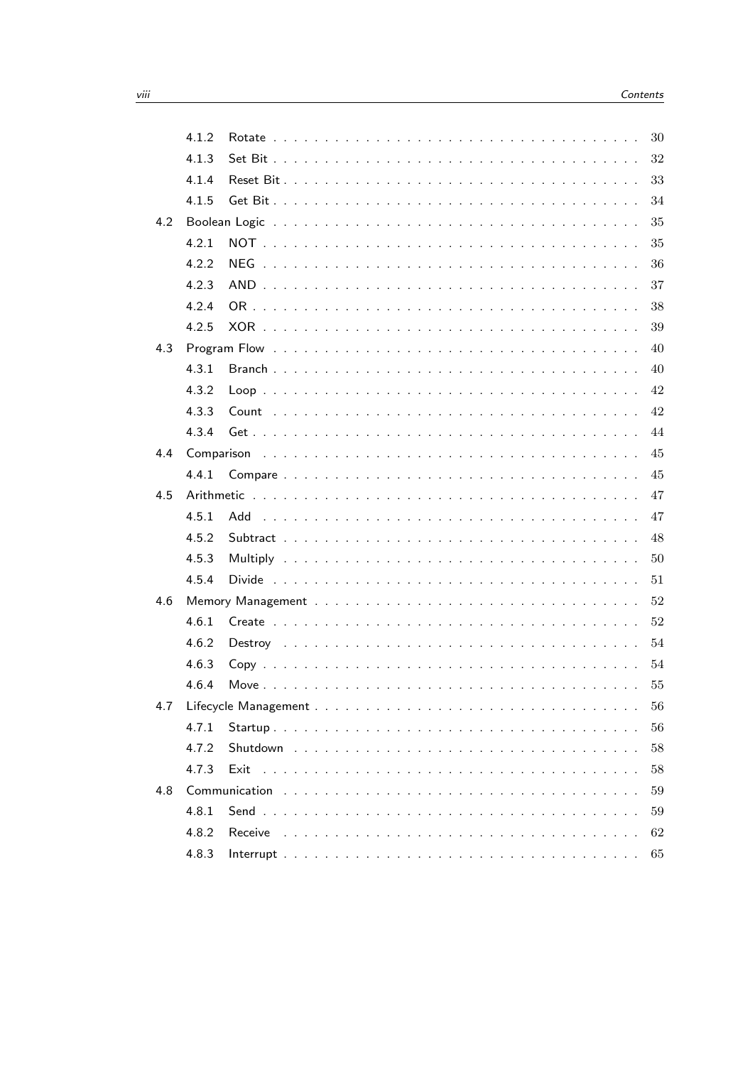- 4.1.2 Rotate . . . . . 30
- 4.1.3 Set Bit . . . . . 32
- 4.1.4 Reset Bit . . . . . 33
- 4.1.5 Get Bit . . . . . 34
- 4.2 Boolean Logic . . . . . 35
  - 4.2.1 NOT . . . . . 35
  - 4.2.2 NEG . . . . . 36
  - 4.2.3 AND . . . . . 37
  - 4.2.4 OR . . . . . 38
  - 4.2.5 XOR . . . . . 39
- 4.3 Program Flow . . . . . 40
  - 4.3.1 Branch . . . . . 40
  - 4.3.2 Loop . . . . . 42
  - 4.3.3 Count . . . . . 42
  - 4.3.4 Get . . . . . 44
- 4.4 Comparison . . . . . 45
  - 4.4.1 Compare . . . . . 45
- 4.5 Arithmetic . . . . . 47
  - 4.5.1 Add . . . . . 47
  - 4.5.2 Subtract . . . . . 48
  - 4.5.3 Multiply . . . . . 50
  - 4.5.4 Divide . . . . . 51
- 4.6 Memory Management . . . . . 52
  - 4.6.1 Create . . . . . 52
  - 4.6.2 Destroy . . . . . 54
  - 4.6.3 Copy . . . . . 54
  - 4.6.4 Move . . . . . 55
- 4.7 Lifecycle Management . . . . . 56
  - 4.7.1 Startup . . . . . 56
  - 4.7.2 Shutdown . . . . . 58
  - 4.7.3 Exit . . . . . 58
- 4.8 Communication . . . . . 59
  - 4.8.1 Send . . . . . 59
  - 4.8.2 Receive . . . . . 62
  - 4.8.3 Interrupt . . . . . 65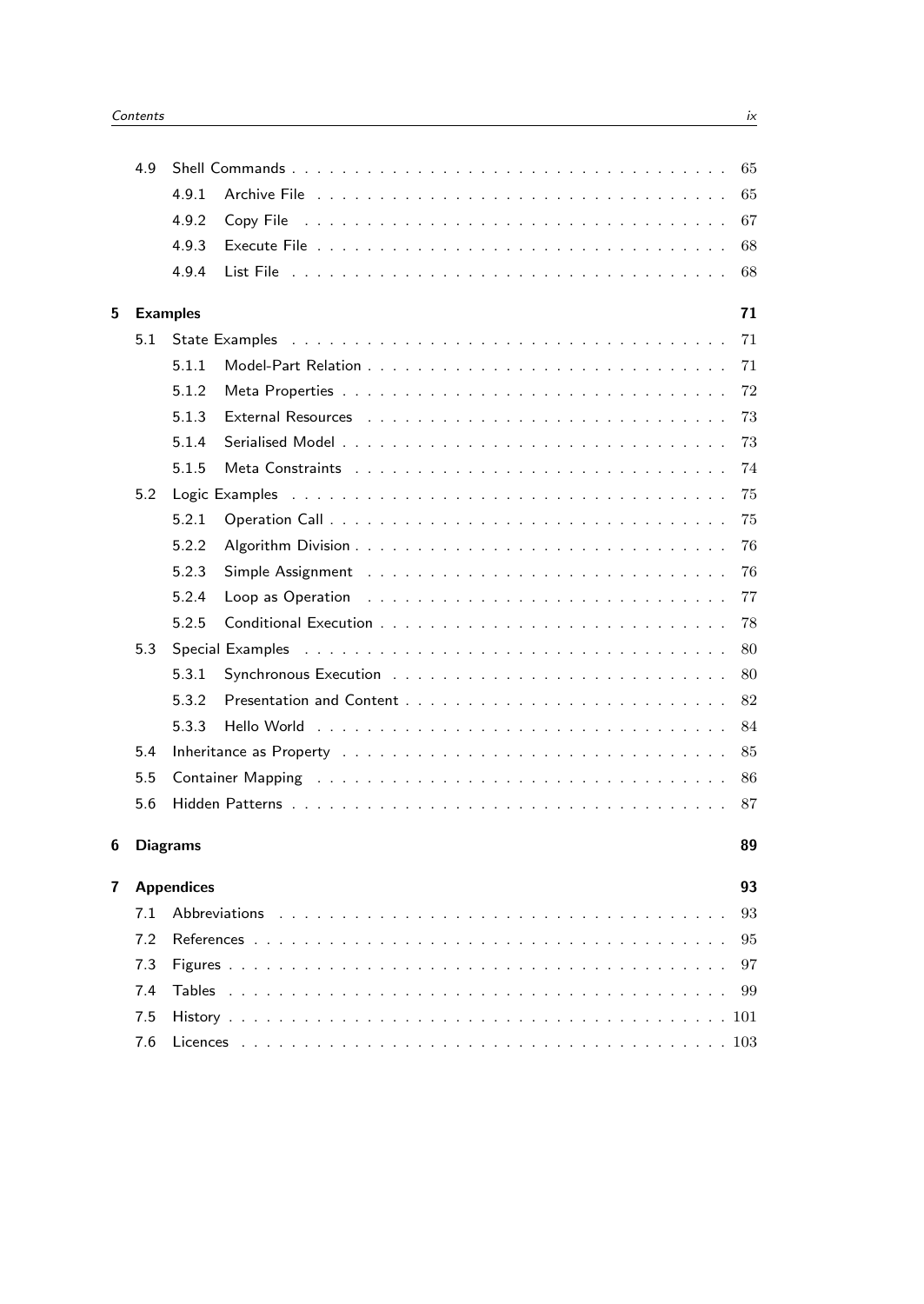- 4.9 Shell Commands . . . 65
  - 4.9.1 Archive File . . . 65
  - 4.9.2 Copy File . . . 67
  - 4.9.3 Execute File . . . 68
  - 4.9.4 List File . . . 68

**5 Examples** **71**

- 5.1 State Examples . . . 71
  - 5.1.1 Model-Part Relation . . . 71
  - 5.1.2 Meta Properties . . . 72
  - 5.1.3 External Resources . . . 73
  - 5.1.4 Serialised Model . . . 73
  - 5.1.5 Meta Constraints . . . 74
- 5.2 Logic Examples . . . 75
  - 5.2.1 Operation Call . . . 75
  - 5.2.2 Algorithm Division . . . 76
  - 5.2.3 Simple Assignment . . . 76
  - 5.2.4 Loop as Operation . . . 77
  - 5.2.5 Conditional Execution . . . 78
- 5.3 Special Examples . . . 80
  - 5.3.1 Synchronous Execution . . . 80
  - 5.3.2 Presentation and Content . . . 82
  - 5.3.3 Hello World . . . 84
- 5.4 Inheritance as Property . . . 85
- 5.5 Container Mapping . . . 86
- 5.6 Hidden Patterns . . . 87

**6 Diagrams** **89**

**7 Appendices** **93**

- 7.1 Abbreviations . . . 93
- 7.2 References . . . 95
- 7.3 Figures . . . 97
- 7.4 Tables . . . 99
- 7.5 History . . . 101
- 7.6 Licences . . . 103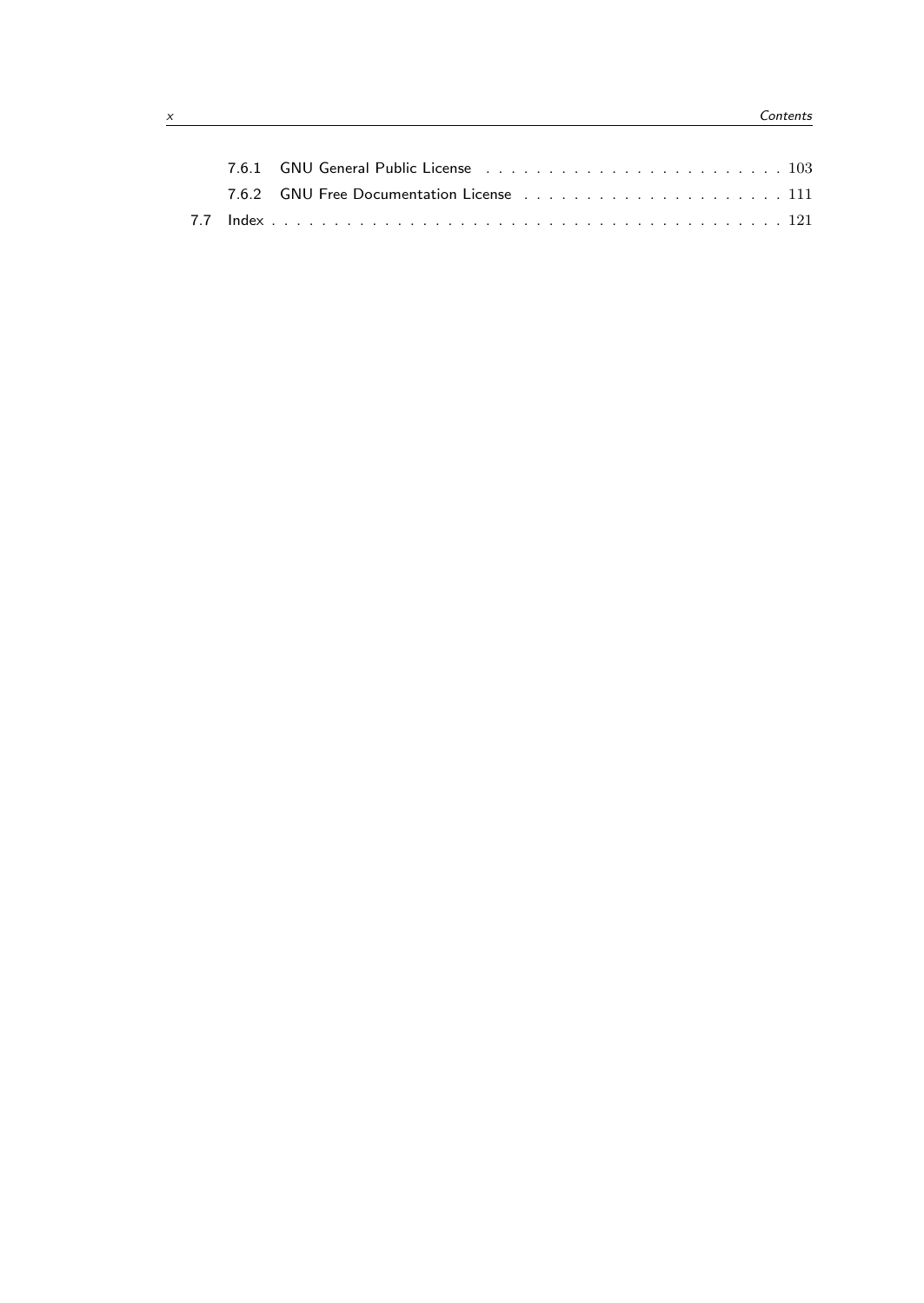7.6.1 GNU General Public License . . . . . . . . . . . . . . . . . . . . . . . . 103

7.6.2 GNU Free Documentation License . . . . . . . . . . . . . . . . . . . . . 111

7.7 Index . . . . . . . . . . . . . . . . . . . . . . . . . . . . . . . . . . . . . . . 121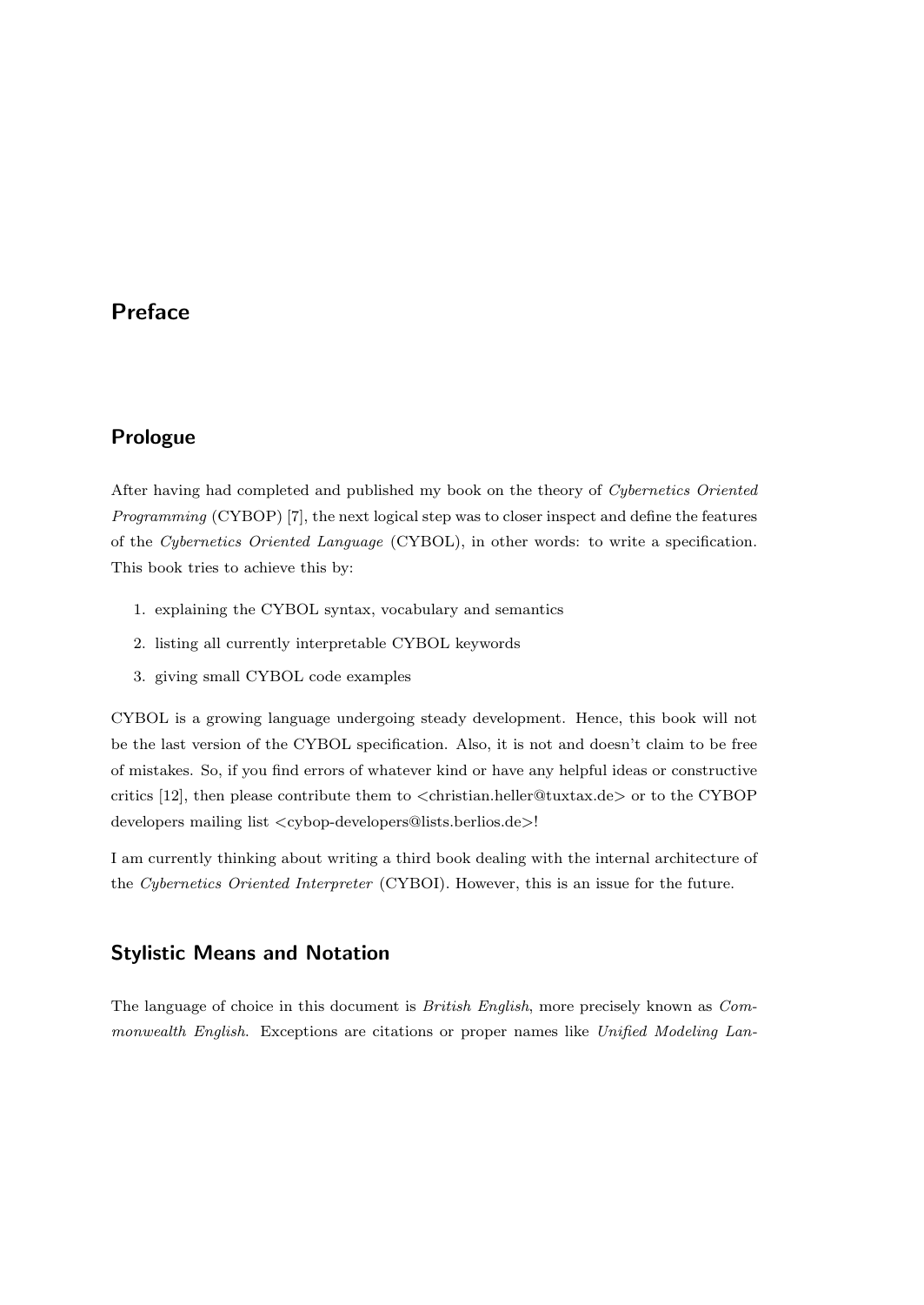# Preface

## Prologue

After having had completed and published my book on the theory of *Cybernetics Oriented Programming* (CYBOP) [7], the next logical step was to closer inspect and define the features of the *Cybernetics Oriented Language* (CYBOL), in other words: to write a specification. This book tries to achieve this by:

1. explaining the CYBOL syntax, vocabulary and semantics
2. listing all currently interpretable CYBOL keywords
3. giving small CYBOL code examples

CYBOL is a growing language undergoing steady development. Hence, this book will not be the last version of the CYBOL specification. Also, it is not and doesn't claim to be free of mistakes. So, if you find errors of whatever kind or have any helpful ideas or constructive critics [12], then please contribute them to <christian.heller@tuxtax.de> or to the CYBOP developers mailing list <cybop-developers@lists.berlios.de>!

I am currently thinking about writing a third book dealing with the internal architecture of the *Cybernetics Oriented Interpreter* (CYBOI). However, this is an issue for the future.

## Stylistic Means and Notation

The language of choice in this document is *British English*, more precisely known as *Commonwealth English*. Exceptions are citations or proper names like *Unified Modeling Lan-*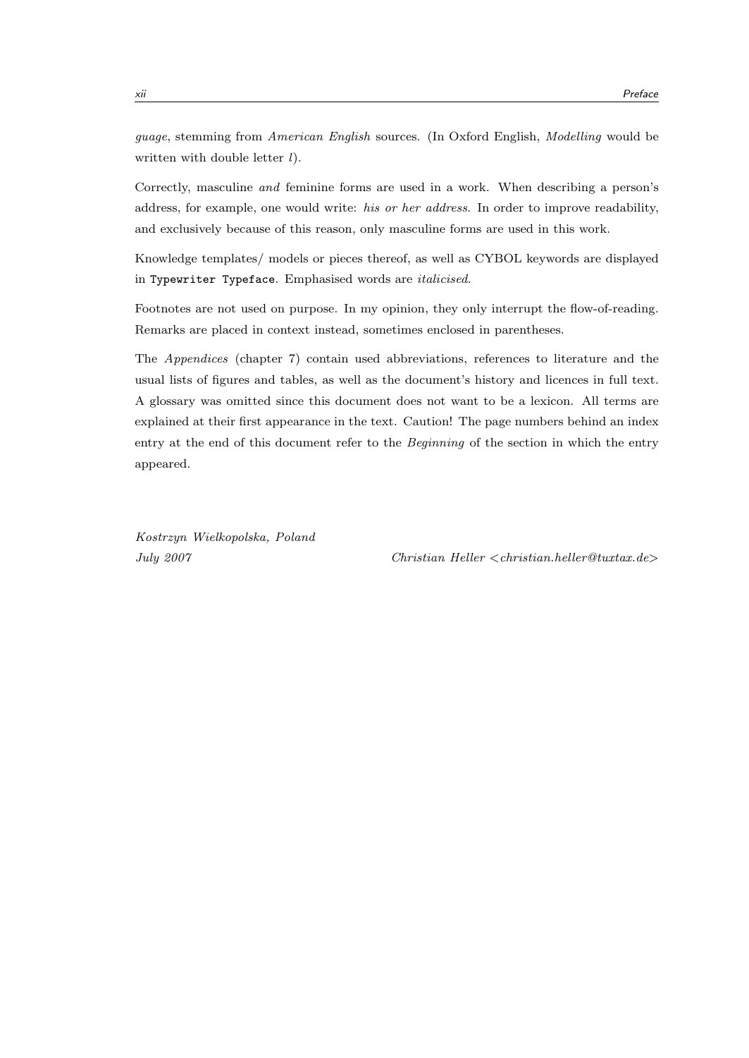*guage*, stemming from *American English* sources. (In Oxford English, *Modelling* would be written with double letter *l*).

Correctly, masculine *and* feminine forms are used in a work. When describing a person's address, for example, one would write: *his or her address*. In order to improve readability, and exclusively because of this reason, only masculine forms are used in this work.

Knowledge templates/ models or pieces thereof, as well as CYBOL keywords are displayed in `Typewriter Typeface`. Emphasised words are *italicised*.

Footnotes are not used on purpose. In my opinion, they only interrupt the flow-of-reading. Remarks are placed in context instead, sometimes enclosed in parentheses.

The *Appendices* (chapter 7) contain used abbreviations, references to literature and the usual lists of figures and tables, as well as the document's history and licences in full text. A glossary was omitted since this document does not want to be a lexicon. All terms are explained at their first appearance in the text. Caution! The page numbers behind an index entry at the end of this document refer to the *Beginning* of the section in which the entry appeared.

*Kostrzyn Wielkopolska, Poland*
*July 2007* *Christian Heller <christian.heller@tuxtax.de>*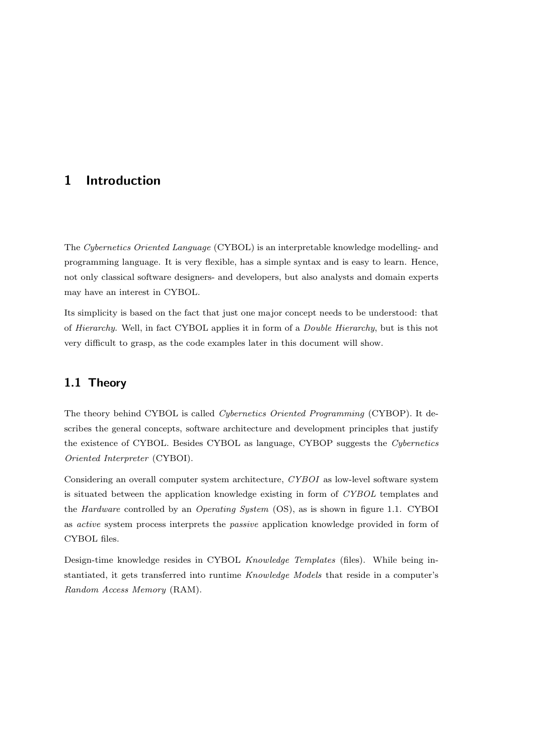# 1 Introduction

The *Cybernetics Oriented Language* (CYBOL) is an interpretable knowledge modelling- and programming language. It is very flexible, has a simple syntax and is easy to learn. Hence, not only classical software designers- and developers, but also analysts and domain experts may have an interest in CYBOL.

Its simplicity is based on the fact that just one major concept needs to be understood: that of *Hierarchy*. Well, in fact CYBOL applies it in form of a *Double Hierarchy*, but is this not very difficult to grasp, as the code examples later in this document will show.

## 1.1 Theory

The theory behind CYBOL is called *Cybernetics Oriented Programming* (CYBOP). It describes the general concepts, software architecture and development principles that justify the existence of CYBOL. Besides CYBOL as language, CYBOP suggests the *Cybernetics Oriented Interpreter* (CYBOI).

Considering an overall computer system architecture, *CYBOI* as low-level software system is situated between the application knowledge existing in form of *CYBOL* templates and the *Hardware* controlled by an *Operating System* (OS), as is shown in figure 1.1. CYBOI as *active* system process interprets the *passive* application knowledge provided in form of CYBOL files.

Design-time knowledge resides in CYBOL *Knowledge Templates* (files). While being instantiated, it gets transferred into runtime *Knowledge Models* that reside in a computer's *Random Access Memory* (RAM).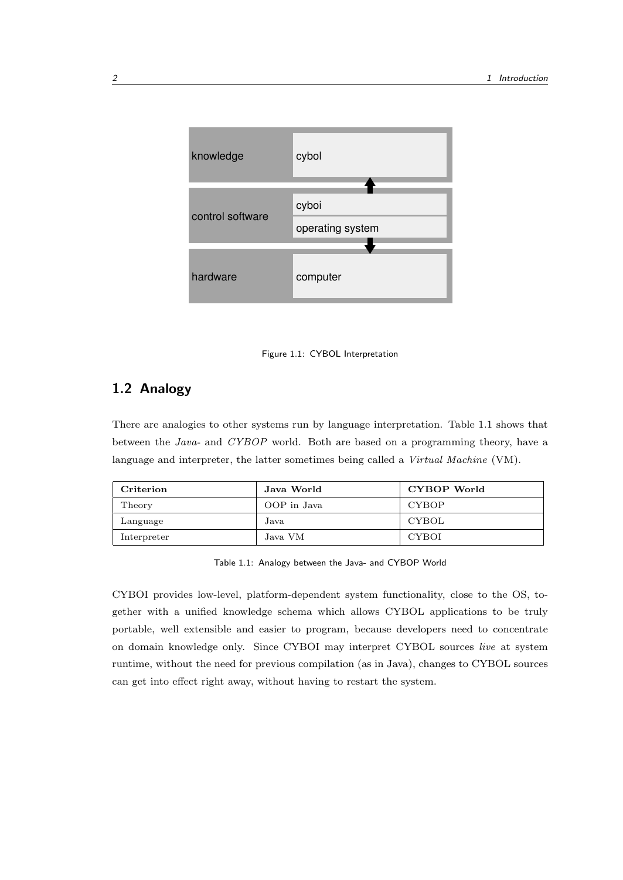| knowledge | cybol |
| --- | --- |
| control software | cyboi |
| | operating system |
| hardware | computer |

Figure 1.1: CYBOL Interpretation

## 1.2 Analogy

There are analogies to other systems run by language interpretation. Table 1.1 shows that between the *Java*- and *CYBOP* world. Both are based on a programming theory, have a language and interpreter, the latter sometimes being called a *Virtual Machine* (VM).

| **Criterion** | **Java World** | **CYBOP World** |
| --- | --- | --- |
| Theory | OOP in Java | CYBOP |
| Language | Java | CYBOL |
| Interpreter | Java VM | CYBOI |

Table 1.1: Analogy between the Java- and CYBOP World

CYBOI provides low-level, platform-dependent system functionality, close to the OS, together with a unified knowledge schema which allows CYBOL applications to be truly portable, well extensible and easier to program, because developers need to concentrate on domain knowledge only. Since CYBOI may interpret CYBOL sources *live* at system runtime, without the need for previous compilation (as in Java), changes to CYBOL sources can get into effect right away, without having to restart the system.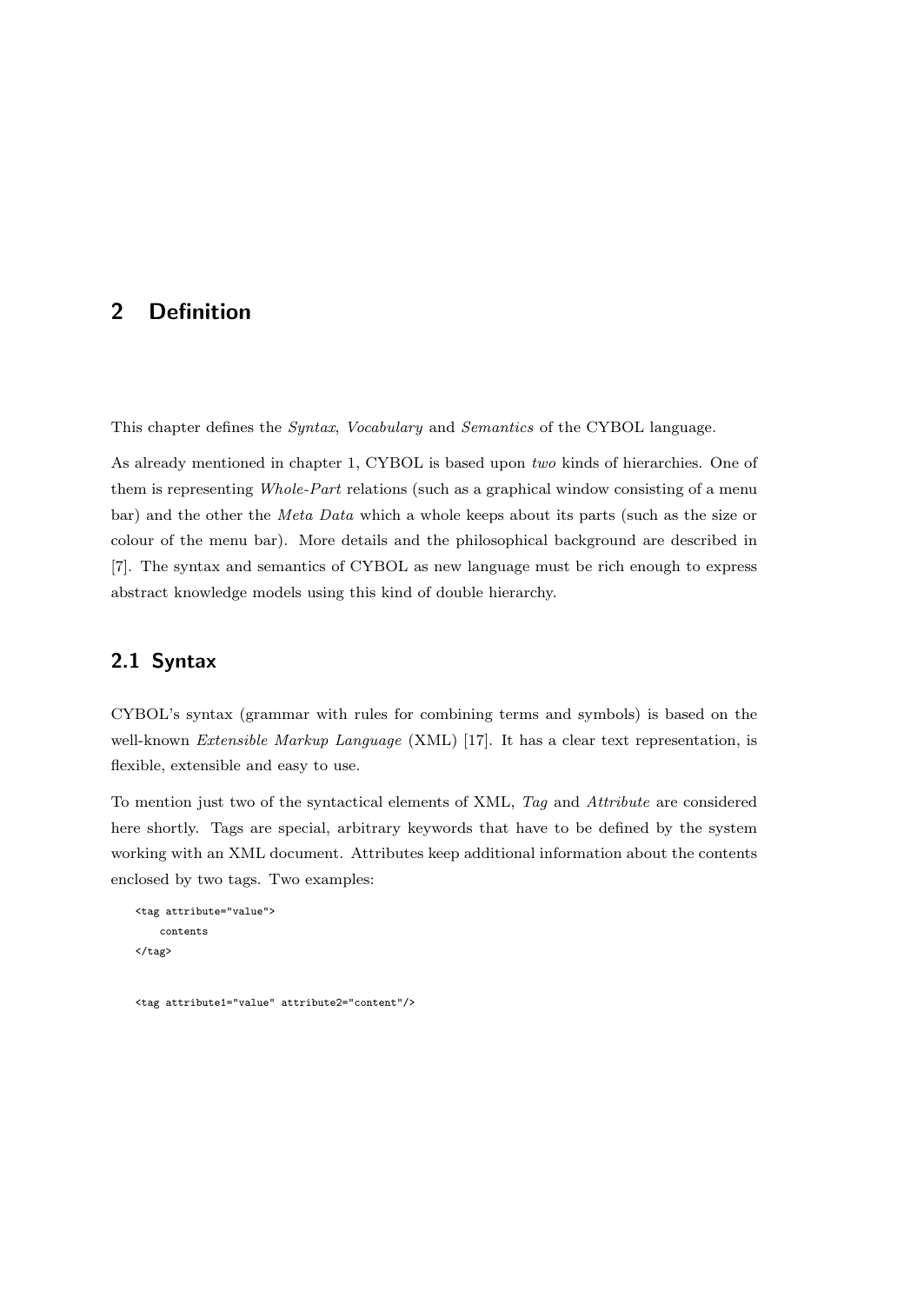# 2 Definition

This chapter defines the *Syntax*, *Vocabulary* and *Semantics* of the CYBOL language.

As already mentioned in chapter 1, CYBOL is based upon *two* kinds of hierarchies. One of them is representing *Whole-Part* relations (such as a graphical window consisting of a menu bar) and the other the *Meta Data* which a whole keeps about its parts (such as the size or colour of the menu bar). More details and the philosophical background are described in [7]. The syntax and semantics of CYBOL as new language must be rich enough to express abstract knowledge models using this kind of double hierarchy.

## 2.1 Syntax

CYBOL's syntax (grammar with rules for combining terms and symbols) is based on the well-known *Extensible Markup Language* (XML) [17]. It has a clear text representation, is flexible, extensible and easy to use.

To mention just two of the syntactical elements of XML, *Tag* and *Attribute* are considered here shortly. Tags are special, arbitrary keywords that have to be defined by the system working with an XML document. Attributes keep additional information about the contents enclosed by two tags. Two examples:

```
<tag attribute="value">
    contents
</tag>


<tag attribute1="value" attribute2="content"/>
```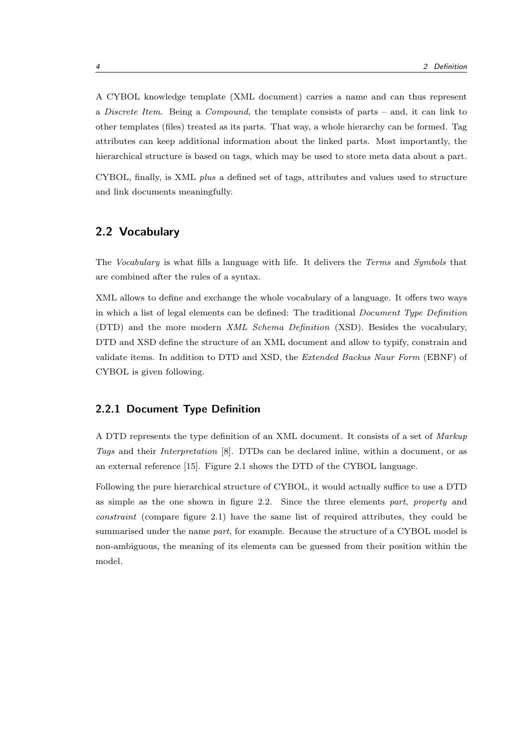A CYBOL knowledge template (XML document) carries a name and can thus represent a *Discrete Item*. Being a *Compound*, the template consists of parts – and, it can link to other templates (files) treated as its parts. That way, a whole hierarchy can be formed. Tag attributes can keep additional information about the linked parts. Most importantly, the hierarchical structure is based on tags, which may be used to store meta data about a part.

CYBOL, finally, is XML *plus* a defined set of tags, attributes and values used to structure and link documents meaningfully.

## 2.2 Vocabulary

The *Vocabulary* is what fills a language with life. It delivers the *Terms* and *Symbols* that are combined after the rules of a syntax.

XML allows to define and exchange the whole vocabulary of a language. It offers two ways in which a list of legal elements can be defined: The traditional *Document Type Definition* (DTD) and the more modern *XML Schema Definition* (XSD). Besides the vocabulary, DTD and XSD define the structure of an XML document and allow to typify, constrain and validate items. In addition to DTD and XSD, the *Extended Backus Naur Form* (EBNF) of CYBOL is given following.

### 2.2.1 Document Type Definition

A DTD represents the type definition of an XML document. It consists of a set of *Markup Tags* and their *Interpretation* [8]. DTDs can be declared inline, within a document, or as an external reference [15]. Figure 2.1 shows the DTD of the CYBOL language.

Following the pure hierarchical structure of CYBOL, it would actually suffice to use a DTD as simple as the one shown in figure 2.2. Since the three elements *part*, *property* and *constraint* (compare figure 2.1) have the same list of required attributes, they could be summarised under the name *part*, for example. Because the structure of a CYBOL model is non-ambiguous, the meaning of its elements can be guessed from their position within the model.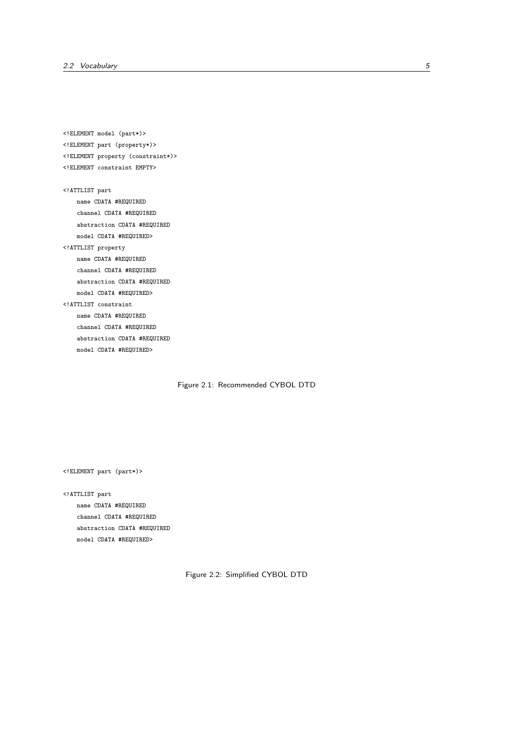```
<!ELEMENT model (part*)>
<!ELEMENT part (property*)>
<!ELEMENT property (constraint*)>
<!ELEMENT constraint EMPTY>

<!ATTLIST part
    name CDATA #REQUIRED
    channel CDATA #REQUIRED
    abstraction CDATA #REQUIRED
    model CDATA #REQUIRED>
<!ATTLIST property
    name CDATA #REQUIRED
    channel CDATA #REQUIRED
    abstraction CDATA #REQUIRED
    model CDATA #REQUIRED>
<!ATTLIST constraint
    name CDATA #REQUIRED
    channel CDATA #REQUIRED
    abstraction CDATA #REQUIRED
    model CDATA #REQUIRED>
```

Figure 2.1: Recommended CYBOL DTD

```
<!ELEMENT part (part*)>

<!ATTLIST part
    name CDATA #REQUIRED
    channel CDATA #REQUIRED
    abstraction CDATA #REQUIRED
    model CDATA #REQUIRED>
```

Figure 2.2: Simplified CYBOL DTD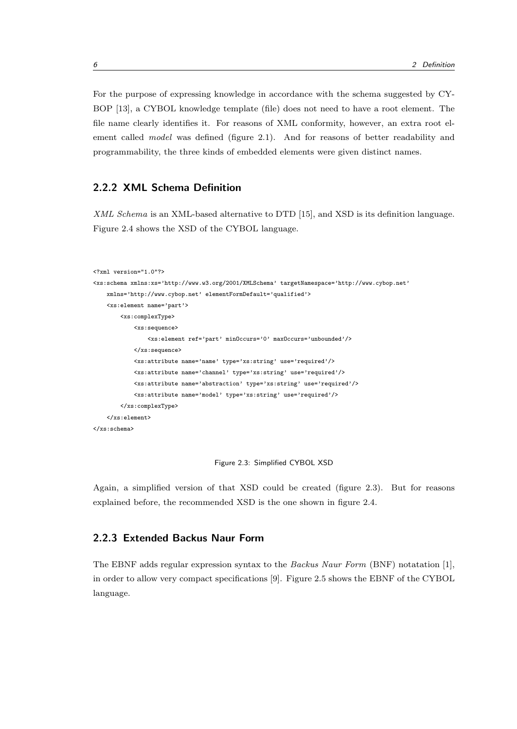For the purpose of expressing knowledge in accordance with the schema suggested by CYBOP [13], a CYBOL knowledge template (file) does not need to have a root element. The file name clearly identifies it. For reasons of XML conformity, however, an extra root element called *model* was defined (figure 2.1). And for reasons of better readability and programmability, the three kinds of embedded elements were given distinct names.

### 2.2.2 XML Schema Definition

*XML Schema* is an XML-based alternative to DTD [15], and XSD is its definition language. Figure 2.4 shows the XSD of the CYBOL language.

```
<?xml version="1.0"?>
<xs:schema xmlns:xs='http://www.w3.org/2001/XMLSchema' targetNamespace='http://www.cybop.net'
    xmlns='http://www.cybop.net' elementFormDefault='qualified'>
    <xs:element name='part'>
        <xs:complexType>
            <xs:sequence>
                <xs:element ref='part' minOccurs='0' maxOccurs='unbounded'/>
            </xs:sequence>
            <xs:attribute name='name' type='xs:string' use='required'/>
            <xs:attribute name='channel' type='xs:string' use='required'/>
            <xs:attribute name='abstraction' type='xs:string' use='required'/>
            <xs:attribute name='model' type='xs:string' use='required'/>
        </xs:complexType>
    </xs:element>
</xs:schema>
```

Figure 2.3: Simplified CYBOL XSD

Again, a simplified version of that XSD could be created (figure 2.3). But for reasons explained before, the recommended XSD is the one shown in figure 2.4.

### 2.2.3 Extended Backus Naur Form

The EBNF adds regular expression syntax to the *Backus Naur Form* (BNF) notatation [1], in order to allow very compact specifications [9]. Figure 2.5 shows the EBNF of the CYBOL language.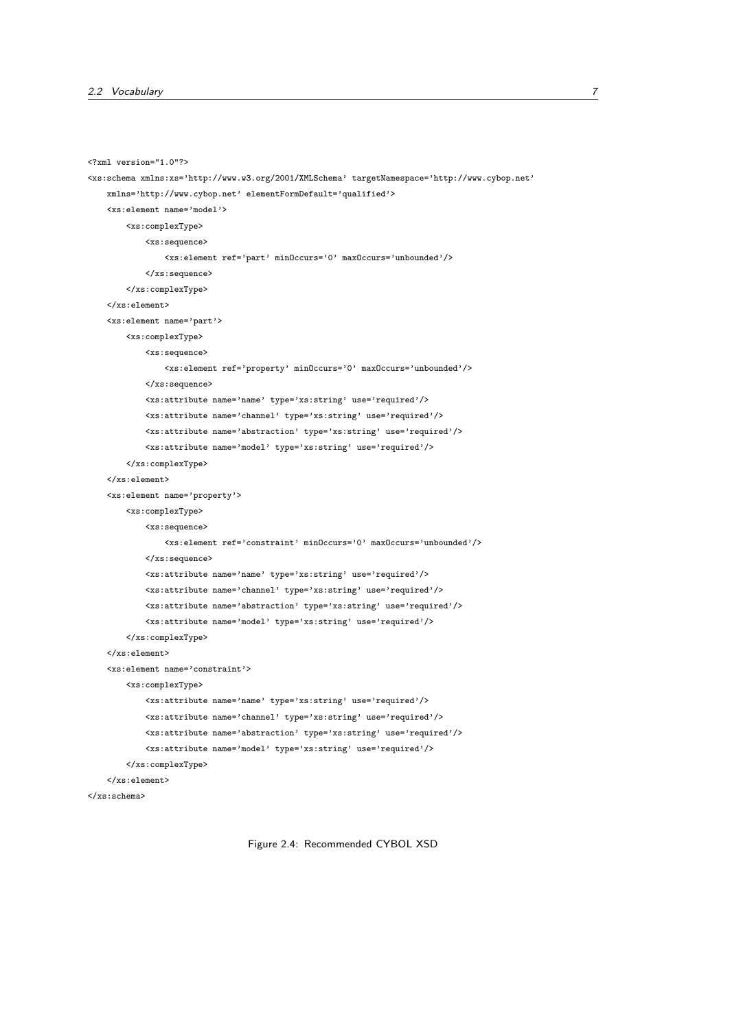```xml
<?xml version="1.0"?>
<xs:schema xmlns:xs='http://www.w3.org/2001/XMLSchema' targetNamespace='http://www.cybop.net'
    xmlns='http://www.cybop.net' elementFormDefault='qualified'>
    <xs:element name='model'>
        <xs:complexType>
            <xs:sequence>
                <xs:element ref='part' minOccurs='0' maxOccurs='unbounded'/>
            </xs:sequence>
        </xs:complexType>
    </xs:element>
    <xs:element name='part'>
        <xs:complexType>
            <xs:sequence>
                <xs:element ref='property' minOccurs='0' maxOccurs='unbounded'/>
            </xs:sequence>
            <xs:attribute name='name' type='xs:string' use='required'/>
            <xs:attribute name='channel' type='xs:string' use='required'/>
            <xs:attribute name='abstraction' type='xs:string' use='required'/>
            <xs:attribute name='model' type='xs:string' use='required'/>
        </xs:complexType>
    </xs:element>
    <xs:element name='property'>
        <xs:complexType>
            <xs:sequence>
                <xs:element ref='constraint' minOccurs='0' maxOccurs='unbounded'/>
            </xs:sequence>
            <xs:attribute name='name' type='xs:string' use='required'/>
            <xs:attribute name='channel' type='xs:string' use='required'/>
            <xs:attribute name='abstraction' type='xs:string' use='required'/>
            <xs:attribute name='model' type='xs:string' use='required'/>
        </xs:complexType>
    </xs:element>
    <xs:element name='constraint'>
        <xs:complexType>
            <xs:attribute name='name' type='xs:string' use='required'/>
            <xs:attribute name='channel' type='xs:string' use='required'/>
            <xs:attribute name='abstraction' type='xs:string' use='required'/>
            <xs:attribute name='model' type='xs:string' use='required'/>
        </xs:complexType>
    </xs:element>
</xs:schema>
```

Figure 2.4: Recommended CYBOL XSD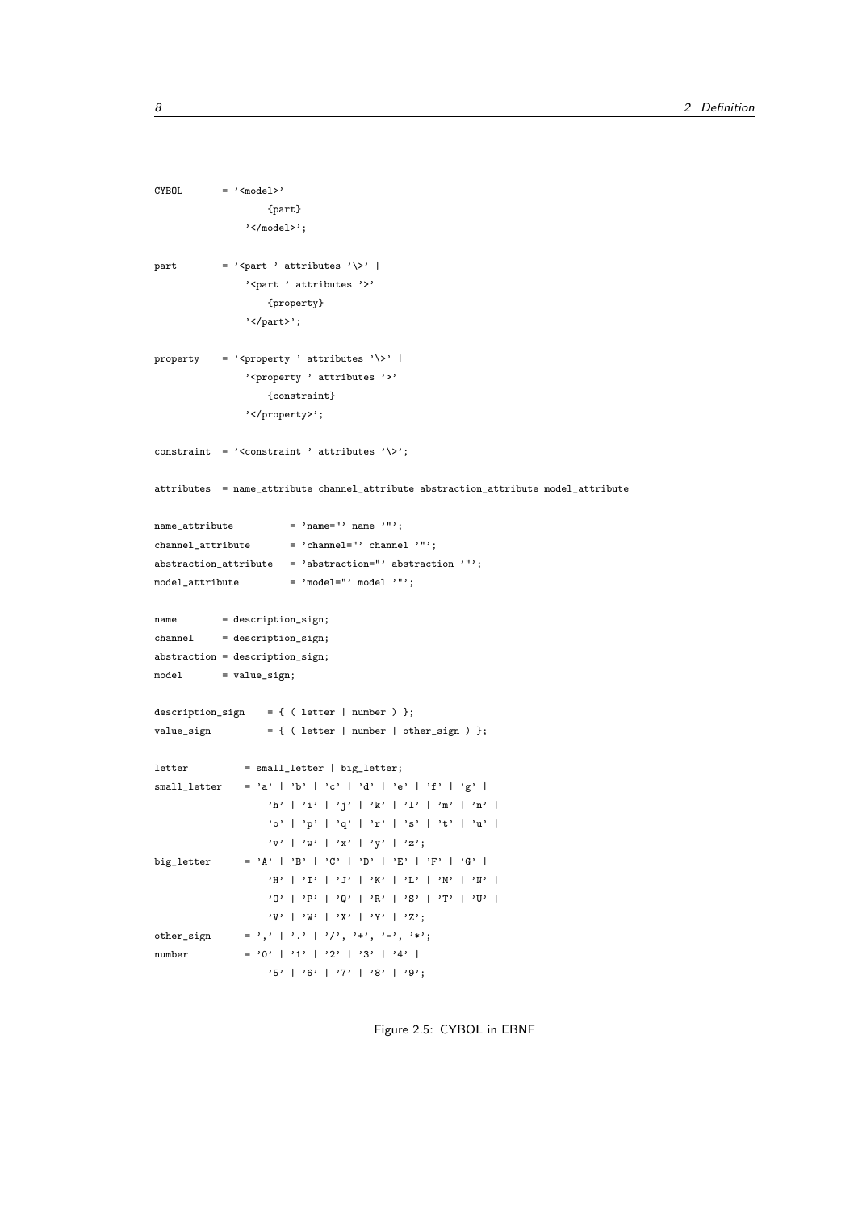```
CYBOL       = '<model>'
                  {part}
              '</model>';

part        = '<part ' attributes '\>' |
              '<part ' attributes '>'
                  {property}
              '</part>';

property    = '<property ' attributes '\>' |
              '<property ' attributes '>'
                  {constraint}
              '</property>';

constraint  = '<constraint ' attributes '\>';

attributes  = name_attribute channel_attribute abstraction_attribute model_attribute

name_attribute          = 'name="' name '"';
channel_attribute       = 'channel="' channel '"';
abstraction_attribute   = 'abstraction="' abstraction '"';
model_attribute         = 'model="' model '"';

name        = description_sign;
channel     = description_sign;
abstraction = description_sign;
model       = value_sign;

description_sign    = { ( letter | number ) };
value_sign          = { ( letter | number | other_sign ) };

letter          = small_letter | big_letter;
small_letter    = 'a' | 'b' | 'c' | 'd' | 'e' | 'f' | 'g' |
                  'h' | 'i' | 'j' | 'k' | 'l' | 'm' | 'n' |
                  'o' | 'p' | 'q' | 'r' | 's' | 't' | 'u' |
                  'v' | 'w' | 'x' | 'y' | 'z';
big_letter      = 'A' | 'B' | 'C' | 'D' | 'E' | 'F' | 'G' |
                  'H' | 'I' | 'J' | 'K' | 'L' | 'M' | 'N' |
                  'O' | 'P' | 'Q' | 'R' | 'S' | 'T' | 'U' |
                  'V' | 'W' | 'X' | 'Y' | 'Z';
other_sign      = ',' | '.' | '/', '+', '-', '*';
number          = '0' | '1' | '2' | '3' | '4' |
                  '5' | '6' | '7' | '8' | '9';
```

Figure 2.5: CYBOL in EBNF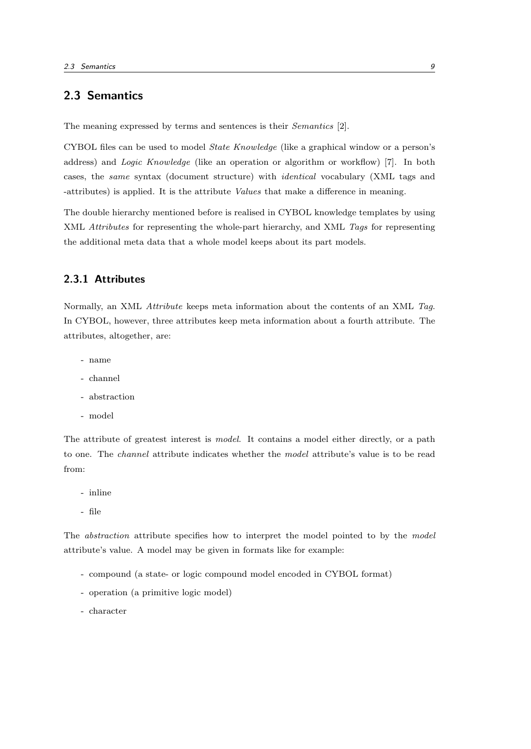## 2.3 Semantics

The meaning expressed by terms and sentences is their *Semantics* [2].

CYBOL files can be used to model *State Knowledge* (like a graphical window or a person's address) and *Logic Knowledge* (like an operation or algorithm or workflow) [7]. In both cases, the *same* syntax (document structure) with *identical* vocabulary (XML tags and -attributes) is applied. It is the attribute *Values* that make a difference in meaning.

The double hierarchy mentioned before is realised in CYBOL knowledge templates by using XML *Attributes* for representing the whole-part hierarchy, and XML *Tags* for representing the additional meta data that a whole model keeps about its part models.

### 2.3.1 Attributes

Normally, an XML *Attribute* keeps meta information about the contents of an XML *Tag*. In CYBOL, however, three attributes keep meta information about a fourth attribute. The attributes, altogether, are:

- name
- channel
- abstraction
- model

The attribute of greatest interest is *model*. It contains a model either directly, or a path to one. The *channel* attribute indicates whether the *model* attribute's value is to be read from:

- inline
- file

The *abstraction* attribute specifies how to interpret the model pointed to by the *model* attribute's value. A model may be given in formats like for example:

- compound (a state- or logic compound model encoded in CYBOL format)
- operation (a primitive logic model)
- character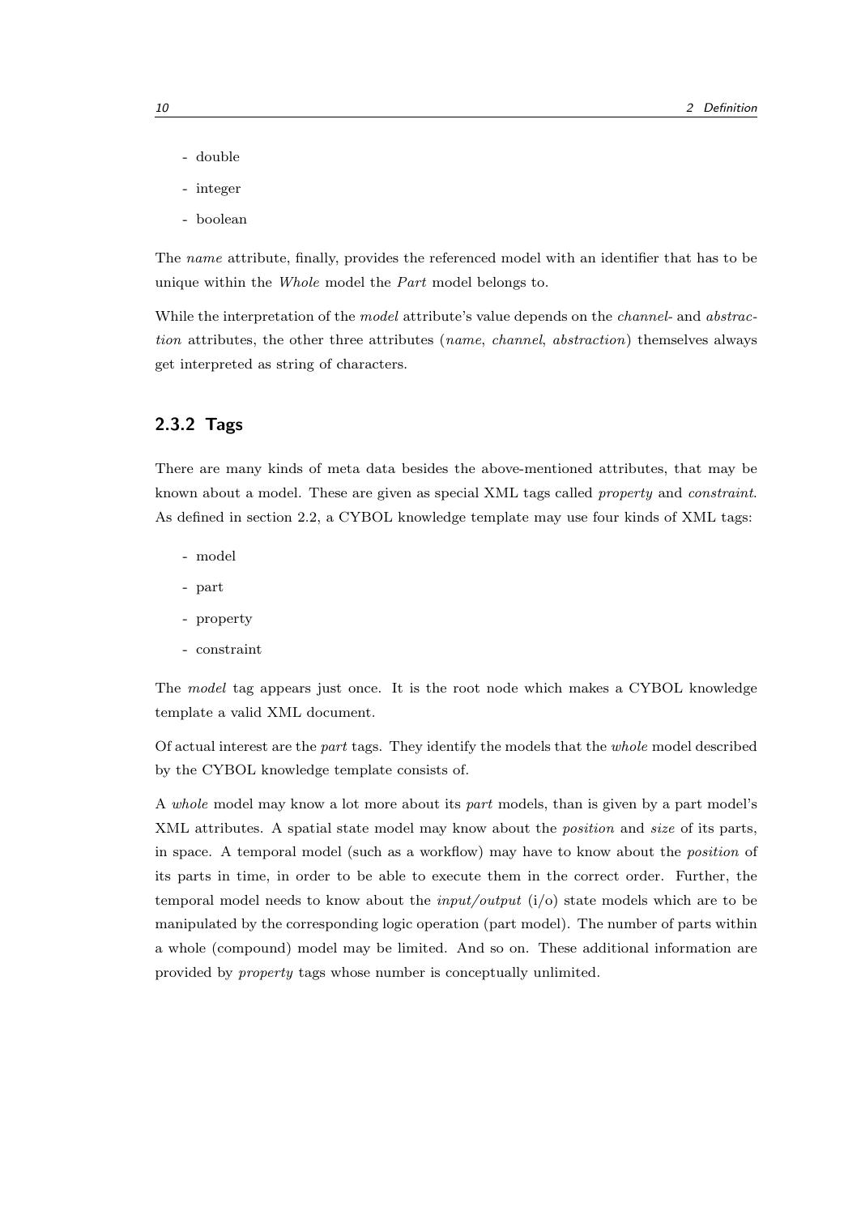- double
- integer
- boolean

The *name* attribute, finally, provides the referenced model with an identifier that has to be unique within the *Whole* model the *Part* model belongs to.

While the interpretation of the *model* attribute's value depends on the *channel*- and *abstraction* attributes, the other three attributes (*name*, *channel*, *abstraction*) themselves always get interpreted as string of characters.

### 2.3.2 Tags

There are many kinds of meta data besides the above-mentioned attributes, that may be known about a model. These are given as special XML tags called *property* and *constraint*. As defined in section 2.2, a CYBOL knowledge template may use four kinds of XML tags:

- model
- part
- property
- constraint

The *model* tag appears just once. It is the root node which makes a CYBOL knowledge template a valid XML document.

Of actual interest are the *part* tags. They identify the models that the *whole* model described by the CYBOL knowledge template consists of.

A *whole* model may know a lot more about its *part* models, than is given by a part model's XML attributes. A spatial state model may know about the *position* and *size* of its parts, in space. A temporal model (such as a workflow) may have to know about the *position* of its parts in time, in order to be able to execute them in the correct order. Further, the temporal model needs to know about the *input/output* (i/o) state models which are to be manipulated by the corresponding logic operation (part model). The number of parts within a whole (compound) model may be limited. And so on. These additional information are provided by *property* tags whose number is conceptually unlimited.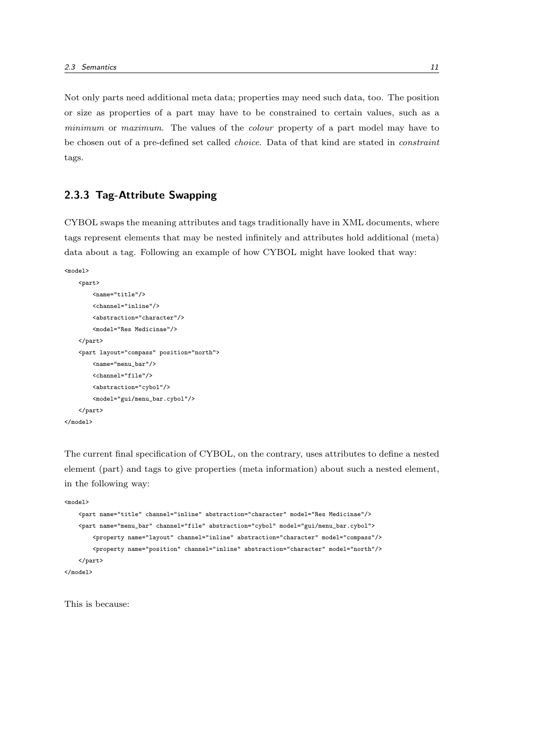Not only parts need additional meta data; properties may need such data, too. The position or size as properties of a part may have to be constrained to certain values, such as a *minimum* or *maximum*. The values of the *colour* property of a part model may have to be chosen out of a pre-defined set called *choice*. Data of that kind are stated in *constraint* tags.

### 2.3.3 Tag-Attribute Swapping

CYBOL swaps the meaning attributes and tags traditionally have in XML documents, where tags represent elements that may be nested infinitely and attributes hold additional (meta) data about a tag. Following an example of how CYBOL might have looked that way:

```
<model>
    <part>
        <name="title"/>
        <channel="inline"/>
        <abstraction="character"/>
        <model="Res Medicinae"/>
    </part>
    <part layout="compass" position="north">
        <name="menu_bar"/>
        <channel="file"/>
        <abstraction="cybol"/>
        <model="gui/menu_bar.cybol"/>
    </part>
</model>
```

The current final specification of CYBOL, on the contrary, uses attributes to define a nested element (part) and tags to give properties (meta information) about such a nested element, in the following way:

```
<model>
    <part name="title" channel="inline" abstraction="character" model="Res Medicinae"/>
    <part name="menu_bar" channel="file" abstraction="cybol" model="gui/menu_bar.cybol">
        <property name="layout" channel="inline" abstraction="character" model="compass"/>
        <property name="position" channel="inline" abstraction="character" model="north"/>
    </part>
</model>
```

This is because: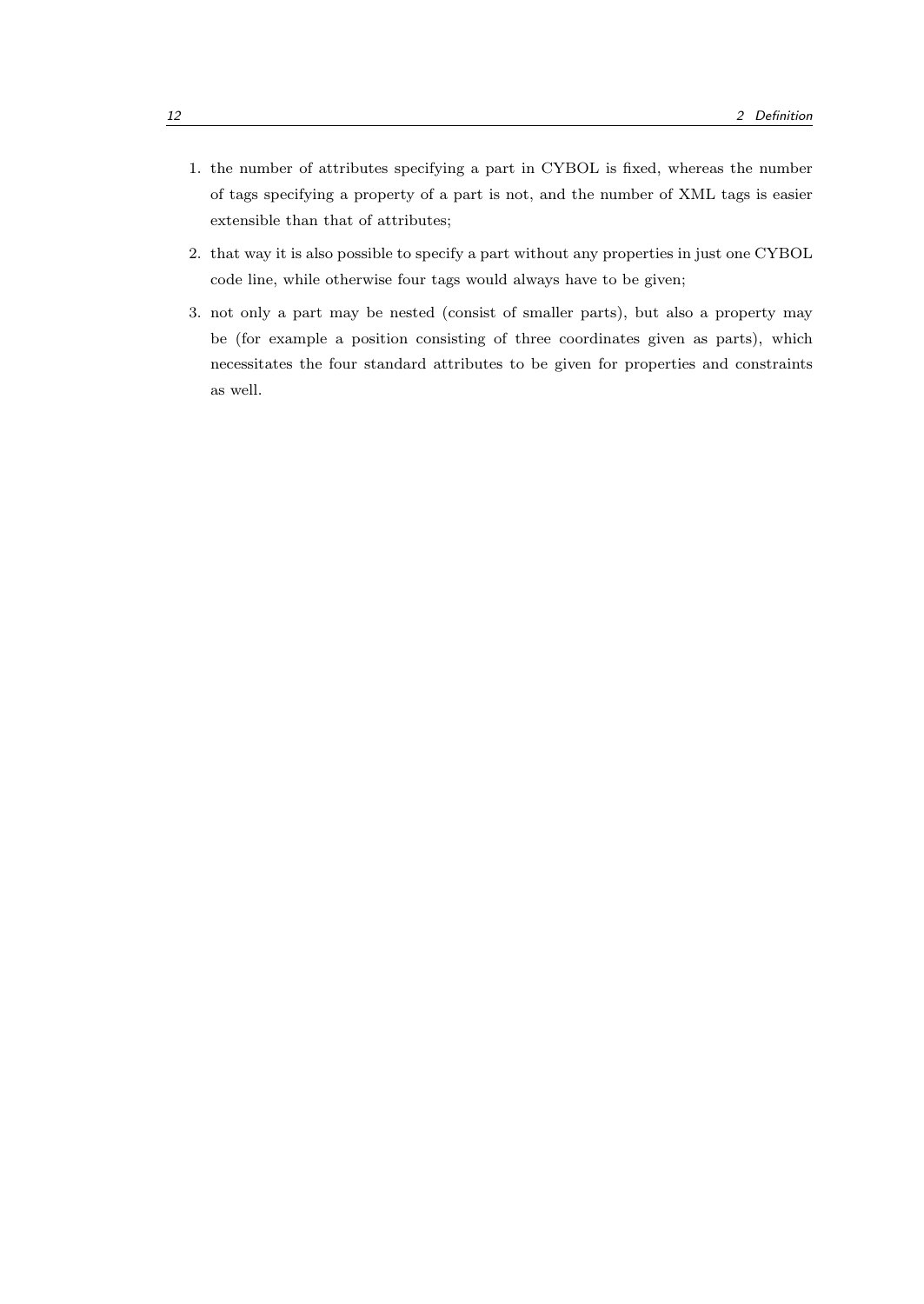1. the number of attributes specifying a part in CYBOL is fixed, whereas the number of tags specifying a property of a part is not, and the number of XML tags is easier extensible than that of attributes;
2. that way it is also possible to specify a part without any properties in just one CYBOL code line, while otherwise four tags would always have to be given;
3. not only a part may be nested (consist of smaller parts), but also a property may be (for example a position consisting of three coordinates given as parts), which necessitates the four standard attributes to be given for properties and constraints as well.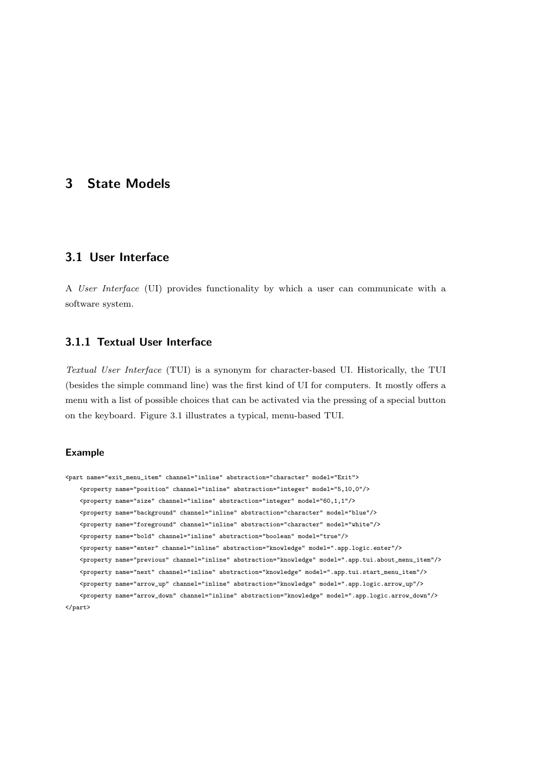# 3 State Models

## 3.1 User Interface

A *User Interface* (UI) provides functionality by which a user can communicate with a software system.

### 3.1.1 Textual User Interface

*Textual User Interface* (TUI) is a synonym for character-based UI. Historically, the TUI (besides the simple command line) was the first kind of UI for computers. It mostly offers a menu with a list of possible choices that can be activated via the pressing of a special button on the keyboard. Figure 3.1 illustrates a typical, menu-based TUI.

#### Example

```
<part name="exit_menu_item" channel="inline" abstraction="character" model="Exit">
    <property name="position" channel="inline" abstraction="integer" model="5,10,0"/>
    <property name="size" channel="inline" abstraction="integer" model="60,1,1"/>
    <property name="background" channel="inline" abstraction="character" model="blue"/>
    <property name="foreground" channel="inline" abstraction="character" model="white"/>
    <property name="bold" channel="inline" abstraction="boolean" model="true"/>
    <property name="enter" channel="inline" abstraction="knowledge" model=".app.logic.enter"/>
    <property name="previous" channel="inline" abstraction="knowledge" model=".app.tui.about_menu_item"/>
    <property name="next" channel="inline" abstraction="knowledge" model=".app.tui.start_menu_item"/>
    <property name="arrow_up" channel="inline" abstraction="knowledge" model=".app.logic.arrow_up"/>
    <property name="arrow_down" channel="inline" abstraction="knowledge" model=".app.logic.arrow_down"/>
</part>
```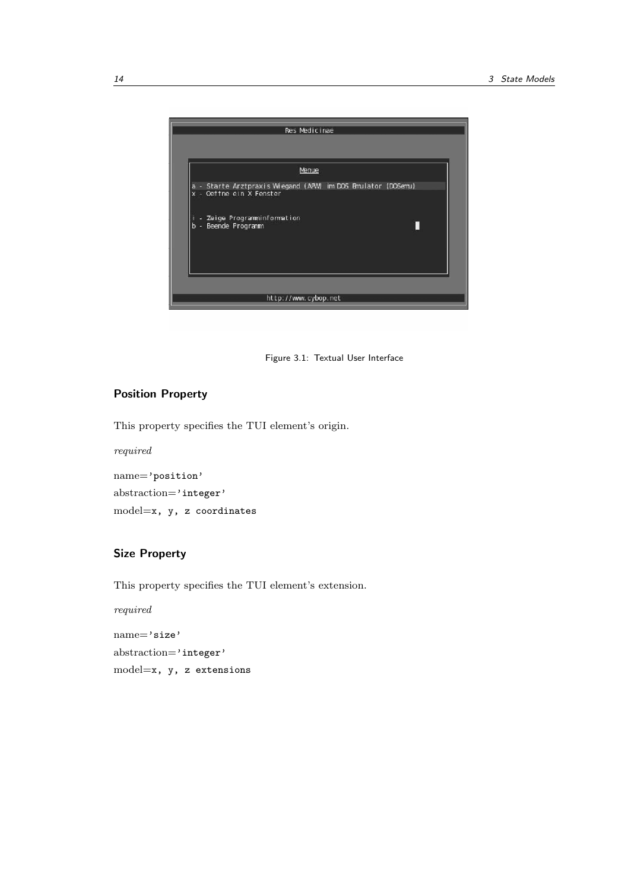Figure 3.1: Textual User Interface

### Position Property

This property specifies the TUI element's origin.

*required*

name=`'position'`

abstraction=`'integer'`

model=`x, y, z coordinates`

### Size Property

This property specifies the TUI element's extension.

*required*

name=`'size'`

abstraction=`'integer'`

model=`x, y, z extensions`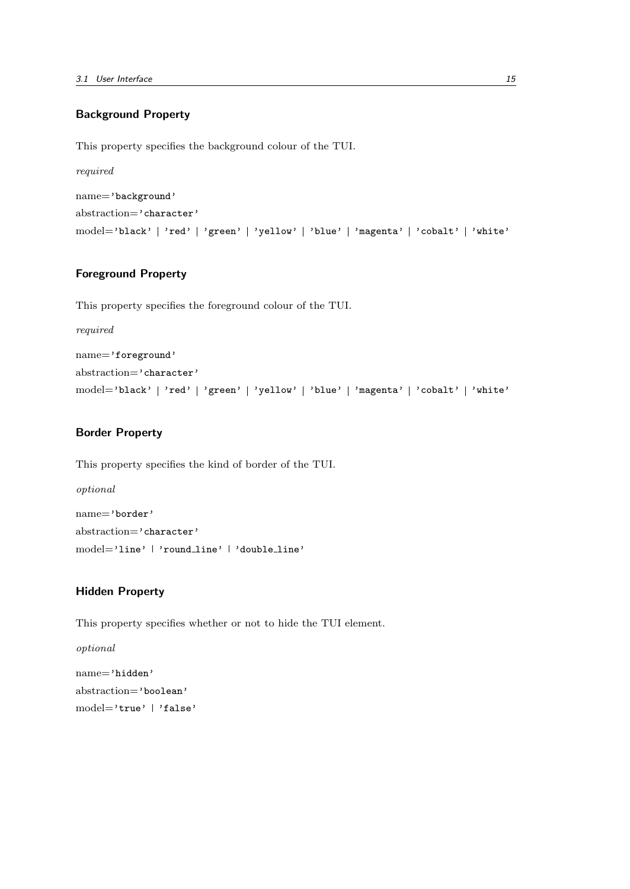### Background Property

This property specifies the background colour of the TUI.

*required*

name=`'background'`

abstraction=`'character'`

model=`'black'` | `'red'` | `'green'` | `'yellow'` | `'blue'` | `'magenta'` | `'cobalt'` | `'white'`

### Foreground Property

This property specifies the foreground colour of the TUI.

*required*

name=`'foreground'`

abstraction=`'character'`

model=`'black'` | `'red'` | `'green'` | `'yellow'` | `'blue'` | `'magenta'` | `'cobalt'` | `'white'`

### Border Property

This property specifies the kind of border of the TUI.

*optional*

name=`'border'`

abstraction=`'character'`

model=`'line'` | `'round_line'` | `'double_line'`

### Hidden Property

This property specifies whether or not to hide the TUI element.

*optional*

name=`'hidden'`

abstraction=`'boolean'`

model=`'true'` | `'false'`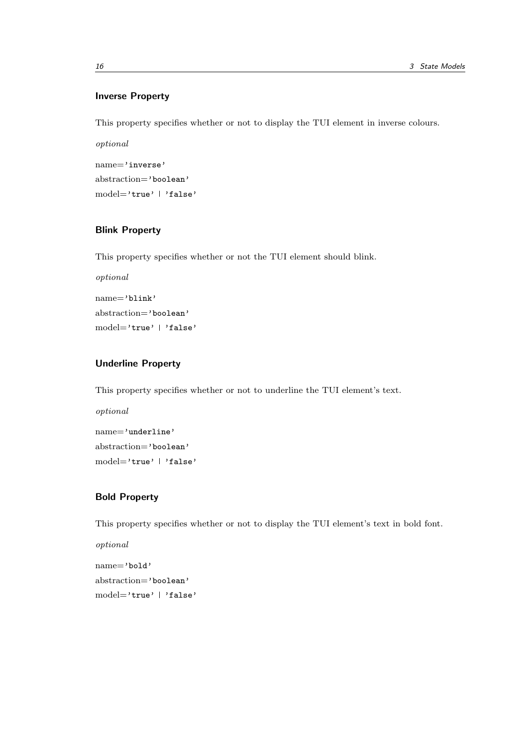### Inverse Property

This property specifies whether or not to display the TUI element in inverse colours.

*optional*

name=`'inverse'`

abstraction=`'boolean'`

model=`'true' | 'false'`

### Blink Property

This property specifies whether or not the TUI element should blink.

*optional*

name=`'blink'`

abstraction=`'boolean'`

model=`'true' | 'false'`

### Underline Property

This property specifies whether or not to underline the TUI element's text.

*optional*

name=`'underline'`

abstraction=`'boolean'`

model=`'true' | 'false'`

### Bold Property

This property specifies whether or not to display the TUI element's text in bold font.

*optional*

name=`'bold'`

abstraction=`'boolean'`

model=`'true' | 'false'`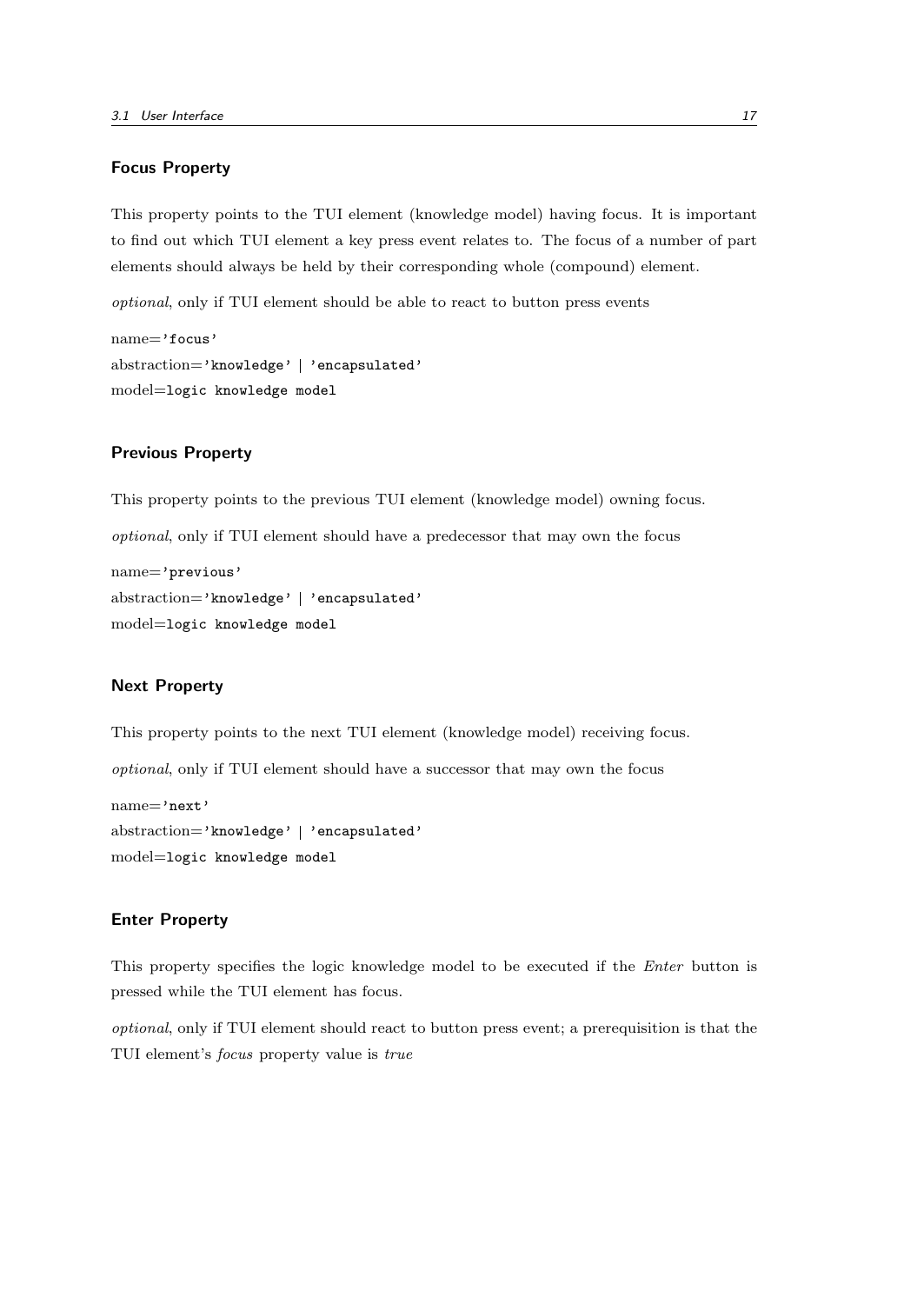#### Focus Property

This property points to the TUI element (knowledge model) having focus. It is important to find out which TUI element a key press event relates to. The focus of a number of part elements should always be held by their corresponding whole (compound) element.

*optional*, only if TUI element should be able to react to button press events

name=`'focus'`
abstraction=`'knowledge' | 'encapsulated'`
model=`logic knowledge model`

#### Previous Property

This property points to the previous TUI element (knowledge model) owning focus.

*optional*, only if TUI element should have a predecessor that may own the focus

name=`'previous'`
abstraction=`'knowledge' | 'encapsulated'`
model=`logic knowledge model`

#### Next Property

This property points to the next TUI element (knowledge model) receiving focus.

*optional*, only if TUI element should have a successor that may own the focus

name=`'next'`
abstraction=`'knowledge' | 'encapsulated'`
model=`logic knowledge model`

#### Enter Property

This property specifies the logic knowledge model to be executed if the *Enter* button is pressed while the TUI element has focus.

*optional*, only if TUI element should react to button press event; a prerequisition is that the TUI element's *focus* property value is *true*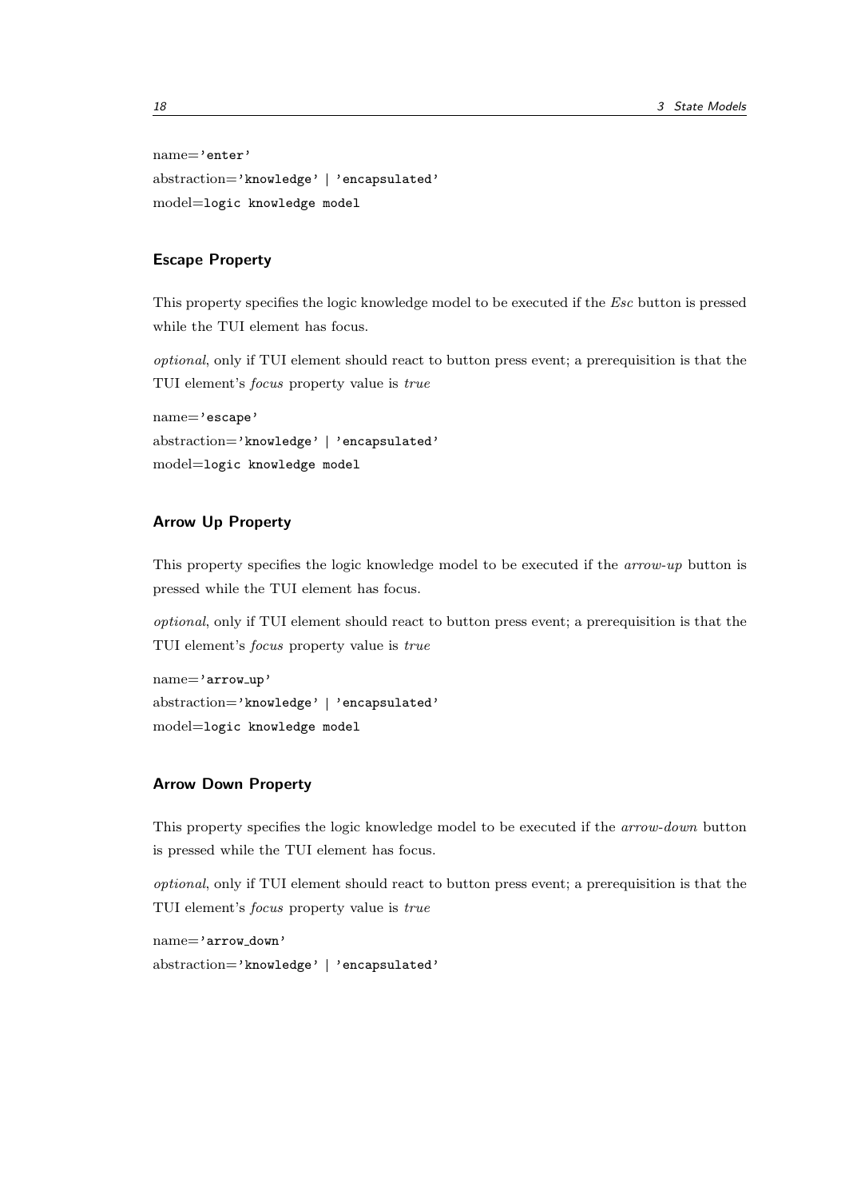name='enter'

abstraction='knowledge' | 'encapsulated'

model=logic knowledge model

### Escape Property

This property specifies the logic knowledge model to be executed if the *Esc* button is pressed while the TUI element has focus.

*optional*, only if TUI element should react to button press event; a prerequisition is that the TUI element's *focus* property value is *true*

name='escape'

abstraction='knowledge' | 'encapsulated'

model=logic knowledge model

### Arrow Up Property

This property specifies the logic knowledge model to be executed if the *arrow-up* button is pressed while the TUI element has focus.

*optional*, only if TUI element should react to button press event; a prerequisition is that the TUI element's *focus* property value is *true*

name='arrow_up'

abstraction='knowledge' | 'encapsulated'

model=logic knowledge model

### Arrow Down Property

This property specifies the logic knowledge model to be executed if the *arrow-down* button is pressed while the TUI element has focus.

*optional*, only if TUI element should react to button press event; a prerequisition is that the TUI element's *focus* property value is *true*

name='arrow_down'

abstraction='knowledge' | 'encapsulated'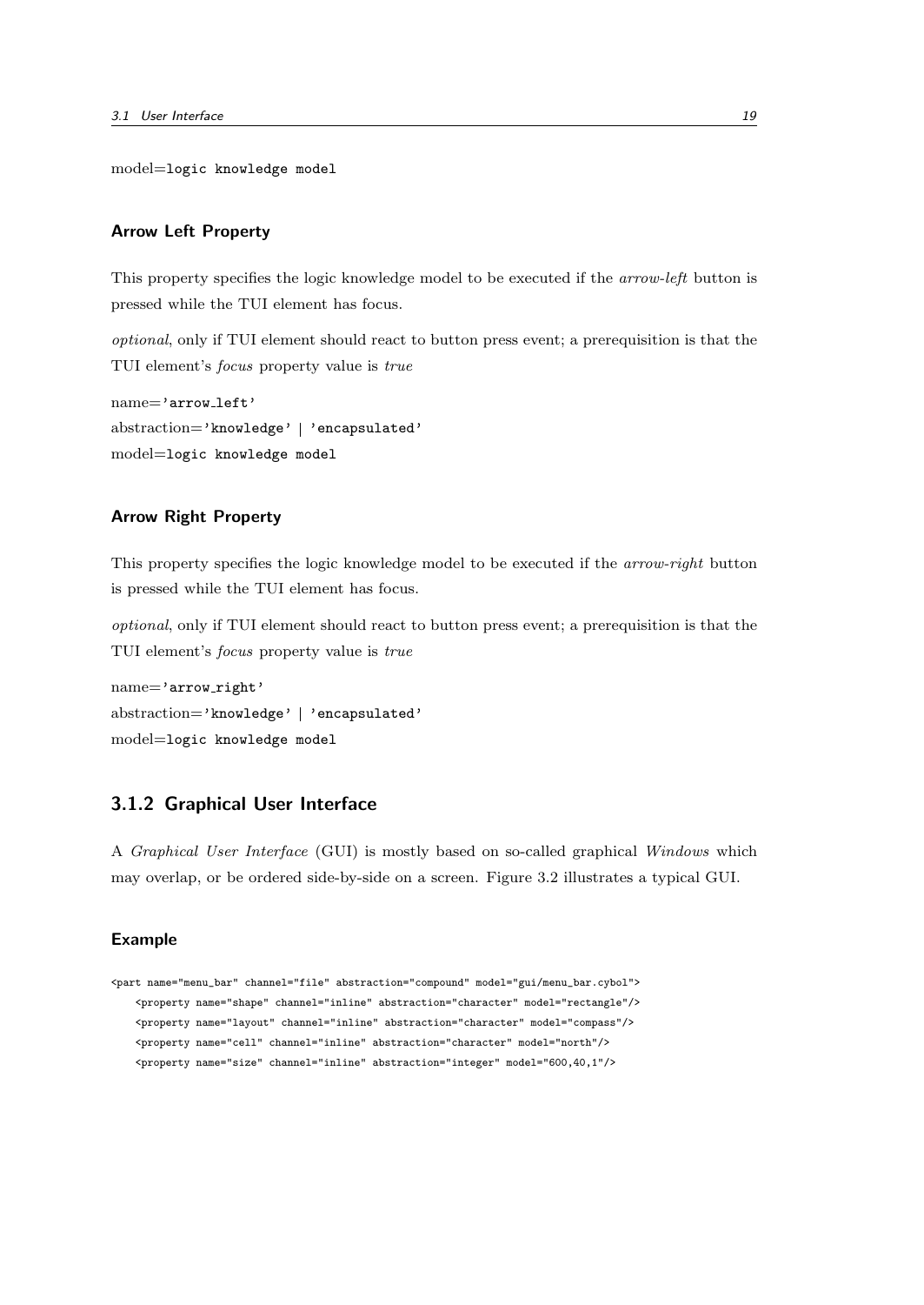model=`logic knowledge model`

### Arrow Left Property

This property specifies the logic knowledge model to be executed if the *arrow-left* button is pressed while the TUI element has focus.

*optional*, only if TUI element should react to button press event; a prerequisition is that the TUI element's *focus* property value is *true*

name=`'arrow_left'`
abstraction=`'knowledge' | 'encapsulated'`
model=`logic knowledge model`

### Arrow Right Property

This property specifies the logic knowledge model to be executed if the *arrow-right* button is pressed while the TUI element has focus.

*optional*, only if TUI element should react to button press event; a prerequisition is that the TUI element's *focus* property value is *true*

name=`'arrow_right'`
abstraction=`'knowledge' | 'encapsulated'`
model=`logic knowledge model`

## 3.1.2 Graphical User Interface

A *Graphical User Interface* (GUI) is mostly based on so-called graphical *Windows* which may overlap, or be ordered side-by-side on a screen. Figure 3.2 illustrates a typical GUI.

### Example

```
<part name="menu_bar" channel="file" abstraction="compound" model="gui/menu_bar.cybol">
    <property name="shape" channel="inline" abstraction="character" model="rectangle"/>
    <property name="layout" channel="inline" abstraction="character" model="compass"/>
    <property name="cell" channel="inline" abstraction="character" model="north"/>
    <property name="size" channel="inline" abstraction="integer" model="600,40,1"/>
```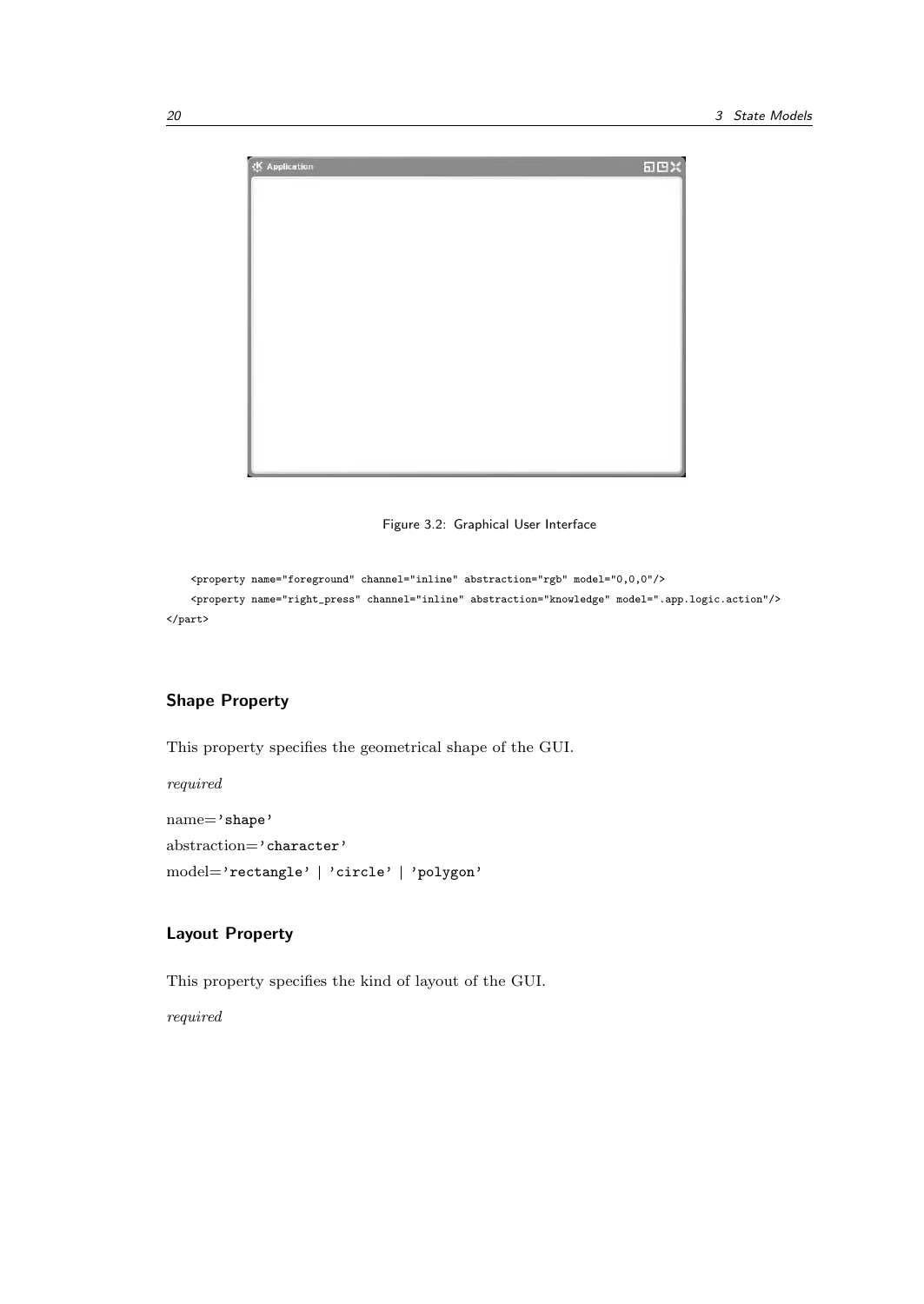Figure 3.2: Graphical User Interface

```
    <property name="foreground" channel="inline" abstraction="rgb" model="0,0,0"/>
    <property name="right_press" channel="inline" abstraction="knowledge" model=".app.logic.action"/>
</part>
```

### Shape Property

This property specifies the geometrical shape of the GUI.

*required*

name='shape'

abstraction='character'

model='rectangle' | 'circle' | 'polygon'

### Layout Property

This property specifies the kind of layout of the GUI.

*required*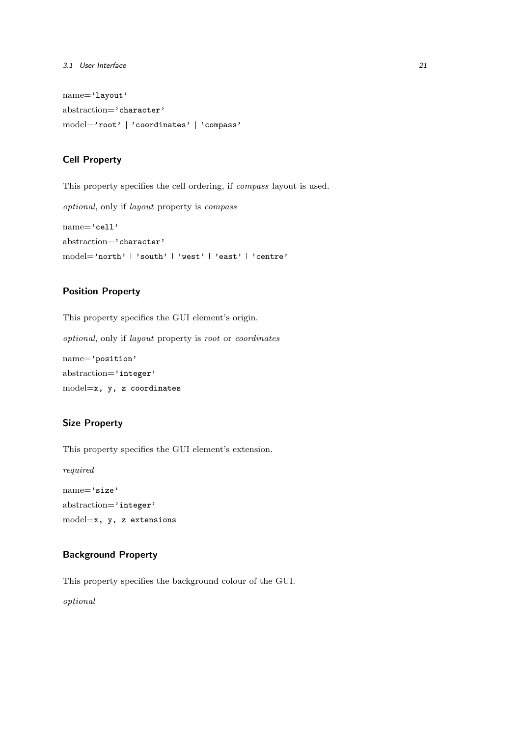name='layout'

abstraction='character'

model='root' | 'coordinates' | 'compass'

### Cell Property

This property specifies the cell ordering, if *compass* layout is used.

*optional*, only if *layout* property is *compass*

name='cell'

abstraction='character'

model='north' | 'south' | 'west' | 'east' | 'centre'

### Position Property

This property specifies the GUI element's origin.

*optional*, only if *layout* property is *root* or *coordinates*

name='position'

abstraction='integer'

model=x, y, z coordinates

### Size Property

This property specifies the GUI element's extension.

*required*

name='size'

abstraction='integer'

model=x, y, z extensions

### Background Property

This property specifies the background colour of the GUI.

*optional*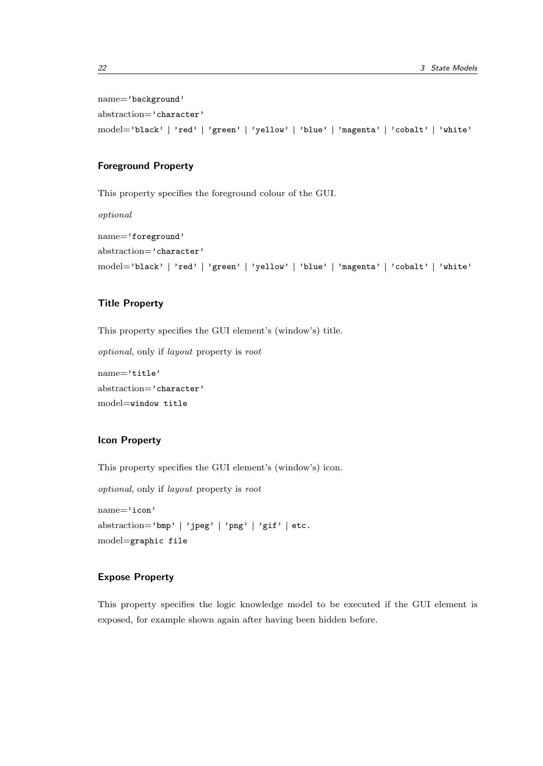name=`'background'`

abstraction=`'character'`

model=`'black'` | `'red'` | `'green'` | `'yellow'` | `'blue'` | `'magenta'` | `'cobalt'` | `'white'`

### Foreground Property

This property specifies the foreground colour of the GUI.

*optional*

name=`'foreground'`

abstraction=`'character'`

model=`'black'` | `'red'` | `'green'` | `'yellow'` | `'blue'` | `'magenta'` | `'cobalt'` | `'white'`

### Title Property

This property specifies the GUI element's (window's) title.

*optional*, only if *layout* property is *root*

name=`'title'`

abstraction=`'character'`

model=`window title`

### Icon Property

This property specifies the GUI element's (window's) icon.

*optional*, only if *layout* property is *root*

name=`'icon'`

abstraction=`'bmp'` | `'jpeg'` | `'png'` | `'gif'` | `etc.`

model=`graphic file`

### Expose Property

This property specifies the logic knowledge model to be executed if the GUI element is exposed, for example shown again after having been hidden before.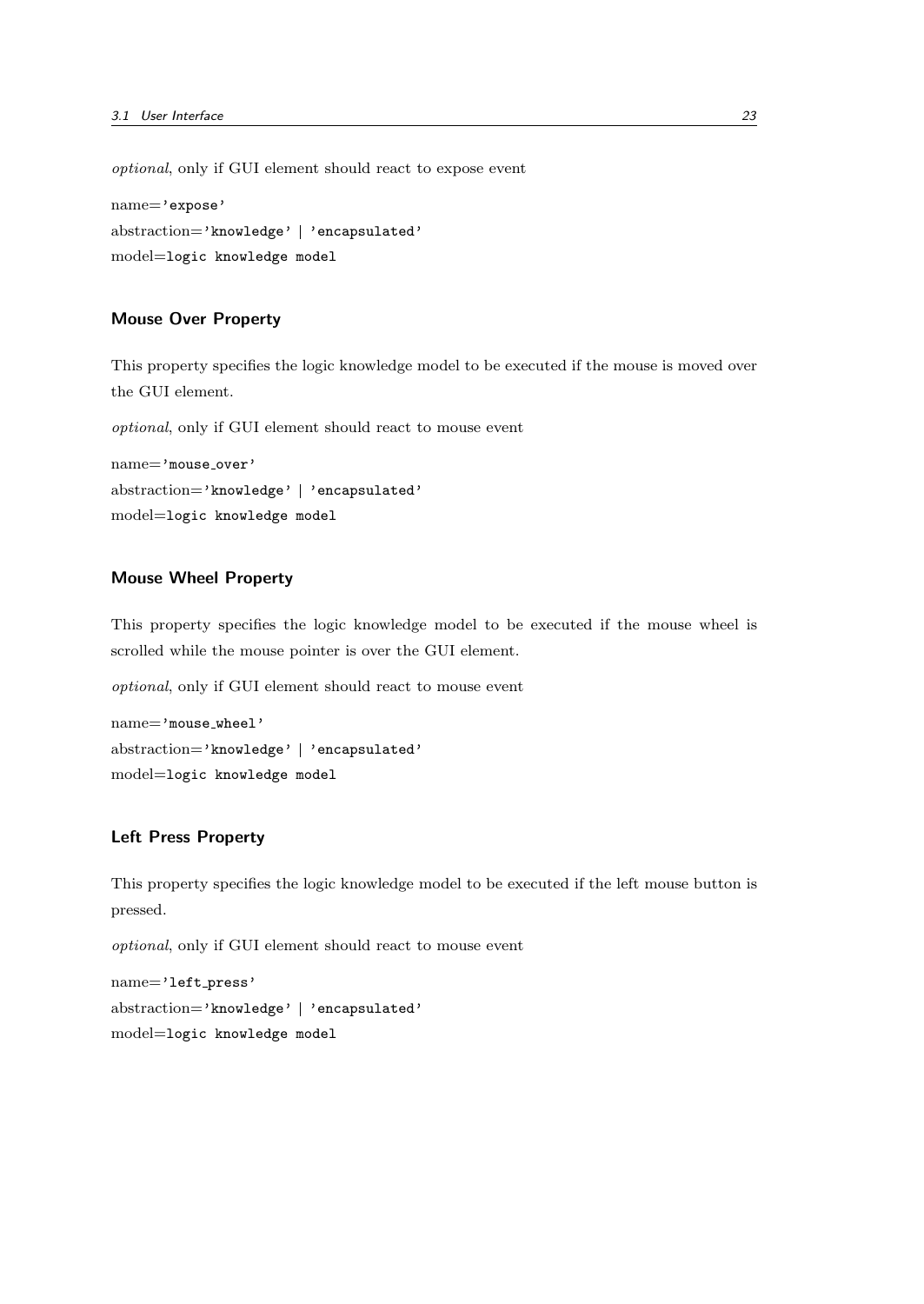*optional*, only if GUI element should react to expose event

name='expose'

abstraction='knowledge' | 'encapsulated'

model=logic knowledge model

### Mouse Over Property

This property specifies the logic knowledge model to be executed if the mouse is moved over the GUI element.

*optional*, only if GUI element should react to mouse event

name='mouse_over'

abstraction='knowledge' | 'encapsulated'

model=logic knowledge model

### Mouse Wheel Property

This property specifies the logic knowledge model to be executed if the mouse wheel is scrolled while the mouse pointer is over the GUI element.

*optional*, only if GUI element should react to mouse event

name='mouse_wheel'

abstraction='knowledge' | 'encapsulated'

model=logic knowledge model

### Left Press Property

This property specifies the logic knowledge model to be executed if the left mouse button is pressed.

*optional*, only if GUI element should react to mouse event

name='left_press'

abstraction='knowledge' | 'encapsulated'

model=logic knowledge model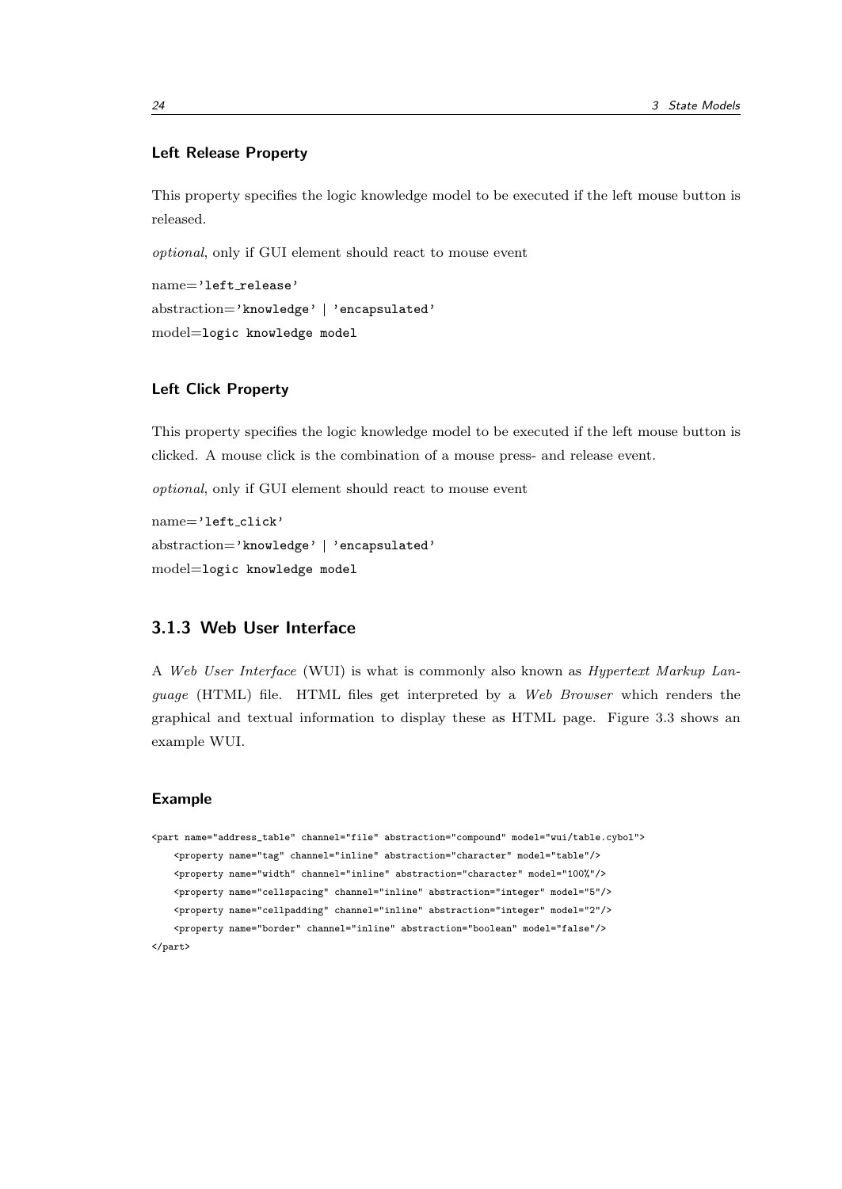#### Left Release Property

This property specifies the logic knowledge model to be executed if the left mouse button is released.

*optional*, only if GUI element should react to mouse event

name=`'left_release'`
abstraction=`'knowledge'` | `'encapsulated'`
model=`logic knowledge model`

#### Left Click Property

This property specifies the logic knowledge model to be executed if the left mouse button is clicked. A mouse click is the combination of a mouse press- and release event.

*optional*, only if GUI element should react to mouse event

name=`'left_click'`
abstraction=`'knowledge'` | `'encapsulated'`
model=`logic knowledge model`

### 3.1.3 Web User Interface

A *Web User Interface* (WUI) is what is commonly also known as *Hypertext Markup Language* (HTML) file. HTML files get interpreted by a *Web Browser* which renders the graphical and textual information to display these as HTML page. Figure 3.3 shows an example WUI.

#### Example

```
<part name="address_table" channel="file" abstraction="compound" model="wui/table.cybol">
    <property name="tag" channel="inline" abstraction="character" model="table"/>
    <property name="width" channel="inline" abstraction="character" model="100%"/>
    <property name="cellspacing" channel="inline" abstraction="integer" model="5"/>
    <property name="cellpadding" channel="inline" abstraction="integer" model="2"/>
    <property name="border" channel="inline" abstraction="boolean" model="false"/>
</part>
```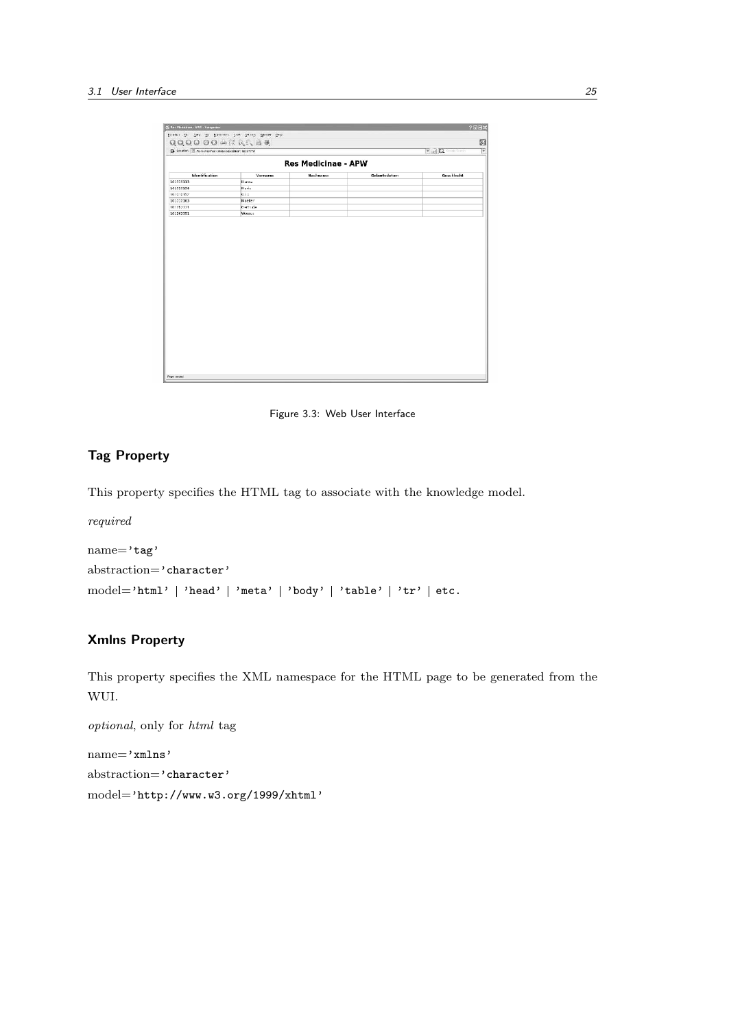Figure 3.3: Web User Interface

### Tag Property

This property specifies the HTML tag to associate with the knowledge model.

*required*

name=`'tag'`

abstraction=`'character'`

model=`'html'` | `'head'` | `'meta'` | `'body'` | `'table'` | `'tr'` | `etc.`

### Xmlns Property

This property specifies the XML namespace for the HTML page to be generated from the WUI.

*optional*, only for *html* tag

name=`'xmlns'`

abstraction=`'character'`

model=`'http://www.w3.org/1999/xhtml'`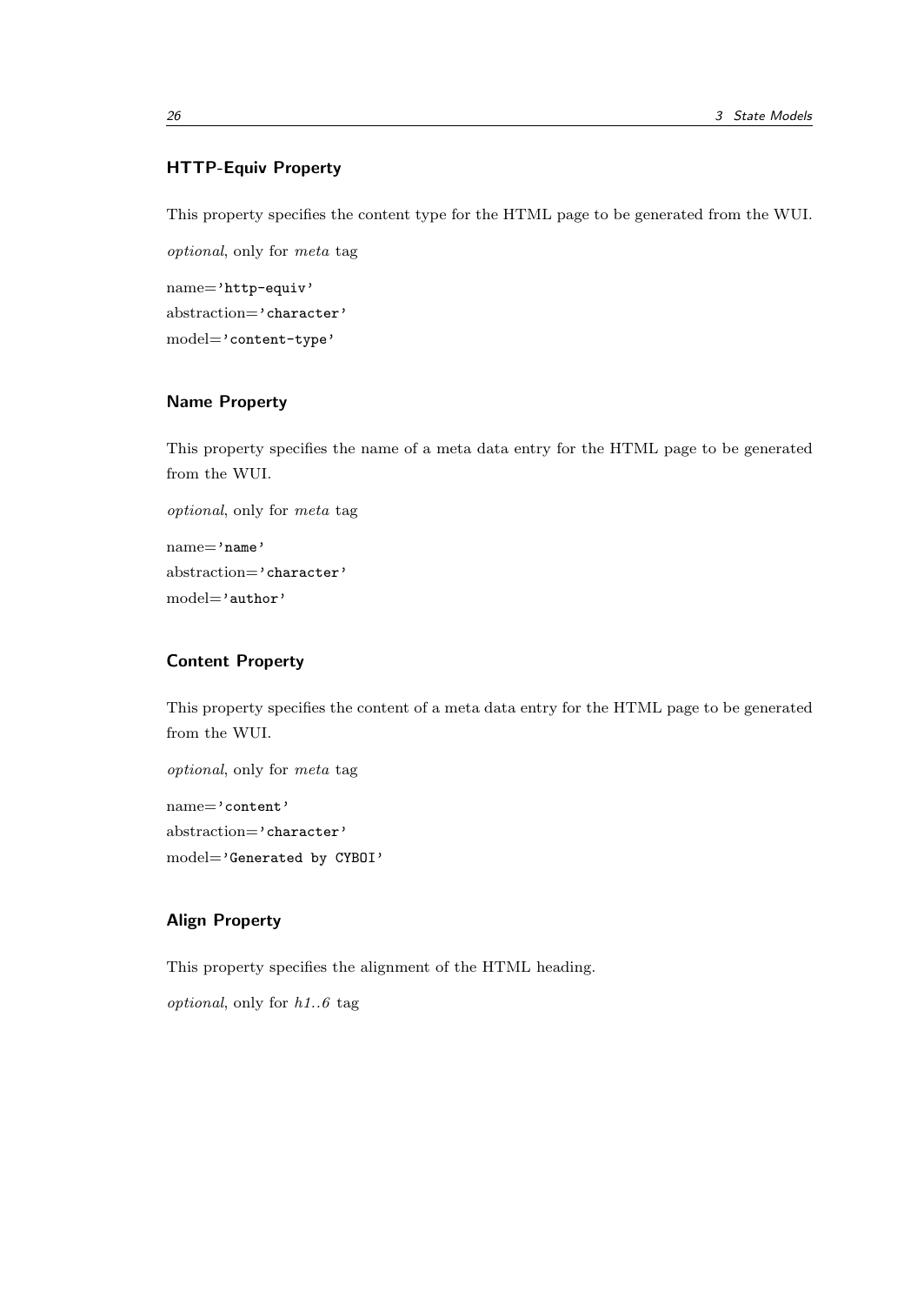### HTTP-Equiv Property

This property specifies the content type for the HTML page to be generated from the WUI.

*optional*, only for *meta* tag

name=`'http-equiv'`  
abstraction=`'character'`  
model=`'content-type'`

### Name Property

This property specifies the name of a meta data entry for the HTML page to be generated from the WUI.

*optional*, only for *meta* tag

name=`'name'`  
abstraction=`'character'`  
model=`'author'`

### Content Property

This property specifies the content of a meta data entry for the HTML page to be generated from the WUI.

*optional*, only for *meta* tag

name=`'content'`  
abstraction=`'character'`  
model=`'Generated by CYBOI'`

### Align Property

This property specifies the alignment of the HTML heading.

*optional*, only for *h1..6* tag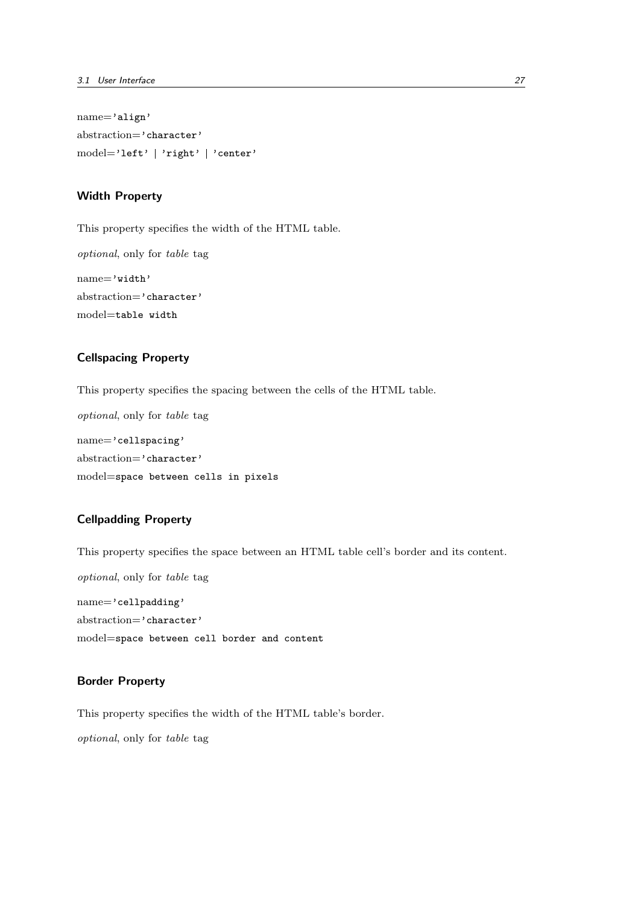name=`'align'`

abstraction=`'character'`

model=`'left'` | `'right'` | `'center'`

### Width Property

This property specifies the width of the HTML table.

*optional*, only for *table* tag

name=`'width'`

abstraction=`'character'`

model=`table width`

### Cellspacing Property

This property specifies the spacing between the cells of the HTML table.

*optional*, only for *table* tag

name=`'cellspacing'`

abstraction=`'character'`

model=`space between cells in pixels`

### Cellpadding Property

This property specifies the space between an HTML table cell's border and its content.

*optional*, only for *table* tag

name=`'cellpadding'`

abstraction=`'character'`

model=`space between cell border and content`

### Border Property

This property specifies the width of the HTML table's border.

*optional*, only for *table* tag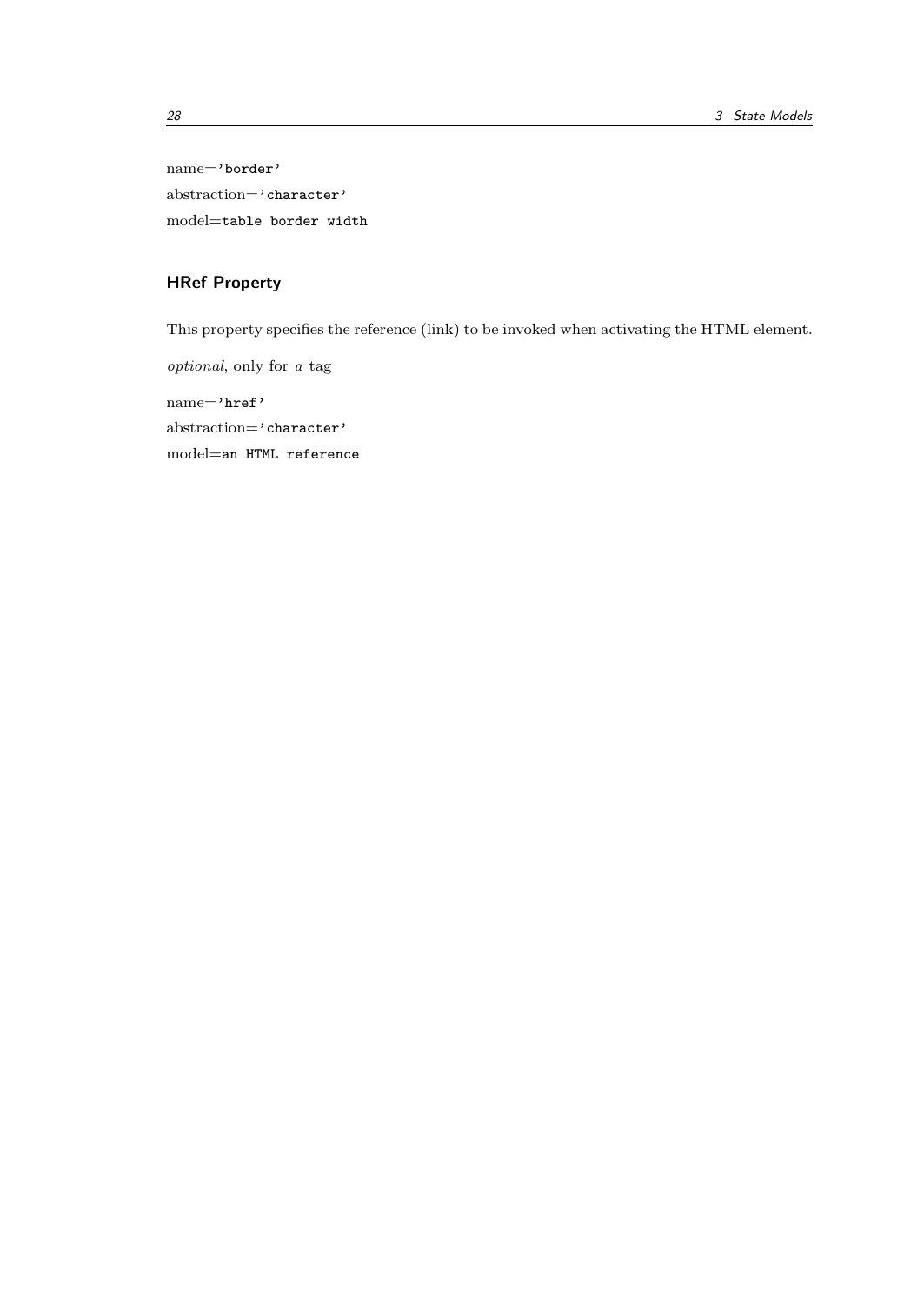name='border'

abstraction='character'

model=table border width

### HRef Property

This property specifies the reference (link) to be invoked when activating the HTML element.

*optional*, only for *a* tag

name='href'

abstraction='character'

model=an HTML reference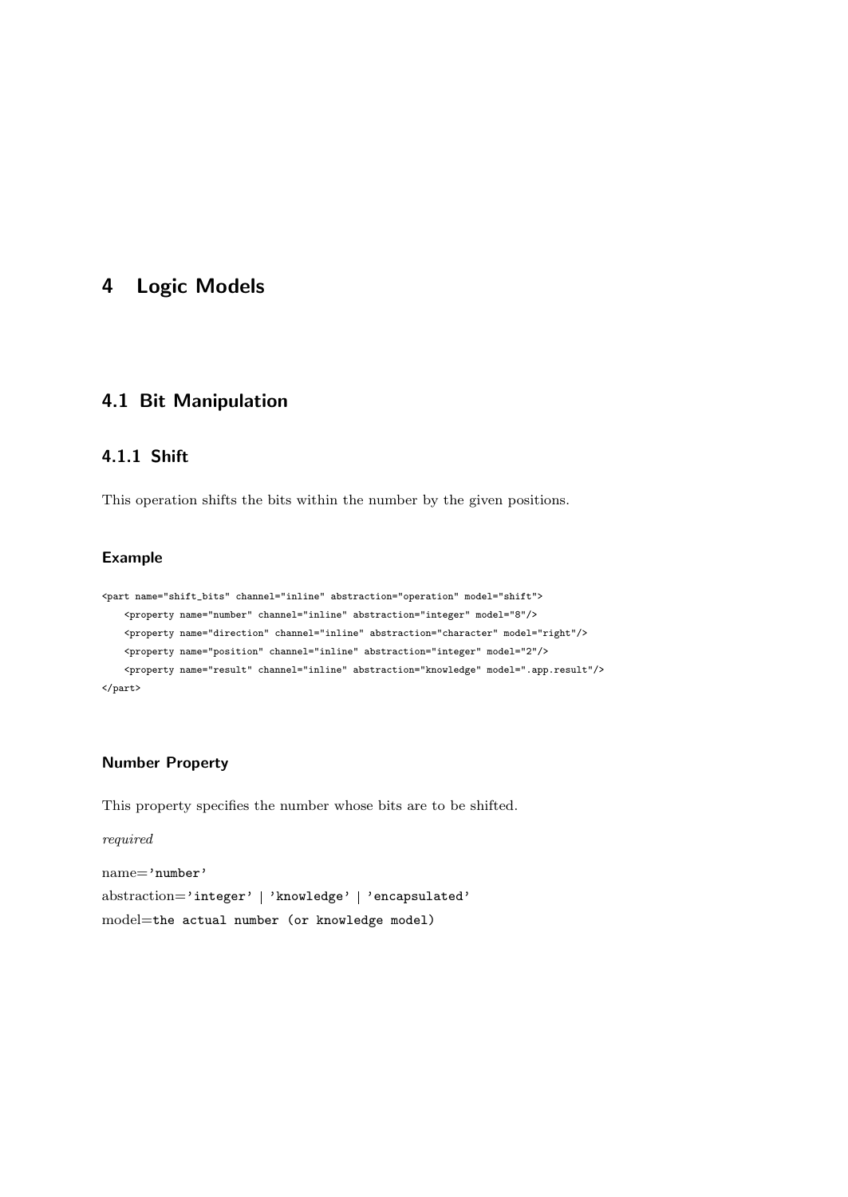# 4 Logic Models

## 4.1 Bit Manipulation

### 4.1.1 Shift

This operation shifts the bits within the number by the given positions.

#### Example

```
<part name="shift_bits" channel="inline" abstraction="operation" model="shift">
    <property name="number" channel="inline" abstraction="integer" model="8"/>
    <property name="direction" channel="inline" abstraction="character" model="right"/>
    <property name="position" channel="inline" abstraction="integer" model="2"/>
    <property name="result" channel="inline" abstraction="knowledge" model=".app.result"/>
</part>
```

#### Number Property

This property specifies the number whose bits are to be shifted.

*required*

name=`'number'`

abstraction=`'integer'` | `'knowledge'` | `'encapsulated'`

model=`the actual number (or knowledge model)`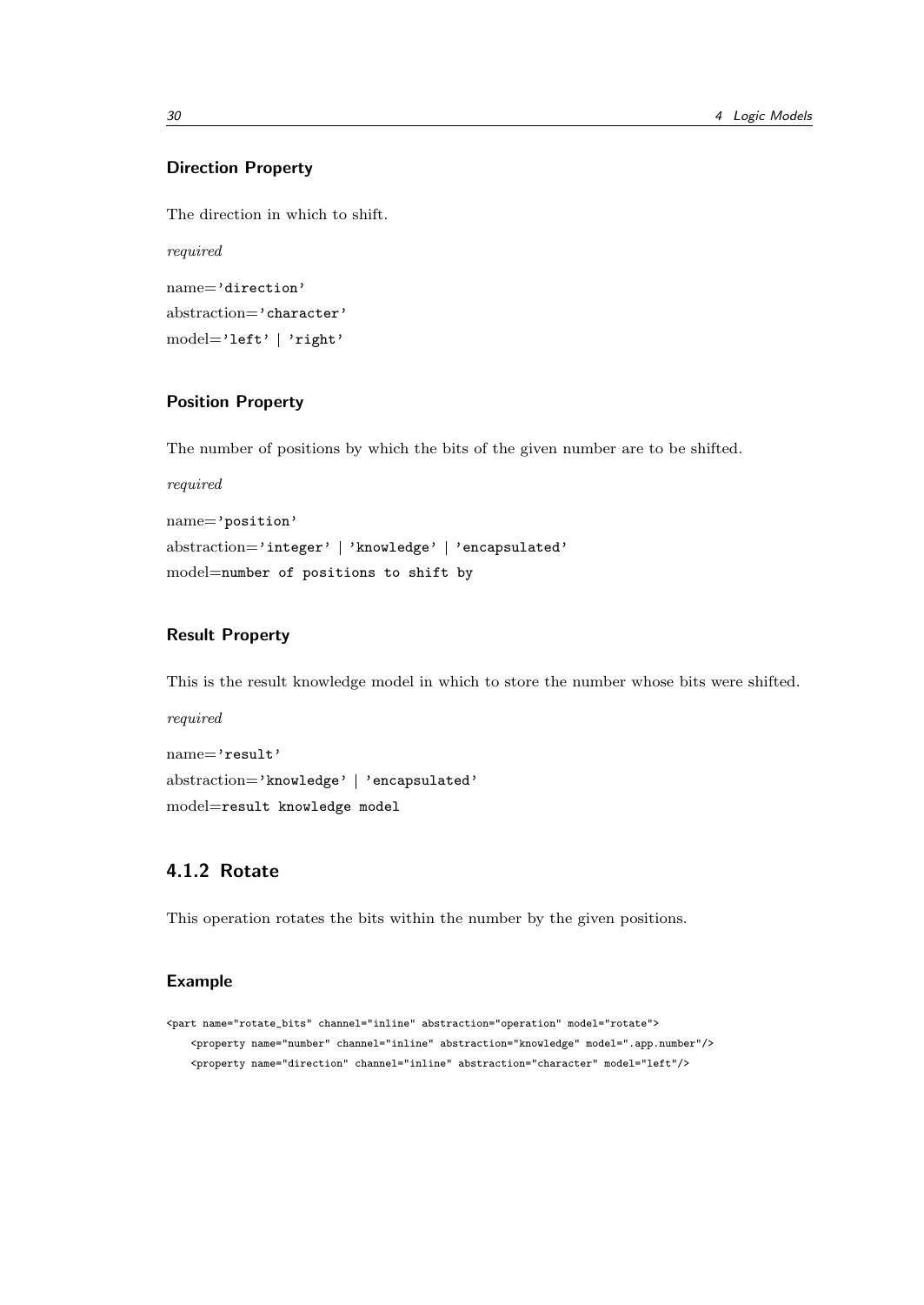### Direction Property

The direction in which to shift.

*required*

name=`'direction'`
abstraction=`'character'`
model=`'left'` | `'right'`

### Position Property

The number of positions by which the bits of the given number are to be shifted.

*required*

name=`'position'`
abstraction=`'integer'` | `'knowledge'` | `'encapsulated'`
model=`number of positions to shift by`

### Result Property

This is the result knowledge model in which to store the number whose bits were shifted.

*required*

name=`'result'`
abstraction=`'knowledge'` | `'encapsulated'`
model=`result knowledge model`

## 4.1.2 Rotate

This operation rotates the bits within the number by the given positions.

### Example

```
<part name="rotate_bits" channel="inline" abstraction="operation" model="rotate">
    <property name="number" channel="inline" abstraction="knowledge" model=".app.number"/>
    <property name="direction" channel="inline" abstraction="character" model="left"/>
```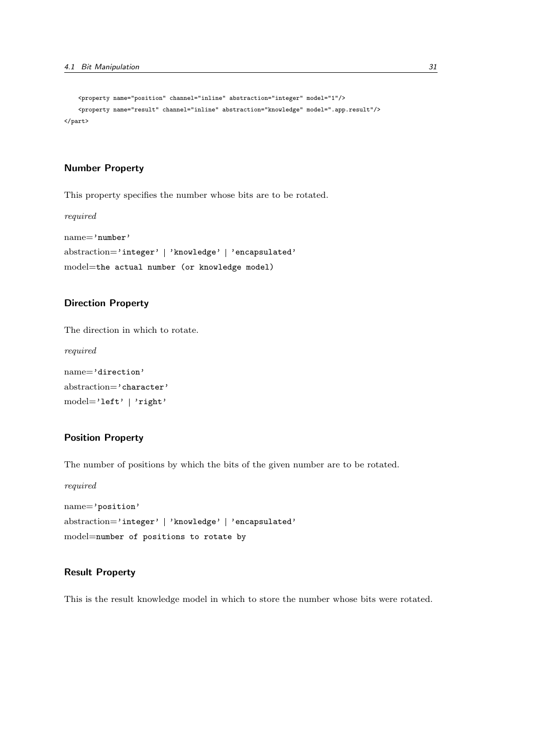```
    <property name="position" channel="inline" abstraction="integer" model="1"/>
    <property name="result" channel="inline" abstraction="knowledge" model=".app.result"/>
</part>
```

### Number Property

This property specifies the number whose bits are to be rotated.

*required*

name=`'number'`

abstraction=`'integer'` | `'knowledge'` | `'encapsulated'`

model=`the actual number (or knowledge model)`

### Direction Property

The direction in which to rotate.

*required*

name=`'direction'`

abstraction=`'character'`

model=`'left'` | `'right'`

### Position Property

The number of positions by which the bits of the given number are to be rotated.

*required*

name=`'position'`

abstraction=`'integer'` | `'knowledge'` | `'encapsulated'`

model=`number of positions to rotate by`

### Result Property

This is the result knowledge model in which to store the number whose bits were rotated.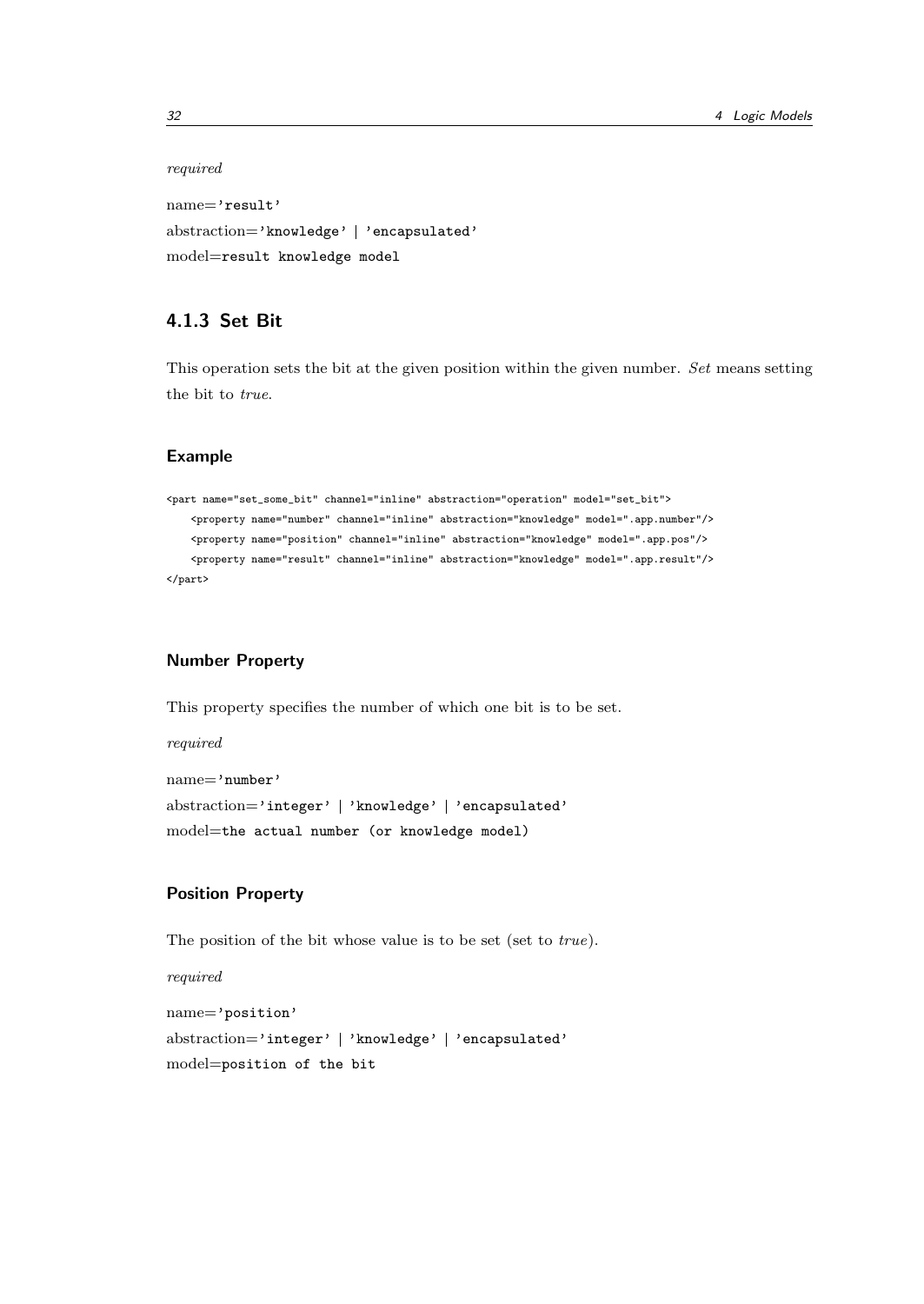*required*

name='result'
abstraction='knowledge' | 'encapsulated'
model=result knowledge model

### 4.1.3 Set Bit

This operation sets the bit at the given position within the given number. *Set* means setting the bit to *true*.

#### Example

```
<part name="set_some_bit" channel="inline" abstraction="operation" model="set_bit">
    <property name="number" channel="inline" abstraction="knowledge" model=".app.number"/>
    <property name="position" channel="inline" abstraction="knowledge" model=".app.pos"/>
    <property name="result" channel="inline" abstraction="knowledge" model=".app.result"/>
</part>
```

#### Number Property

This property specifies the number of which one bit is to be set.

*required*

name='number'
abstraction='integer' | 'knowledge' | 'encapsulated'
model=the actual number (or knowledge model)

#### Position Property

The position of the bit whose value is to be set (set to *true*).

*required*

name='position'
abstraction='integer' | 'knowledge' | 'encapsulated'
model=position of the bit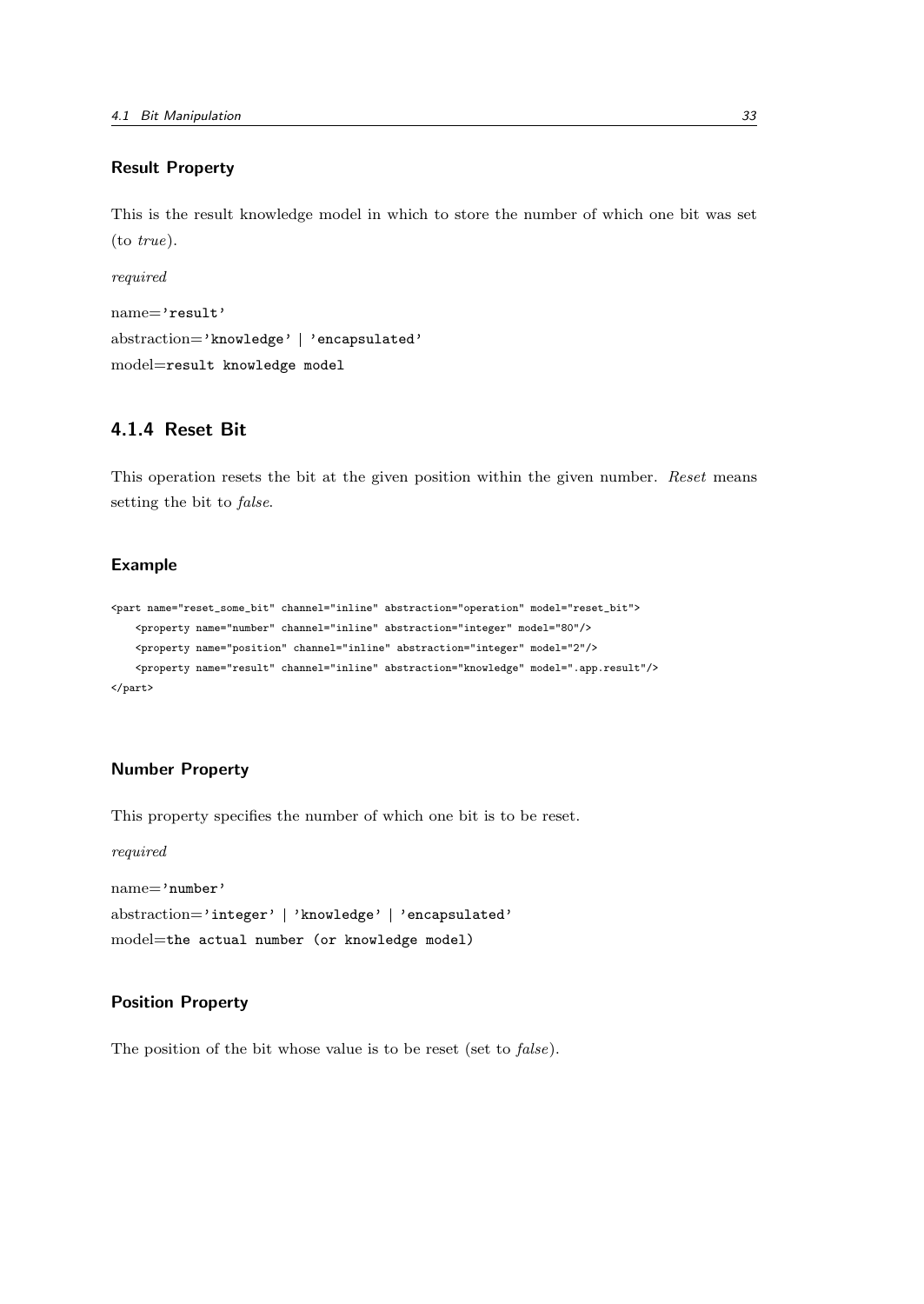#### Result Property

This is the result knowledge model in which to store the number of which one bit was set (to *true*).

*required*

name=`'result'`
abstraction=`'knowledge' | 'encapsulated'`
model=`result knowledge model`

### 4.1.4 Reset Bit

This operation resets the bit at the given position within the given number. *Reset* means setting the bit to *false*.

#### Example

```
<part name="reset_some_bit" channel="inline" abstraction="operation" model="reset_bit">
    <property name="number" channel="inline" abstraction="integer" model="80"/>
    <property name="position" channel="inline" abstraction="integer" model="2"/>
    <property name="result" channel="inline" abstraction="knowledge" model=".app.result"/>
</part>
```

#### Number Property

This property specifies the number of which one bit is to be reset.

*required*

name=`'number'`
abstraction=`'integer' | 'knowledge' | 'encapsulated'`
model=`the actual number (or knowledge model)`

#### Position Property

The position of the bit whose value is to be reset (set to *false*).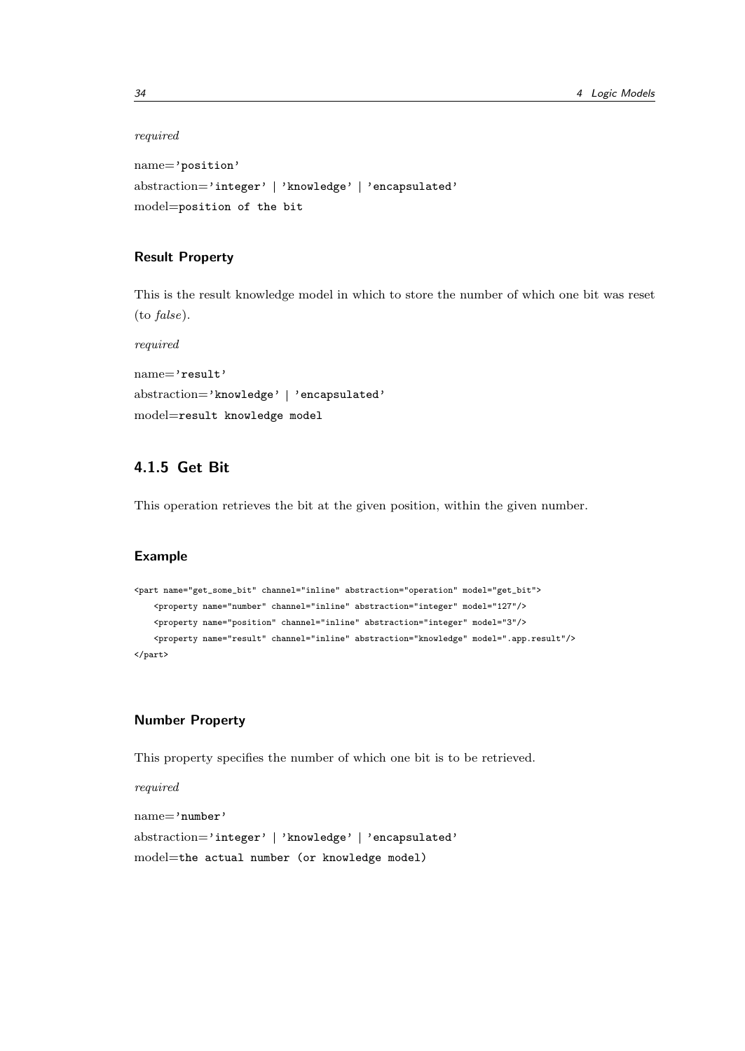*required*

name='position'
abstraction='integer' | 'knowledge' | 'encapsulated'
model=position of the bit

#### Result Property

This is the result knowledge model in which to store the number of which one bit was reset (to *false*).

*required*

name='result'
abstraction='knowledge' | 'encapsulated'
model=result knowledge model

### 4.1.5 Get Bit

This operation retrieves the bit at the given position, within the given number.

#### Example

```
<part name="get_some_bit" channel="inline" abstraction="operation" model="get_bit">
    <property name="number" channel="inline" abstraction="integer" model="127"/>
    <property name="position" channel="inline" abstraction="integer" model="3"/>
    <property name="result" channel="inline" abstraction="knowledge" model=".app.result"/>
</part>
```

#### Number Property

This property specifies the number of which one bit is to be retrieved.

*required*

name='number'
abstraction='integer' | 'knowledge' | 'encapsulated'
model=the actual number (or knowledge model)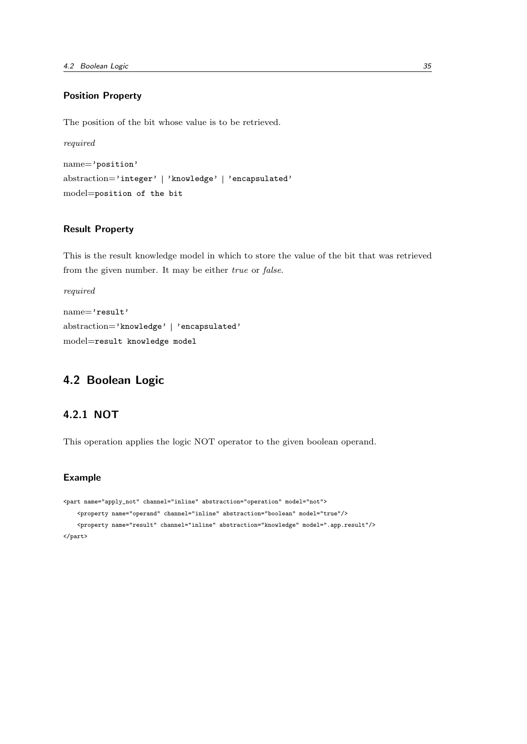#### Position Property

The position of the bit whose value is to be retrieved.

*required*

name=`'position'`
abstraction=`'integer'` | `'knowledge'` | `'encapsulated'`
model=`position of the bit`

#### Result Property

This is the result knowledge model in which to store the value of the bit that was retrieved from the given number. It may be either *true* or *false*.

*required*

name=`'result'`
abstraction=`'knowledge'` | `'encapsulated'`
model=`result knowledge model`

## 4.2 Boolean Logic

### 4.2.1 NOT

This operation applies the logic NOT operator to the given boolean operand.

#### Example

```
<part name="apply_not" channel="inline" abstraction="operation" model="not">
    <property name="operand" channel="inline" abstraction="boolean" model="true"/>
    <property name="result" channel="inline" abstraction="knowledge" model=".app.result"/>
</part>
```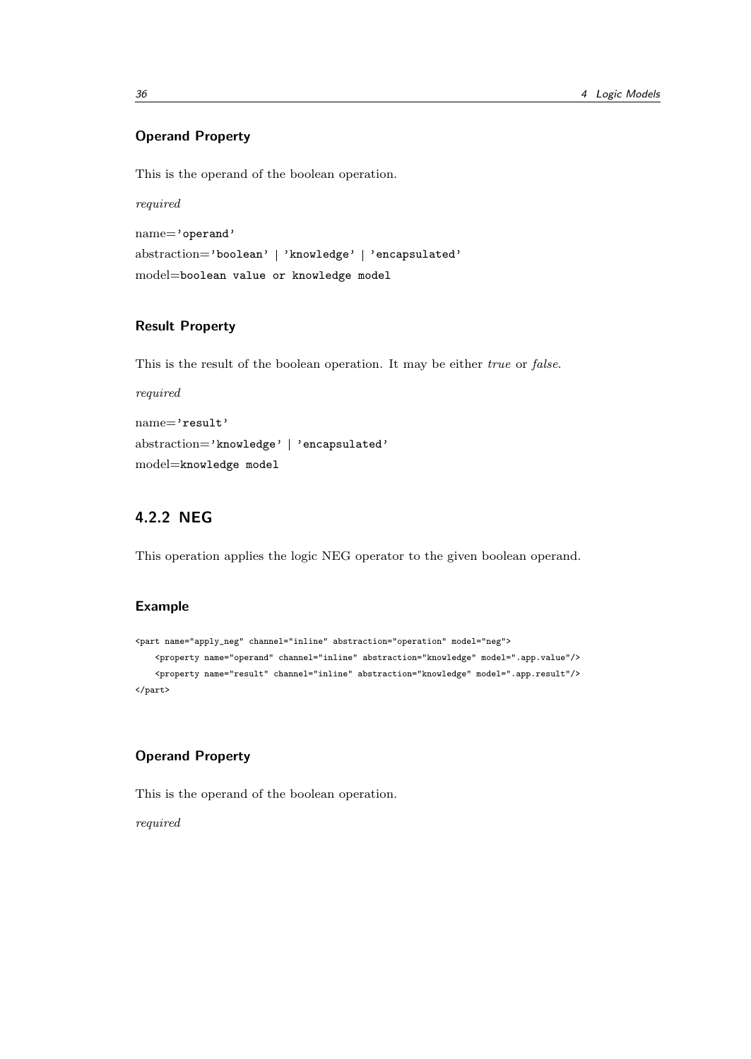### Operand Property

This is the operand of the boolean operation.

*required*

name=`'operand'`
abstraction=`'boolean' | 'knowledge' | 'encapsulated'`
model=`boolean value or knowledge model`

### Result Property

This is the result of the boolean operation. It may be either *true* or *false*.

*required*

name=`'result'`
abstraction=`'knowledge' | 'encapsulated'`
model=`knowledge model`

## 4.2.2 NEG

This operation applies the logic NEG operator to the given boolean operand.

### Example

```
<part name="apply_neg" channel="inline" abstraction="operation" model="neg">
    <property name="operand" channel="inline" abstraction="knowledge" model=".app.value"/>
    <property name="result" channel="inline" abstraction="knowledge" model=".app.result"/>
</part>
```

### Operand Property

This is the operand of the boolean operation.

*required*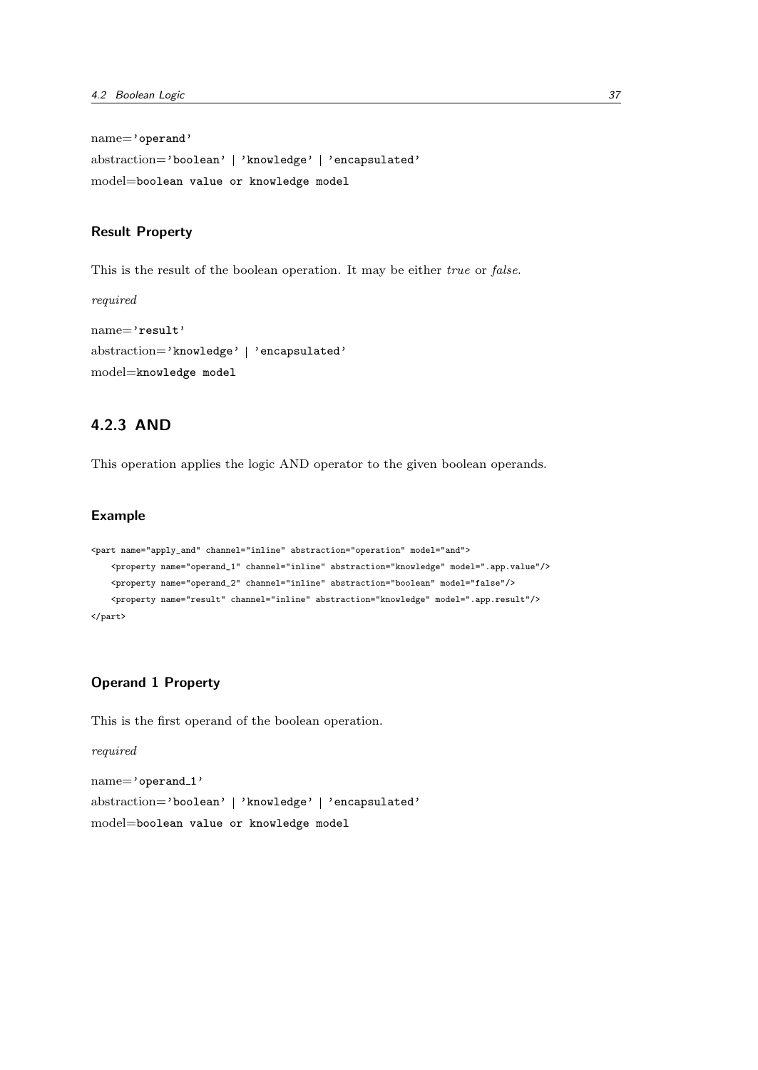name='operand'

abstraction='boolean' | 'knowledge' | 'encapsulated'

model=boolean value or knowledge model

#### Result Property

This is the result of the boolean operation. It may be either *true* or *false*.

*required*

name='result'

abstraction='knowledge' | 'encapsulated'

model=knowledge model

### 4.2.3 AND

This operation applies the logic AND operator to the given boolean operands.

#### Example

```
<part name="apply_and" channel="inline" abstraction="operation" model="and">
    <property name="operand_1" channel="inline" abstraction="knowledge" model=".app.value"/>
    <property name="operand_2" channel="inline" abstraction="boolean" model="false"/>
    <property name="result" channel="inline" abstraction="knowledge" model=".app.result"/>
</part>
```

#### Operand 1 Property

This is the first operand of the boolean operation.

*required*

name='operand_1'

abstraction='boolean' | 'knowledge' | 'encapsulated'

model=boolean value or knowledge model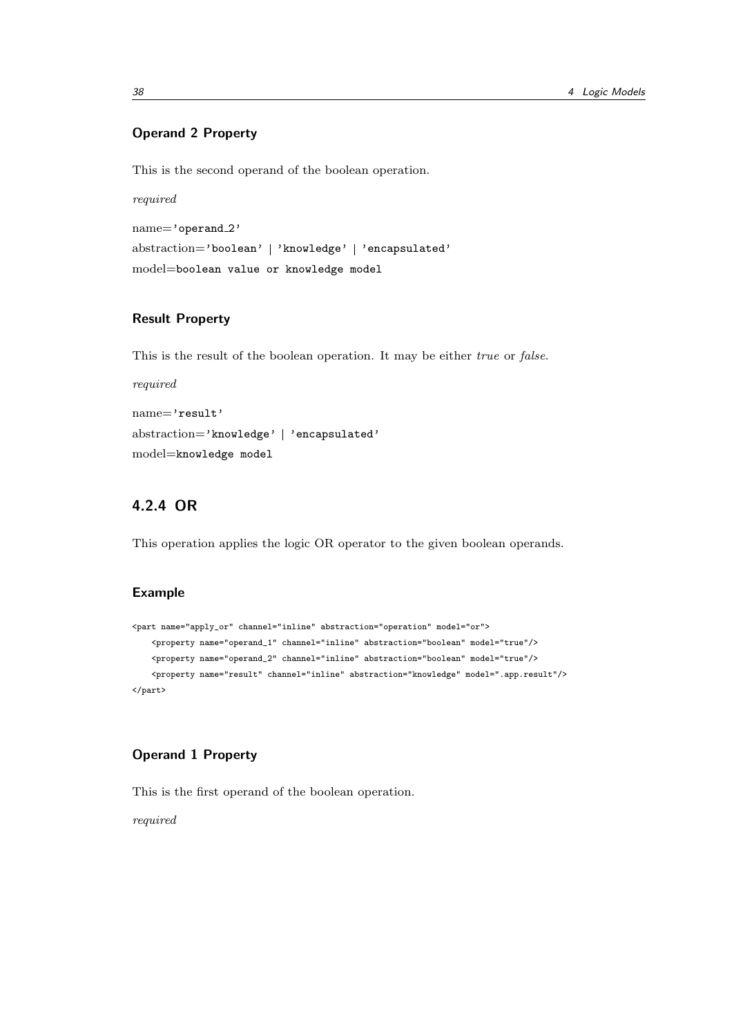#### Operand 2 Property

This is the second operand of the boolean operation.

*required*

name=`'operand_2'`  
abstraction=`'boolean'` | `'knowledge'` | `'encapsulated'`  
model=`boolean value or knowledge model`

#### Result Property

This is the result of the boolean operation. It may be either *true* or *false*.

*required*

name=`'result'`  
abstraction=`'knowledge'` | `'encapsulated'`  
model=`knowledge model`

### 4.2.4 OR

This operation applies the logic OR operator to the given boolean operands.

#### Example

```
<part name="apply_or" channel="inline" abstraction="operation" model="or">
    <property name="operand_1" channel="inline" abstraction="boolean" model="true"/>
    <property name="operand_2" channel="inline" abstraction="boolean" model="true"/>
    <property name="result" channel="inline" abstraction="knowledge" model=".app.result"/>
</part>
```

#### Operand 1 Property

This is the first operand of the boolean operation.

*required*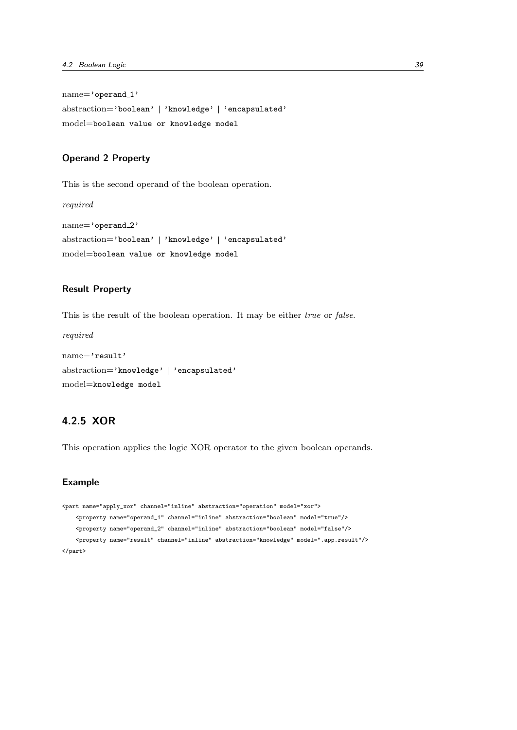name='operand_1'
abstraction='boolean' | 'knowledge' | 'encapsulated'
model=boolean value or knowledge model

### Operand 2 Property

This is the second operand of the boolean operation.

*required*

name='operand_2'
abstraction='boolean' | 'knowledge' | 'encapsulated'
model=boolean value or knowledge model

### Result Property

This is the result of the boolean operation. It may be either *true* or *false*.

*required*

name='result'
abstraction='knowledge' | 'encapsulated'
model=knowledge model

## 4.2.5 XOR

This operation applies the logic XOR operator to the given boolean operands.

### Example

```
<part name="apply_xor" channel="inline" abstraction="operation" model="xor">
    <property name="operand_1" channel="inline" abstraction="boolean" model="true"/>
    <property name="operand_2" channel="inline" abstraction="boolean" model="false"/>
    <property name="result" channel="inline" abstraction="knowledge" model=".app.result"/>
</part>
```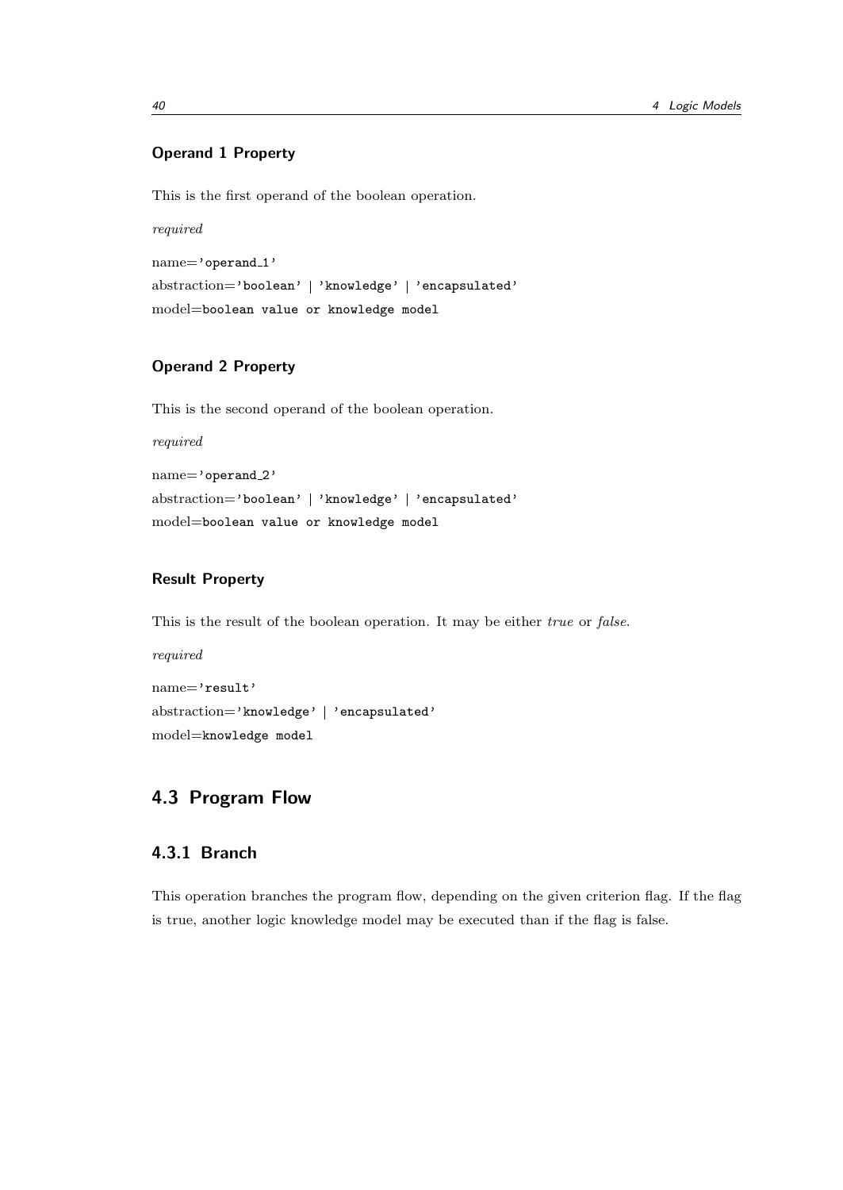#### Operand 1 Property

This is the first operand of the boolean operation.

*required*

name=`'operand_1'`

abstraction=`'boolean'` | `'knowledge'` | `'encapsulated'`

model=`boolean value or knowledge model`

#### Operand 2 Property

This is the second operand of the boolean operation.

*required*

name=`'operand_2'`

abstraction=`'boolean'` | `'knowledge'` | `'encapsulated'`

model=`boolean value or knowledge model`

#### Result Property

This is the result of the boolean operation. It may be either *true* or *false*.

*required*

name=`'result'`

abstraction=`'knowledge'` | `'encapsulated'`

model=`knowledge model`

## 4.3 Program Flow

### 4.3.1 Branch

This operation branches the program flow, depending on the given criterion flag. If the flag is true, another logic knowledge model may be executed than if the flag is false.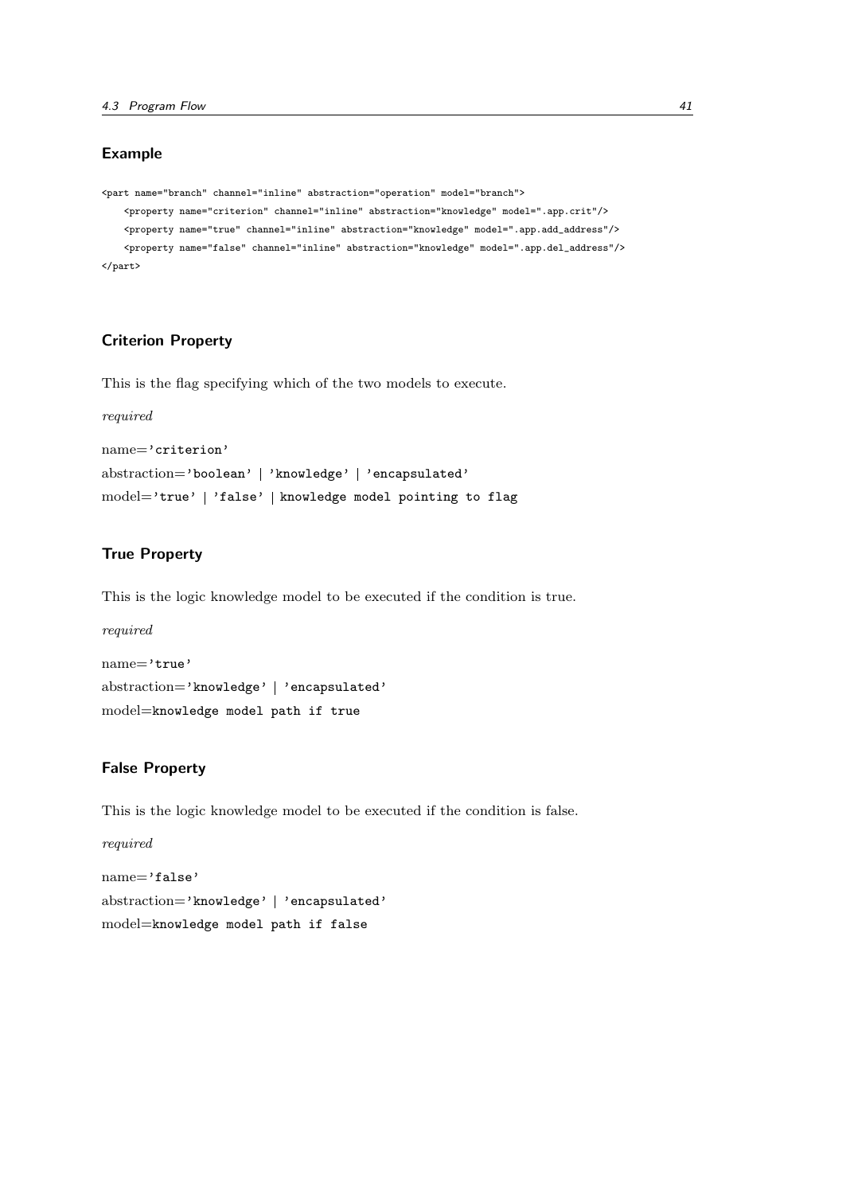### Example

```
<part name="branch" channel="inline" abstraction="operation" model="branch">
    <property name="criterion" channel="inline" abstraction="knowledge" model=".app.crit"/>
    <property name="true" channel="inline" abstraction="knowledge" model=".app.add_address"/>
    <property name="false" channel="inline" abstraction="knowledge" model=".app.del_address"/>
</part>
```

### Criterion Property

This is the flag specifying which of the two models to execute.

*required*

name=`'criterion'`

abstraction=`'boolean'` | `'knowledge'` | `'encapsulated'`

model=`'true'` | `'false'` | `knowledge model pointing to flag`

### True Property

This is the logic knowledge model to be executed if the condition is true.

*required*

name=`'true'`

abstraction=`'knowledge'` | `'encapsulated'`

model=`knowledge model path if true`

### False Property

This is the logic knowledge model to be executed if the condition is false.

*required*

name=`'false'`

abstraction=`'knowledge'` | `'encapsulated'`

model=`knowledge model path if false`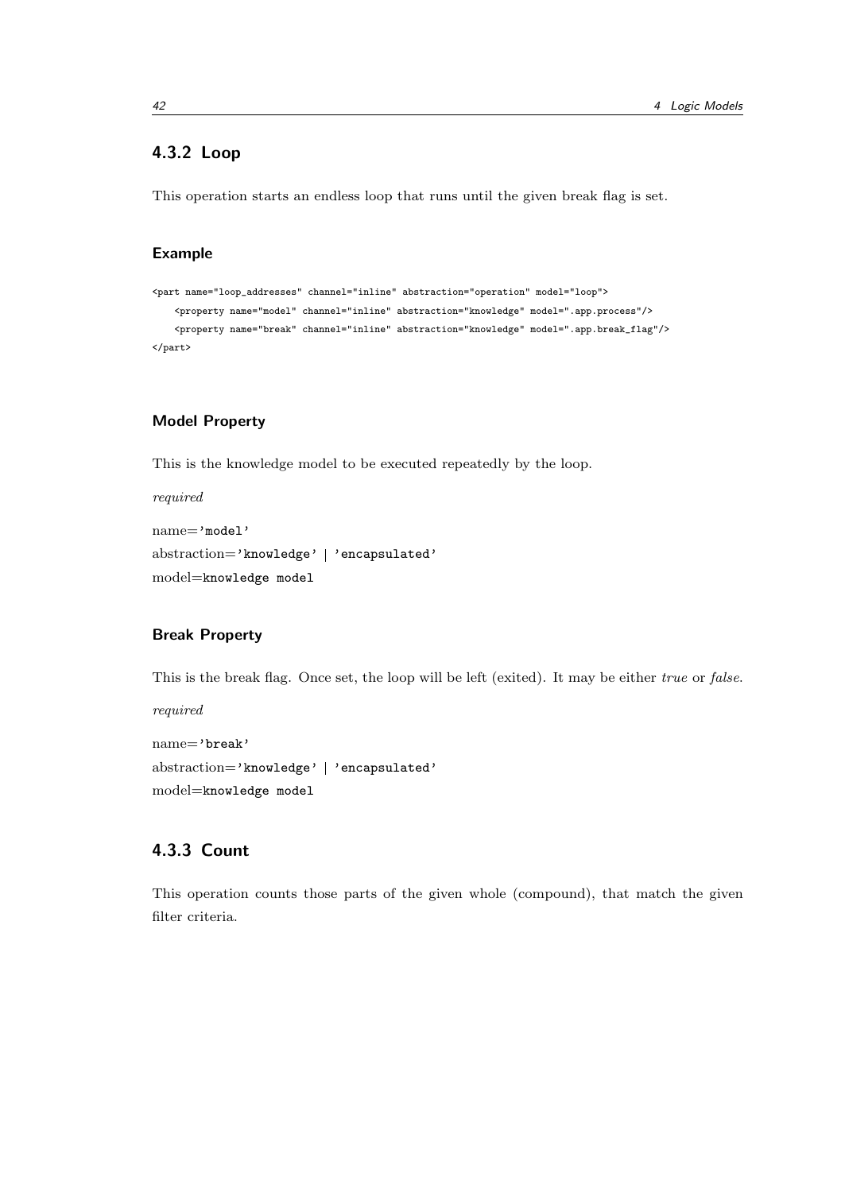### 4.3.2 Loop

This operation starts an endless loop that runs until the given break flag is set.

#### Example

```
<part name="loop_addresses" channel="inline" abstraction="operation" model="loop">
    <property name="model" channel="inline" abstraction="knowledge" model=".app.process"/>
    <property name="break" channel="inline" abstraction="knowledge" model=".app.break_flag"/>
</part>
```

#### Model Property

This is the knowledge model to be executed repeatedly by the loop.

*required*

name=`'model'`
abstraction=`'knowledge'` | `'encapsulated'`
model=`knowledge model`

#### Break Property

This is the break flag. Once set, the loop will be left (exited). It may be either *true* or *false*.

*required*

name=`'break'`
abstraction=`'knowledge'` | `'encapsulated'`
model=`knowledge model`

### 4.3.3 Count

This operation counts those parts of the given whole (compound), that match the given filter criteria.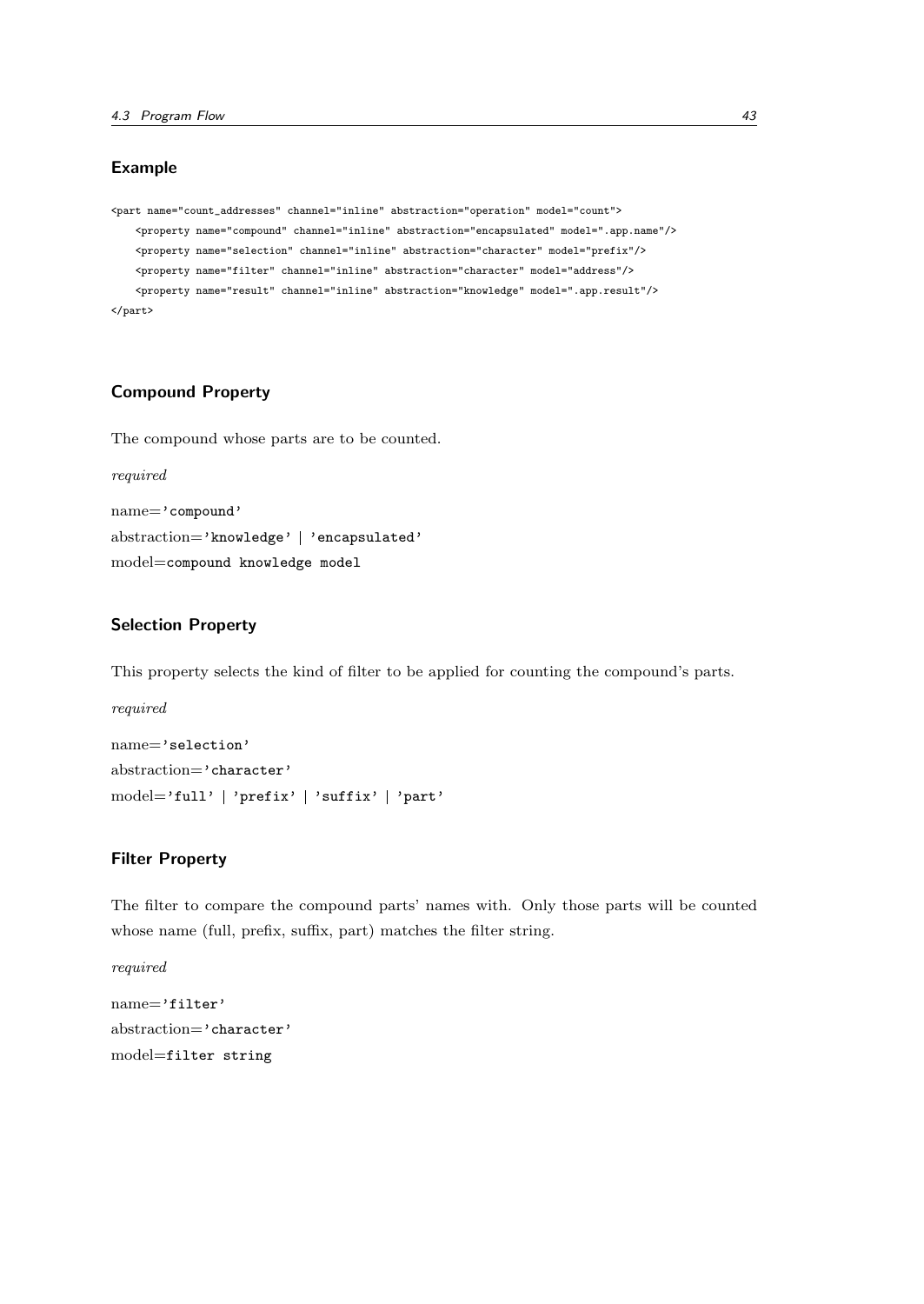### Example

```
<part name="count_addresses" channel="inline" abstraction="operation" model="count">
    <property name="compound" channel="inline" abstraction="encapsulated" model=".app.name"/>
    <property name="selection" channel="inline" abstraction="character" model="prefix"/>
    <property name="filter" channel="inline" abstraction="character" model="address"/>
    <property name="result" channel="inline" abstraction="knowledge" model=".app.result"/>
</part>
```

### Compound Property

The compound whose parts are to be counted.

*required*

name=`'compound'`
abstraction=`'knowledge' | 'encapsulated'`
model=`compound knowledge model`

### Selection Property

This property selects the kind of filter to be applied for counting the compound's parts.

*required*

name=`'selection'`
abstraction=`'character'`
model=`'full' | 'prefix' | 'suffix' | 'part'`

### Filter Property

The filter to compare the compound parts' names with. Only those parts will be counted whose name (full, prefix, suffix, part) matches the filter string.

*required*

name=`'filter'`
abstraction=`'character'`
model=`filter string`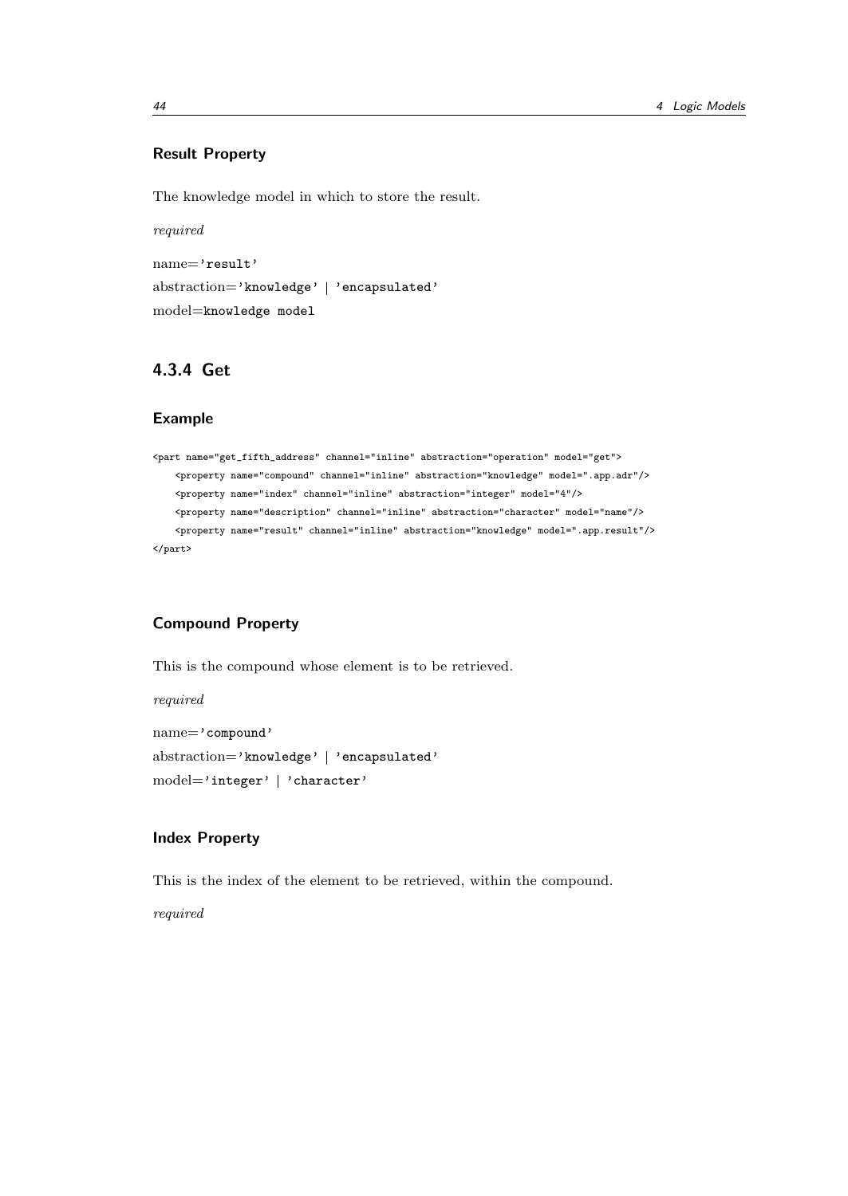#### Result Property

The knowledge model in which to store the result.

*required*

name=`'result'`
abstraction=`'knowledge'` | `'encapsulated'`
model=`knowledge model`

### 4.3.4 Get

#### Example

```
<part name="get_fifth_address" channel="inline" abstraction="operation" model="get">
    <property name="compound" channel="inline" abstraction="knowledge" model=".app.adr"/>
    <property name="index" channel="inline" abstraction="integer" model="4"/>
    <property name="description" channel="inline" abstraction="character" model="name"/>
    <property name="result" channel="inline" abstraction="knowledge" model=".app.result"/>
</part>
```

#### Compound Property

This is the compound whose element is to be retrieved.

*required*

name=`'compound'`
abstraction=`'knowledge'` | `'encapsulated'`
model=`'integer'` | `'character'`

#### Index Property

This is the index of the element to be retrieved, within the compound.

*required*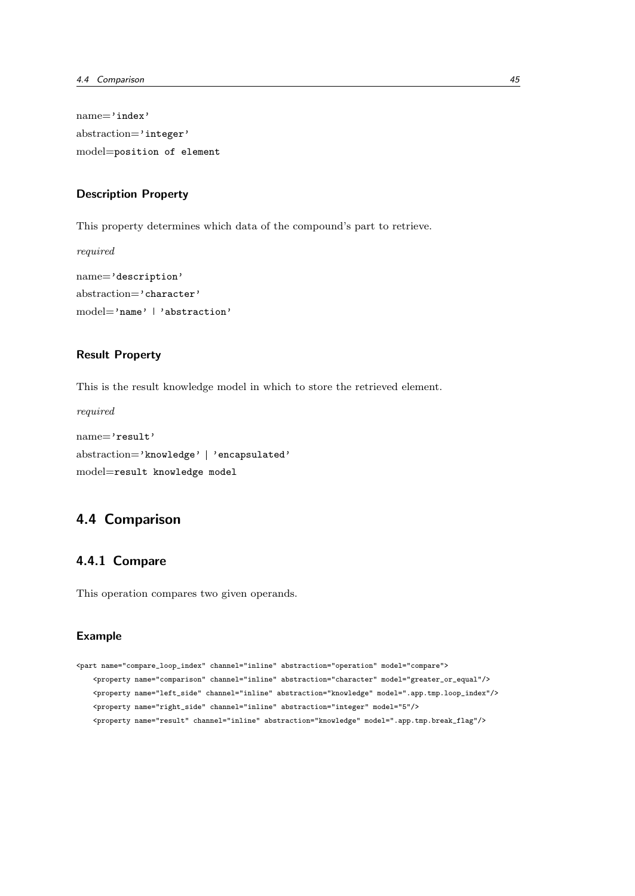name='index'
abstraction='integer'
model=position of element

### Description Property

This property determines which data of the compound's part to retrieve.

*required*

name='description'
abstraction='character'
model='name' | 'abstraction'

### Result Property

This is the result knowledge model in which to store the retrieved element.

*required*

name='result'
abstraction='knowledge' | 'encapsulated'
model=result knowledge model

## 4.4 Comparison

### 4.4.1 Compare

This operation compares two given operands.

#### Example

```
<part name="compare_loop_index" channel="inline" abstraction="operation" model="compare">
    <property name="comparison" channel="inline" abstraction="character" model="greater_or_equal"/>
    <property name="left_side" channel="inline" abstraction="knowledge" model=".app.tmp.loop_index"/>
    <property name="right_side" channel="inline" abstraction="integer" model="5"/>
    <property name="result" channel="inline" abstraction="knowledge" model=".app.tmp.break_flag"/>
```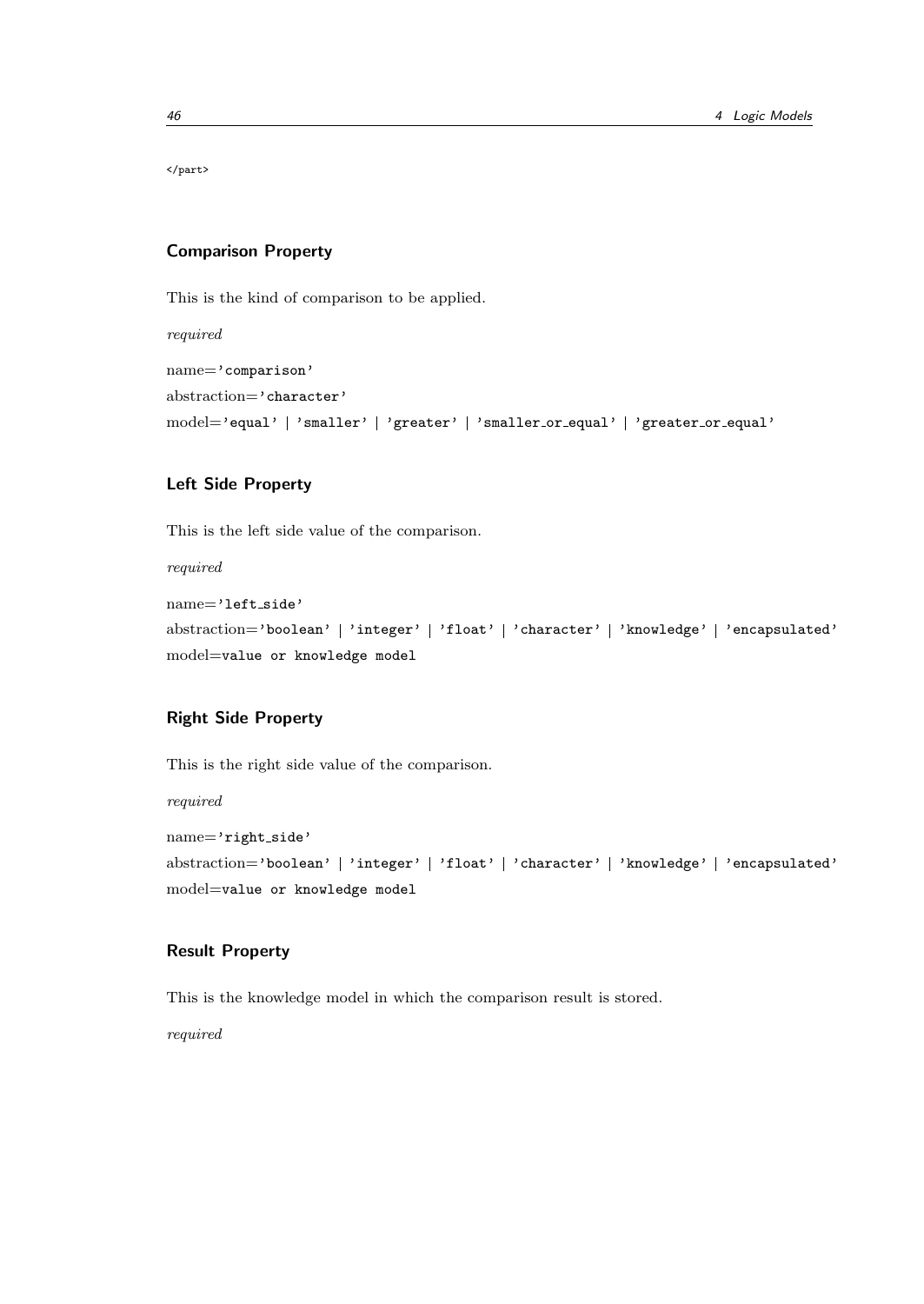```
</part>
```

### Comparison Property

This is the kind of comparison to be applied.

*required*

name=`'comparison'`

abstraction=`'character'`

model=`'equal'` | `'smaller'` | `'greater'` | `'smaller_or_equal'` | `'greater_or_equal'`

### Left Side Property

This is the left side value of the comparison.

*required*

name=`'left_side'`

abstraction=`'boolean'` | `'integer'` | `'float'` | `'character'` | `'knowledge'` | `'encapsulated'`

model=`value or knowledge model`

### Right Side Property

This is the right side value of the comparison.

*required*

name=`'right_side'`

abstraction=`'boolean'` | `'integer'` | `'float'` | `'character'` | `'knowledge'` | `'encapsulated'`

model=`value or knowledge model`

### Result Property

This is the knowledge model in which the comparison result is stored.

*required*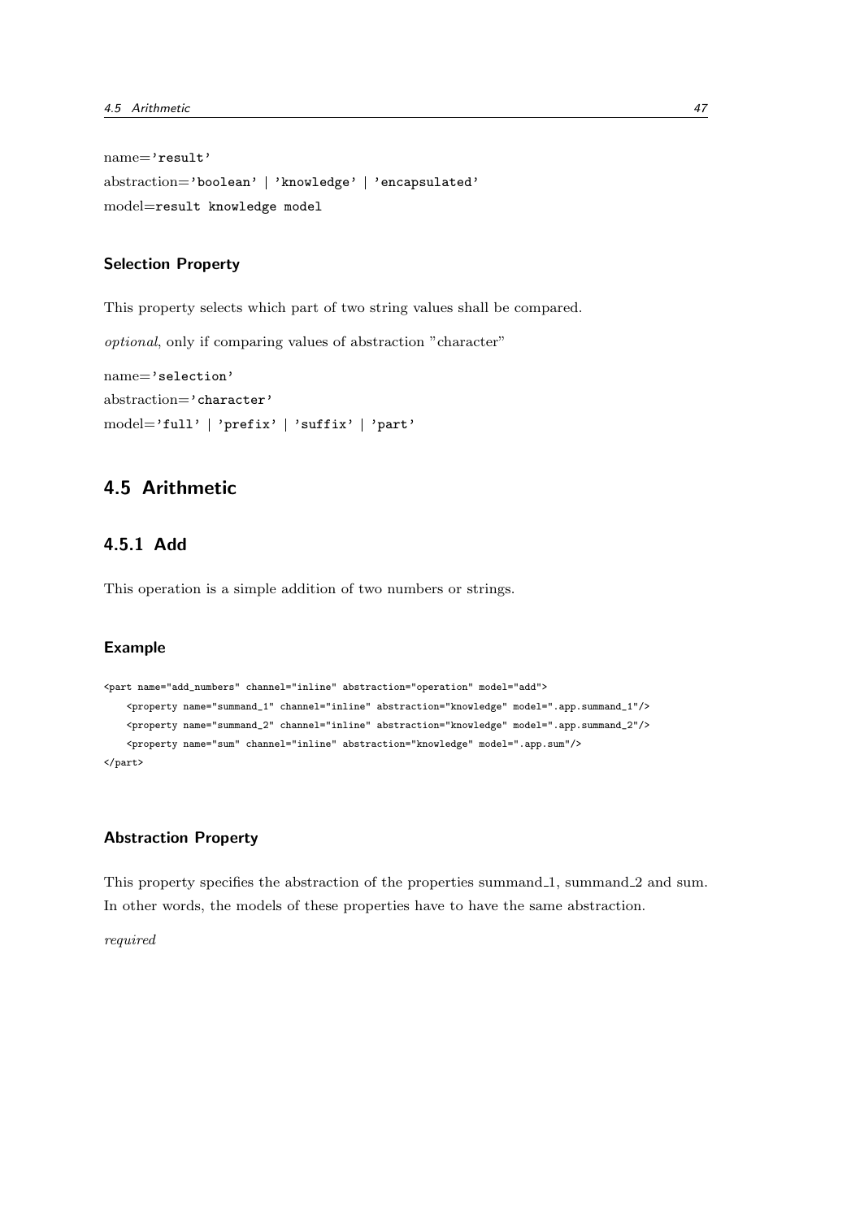name=`'result'`
abstraction=`'boolean'` | `'knowledge'` | `'encapsulated'`
model=`result knowledge model`

### Selection Property

This property selects which part of two string values shall be compared.

*optional*, only if comparing values of abstraction "character"

name=`'selection'`
abstraction=`'character'`
model=`'full'` | `'prefix'` | `'suffix'` | `'part'`

## 4.5 Arithmetic

### 4.5.1 Add

This operation is a simple addition of two numbers or strings.

### Example

```
<part name="add_numbers" channel="inline" abstraction="operation" model="add">
    <property name="summand_1" channel="inline" abstraction="knowledge" model=".app.summand_1"/>
    <property name="summand_2" channel="inline" abstraction="knowledge" model=".app.summand_2"/>
    <property name="sum" channel="inline" abstraction="knowledge" model=".app.sum"/>
</part>
```

### Abstraction Property

This property specifies the abstraction of the properties summand_1, summand_2 and sum. In other words, the models of these properties have to have the same abstraction.

*required*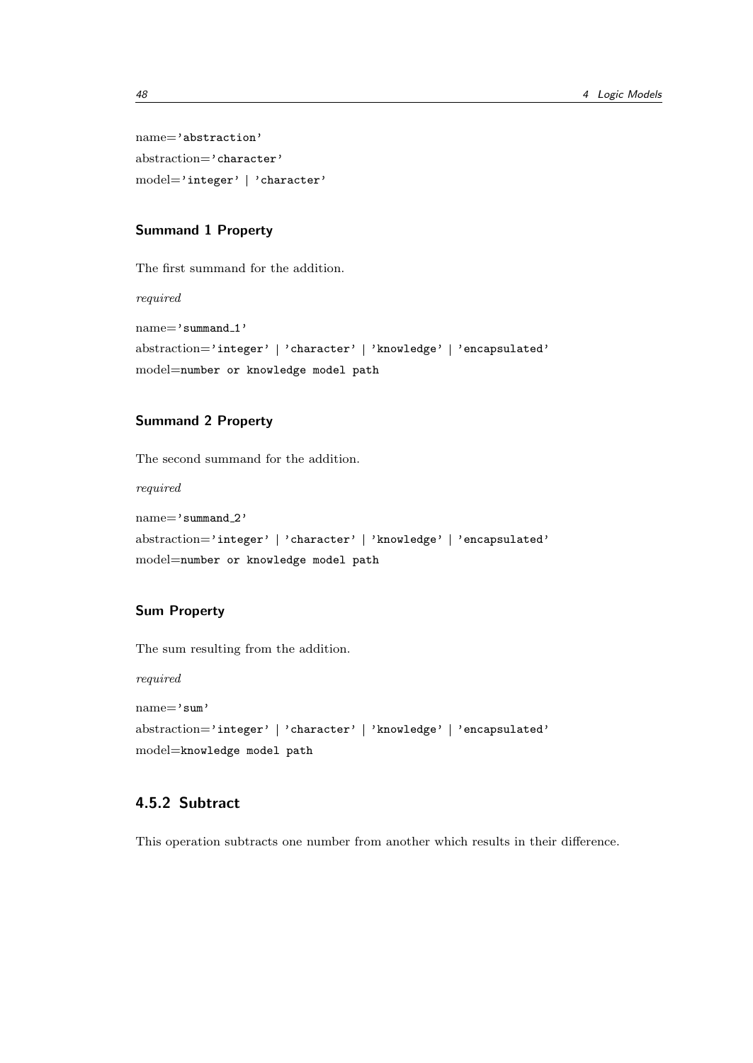name=`'abstraction'`

abstraction=`'character'`

model=`'integer'` | `'character'`

### Summand 1 Property

The first summand for the addition.

*required*

name=`'summand_1'`

abstraction=`'integer'` | `'character'` | `'knowledge'` | `'encapsulated'`

model=`number or knowledge model path`

### Summand 2 Property

The second summand for the addition.

*required*

name=`'summand_2'`

abstraction=`'integer'` | `'character'` | `'knowledge'` | `'encapsulated'`

model=`number or knowledge model path`

### Sum Property

The sum resulting from the addition.

*required*

name=`'sum'`

abstraction=`'integer'` | `'character'` | `'knowledge'` | `'encapsulated'`

model=`knowledge model path`

## 4.5.2 Subtract

This operation subtracts one number from another which results in their difference.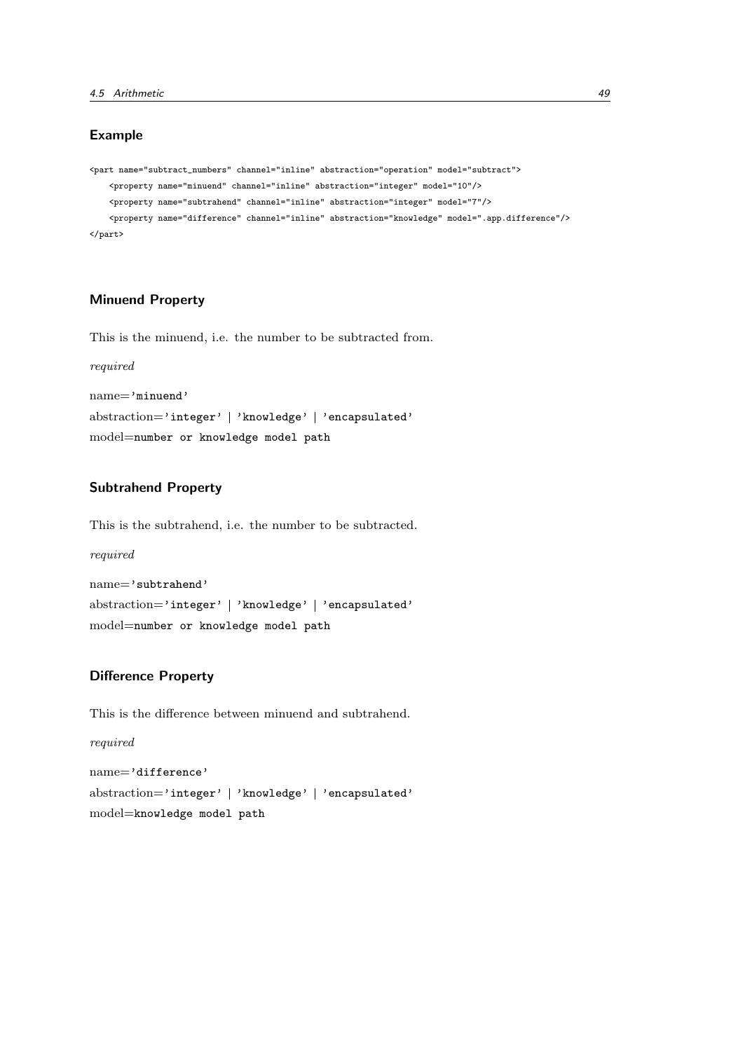### Example

```
<part name="subtract_numbers" channel="inline" abstraction="operation" model="subtract">
    <property name="minuend" channel="inline" abstraction="integer" model="10"/>
    <property name="subtrahend" channel="inline" abstraction="integer" model="7"/>
    <property name="difference" channel="inline" abstraction="knowledge" model=".app.difference"/>
</part>
```

### Minuend Property

This is the minuend, i.e. the number to be subtracted from.

*required*

name=`'minuend'`

abstraction=`'integer'` | `'knowledge'` | `'encapsulated'`

model=`number or knowledge model path`

### Subtrahend Property

This is the subtrahend, i.e. the number to be subtracted.

*required*

name=`'subtrahend'`

abstraction=`'integer'` | `'knowledge'` | `'encapsulated'`

model=`number or knowledge model path`

### Difference Property

This is the difference between minuend and subtrahend.

*required*

name=`'difference'`

abstraction=`'integer'` | `'knowledge'` | `'encapsulated'`

model=`knowledge model path`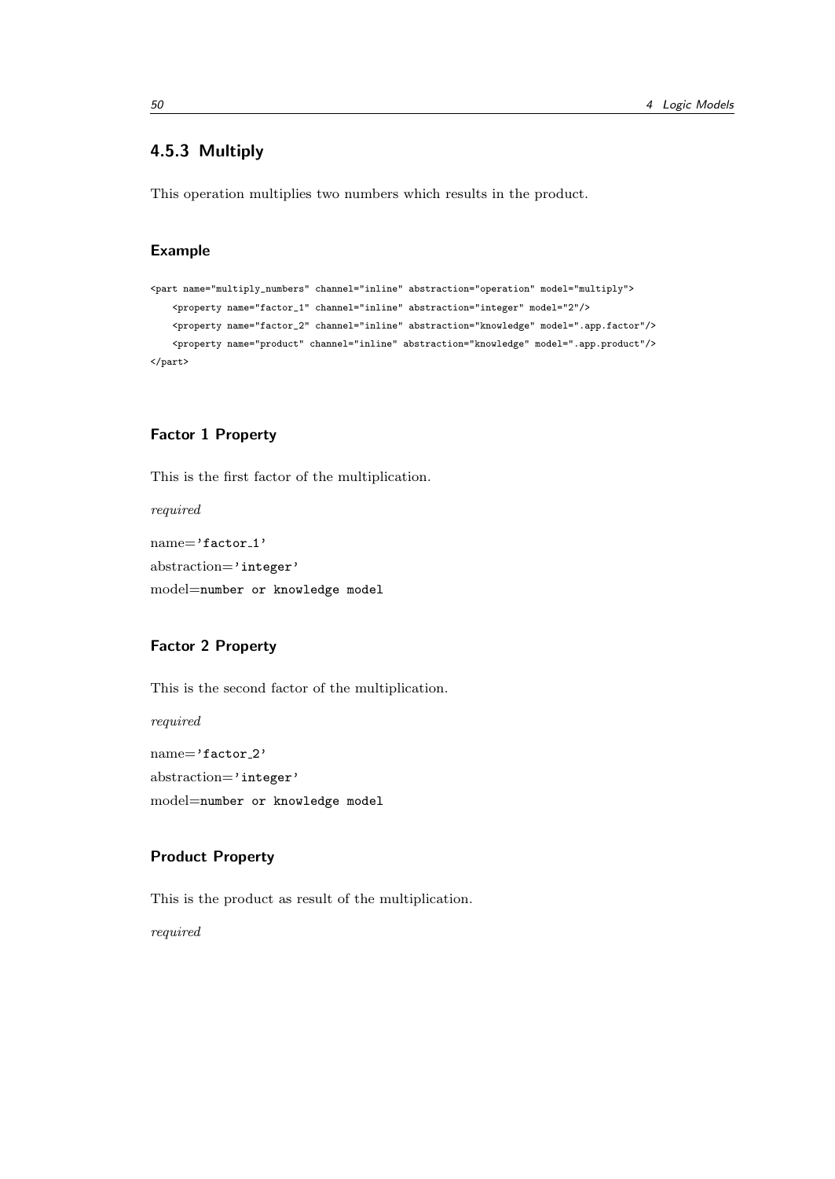### 4.5.3 Multiply

This operation multiplies two numbers which results in the product.

#### Example

```
<part name="multiply_numbers" channel="inline" abstraction="operation" model="multiply">
    <property name="factor_1" channel="inline" abstraction="integer" model="2"/>
    <property name="factor_2" channel="inline" abstraction="knowledge" model=".app.factor"/>
    <property name="product" channel="inline" abstraction="knowledge" model=".app.product"/>
</part>
```

#### Factor 1 Property

This is the first factor of the multiplication.

*required*

name='factor_1'

abstraction='integer'

model=number or knowledge model

#### Factor 2 Property

This is the second factor of the multiplication.

*required*

name='factor_2'

abstraction='integer'

model=number or knowledge model

#### Product Property

This is the product as result of the multiplication.

*required*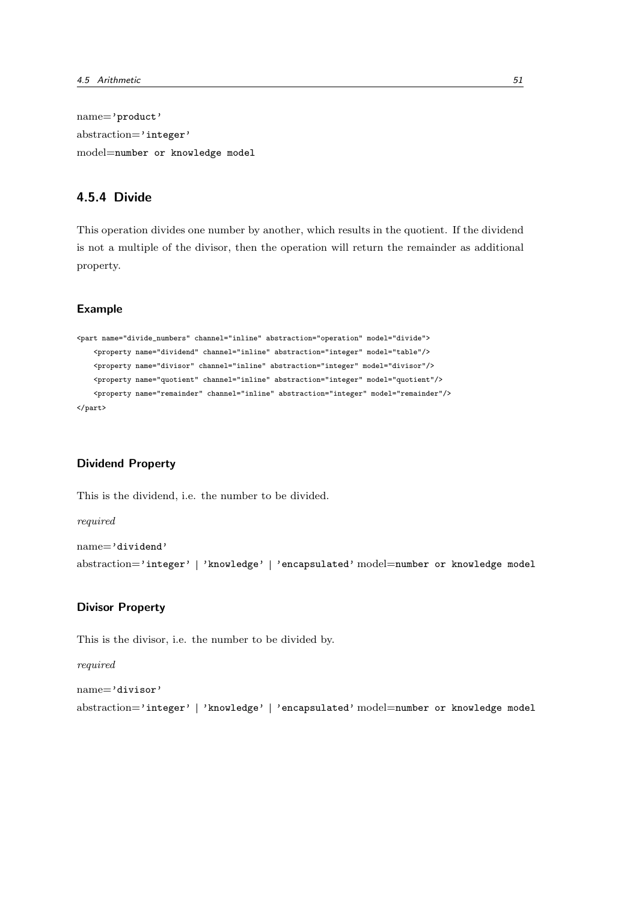name='product'
abstraction='integer'
model=number or knowledge model

### 4.5.4 Divide

This operation divides one number by another, which results in the quotient. If the dividend is not a multiple of the divisor, then the operation will return the remainder as additional property.

#### Example

```
<part name="divide_numbers" channel="inline" abstraction="operation" model="divide">
    <property name="dividend" channel="inline" abstraction="integer" model="table"/>
    <property name="divisor" channel="inline" abstraction="integer" model="divisor"/>
    <property name="quotient" channel="inline" abstraction="integer" model="quotient"/>
    <property name="remainder" channel="inline" abstraction="integer" model="remainder"/>
</part>
```

#### Dividend Property

This is the dividend, i.e. the number to be divided.

*required*

name='dividend'
abstraction='integer' | 'knowledge' | 'encapsulated' model=number or knowledge model

#### Divisor Property

This is the divisor, i.e. the number to be divided by.

*required*

name='divisor'
abstraction='integer' | 'knowledge' | 'encapsulated' model=number or knowledge model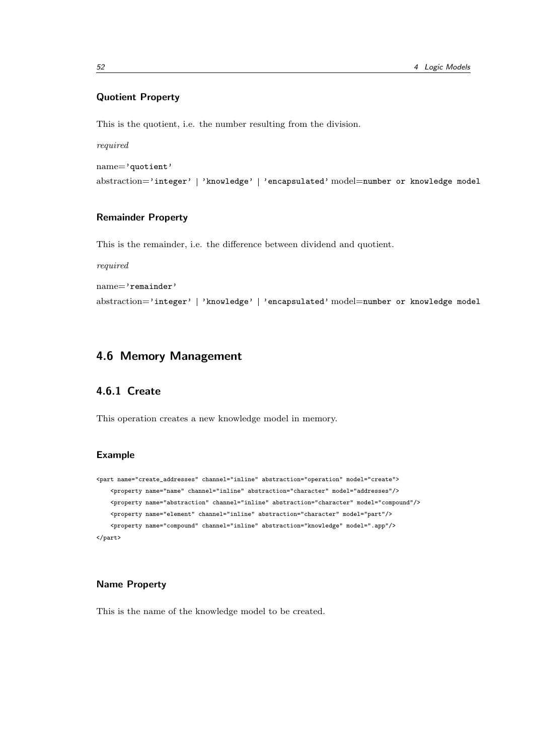#### Quotient Property

This is the quotient, i.e. the number resulting from the division.

*required*

name=`'quotient'`

abstraction=`'integer'` | `'knowledge'` | `'encapsulated'` model=`number or knowledge model`

#### Remainder Property

This is the remainder, i.e. the difference between dividend and quotient.

*required*

name=`'remainder'`

abstraction=`'integer'` | `'knowledge'` | `'encapsulated'` model=`number or knowledge model`

## 4.6 Memory Management

### 4.6.1 Create

This operation creates a new knowledge model in memory.

#### Example

```
<part name="create_addresses" channel="inline" abstraction="operation" model="create">
    <property name="name" channel="inline" abstraction="character" model="addresses"/>
    <property name="abstraction" channel="inline" abstraction="character" model="compound"/>
    <property name="element" channel="inline" abstraction="character" model="part"/>
    <property name="compound" channel="inline" abstraction="knowledge" model=".app"/>
</part>
```

#### Name Property

This is the name of the knowledge model to be created.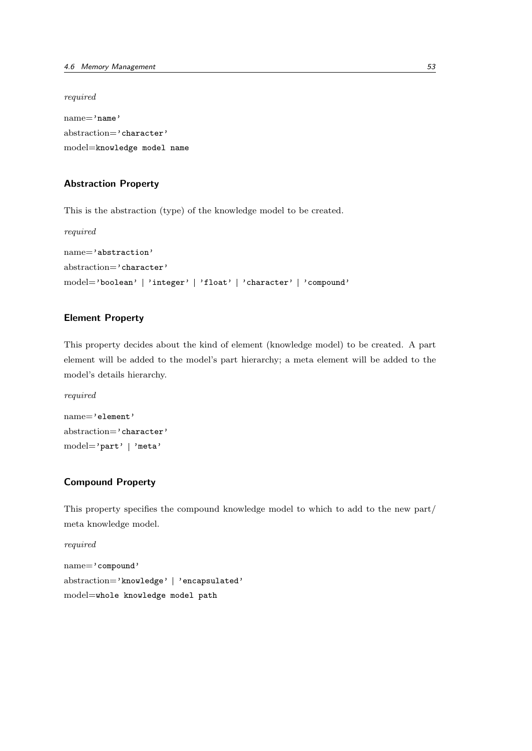*required*

name=`'name'`
abstraction=`'character'`
model=`knowledge model name`

### Abstraction Property

This is the abstraction (type) of the knowledge model to be created.

*required*

name=`'abstraction'`
abstraction=`'character'`
model=`'boolean'` | `'integer'` | `'float'` | `'character'` | `'compound'`

### Element Property

This property decides about the kind of element (knowledge model) to be created. A part element will be added to the model's part hierarchy; a meta element will be added to the model's details hierarchy.

*required*

name=`'element'`
abstraction=`'character'`
model=`'part'` | `'meta'`

### Compound Property

This property specifies the compound knowledge model to which to add to the new part/ meta knowledge model.

*required*

name=`'compound'`
abstraction=`'knowledge'` | `'encapsulated'`
model=`whole knowledge model path`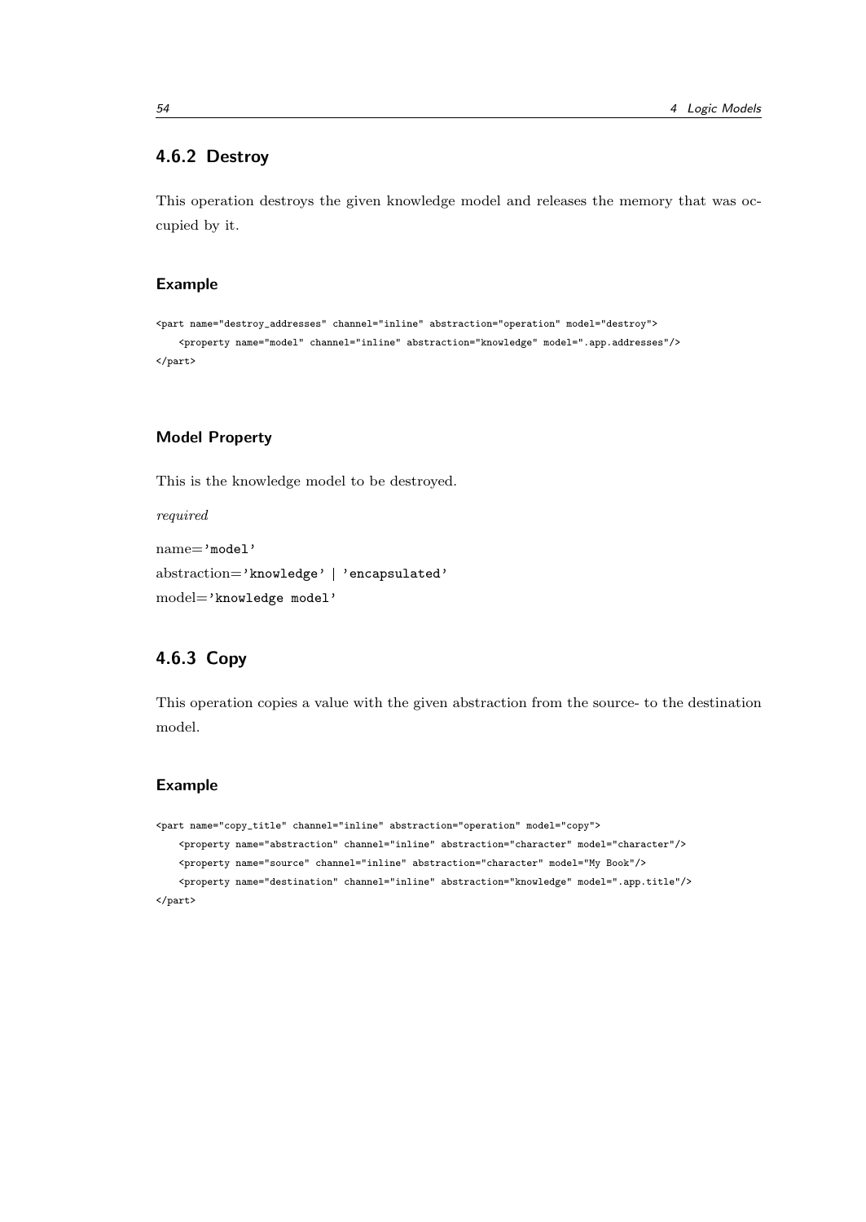### 4.6.2 Destroy

This operation destroys the given knowledge model and releases the memory that was occupied by it.

#### Example

```
<part name="destroy_addresses" channel="inline" abstraction="operation" model="destroy">
    <property name="model" channel="inline" abstraction="knowledge" model=".app.addresses"/>
</part>
```

#### Model Property

This is the knowledge model to be destroyed.

*required*

name=`'model'`

abstraction=`'knowledge'` | `'encapsulated'`

model=`'knowledge model'`

### 4.6.3 Copy

This operation copies a value with the given abstraction from the source- to the destination model.

#### Example

```
<part name="copy_title" channel="inline" abstraction="operation" model="copy">
    <property name="abstraction" channel="inline" abstraction="character" model="character"/>
    <property name="source" channel="inline" abstraction="character" model="My Book"/>
    <property name="destination" channel="inline" abstraction="knowledge" model=".app.title"/>
</part>
```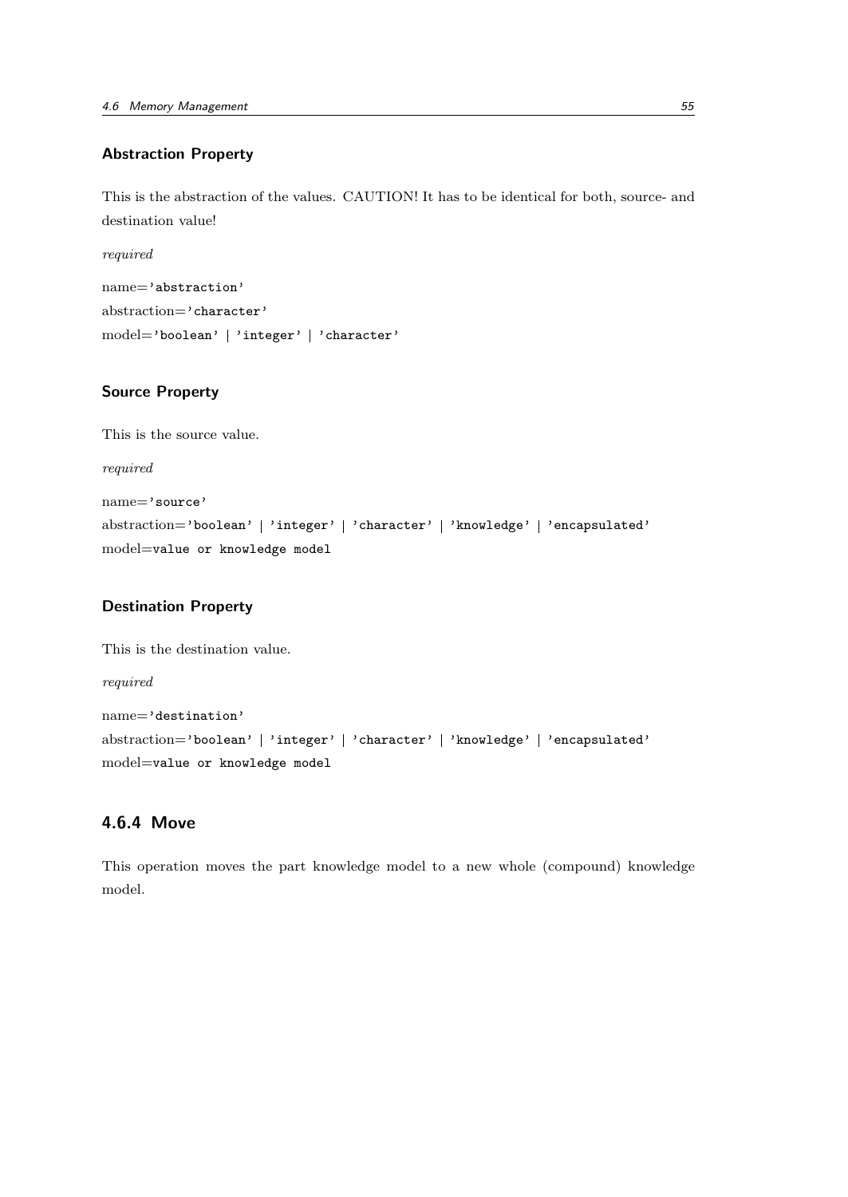### Abstraction Property

This is the abstraction of the values. CAUTION! It has to be identical for both, source- and destination value!

*required*

name=`'abstraction'`  
abstraction=`'character'`  
model=`'boolean'` | `'integer'` | `'character'`

### Source Property

This is the source value.

*required*

name=`'source'`  
abstraction=`'boolean'` | `'integer'` | `'character'` | `'knowledge'` | `'encapsulated'`  
model=`value or knowledge model`

### Destination Property

This is the destination value.

*required*

name=`'destination'`  
abstraction=`'boolean'` | `'integer'` | `'character'` | `'knowledge'` | `'encapsulated'`  
model=`value or knowledge model`

## 4.6.4 Move

This operation moves the part knowledge model to a new whole (compound) knowledge model.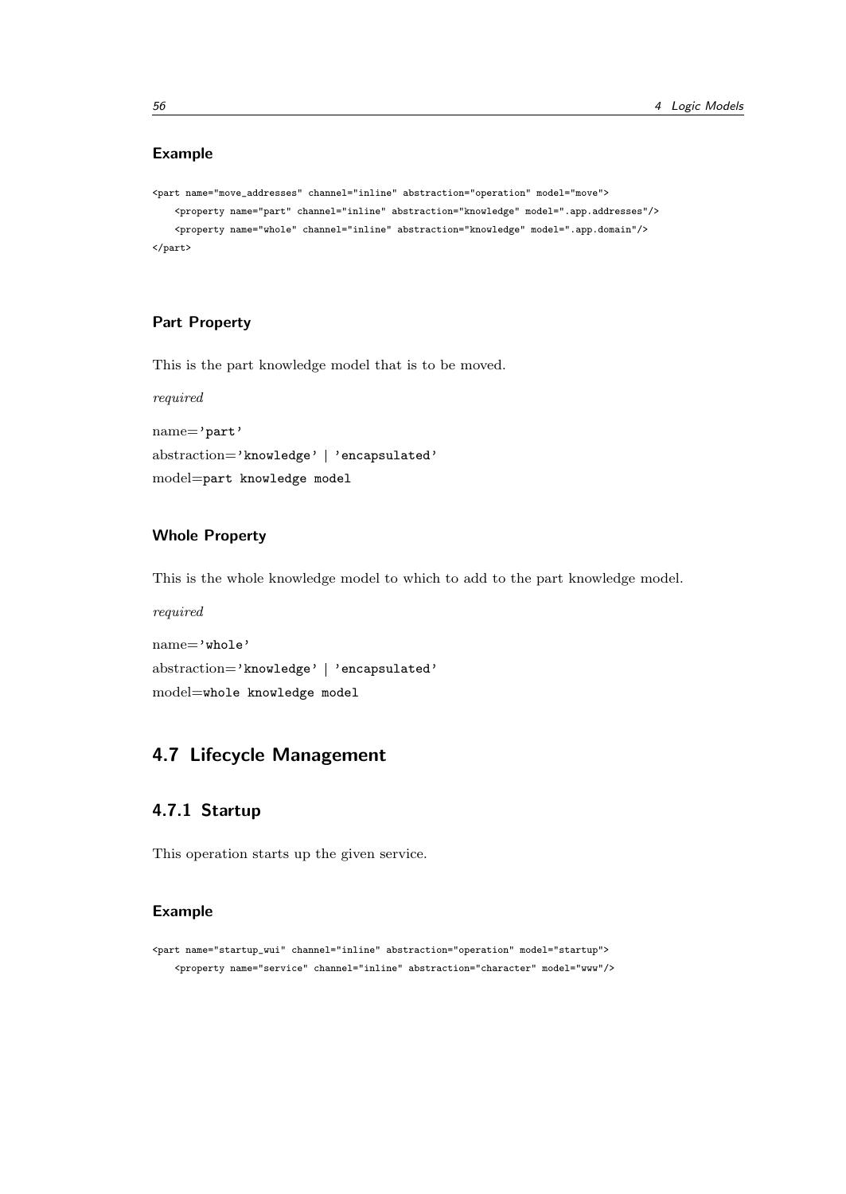#### Example

```
<part name="move_addresses" channel="inline" abstraction="operation" model="move">
    <property name="part" channel="inline" abstraction="knowledge" model=".app.addresses"/>
    <property name="whole" channel="inline" abstraction="knowledge" model=".app.domain"/>
</part>
```

#### Part Property

This is the part knowledge model that is to be moved.

*required*

name=`'part'`
abstraction=`'knowledge'` | `'encapsulated'`
model=`part knowledge model`

#### Whole Property

This is the whole knowledge model to which to add to the part knowledge model.

*required*

name=`'whole'`
abstraction=`'knowledge'` | `'encapsulated'`
model=`whole knowledge model`

## 4.7 Lifecycle Management

### 4.7.1 Startup

This operation starts up the given service.

#### Example

```
<part name="startup_wui" channel="inline" abstraction="operation" model="startup">
    <property name="service" channel="inline" abstraction="character" model="www"/>
```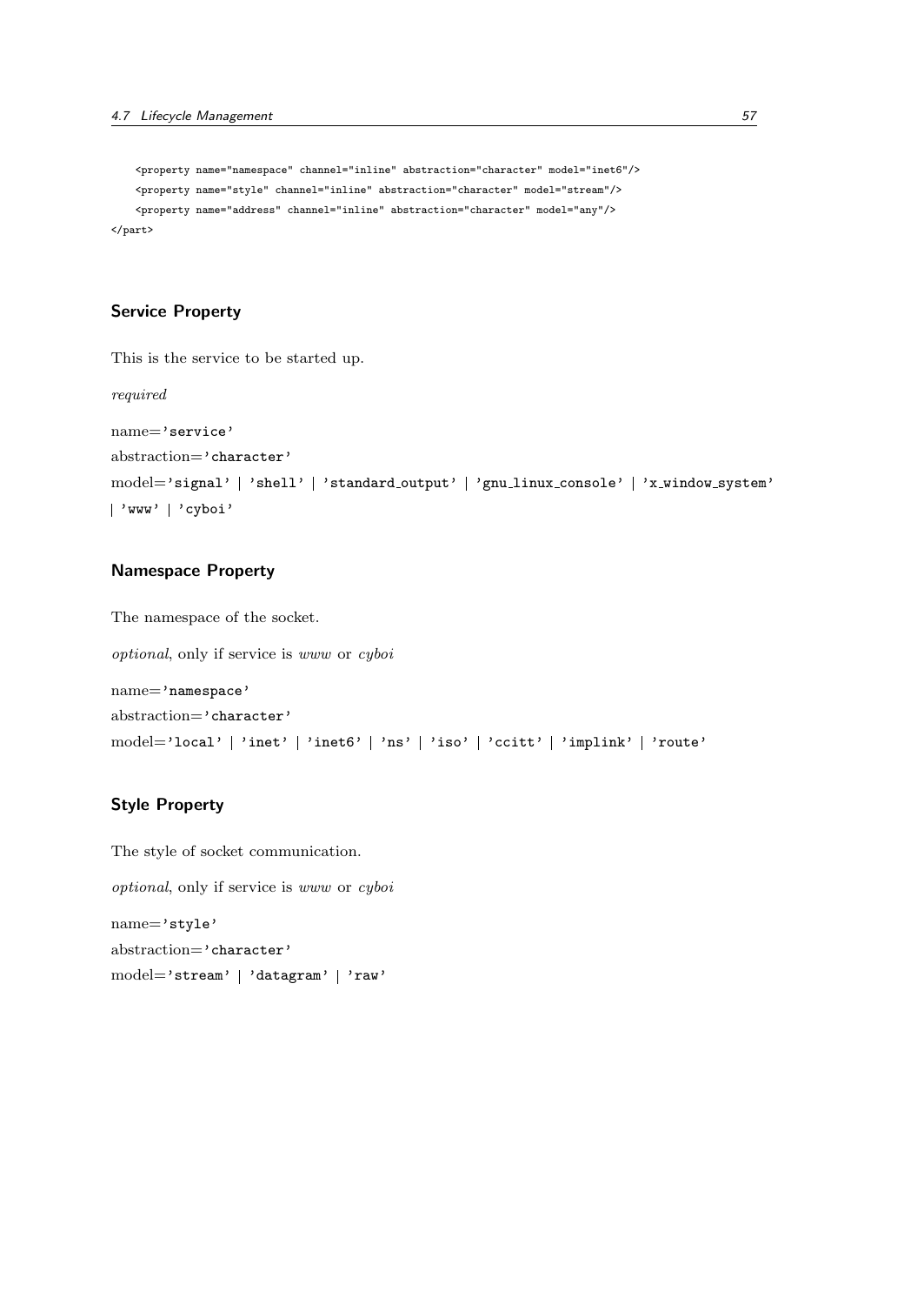```
    <property name="namespace" channel="inline" abstraction="character" model="inet6"/>
    <property name="style" channel="inline" abstraction="character" model="stream"/>
    <property name="address" channel="inline" abstraction="character" model="any"/>
</part>
```

#### Service Property

This is the service to be started up.

*required*

name=`'service'`

abstraction=`'character'`

model=`'signal'` | `'shell'` | `'standard_output'` | `'gnu_linux_console'` | `'x_window_system'` | `'www'` | `'cyboi'`

#### Namespace Property

The namespace of the socket.

*optional*, only if service is *www* or *cyboi*

name=`'namespace'`

abstraction=`'character'`

model=`'local'` | `'inet'` | `'inet6'` | `'ns'` | `'iso'` | `'ccitt'` | `'implink'` | `'route'`

#### Style Property

The style of socket communication.

*optional*, only if service is *www* or *cyboi*

name=`'style'`

abstraction=`'character'`

model=`'stream'` | `'datagram'` | `'raw'`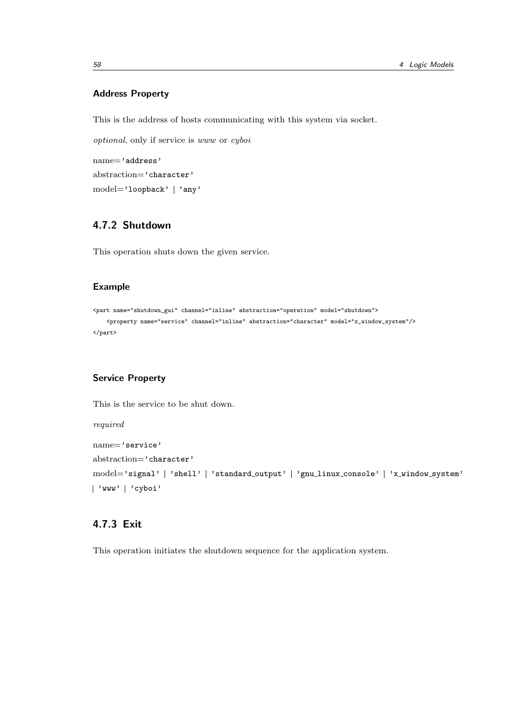#### Address Property

This is the address of hosts communicating with this system via socket.

*optional*, only if service is *www* or *cyboi*

name=`'address'`
abstraction=`'character'`
model=`'loopback'` | `'any'`

### 4.7.2 Shutdown

This operation shuts down the given service.

#### Example

```
<part name="shutdown_gui" channel="inline" abstraction="operation" model="shutdown">
    <property name="service" channel="inline" abstraction="character" model="x_window_system"/>
</part>
```

#### Service Property

This is the service to be shut down.

*required*

name=`'service'`
abstraction=`'character'`
model=`'signal'` | `'shell'` | `'standard_output'` | `'gnu_linux_console'` | `'x_window_system'` | `'www'` | `'cyboi'`

### 4.7.3 Exit

This operation initiates the shutdown sequence for the application system.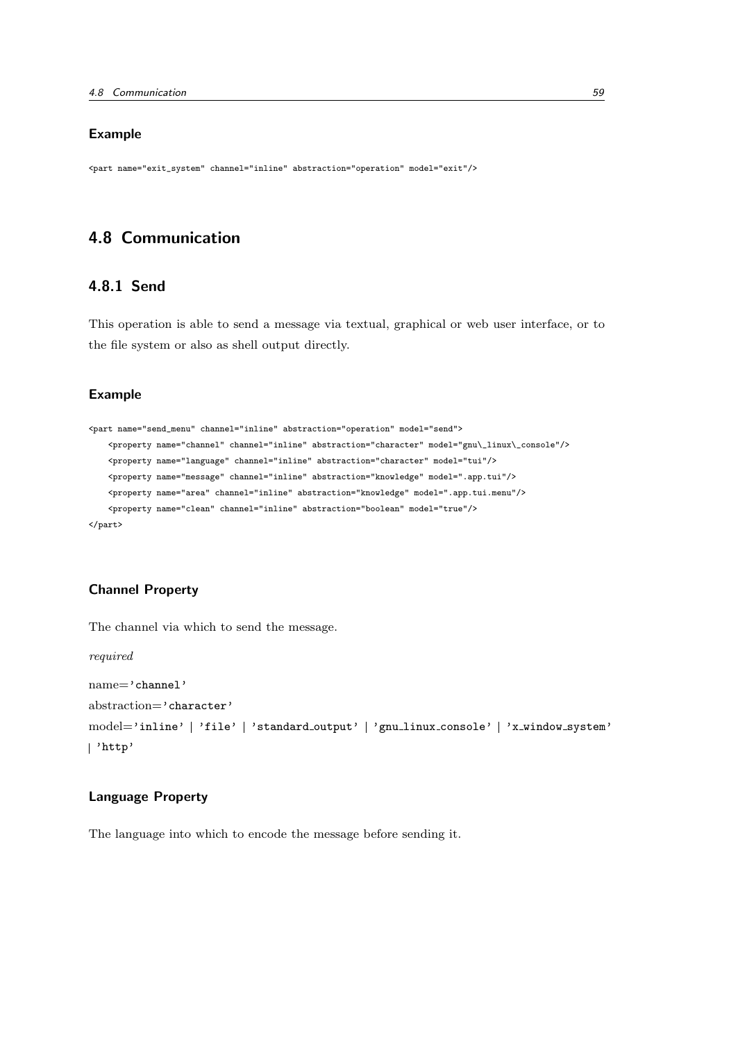#### Example

```
<part name="exit_system" channel="inline" abstraction="operation" model="exit"/>
```

## 4.8 Communication

### 4.8.1 Send

This operation is able to send a message via textual, graphical or web user interface, or to the file system or also as shell output directly.

#### Example

```
<part name="send_menu" channel="inline" abstraction="operation" model="send">
    <property name="channel" channel="inline" abstraction="character" model="gnu\_linux\_console"/>
    <property name="language" channel="inline" abstraction="character" model="tui"/>
    <property name="message" channel="inline" abstraction="knowledge" model=".app.tui"/>
    <property name="area" channel="inline" abstraction="knowledge" model=".app.tui.menu"/>
    <property name="clean" channel="inline" abstraction="boolean" model="true"/>
</part>
```

#### Channel Property

The channel via which to send the message.

*required*

name=`'channel'`

abstraction=`'character'`

model=`'inline'` | `'file'` | `'standard_output'` | `'gnu_linux_console'` | `'x_window_system'` | `'http'`

#### Language Property

The language into which to encode the message before sending it.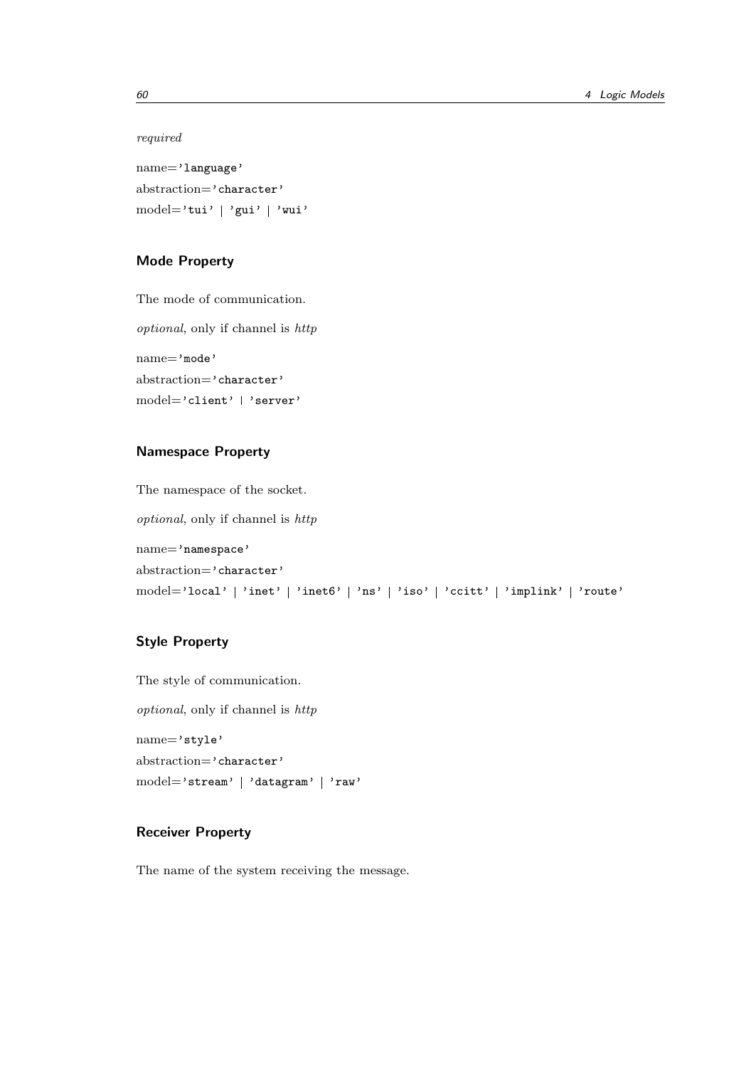*required*

name='language'
abstraction='character'
model='tui' | 'gui' | 'wui'

### Mode Property

The mode of communication.

*optional*, only if channel is *http*

name='mode'
abstraction='character'
model='client' | 'server'

### Namespace Property

The namespace of the socket.

*optional*, only if channel is *http*

name='namespace'
abstraction='character'
model='local' | 'inet' | 'inet6' | 'ns' | 'iso' | 'ccitt' | 'implink' | 'route'

### Style Property

The style of communication.

*optional*, only if channel is *http*

name='style'
abstraction='character'
model='stream' | 'datagram' | 'raw'

### Receiver Property

The name of the system receiving the message.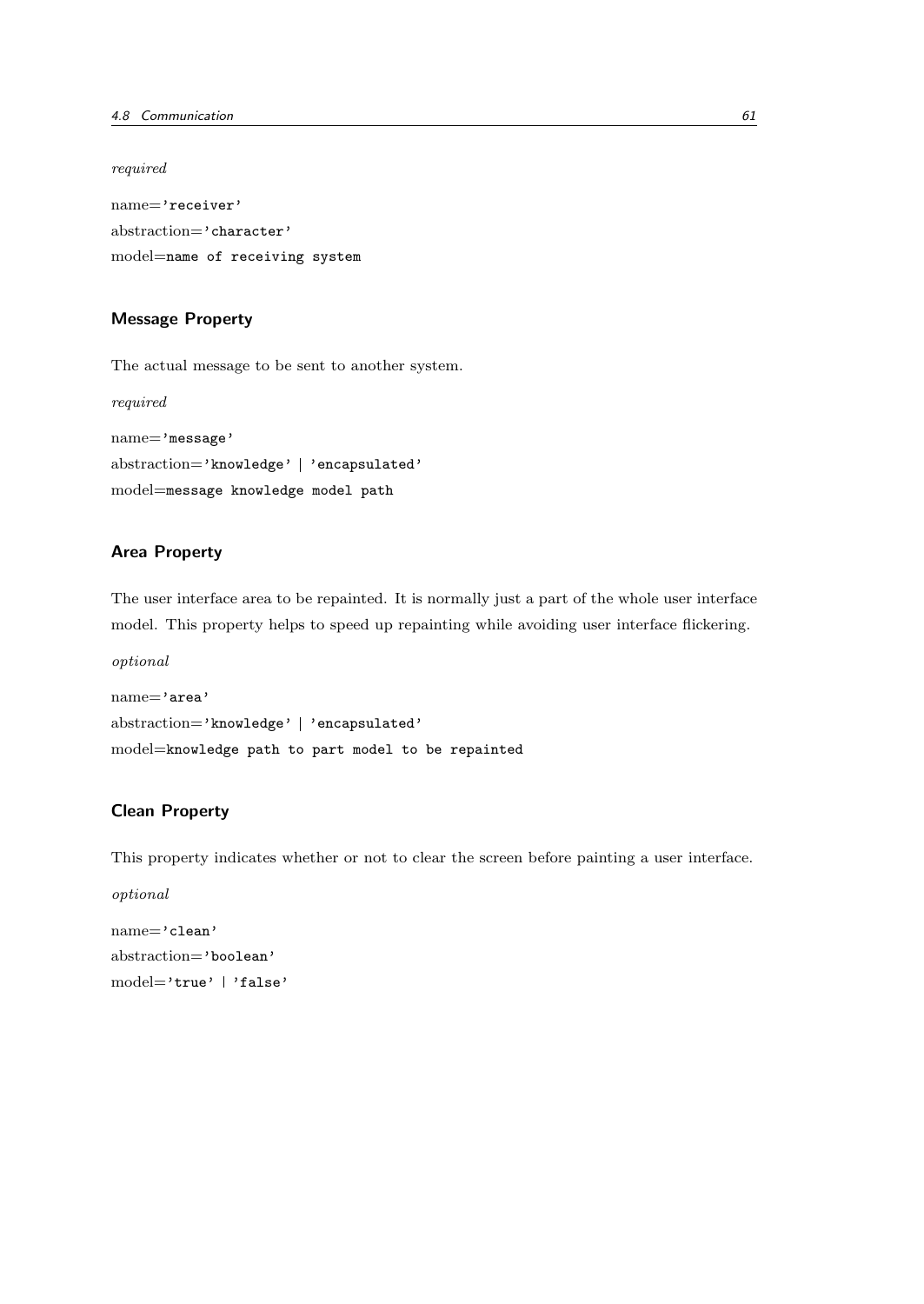*required*

name='receiver'
abstraction='character'
model=name of receiving system

### Message Property

The actual message to be sent to another system.

*required*

name='message'
abstraction='knowledge' | 'encapsulated'
model=message knowledge model path

### Area Property

The user interface area to be repainted. It is normally just a part of the whole user interface model. This property helps to speed up repainting while avoiding user interface flickering.

*optional*

name='area'
abstraction='knowledge' | 'encapsulated'
model=knowledge path to part model to be repainted

### Clean Property

This property indicates whether or not to clear the screen before painting a user interface.

*optional*

name='clean'
abstraction='boolean'
model='true' | 'false'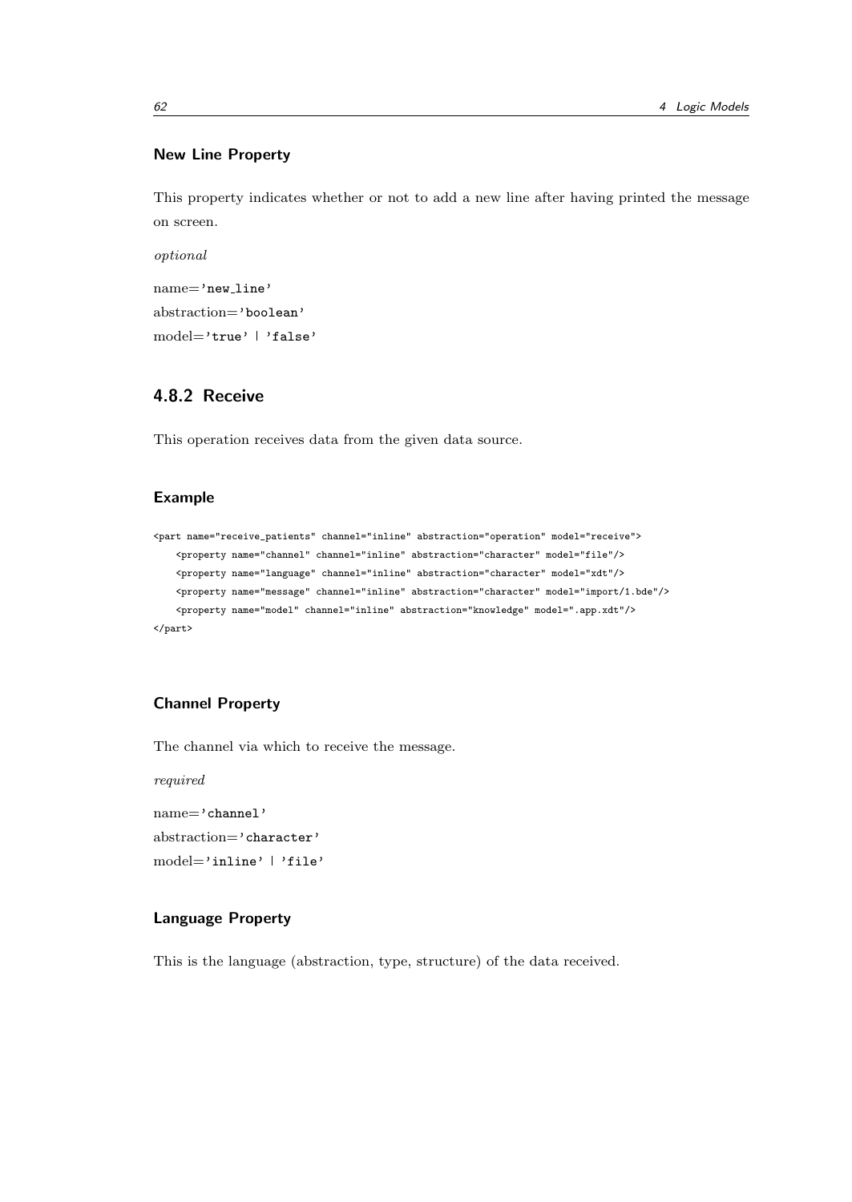### New Line Property

This property indicates whether or not to add a new line after having printed the message on screen.

*optional*

name=`'new_line'`
abstraction=`'boolean'`
model=`'true' | 'false'`

## 4.8.2 Receive

This operation receives data from the given data source.

### Example

```
<part name="receive_patients" channel="inline" abstraction="operation" model="receive">
    <property name="channel" channel="inline" abstraction="character" model="file"/>
    <property name="language" channel="inline" abstraction="character" model="xdt"/>
    <property name="message" channel="inline" abstraction="character" model="import/1.bde"/>
    <property name="model" channel="inline" abstraction="knowledge" model=".app.xdt"/>
</part>
```

### Channel Property

The channel via which to receive the message.

*required*

name=`'channel'`
abstraction=`'character'`
model=`'inline' | 'file'`

### Language Property

This is the language (abstraction, type, structure) of the data received.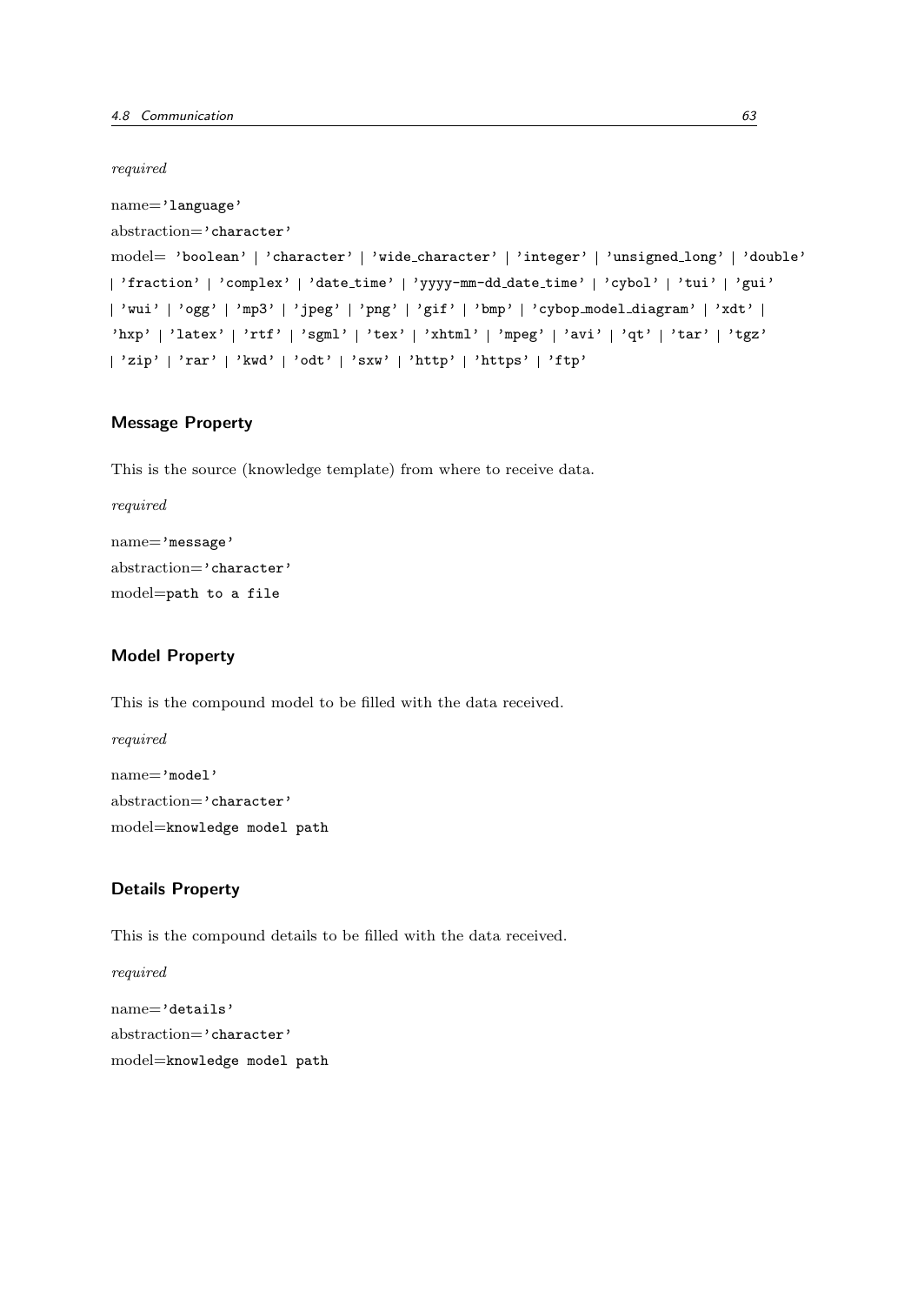*required*

name='language'
abstraction='character'
model= 'boolean' | 'character' | 'wide_character' | 'integer' | 'unsigned_long' | 'double' | 'fraction' | 'complex' | 'date_time' | 'yyyy-mm-dd_date_time' | 'cybol' | 'tui' | 'gui' | 'wui' | 'ogg' | 'mp3' | 'jpeg' | 'png' | 'gif' | 'bmp' | 'cybop_model_diagram' | 'xdt' | 'hxp' | 'latex' | 'rtf' | 'sgml' | 'tex' | 'xhtml' | 'mpeg' | 'avi' | 'qt' | 'tar' | 'tgz' | 'zip' | 'rar' | 'kwd' | 'odt' | 'sxw' | 'http' | 'https' | 'ftp'

### Message Property

This is the source (knowledge template) from where to receive data.

*required*

name='message'
abstraction='character'
model=path to a file

### Model Property

This is the compound model to be filled with the data received.

*required*

name='model'
abstraction='character'
model=knowledge model path

### Details Property

This is the compound details to be filled with the data received.

*required*

name='details'
abstraction='character'
model=knowledge model path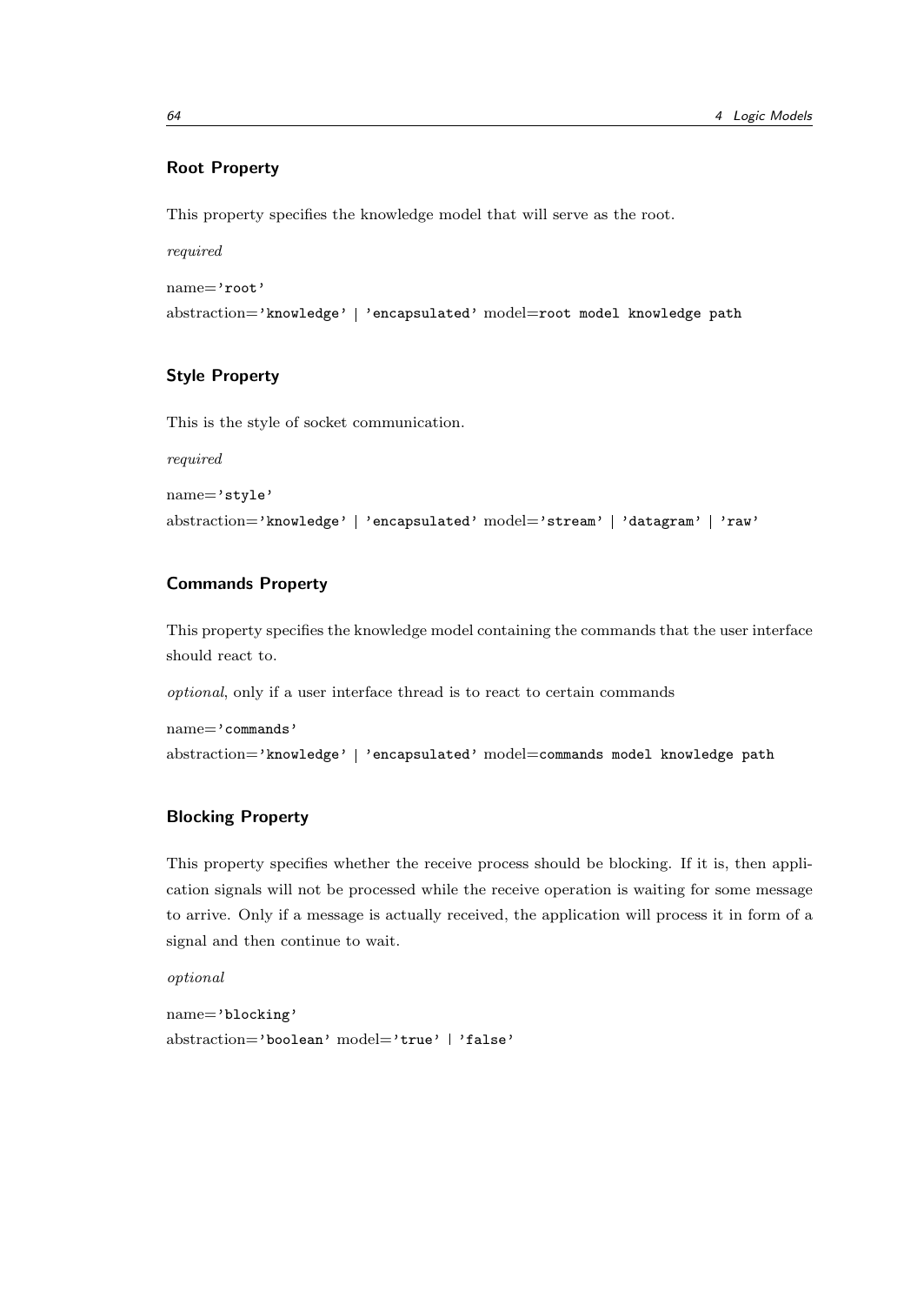### Root Property

This property specifies the knowledge model that will serve as the root.

*required*

name=`'root'`

abstraction=`'knowledge'` | `'encapsulated'` model=`root model knowledge path`

### Style Property

This is the style of socket communication.

*required*

name=`'style'`

abstraction=`'knowledge'` | `'encapsulated'` model=`'stream'` | `'datagram'` | `'raw'`

### Commands Property

This property specifies the knowledge model containing the commands that the user interface should react to.

*optional*, only if a user interface thread is to react to certain commands

name=`'commands'`

abstraction=`'knowledge'` | `'encapsulated'` model=`commands model knowledge path`

### Blocking Property

This property specifies whether the receive process should be blocking. If it is, then application signals will not be processed while the receive operation is waiting for some message to arrive. Only if a message is actually received, the application will process it in form of a signal and then continue to wait.

*optional*

name=`'blocking'`

abstraction=`'boolean'` model=`'true'` | `'false'`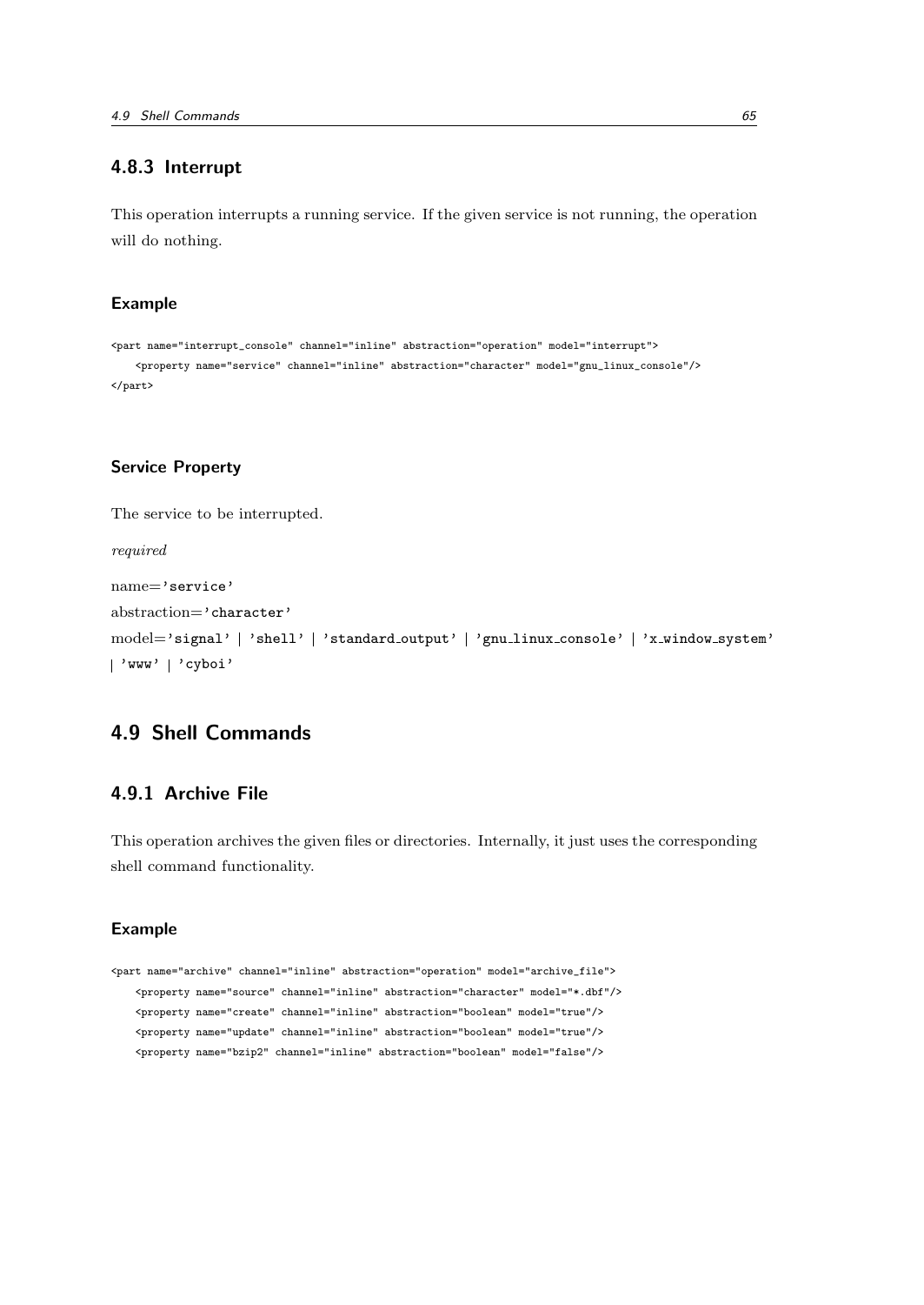### 4.8.3 Interrupt

This operation interrupts a running service. If the given service is not running, the operation will do nothing.

#### Example

```
<part name="interrupt_console" channel="inline" abstraction="operation" model="interrupt">
    <property name="service" channel="inline" abstraction="character" model="gnu_linux_console"/>
</part>
```

#### Service Property

The service to be interrupted.

*required*

name='service'

abstraction='character'

model='signal' | 'shell' | 'standard_output' | 'gnu_linux_console' | 'x_window_system' | 'www' | 'cyboi'

## 4.9 Shell Commands

### 4.9.1 Archive File

This operation archives the given files or directories. Internally, it just uses the corresponding shell command functionality.

#### Example

```
<part name="archive" channel="inline" abstraction="operation" model="archive_file">
    <property name="source" channel="inline" abstraction="character" model="*.dbf"/>
    <property name="create" channel="inline" abstraction="boolean" model="true"/>
    <property name="update" channel="inline" abstraction="boolean" model="true"/>
    <property name="bzip2" channel="inline" abstraction="boolean" model="false"/>
```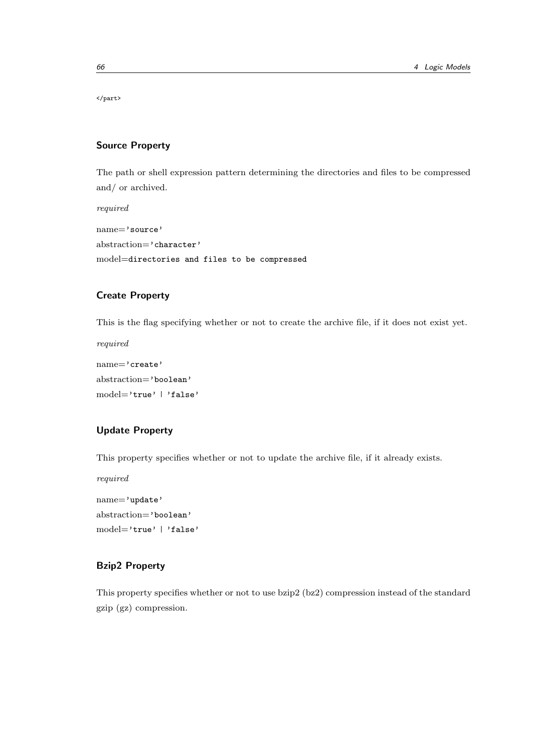```
</part>
```

### Source Property

The path or shell expression pattern determining the directories and files to be compressed and/ or archived.

*required*

name=`'source'`
abstraction=`'character'`
model=`directories and files to be compressed`

### Create Property

This is the flag specifying whether or not to create the archive file, if it does not exist yet.

*required*

name=`'create'`
abstraction=`'boolean'`
model=`'true' | 'false'`

### Update Property

This property specifies whether or not to update the archive file, if it already exists.

*required*

name=`'update'`
abstraction=`'boolean'`
model=`'true' | 'false'`

### Bzip2 Property

This property specifies whether or not to use bzip2 (bz2) compression instead of the standard gzip (gz) compression.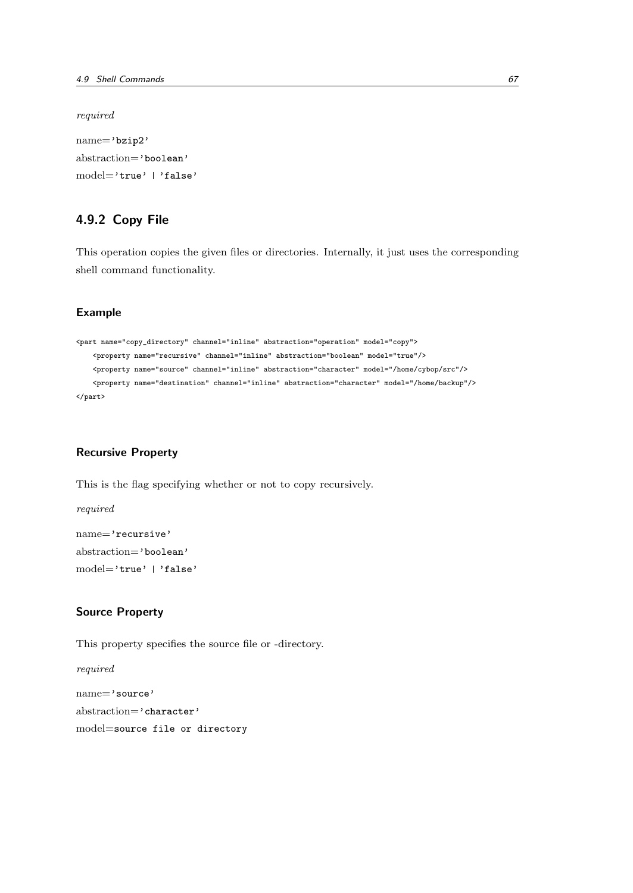*required*

name='bzip2'

abstraction='boolean'

model='true' | 'false'

### 4.9.2 Copy File

This operation copies the given files or directories. Internally, it just uses the corresponding shell command functionality.

#### Example

```
<part name="copy_directory" channel="inline" abstraction="operation" model="copy">
    <property name="recursive" channel="inline" abstraction="boolean" model="true"/>
    <property name="source" channel="inline" abstraction="character" model="/home/cybop/src"/>
    <property name="destination" channel="inline" abstraction="character" model="/home/backup"/>
</part>
```

#### Recursive Property

This is the flag specifying whether or not to copy recursively.

*required*

name='recursive'

abstraction='boolean'

model='true' | 'false'

#### Source Property

This property specifies the source file or -directory.

*required*

name='source'

abstraction='character'

model=source file or directory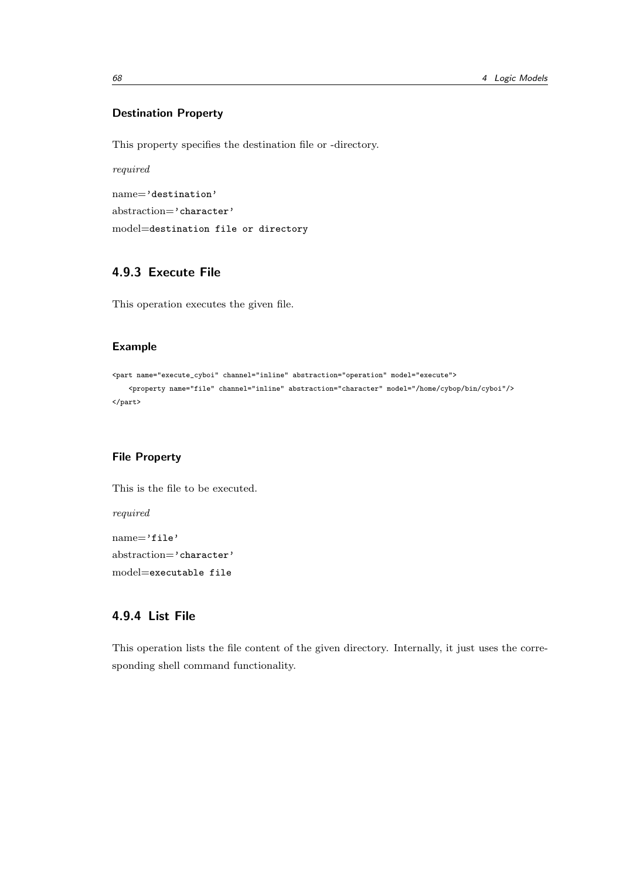#### Destination Property

This property specifies the destination file or -directory.

*required*

name='destination'
abstraction='character'
model=destination file or directory

### 4.9.3 Execute File

This operation executes the given file.

#### Example

```
<part name="execute_cyboi" channel="inline" abstraction="operation" model="execute">
    <property name="file" channel="inline" abstraction="character" model="/home/cybop/bin/cyboi"/>
</part>
```

#### File Property

This is the file to be executed.

*required*

name='file'
abstraction='character'
model=executable file

### 4.9.4 List File

This operation lists the file content of the given directory. Internally, it just uses the corresponding shell command functionality.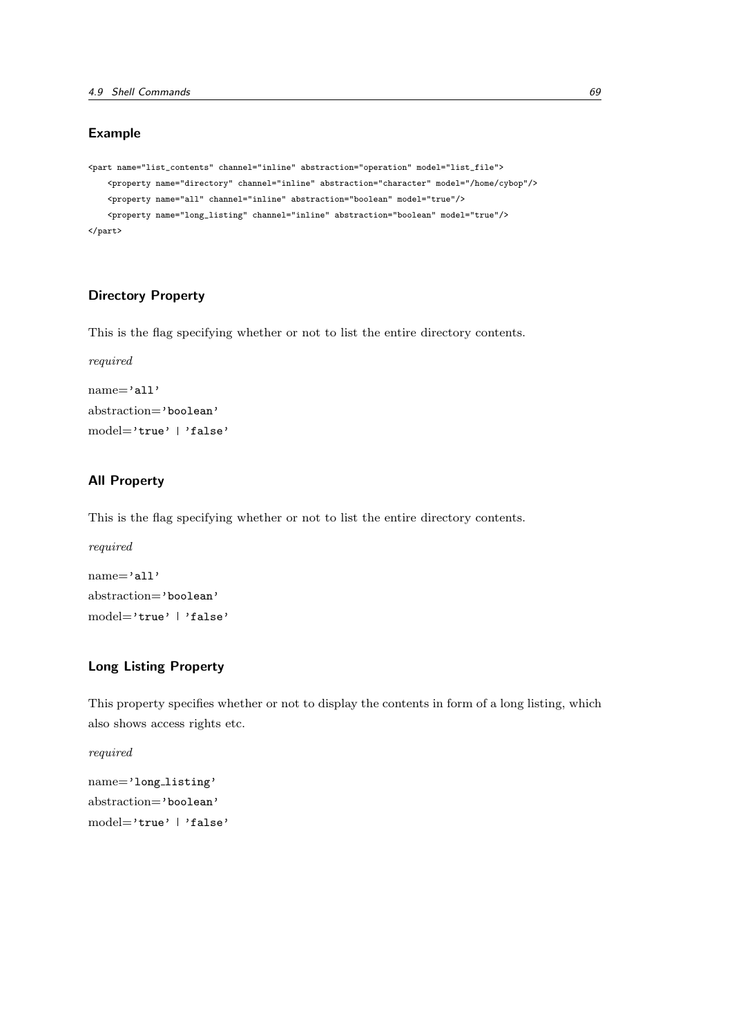### Example

```
<part name="list_contents" channel="inline" abstraction="operation" model="list_file">
    <property name="directory" channel="inline" abstraction="character" model="/home/cybop"/>
    <property name="all" channel="inline" abstraction="boolean" model="true"/>
    <property name="long_listing" channel="inline" abstraction="boolean" model="true"/>
</part>
```

### Directory Property

This is the flag specifying whether or not to list the entire directory contents.

*required*

name=`'all'`
abstraction=`'boolean'`
model=`'true' | 'false'`

### All Property

This is the flag specifying whether or not to list the entire directory contents.

*required*

name=`'all'`
abstraction=`'boolean'`
model=`'true' | 'false'`

### Long Listing Property

This property specifies whether or not to display the contents in form of a long listing, which also shows access rights etc.

*required*

name=`'long_listing'`
abstraction=`'boolean'`
model=`'true' | 'false'`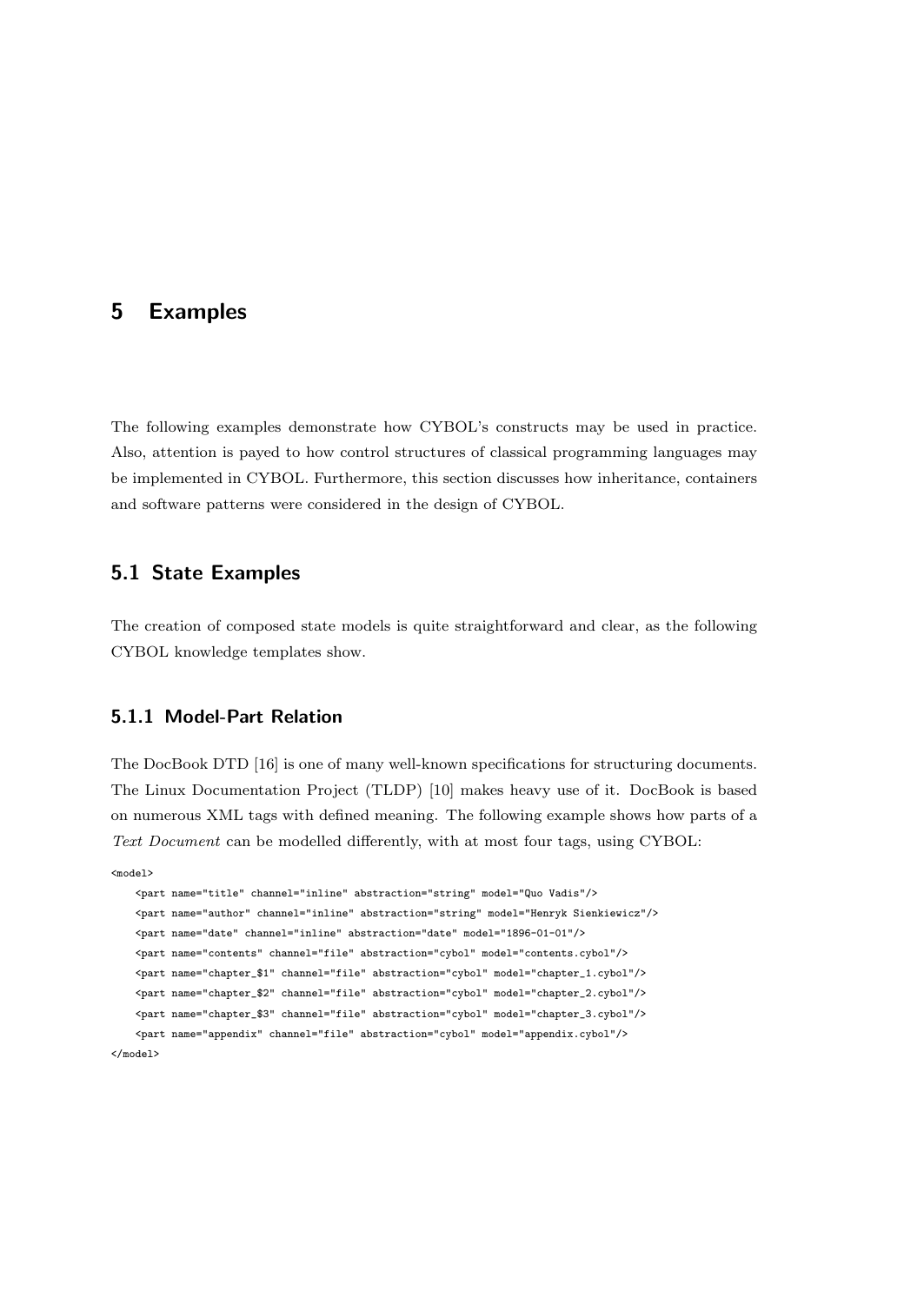# 5 Examples

The following examples demonstrate how CYBOL's constructs may be used in practice. Also, attention is payed to how control structures of classical programming languages may be implemented in CYBOL. Furthermore, this section discusses how inheritance, containers and software patterns were considered in the design of CYBOL.

## 5.1 State Examples

The creation of composed state models is quite straightforward and clear, as the following CYBOL knowledge templates show.

### 5.1.1 Model-Part Relation

The DocBook DTD [16] is one of many well-known specifications for structuring documents. The Linux Documentation Project (TLDP) [10] makes heavy use of it. DocBook is based on numerous XML tags with defined meaning. The following example shows how parts of a *Text Document* can be modelled differently, with at most four tags, using CYBOL:

```
<model>
    <part name="title" channel="inline" abstraction="string" model="Quo Vadis"/>
    <part name="author" channel="inline" abstraction="string" model="Henryk Sienkiewicz"/>
    <part name="date" channel="inline" abstraction="date" model="1896-01-01"/>
    <part name="contents" channel="file" abstraction="cybol" model="contents.cybol"/>
    <part name="chapter_$1" channel="file" abstraction="cybol" model="chapter_1.cybol"/>
    <part name="chapter_$2" channel="file" abstraction="cybol" model="chapter_2.cybol"/>
    <part name="chapter_$3" channel="file" abstraction="cybol" model="chapter_3.cybol"/>
    <part name="appendix" channel="file" abstraction="cybol" model="appendix.cybol"/>
</model>
```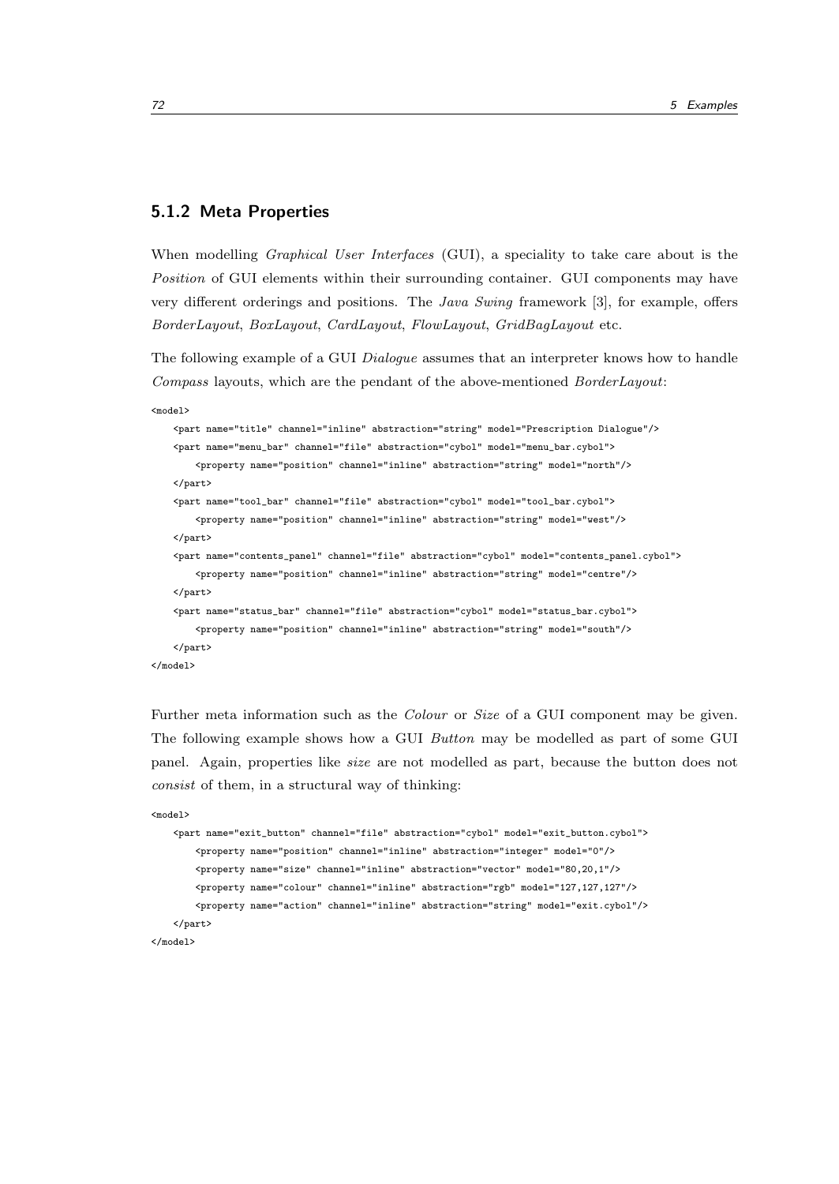### 5.1.2 Meta Properties

When modelling *Graphical User Interfaces* (GUI), a speciality to take care about is the *Position* of GUI elements within their surrounding container. GUI components may have very different orderings and positions. The *Java Swing* framework [3], for example, offers *BorderLayout*, *BoxLayout*, *CardLayout*, *FlowLayout*, *GridBagLayout* etc.

The following example of a GUI *Dialogue* assumes that an interpreter knows how to handle *Compass* layouts, which are the pendant of the above-mentioned *BorderLayout*:

```
<model>
    <part name="title" channel="inline" abstraction="string" model="Prescription Dialogue"/>
    <part name="menu_bar" channel="file" abstraction="cybol" model="menu_bar.cybol">
        <property name="position" channel="inline" abstraction="string" model="north"/>
    </part>
    <part name="tool_bar" channel="file" abstraction="cybol" model="tool_bar.cybol">
        <property name="position" channel="inline" abstraction="string" model="west"/>
    </part>
    <part name="contents_panel" channel="file" abstraction="cybol" model="contents_panel.cybol">
        <property name="position" channel="inline" abstraction="string" model="centre"/>
    </part>
    <part name="status_bar" channel="file" abstraction="cybol" model="status_bar.cybol">
        <property name="position" channel="inline" abstraction="string" model="south"/>
    </part>
</model>
```

Further meta information such as the *Colour* or *Size* of a GUI component may be given. The following example shows how a GUI *Button* may be modelled as part of some GUI panel. Again, properties like *size* are not modelled as part, because the button does not *consist* of them, in a structural way of thinking:

```
<model>
    <part name="exit_button" channel="file" abstraction="cybol" model="exit_button.cybol">
        <property name="position" channel="inline" abstraction="integer" model="0"/>
        <property name="size" channel="inline" abstraction="vector" model="80,20,1"/>
        <property name="colour" channel="inline" abstraction="rgb" model="127,127,127"/>
        <property name="action" channel="inline" abstraction="string" model="exit.cybol"/>
    </part>
</model>
```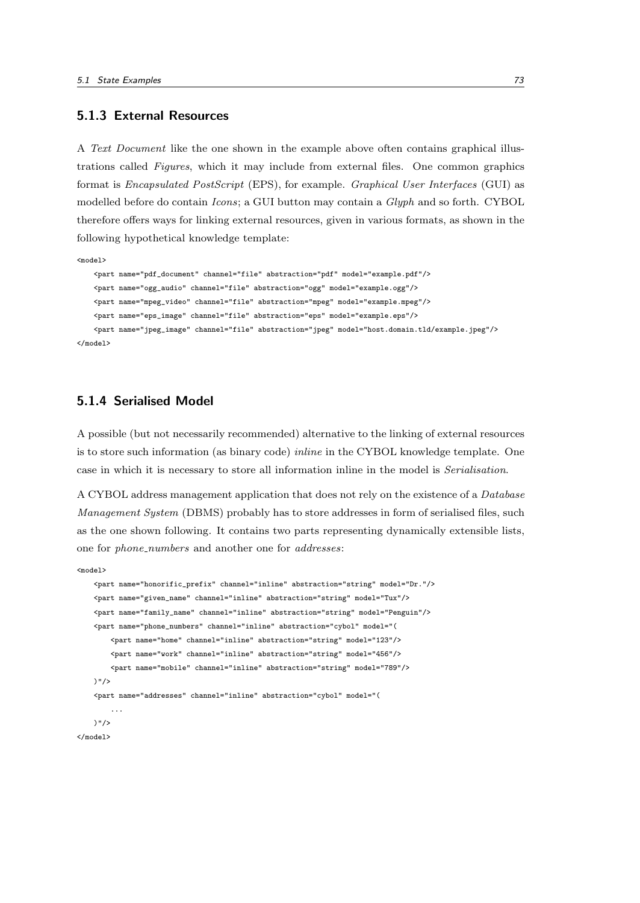### 5.1.3 External Resources

A *Text Document* like the one shown in the example above often contains graphical illustrations called *Figures*, which it may include from external files. One common graphics format is *Encapsulated PostScript* (EPS), for example. *Graphical User Interfaces* (GUI) as modelled before do contain *Icons*; a GUI button may contain a *Glyph* and so forth. CYBOL therefore offers ways for linking external resources, given in various formats, as shown in the following hypothetical knowledge template:

```
<model>
    <part name="pdf_document" channel="file" abstraction="pdf" model="example.pdf"/>
    <part name="ogg_audio" channel="file" abstraction="ogg" model="example.ogg"/>
    <part name="mpeg_video" channel="file" abstraction="mpeg" model="example.mpeg"/>
    <part name="eps_image" channel="file" abstraction="eps" model="example.eps"/>
    <part name="jpeg_image" channel="file" abstraction="jpeg" model="host.domain.tld/example.jpeg"/>
</model>
```

### 5.1.4 Serialised Model

A possible (but not necessarily recommended) alternative to the linking of external resources is to store such information (as binary code) *inline* in the CYBOL knowledge template. One case in which it is necessary to store all information inline in the model is *Serialisation*.

A CYBOL address management application that does not rely on the existence of a *Database Management System* (DBMS) probably has to store addresses in form of serialised files, such as the one shown following. It contains two parts representing dynamically extensible lists, one for *phone_numbers* and another one for *addresses*:

```
<model>
    <part name="honorific_prefix" channel="inline" abstraction="string" model="Dr."/>
    <part name="given_name" channel="inline" abstraction="string" model="Tux"/>
    <part name="family_name" channel="inline" abstraction="string" model="Penguin"/>
    <part name="phone_numbers" channel="inline" abstraction="cybol" model="(
        <part name="home" channel="inline" abstraction="string" model="123"/>
        <part name="work" channel="inline" abstraction="string" model="456"/>
        <part name="mobile" channel="inline" abstraction="string" model="789"/>
    )"/>
    <part name="addresses" channel="inline" abstraction="cybol" model="(
        ...
    )"/>
</model>
```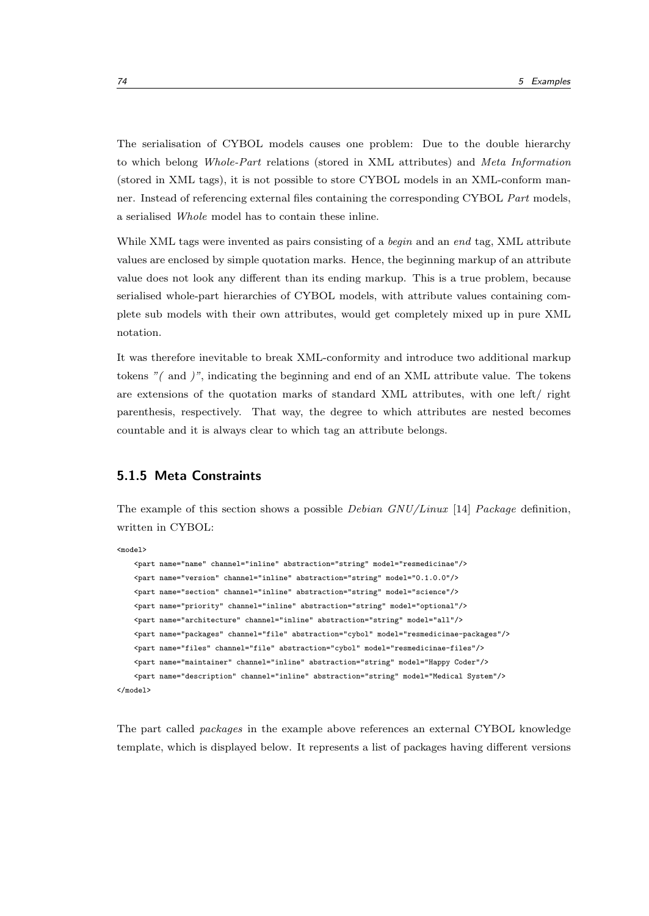The serialisation of CYBOL models causes one problem: Due to the double hierarchy to which belong *Whole-Part* relations (stored in XML attributes) and *Meta Information* (stored in XML tags), it is not possible to store CYBOL models in an XML-conform manner. Instead of referencing external files containing the corresponding CYBOL *Part* models, a serialised *Whole* model has to contain these inline.

While XML tags were invented as pairs consisting of a *begin* and an *end* tag, XML attribute values are enclosed by simple quotation marks. Hence, the beginning markup of an attribute value does not look any different than its ending markup. This is a true problem, because serialised whole-part hierarchies of CYBOL models, with attribute values containing complete sub models with their own attributes, would get completely mixed up in pure XML notation.

It was therefore inevitable to break XML-conformity and introduce two additional markup tokens *"(* and *)"*, indicating the beginning and end of an XML attribute value. The tokens are extensions of the quotation marks of standard XML attributes, with one left/ right parenthesis, respectively. That way, the degree to which attributes are nested becomes countable and it is always clear to which tag an attribute belongs.

### 5.1.5 Meta Constraints

The example of this section shows a possible *Debian GNU/Linux* [14] *Package* definition, written in CYBOL:

```
<model>
    <part name="name" channel="inline" abstraction="string" model="resmedicinae"/>
    <part name="version" channel="inline" abstraction="string" model="0.1.0.0"/>
    <part name="section" channel="inline" abstraction="string" model="science"/>
    <part name="priority" channel="inline" abstraction="string" model="optional"/>
    <part name="architecture" channel="inline" abstraction="string" model="all"/>
    <part name="packages" channel="file" abstraction="cybol" model="resmedicinae-packages"/>
    <part name="files" channel="file" abstraction="cybol" model="resmedicinae-files"/>
    <part name="maintainer" channel="inline" abstraction="string" model="Happy Coder"/>
    <part name="description" channel="inline" abstraction="string" model="Medical System"/>
</model>
```

The part called *packages* in the example above references an external CYBOL knowledge template, which is displayed below. It represents a list of packages having different versions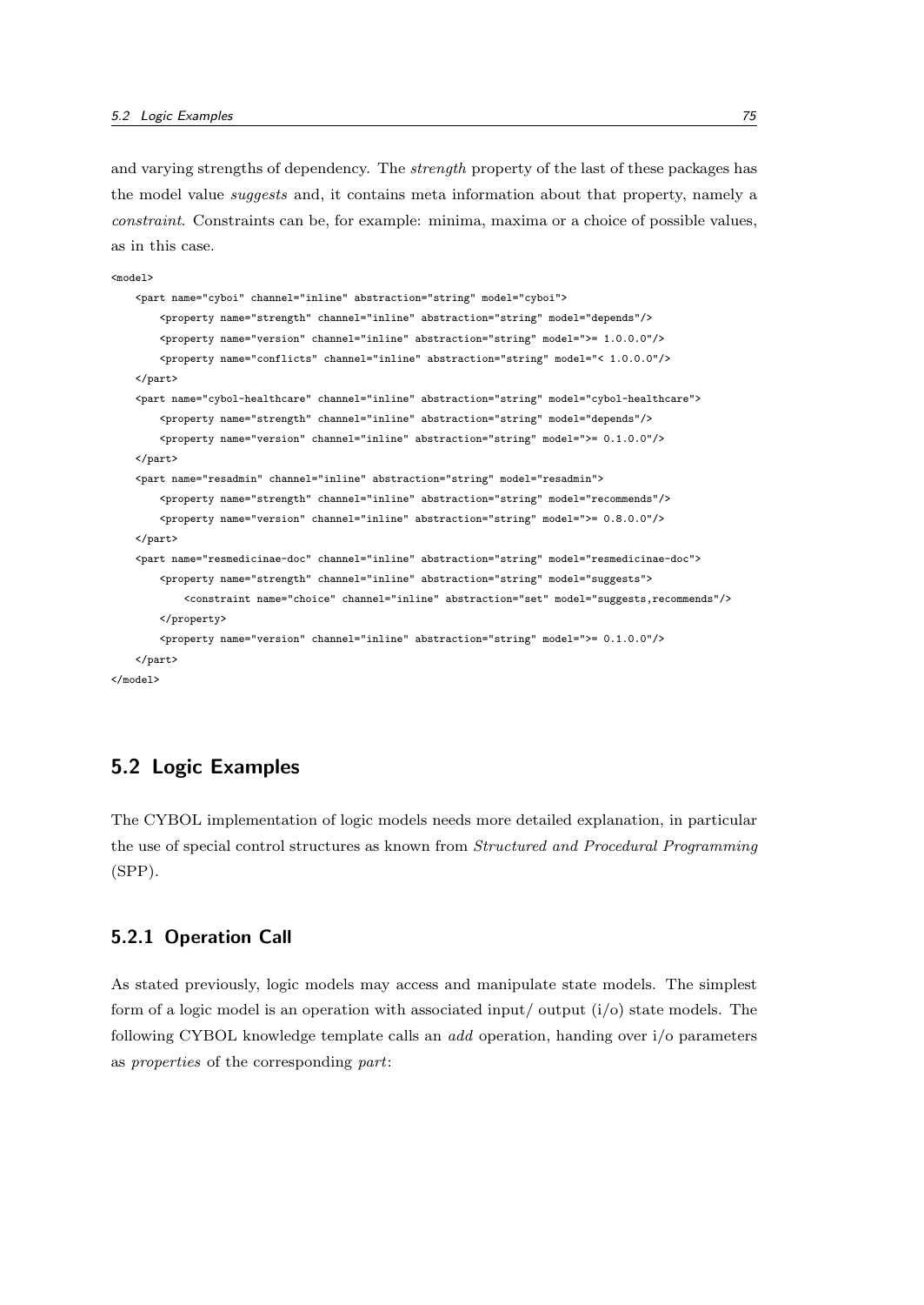and varying strengths of dependency. The *strength* property of the last of these packages has the model value *suggests* and, it contains meta information about that property, namely a *constraint*. Constraints can be, for example: minima, maxima or a choice of possible values, as in this case.

```
<model>
    <part name="cyboi" channel="inline" abstraction="string" model="cyboi">
        <property name="strength" channel="inline" abstraction="string" model="depends"/>
        <property name="version" channel="inline" abstraction="string" model=">= 1.0.0.0"/>
        <property name="conflicts" channel="inline" abstraction="string" model="< 1.0.0.0"/>
    </part>
    <part name="cybol-healthcare" channel="inline" abstraction="string" model="cybol-healthcare">
        <property name="strength" channel="inline" abstraction="string" model="depends"/>
        <property name="version" channel="inline" abstraction="string" model=">= 0.1.0.0"/>
    </part>
    <part name="resadmin" channel="inline" abstraction="string" model="resadmin">
        <property name="strength" channel="inline" abstraction="string" model="recommends"/>
        <property name="version" channel="inline" abstraction="string" model=">= 0.8.0.0"/>
    </part>
    <part name="resmedicinae-doc" channel="inline" abstraction="string" model="resmedicinae-doc">
        <property name="strength" channel="inline" abstraction="string" model="suggests">
            <constraint name="choice" channel="inline" abstraction="set" model="suggests,recommends"/>
        </property>
        <property name="version" channel="inline" abstraction="string" model=">= 0.1.0.0"/>
    </part>
</model>
```

## 5.2 Logic Examples

The CYBOL implementation of logic models needs more detailed explanation, in particular the use of special control structures as known from *Structured and Procedural Programming* (SPP).

### 5.2.1 Operation Call

As stated previously, logic models may access and manipulate state models. The simplest form of a logic model is an operation with associated input/ output (i/o) state models. The following CYBOL knowledge template calls an *add* operation, handing over i/o parameters as *properties* of the corresponding *part*: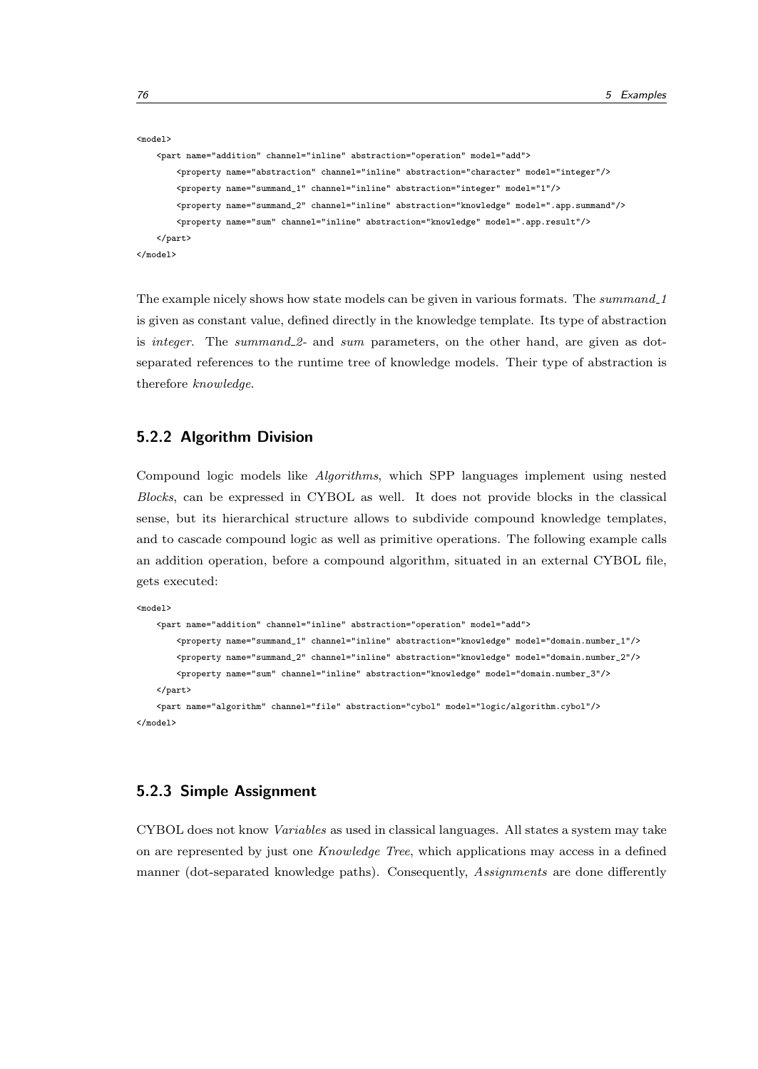```
<model>
    <part name="addition" channel="inline" abstraction="operation" model="add">
        <property name="abstraction" channel="inline" abstraction="character" model="integer"/>
        <property name="summand_1" channel="inline" abstraction="integer" model="1"/>
        <property name="summand_2" channel="inline" abstraction="knowledge" model=".app.summand"/>
        <property name="sum" channel="inline" abstraction="knowledge" model=".app.result"/>
    </part>
</model>
```

The example nicely shows how state models can be given in various formats. The *summand_1* is given as constant value, defined directly in the knowledge template. Its type of abstraction is *integer*. The *summand_2*- and *sum* parameters, on the other hand, are given as dot-separated references to the runtime tree of knowledge models. Their type of abstraction is therefore *knowledge*.

### 5.2.2 Algorithm Division

Compound logic models like *Algorithms*, which SPP languages implement using nested *Blocks*, can be expressed in CYBOL as well. It does not provide blocks in the classical sense, but its hierarchical structure allows to subdivide compound knowledge templates, and to cascade compound logic as well as primitive operations. The following example calls an addition operation, before a compound algorithm, situated in an external CYBOL file, gets executed:

```
<model>
    <part name="addition" channel="inline" abstraction="operation" model="add">
        <property name="summand_1" channel="inline" abstraction="knowledge" model="domain.number_1"/>
        <property name="summand_2" channel="inline" abstraction="knowledge" model="domain.number_2"/>
        <property name="sum" channel="inline" abstraction="knowledge" model="domain.number_3"/>
    </part>
    <part name="algorithm" channel="file" abstraction="cybol" model="logic/algorithm.cybol"/>
</model>
```

### 5.2.3 Simple Assignment

CYBOL does not know *Variables* as used in classical languages. All states a system may take on are represented by just one *Knowledge Tree*, which applications may access in a defined manner (dot-separated knowledge paths). Consequently, *Assignments* are done differently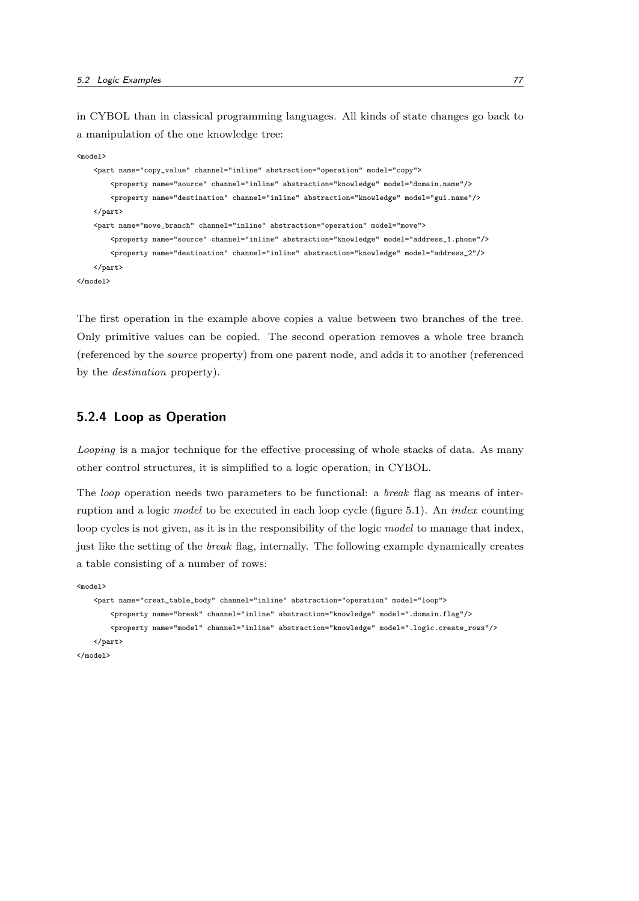in CYBOL than in classical programming languages. All kinds of state changes go back to a manipulation of the one knowledge tree:

```
<model>
    <part name="copy_value" channel="inline" abstraction="operation" model="copy">
        <property name="source" channel="inline" abstraction="knowledge" model="domain.name"/>
        <property name="destination" channel="inline" abstraction="knowledge" model="gui.name"/>
    </part>
    <part name="move_branch" channel="inline" abstraction="operation" model="move">
        <property name="source" channel="inline" abstraction="knowledge" model="address_1.phone"/>
        <property name="destination" channel="inline" abstraction="knowledge" model="address_2"/>
    </part>
</model>
```

The first operation in the example above copies a value between two branches of the tree. Only primitive values can be copied. The second operation removes a whole tree branch (referenced by the *source* property) from one parent node, and adds it to another (referenced by the *destination* property).

### 5.2.4 Loop as Operation

*Looping* is a major technique for the effective processing of whole stacks of data. As many other control structures, it is simplified to a logic operation, in CYBOL.

The *loop* operation needs two parameters to be functional: a *break* flag as means of interruption and a logic *model* to be executed in each loop cycle (figure 5.1). An *index* counting loop cycles is not given, as it is in the responsibility of the logic *model* to manage that index, just like the setting of the *break* flag, internally. The following example dynamically creates a table consisting of a number of rows:

```
<model>
    <part name="creat_table_body" channel="inline" abstraction="operation" model="loop">
        <property name="break" channel="inline" abstraction="knowledge" model=".domain.flag"/>
        <property name="model" channel="inline" abstraction="knowledge" model=".logic.create_rows"/>
    </part>
</model>
```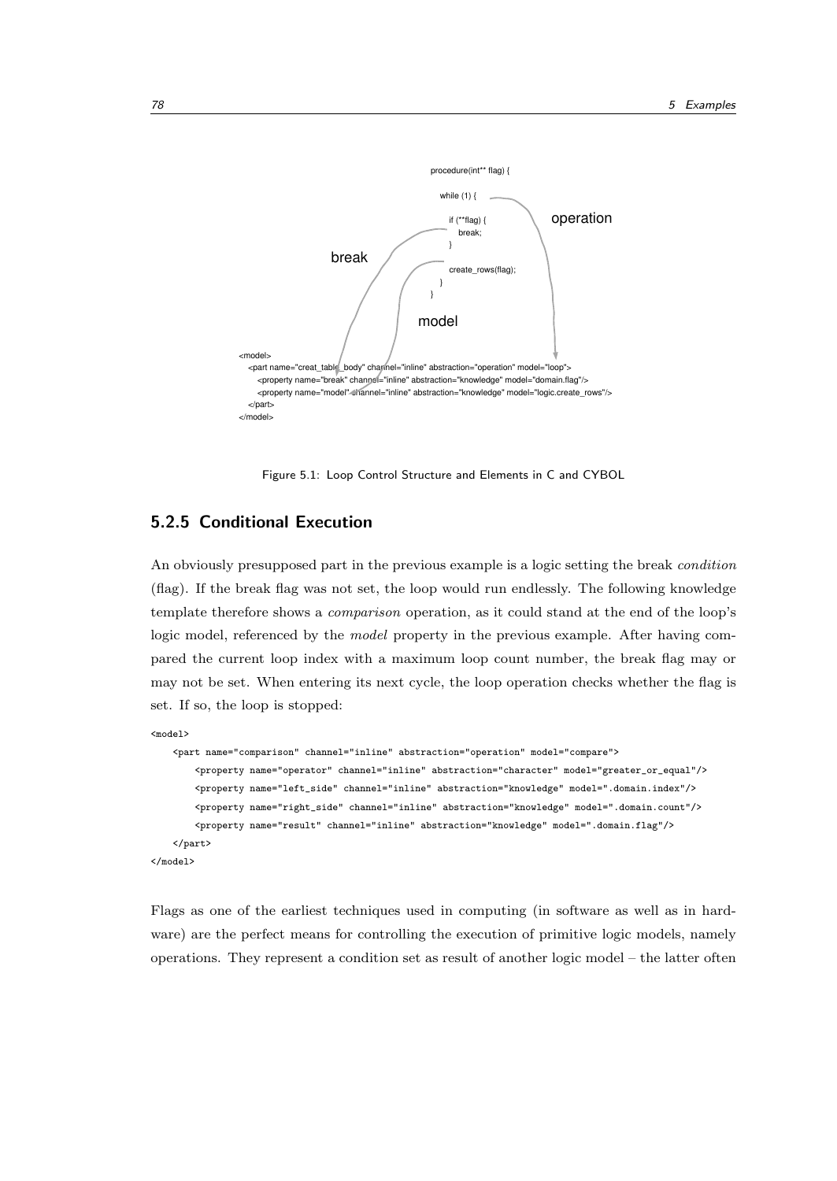```
procedure(int** flag) {

    while (1) {

        if (**flag) {
            break;
        }

        create_rows(flag);
    }
}
```

```
<model>
    <part name="creat_table_body" channel="inline" abstraction="operation" model="loop">
        <property name="break" channel="inline" abstraction="knowledge" model="domain.flag"/>
        <property name="model" channel="inline" abstraction="knowledge" model="logic.create_rows"/>
    </part>
</model>
```

Figure 5.1: Loop Control Structure and Elements in C and CYBOL

### 5.2.5 Conditional Execution

An obviously presupposed part in the previous example is a logic setting the break *condition* (flag). If the break flag was not set, the loop would run endlessly. The following knowledge template therefore shows a *comparison* operation, as it could stand at the end of the loop's logic model, referenced by the *model* property in the previous example. After having compared the current loop index with a maximum loop count number, the break flag may or may not be set. When entering its next cycle, the loop operation checks whether the flag is set. If so, the loop is stopped:

```
<model>
    <part name="comparison" channel="inline" abstraction="operation" model="compare">
        <property name="operator" channel="inline" abstraction="character" model="greater_or_equal"/>
        <property name="left_side" channel="inline" abstraction="knowledge" model=".domain.index"/>
        <property name="right_side" channel="inline" abstraction="knowledge" model=".domain.count"/>
        <property name="result" channel="inline" abstraction="knowledge" model=".domain.flag"/>
    </part>
</model>
```

Flags as one of the earliest techniques used in computing (in software as well as in hardware) are the perfect means for controlling the execution of primitive logic models, namely operations. They represent a condition set as result of another logic model – the latter often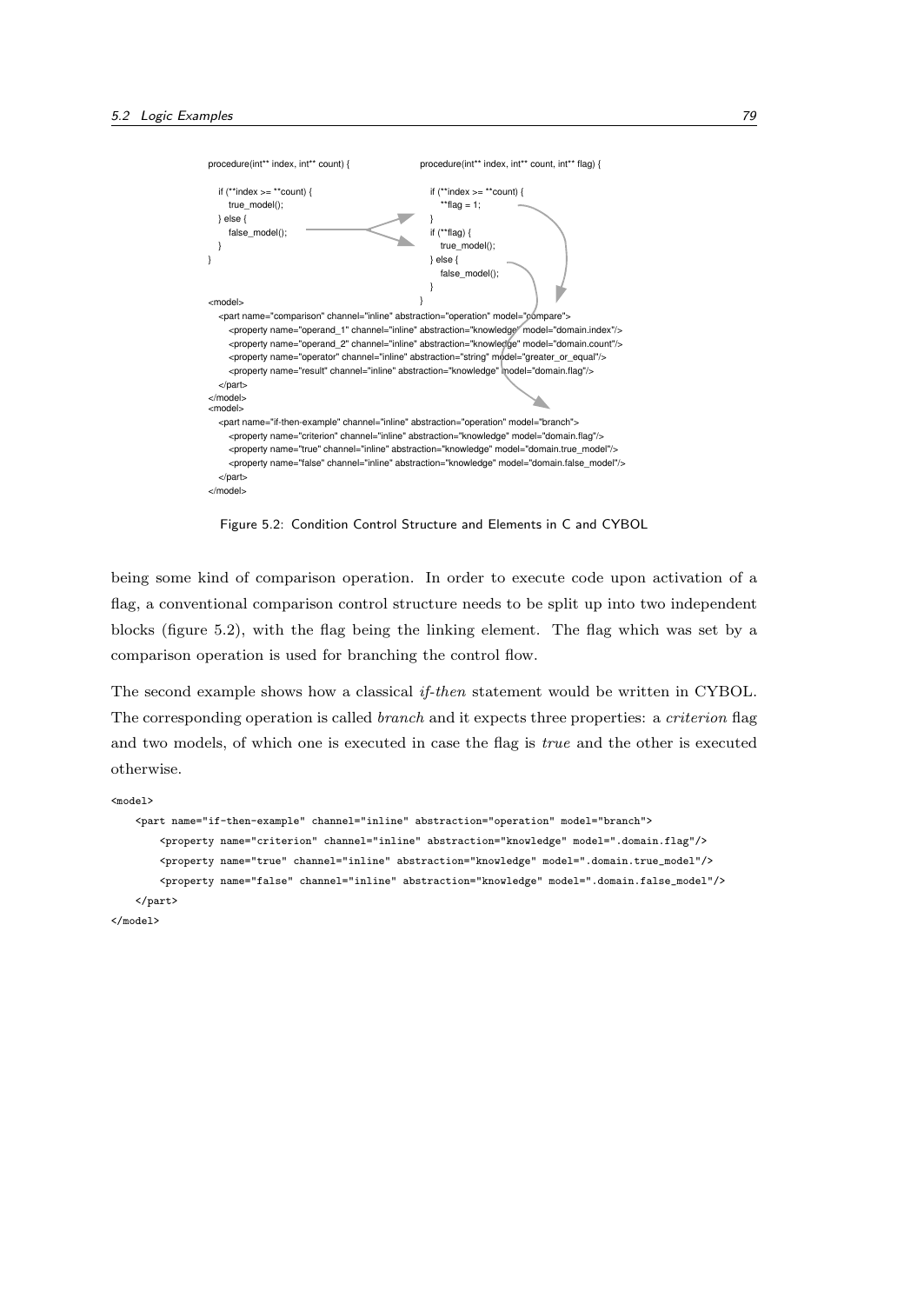```
procedure(int** index, int** count) {

    if (**index >= **count) {
        true_model();
    } else {
        false_model();
    }
}
```

```
procedure(int** index, int** count, int** flag) {

    if (**index >= **count) {
        **flag = 1;
    }
    if (**flag) {
        true_model();
    } else {
        false_model();
    }
}
```

```
<model>
    <part name="comparison" channel="inline" abstraction="operation" model="compare">
        <property name="operand_1" channel="inline" abstraction="knowledge" model="domain.index"/>
        <property name="operand_2" channel="inline" abstraction="knowledge" model="domain.count"/>
        <property name="operator" channel="inline" abstraction="string" model="greater_or_equal"/>
        <property name="result" channel="inline" abstraction="knowledge" model="domain.flag"/>
    </part>
</model>
<model>
    <part name="if-then-example" channel="inline" abstraction="operation" model="branch">
        <property name="criterion" channel="inline" abstraction="knowledge" model="domain.flag"/>
        <property name="true" channel="inline" abstraction="knowledge" model="domain.true_model"/>
        <property name="false" channel="inline" abstraction="knowledge" model="domain.false_model"/>
    </part>
</model>
```

Figure 5.2: Condition Control Structure and Elements in C and CYBOL

being some kind of comparison operation. In order to execute code upon activation of a flag, a conventional comparison control structure needs to be split up into two independent blocks (figure 5.2), with the flag being the linking element. The flag which was set by a comparison operation is used for branching the control flow.

The second example shows how a classical *if-then* statement would be written in CYBOL. The corresponding operation is called *branch* and it expects three properties: a *criterion* flag and two models, of which one is executed in case the flag is *true* and the other is executed otherwise.

```
<model>
    <part name="if-then-example" channel="inline" abstraction="operation" model="branch">
        <property name="criterion" channel="inline" abstraction="knowledge" model=".domain.flag"/>
        <property name="true" channel="inline" abstraction="knowledge" model=".domain.true_model"/>
        <property name="false" channel="inline" abstraction="knowledge" model=".domain.false_model"/>
    </part>
</model>
```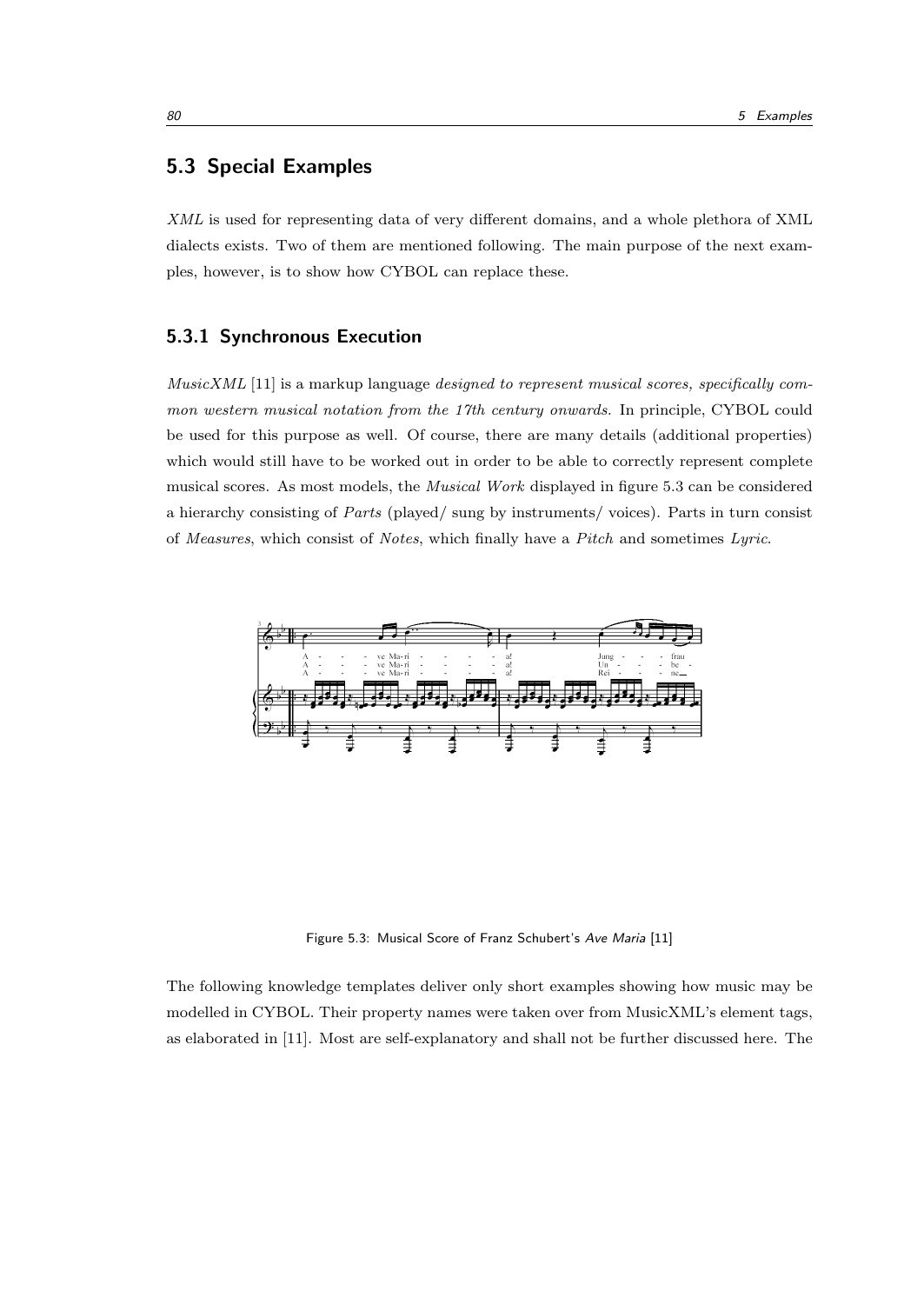## 5.3 Special Examples

*XML* is used for representing data of very different domains, and a whole plethora of XML dialects exists. Two of them are mentioned following. The main purpose of the next examples, however, is to show how CYBOL can replace these.

### 5.3.1 Synchronous Execution

*MusicXML* [11] is a markup language *designed to represent musical scores, specifically common western musical notation from the 17th century onwards.* In principle, CYBOL could be used for this purpose as well. Of course, there are many details (additional properties) which would still have to be worked out in order to be able to correctly represent complete musical scores. As most models, the *Musical Work* displayed in figure 5.3 can be considered a hierarchy consisting of *Parts* (played/ sung by instruments/ voices). Parts in turn consist of *Measures*, which consist of *Notes*, which finally have a *Pitch* and sometimes *Lyric*.

Figure 5.3: Musical Score of Franz Schubert's *Ave Maria* [11]

The following knowledge templates deliver only short examples showing how music may be modelled in CYBOL. Their property names were taken over from MusicXML's element tags, as elaborated in [11]. Most are self-explanatory and shall not be further discussed here. The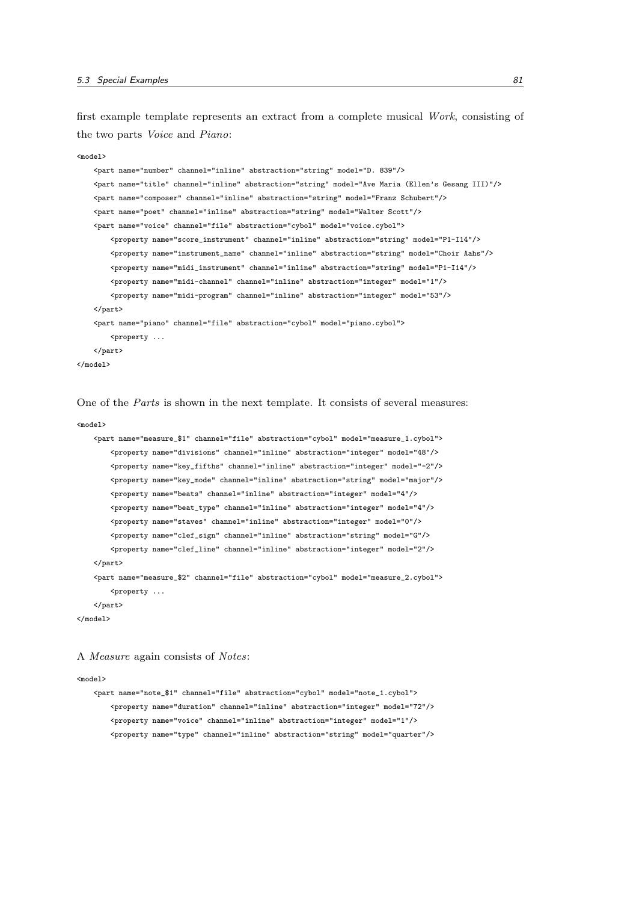first example template represents an extract from a complete musical *Work*, consisting of the two parts *Voice* and *Piano*:

```
<model>
    <part name="number" channel="inline" abstraction="string" model="D. 839"/>
    <part name="title" channel="inline" abstraction="string" model="Ave Maria (Ellen's Gesang III)"/>
    <part name="composer" channel="inline" abstraction="string" model="Franz Schubert"/>
    <part name="poet" channel="inline" abstraction="string" model="Walter Scott"/>
    <part name="voice" channel="file" abstraction="cybol" model="voice.cybol">
        <property name="score_instrument" channel="inline" abstraction="string" model="P1-I14"/>
        <property name="instrument_name" channel="inline" abstraction="string" model="Choir Aahs"/>
        <property name="midi_instrument" channel="inline" abstraction="string" model="P1-I14"/>
        <property name="midi-channel" channel="inline" abstraction="integer" model="1"/>
        <property name="midi-program" channel="inline" abstraction="integer" model="53"/>
    </part>
    <part name="piano" channel="file" abstraction="cybol" model="piano.cybol">
        <property ...
    </part>
</model>
```

One of the *Parts* is shown in the next template. It consists of several measures:

```
<model>
    <part name="measure_$1" channel="file" abstraction="cybol" model="measure_1.cybol">
        <property name="divisions" channel="inline" abstraction="integer" model="48"/>
        <property name="key_fifths" channel="inline" abstraction="integer" model="-2"/>
        <property name="key_mode" channel="inline" abstraction="string" model="major"/>
        <property name="beats" channel="inline" abstraction="integer" model="4"/>
        <property name="beat_type" channel="inline" abstraction="integer" model="4"/>
        <property name="staves" channel="inline" abstraction="integer" model="0"/>
        <property name="clef_sign" channel="inline" abstraction="string" model="G"/>
        <property name="clef_line" channel="inline" abstraction="integer" model="2"/>
    </part>
    <part name="measure_$2" channel="file" abstraction="cybol" model="measure_2.cybol">
        <property ...
    </part>
</model>
```

A *Measure* again consists of *Notes*:

```
<model>
    <part name="note_$1" channel="file" abstraction="cybol" model="note_1.cybol">
        <property name="duration" channel="inline" abstraction="integer" model="72"/>
        <property name="voice" channel="inline" abstraction="integer" model="1"/>
        <property name="type" channel="inline" abstraction="string" model="quarter"/>
```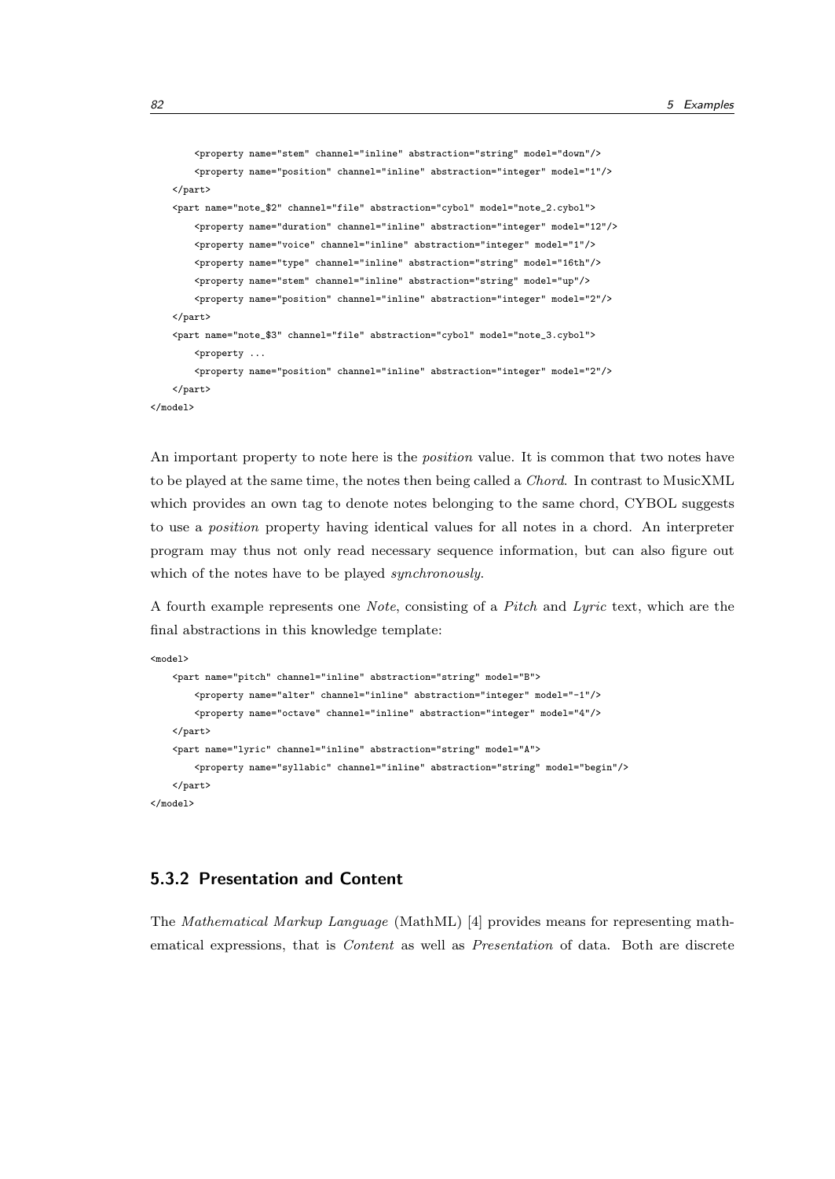```
        <property name="stem" channel="inline" abstraction="string" model="down"/>
        <property name="position" channel="inline" abstraction="integer" model="1"/>
    </part>
    <part name="note_$2" channel="file" abstraction="cybol" model="note_2.cybol">
        <property name="duration" channel="inline" abstraction="integer" model="12"/>
        <property name="voice" channel="inline" abstraction="integer" model="1"/>
        <property name="type" channel="inline" abstraction="string" model="16th"/>
        <property name="stem" channel="inline" abstraction="string" model="up"/>
        <property name="position" channel="inline" abstraction="integer" model="2"/>
    </part>
    <part name="note_$3" channel="file" abstraction="cybol" model="note_3.cybol">
        <property ...
        <property name="position" channel="inline" abstraction="integer" model="2"/>
    </part>
</model>
```

An important property to note here is the *position* value. It is common that two notes have to be played at the same time, the notes then being called a *Chord*. In contrast to MusicXML which provides an own tag to denote notes belonging to the same chord, CYBOL suggests to use a *position* property having identical values for all notes in a chord. An interpreter program may thus not only read necessary sequence information, but can also figure out which of the notes have to be played *synchronously*.

A fourth example represents one *Note*, consisting of a *Pitch* and *Lyric* text, which are the final abstractions in this knowledge template:

```
<model>
    <part name="pitch" channel="inline" abstraction="string" model="B">
        <property name="alter" channel="inline" abstraction="integer" model="-1"/>
        <property name="octave" channel="inline" abstraction="integer" model="4"/>
    </part>
    <part name="lyric" channel="inline" abstraction="string" model="A">
        <property name="syllabic" channel="inline" abstraction="string" model="begin"/>
    </part>
</model>
```

### 5.3.2 Presentation and Content

The *Mathematical Markup Language* (MathML) [4] provides means for representing mathematical expressions, that is *Content* as well as *Presentation* of data. Both are discrete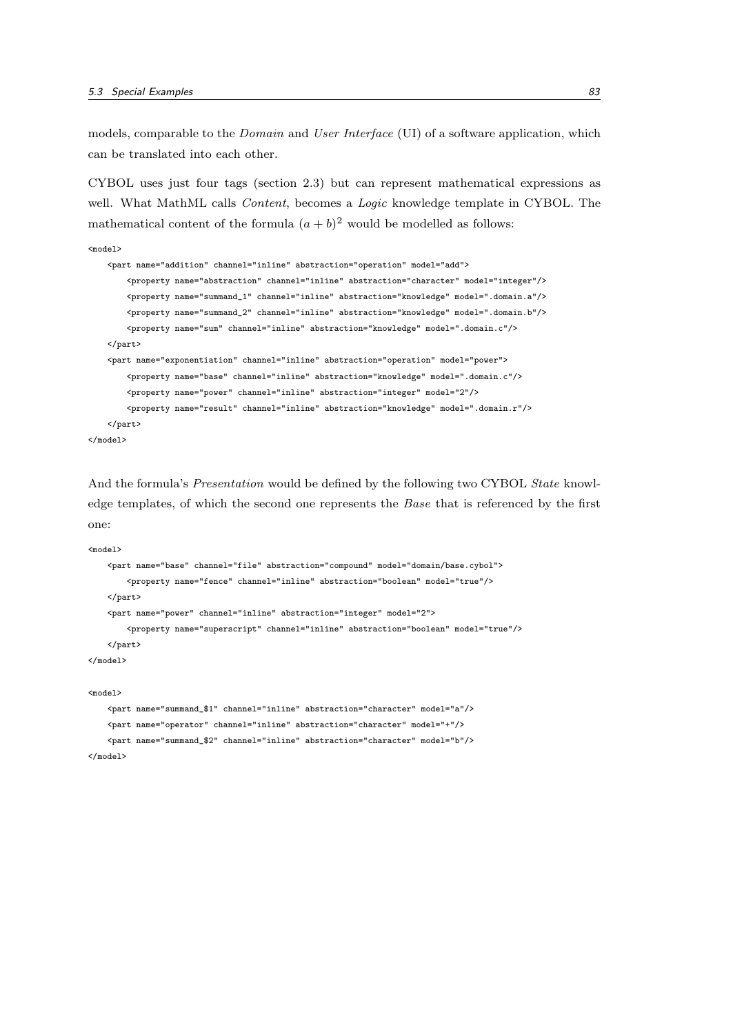models, comparable to the *Domain* and *User Interface* (UI) of a software application, which can be translated into each other.

CYBOL uses just four tags (section 2.3) but can represent mathematical expressions as well. What MathML calls *Content*, becomes a *Logic* knowledge template in CYBOL. The mathematical content of the formula $(a + b)^2$ would be modelled as follows:

```
<model>
    <part name="addition" channel="inline" abstraction="operation" model="add">
        <property name="abstraction" channel="inline" abstraction="character" model="integer"/>
        <property name="summand_1" channel="inline" abstraction="knowledge" model=".domain.a"/>
        <property name="summand_2" channel="inline" abstraction="knowledge" model=".domain.b"/>
        <property name="sum" channel="inline" abstraction="knowledge" model=".domain.c"/>
    </part>
    <part name="exponentiation" channel="inline" abstraction="operation" model="power">
        <property name="base" channel="inline" abstraction="knowledge" model=".domain.c"/>
        <property name="power" channel="inline" abstraction="integer" model="2"/>
        <property name="result" channel="inline" abstraction="knowledge" model=".domain.r"/>
    </part>
</model>
```

And the formula's *Presentation* would be defined by the following two CYBOL *State* knowledge templates, of which the second one represents the *Base* that is referenced by the first one:

```
<model>
    <part name="base" channel="file" abstraction="compound" model="domain/base.cybol">
        <property name="fence" channel="inline" abstraction="boolean" model="true"/>
    </part>
    <part name="power" channel="inline" abstraction="integer" model="2">
        <property name="superscript" channel="inline" abstraction="boolean" model="true"/>
    </part>
</model>
```

```
<model>
    <part name="summand_$1" channel="inline" abstraction="character" model="a"/>
    <part name="operator" channel="inline" abstraction="character" model="+"/>
    <part name="summand_$2" channel="inline" abstraction="character" model="b"/>
</model>
```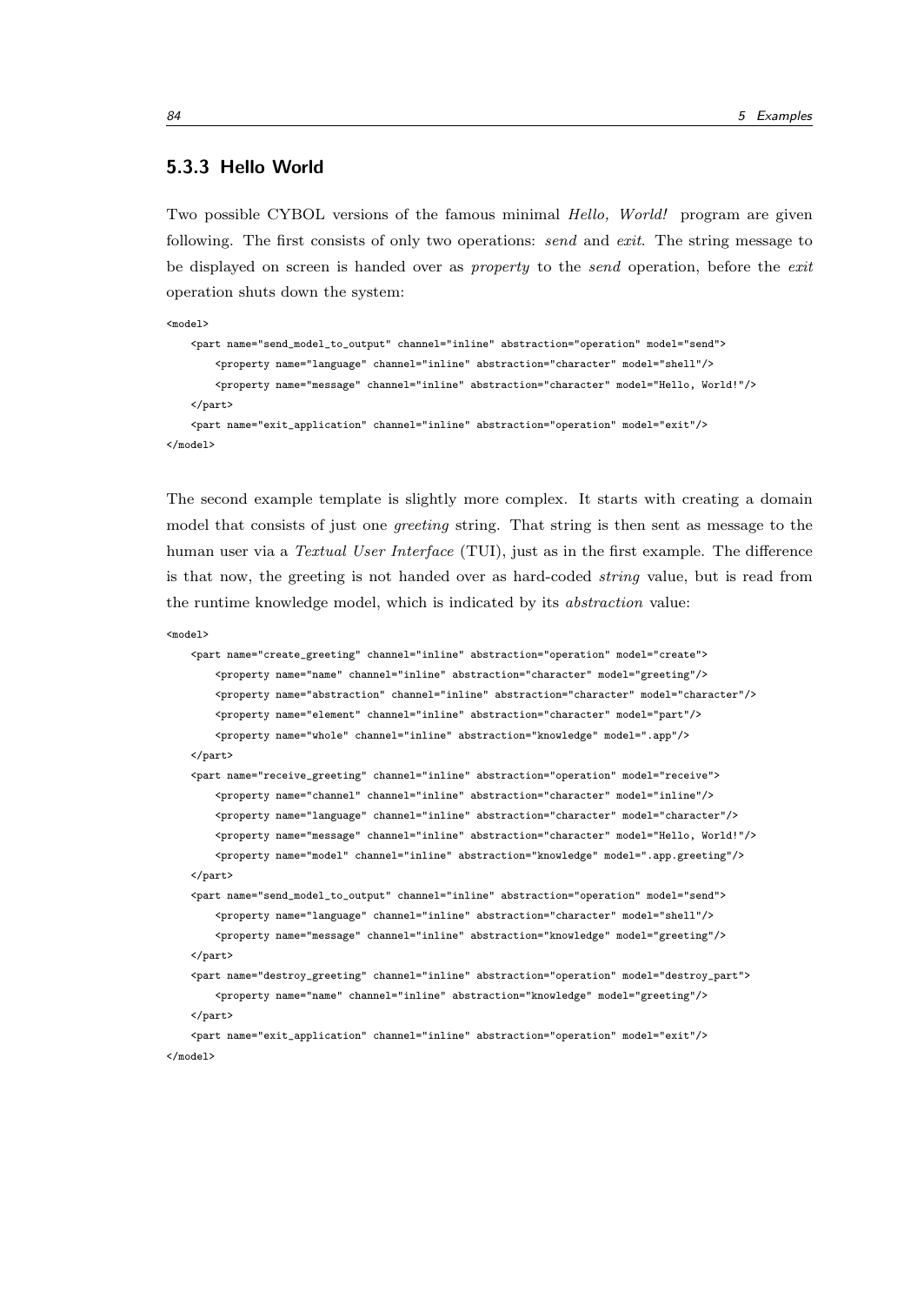### 5.3.3 Hello World

Two possible CYBOL versions of the famous minimal *Hello, World!* program are given following. The first consists of only two operations: *send* and *exit*. The string message to be displayed on screen is handed over as *property* to the *send* operation, before the *exit* operation shuts down the system:

```
<model>
    <part name="send_model_to_output" channel="inline" abstraction="operation" model="send">
        <property name="language" channel="inline" abstraction="character" model="shell"/>
        <property name="message" channel="inline" abstraction="character" model="Hello, World!"/>
    </part>
    <part name="exit_application" channel="inline" abstraction="operation" model="exit"/>
</model>
```

The second example template is slightly more complex. It starts with creating a domain model that consists of just one *greeting* string. That string is then sent as message to the human user via a *Textual User Interface* (TUI), just as in the first example. The difference is that now, the greeting is not handed over as hard-coded *string* value, but is read from the runtime knowledge model, which is indicated by its *abstraction* value:

```
<model>
    <part name="create_greeting" channel="inline" abstraction="operation" model="create">
        <property name="name" channel="inline" abstraction="character" model="greeting"/>
        <property name="abstraction" channel="inline" abstraction="character" model="character"/>
        <property name="element" channel="inline" abstraction="character" model="part"/>
        <property name="whole" channel="inline" abstraction="knowledge" model=".app"/>
    </part>
    <part name="receive_greeting" channel="inline" abstraction="operation" model="receive">
        <property name="channel" channel="inline" abstraction="character" model="inline"/>
        <property name="language" channel="inline" abstraction="character" model="character"/>
        <property name="message" channel="inline" abstraction="character" model="Hello, World!"/>
        <property name="model" channel="inline" abstraction="knowledge" model=".app.greeting"/>
    </part>
    <part name="send_model_to_output" channel="inline" abstraction="operation" model="send">
        <property name="language" channel="inline" abstraction="character" model="shell"/>
        <property name="message" channel="inline" abstraction="knowledge" model="greeting"/>
    </part>
    <part name="destroy_greeting" channel="inline" abstraction="operation" model="destroy_part">
        <property name="name" channel="inline" abstraction="knowledge" model="greeting"/>
    </part>
    <part name="exit_application" channel="inline" abstraction="operation" model="exit"/>
</model>
```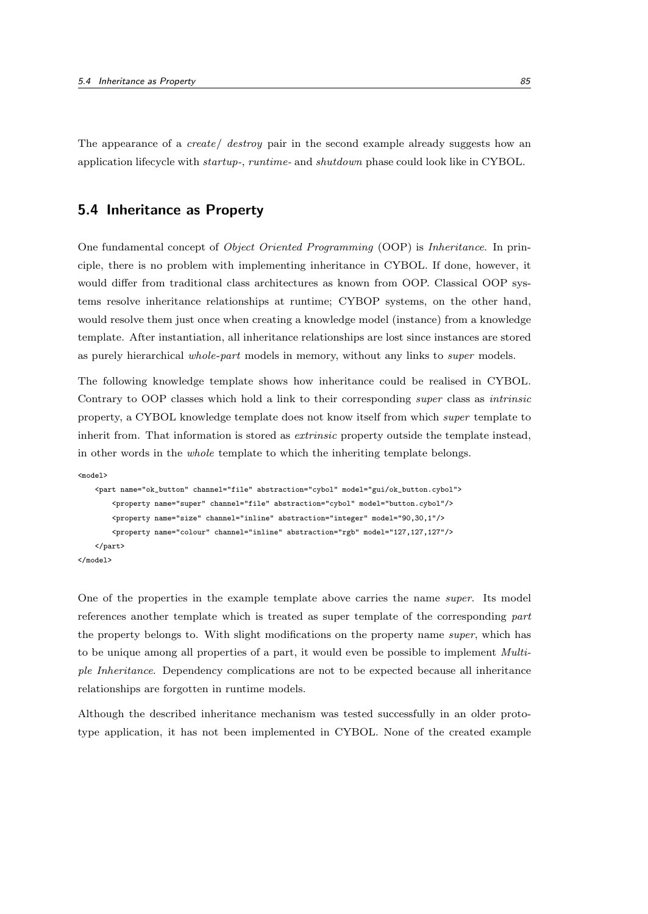The appearance of a *create/ destroy* pair in the second example already suggests how an application lifecycle with *startup*-, *runtime*- and *shutdown* phase could look like in CYBOL.

## 5.4 Inheritance as Property

One fundamental concept of *Object Oriented Programming* (OOP) is *Inheritance*. In principle, there is no problem with implementing inheritance in CYBOL. If done, however, it would differ from traditional class architectures as known from OOP. Classical OOP systems resolve inheritance relationships at runtime; CYBOP systems, on the other hand, would resolve them just once when creating a knowledge model (instance) from a knowledge template. After instantiation, all inheritance relationships are lost since instances are stored as purely hierarchical *whole-part* models in memory, without any links to *super* models.

The following knowledge template shows how inheritance could be realised in CYBOL. Contrary to OOP classes which hold a link to their corresponding *super* class as *intrinsic* property, a CYBOL knowledge template does not know itself from which *super* template to inherit from. That information is stored as *extrinsic* property outside the template instead, in other words in the *whole* template to which the inheriting template belongs.

```
<model>
    <part name="ok_button" channel="file" abstraction="cybol" model="gui/ok_button.cybol">
        <property name="super" channel="file" abstraction="cybol" model="button.cybol"/>
        <property name="size" channel="inline" abstraction="integer" model="90,30,1"/>
        <property name="colour" channel="inline" abstraction="rgb" model="127,127,127"/>
    </part>
</model>
```

One of the properties in the example template above carries the name *super*. Its model references another template which is treated as super template of the corresponding *part* the property belongs to. With slight modifications on the property name *super*, which has to be unique among all properties of a part, it would even be possible to implement *Multiple Inheritance*. Dependency complications are not to be expected because all inheritance relationships are forgotten in runtime models.

Although the described inheritance mechanism was tested successfully in an older prototype application, it has not been implemented in CYBOL. None of the created example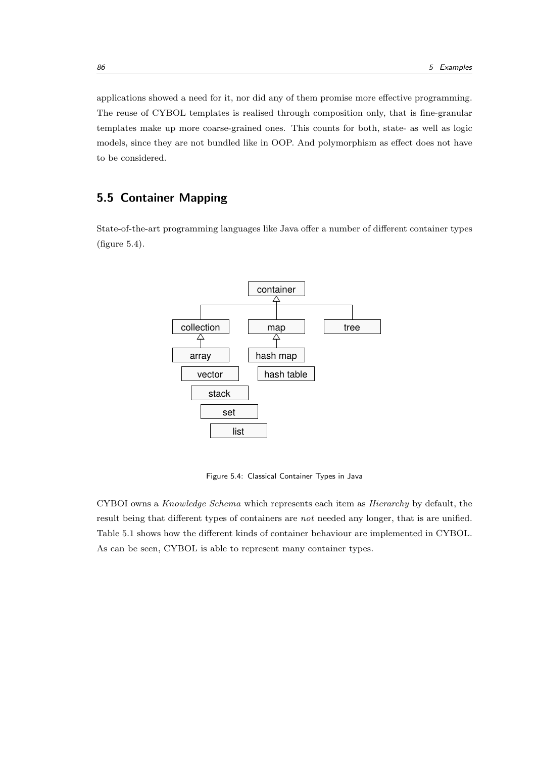applications showed a need for it, nor did any of them promise more effective programming. The reuse of CYBOL templates is realised through composition only, that is fine-granular templates make up more coarse-grained ones. This counts for both, state- as well as logic models, since they are not bundled like in OOP. And polymorphism as effect does not have to be considered.

## 5.5 Container Mapping

State-of-the-art programming languages like Java offer a number of different container types (figure 5.4).

container

collection | map | tree

array, vector, stack, set, list

hash map, hash table

Figure 5.4: Classical Container Types in Java

CYBOI owns a *Knowledge Schema* which represents each item as *Hierarchy* by default, the result being that different types of containers are *not* needed any longer, that is are unified. Table 5.1 shows how the different kinds of container behaviour are implemented in CYBOL. As can be seen, CYBOL is able to represent many container types.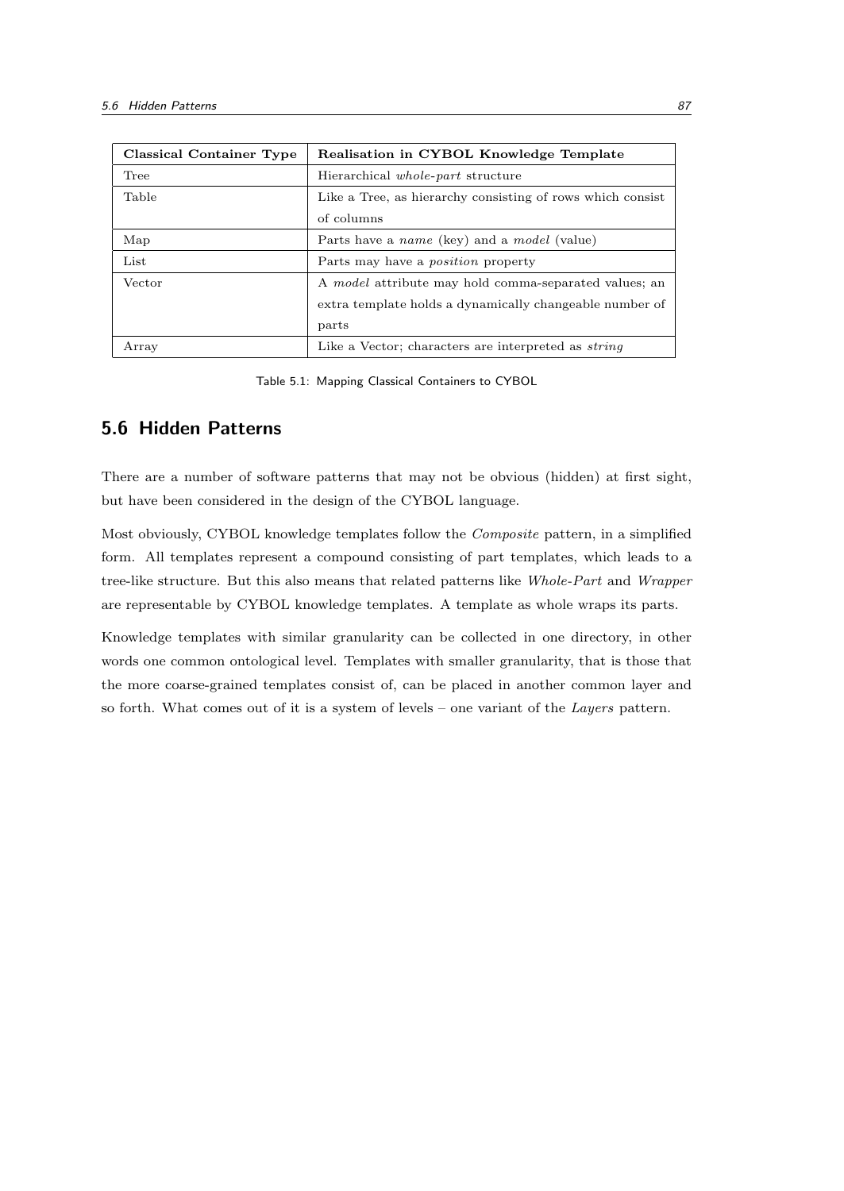| **Classical Container Type** | **Realisation in CYBOL Knowledge Template** |
|---|---|
| Tree | Hierarchical *whole-part* structure |
| Table | Like a Tree, as hierarchy consisting of rows which consist of columns |
| Map | Parts have a *name* (key) and a *model* (value) |
| List | Parts may have a *position* property |
| Vector | A *model* attribute may hold comma-separated values; an extra template holds a dynamically changeable number of parts |
| Array | Like a Vector; characters are interpreted as *string* |

Table 5.1: Mapping Classical Containers to CYBOL

## 5.6 Hidden Patterns

There are a number of software patterns that may not be obvious (hidden) at first sight, but have been considered in the design of the CYBOL language.

Most obviously, CYBOL knowledge templates follow the *Composite* pattern, in a simplified form. All templates represent a compound consisting of part templates, which leads to a tree-like structure. But this also means that related patterns like *Whole-Part* and *Wrapper* are representable by CYBOL knowledge templates. A template as whole wraps its parts.

Knowledge templates with similar granularity can be collected in one directory, in other words one common ontological level. Templates with smaller granularity, that is those that the more coarse-grained templates consist of, can be placed in another common layer and so forth. What comes out of it is a system of levels – one variant of the *Layers* pattern.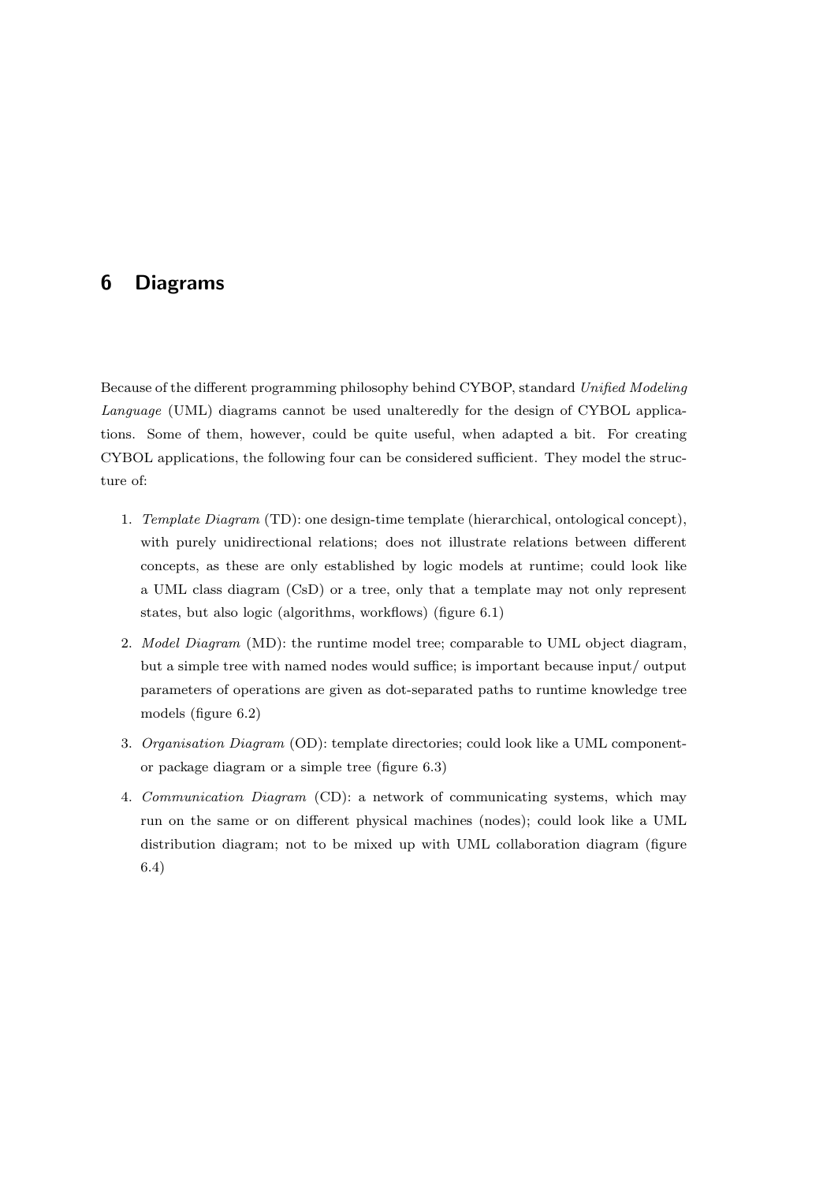# 6 Diagrams

Because of the different programming philosophy behind CYBOP, standard *Unified Modeling Language* (UML) diagrams cannot be used unalteredly for the design of CYBOL applications. Some of them, however, could be quite useful, when adapted a bit. For creating CYBOL applications, the following four can be considered sufficient. They model the structure of:

1. *Template Diagram* (TD): one design-time template (hierarchical, ontological concept), with purely unidirectional relations; does not illustrate relations between different concepts, as these are only established by logic models at runtime; could look like a UML class diagram (CsD) or a tree, only that a template may not only represent states, but also logic (algorithms, workflows) (figure 6.1)
2. *Model Diagram* (MD): the runtime model tree; comparable to UML object diagram, but a simple tree with named nodes would suffice; is important because input/ output parameters of operations are given as dot-separated paths to runtime knowledge tree models (figure 6.2)
3. *Organisation Diagram* (OD): template directories; could look like a UML component- or package diagram or a simple tree (figure 6.3)
4. *Communication Diagram* (CD): a network of communicating systems, which may run on the same or on different physical machines (nodes); could look like a UML distribution diagram; not to be mixed up with UML collaboration diagram (figure 6.4)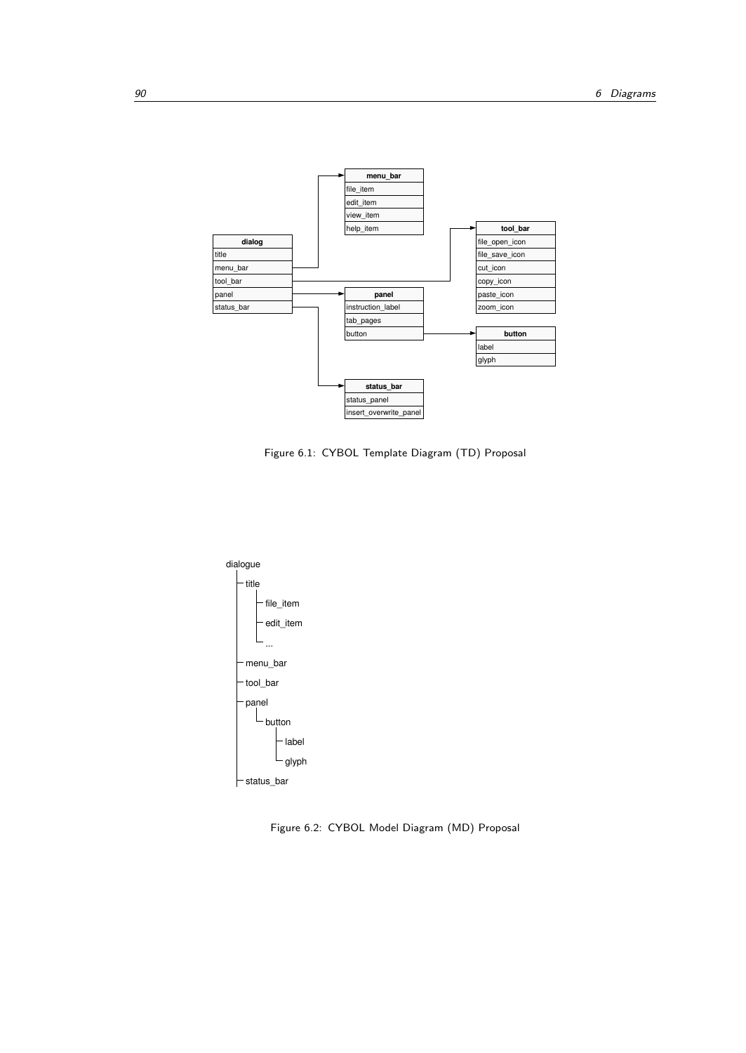Figure 6.1: CYBOL Template Diagram (TD) Proposal

Figure 6.2: CYBOL Model Diagram (MD) Proposal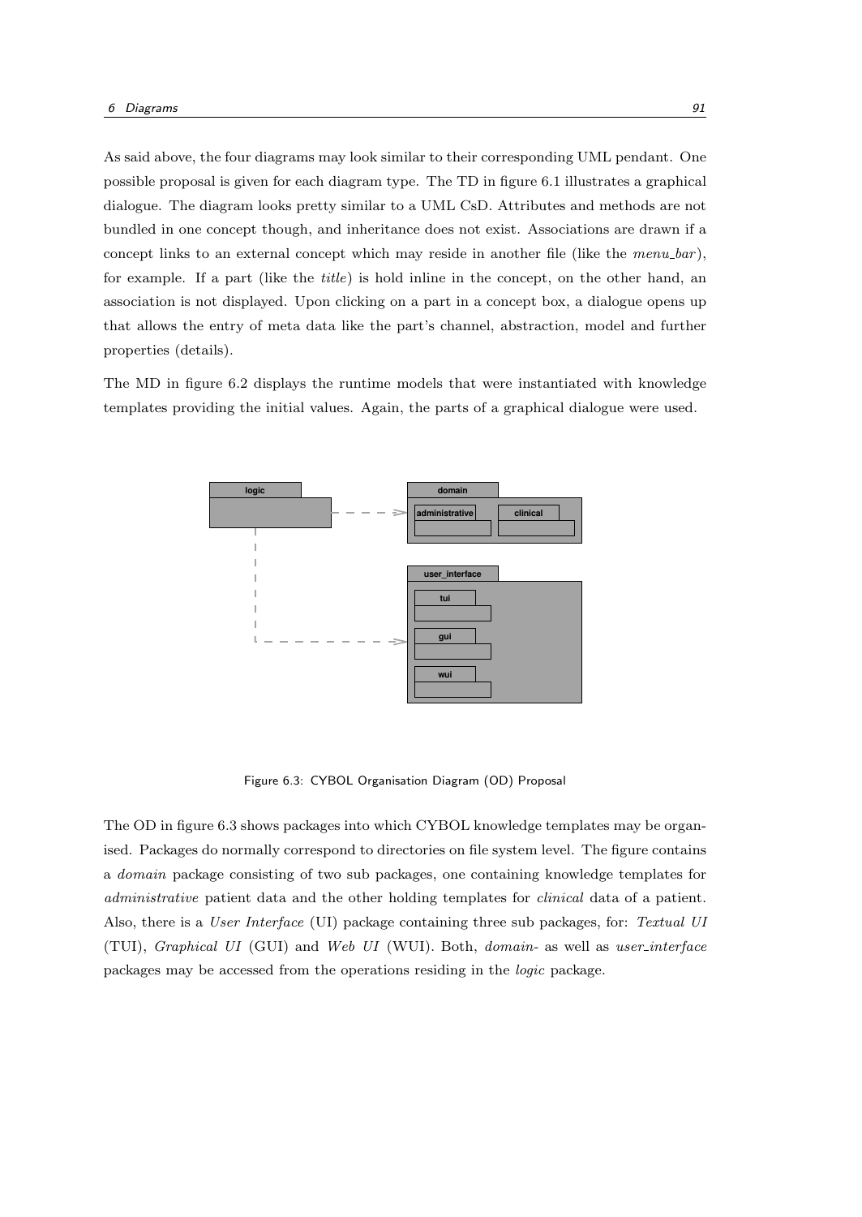As said above, the four diagrams may look similar to their corresponding UML pendant. One possible proposal is given for each diagram type. The TD in figure 6.1 illustrates a graphical dialogue. The diagram looks pretty similar to a UML CsD. Attributes and methods are not bundled in one concept though, and inheritance does not exist. Associations are drawn if a concept links to an external concept which may reside in another file (like the *menu_bar*), for example. If a part (like the *title*) is hold inline in the concept, on the other hand, an association is not displayed. Upon clicking on a part in a concept box, a dialogue opens up that allows the entry of meta data like the part's channel, abstraction, model and further properties (details).

The MD in figure 6.2 displays the runtime models that were instantiated with knowledge templates providing the initial values. Again, the parts of a graphical dialogue were used.

Figure 6.3: CYBOL Organisation Diagram (OD) Proposal

The OD in figure 6.3 shows packages into which CYBOL knowledge templates may be organised. Packages do normally correspond to directories on file system level. The figure contains a *domain* package consisting of two sub packages, one containing knowledge templates for *administrative* patient data and the other holding templates for *clinical* data of a patient. Also, there is a *User Interface* (UI) package containing three sub packages, for: *Textual UI* (TUI), *Graphical UI* (GUI) and *Web UI* (WUI). Both, *domain*- as well as *user_interface* packages may be accessed from the operations residing in the *logic* package.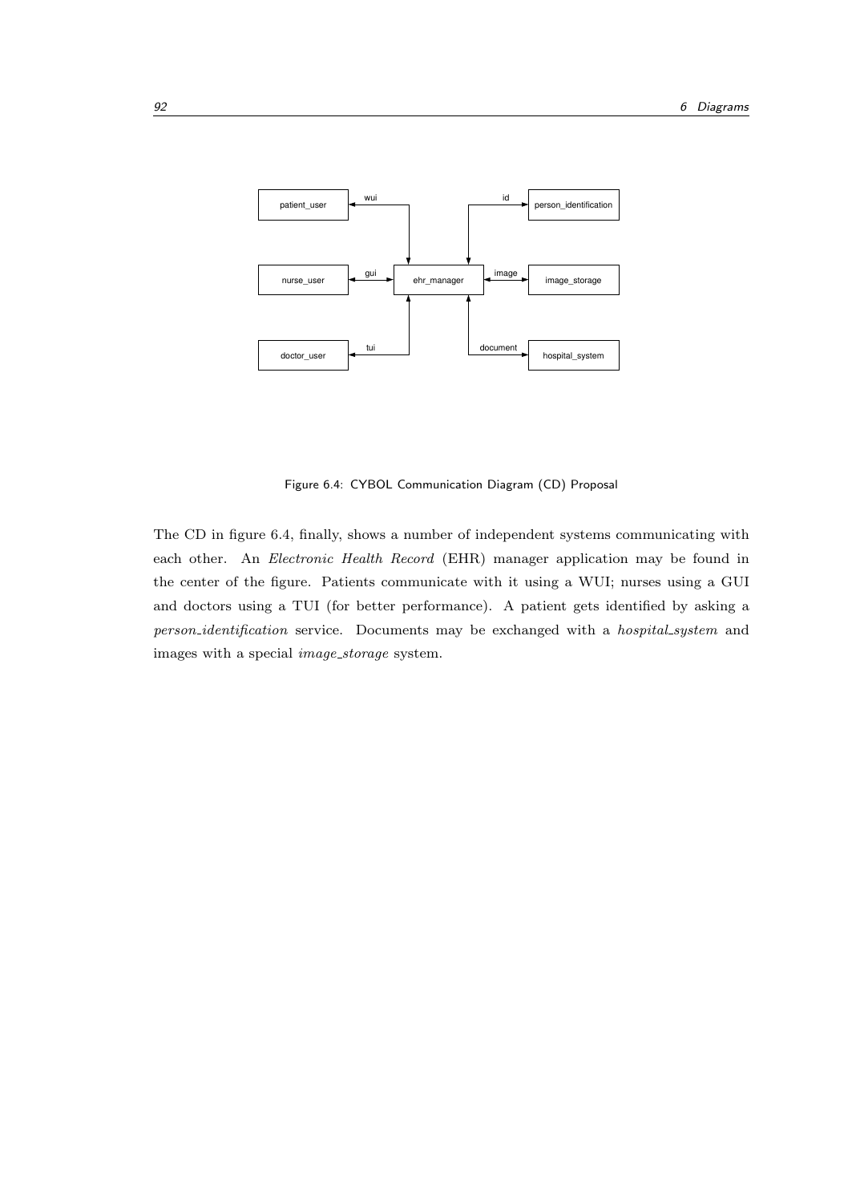Figure 6.4: CYBOL Communication Diagram (CD) Proposal

The CD in figure 6.4, finally, shows a number of independent systems communicating with each other. An *Electronic Health Record* (EHR) manager application may be found in the center of the figure. Patients communicate with it using a WUI; nurses using a GUI and doctors using a TUI (for better performance). A patient gets identified by asking a *person_identification* service. Documents may be exchanged with a *hospital_system* and images with a special *image_storage* system.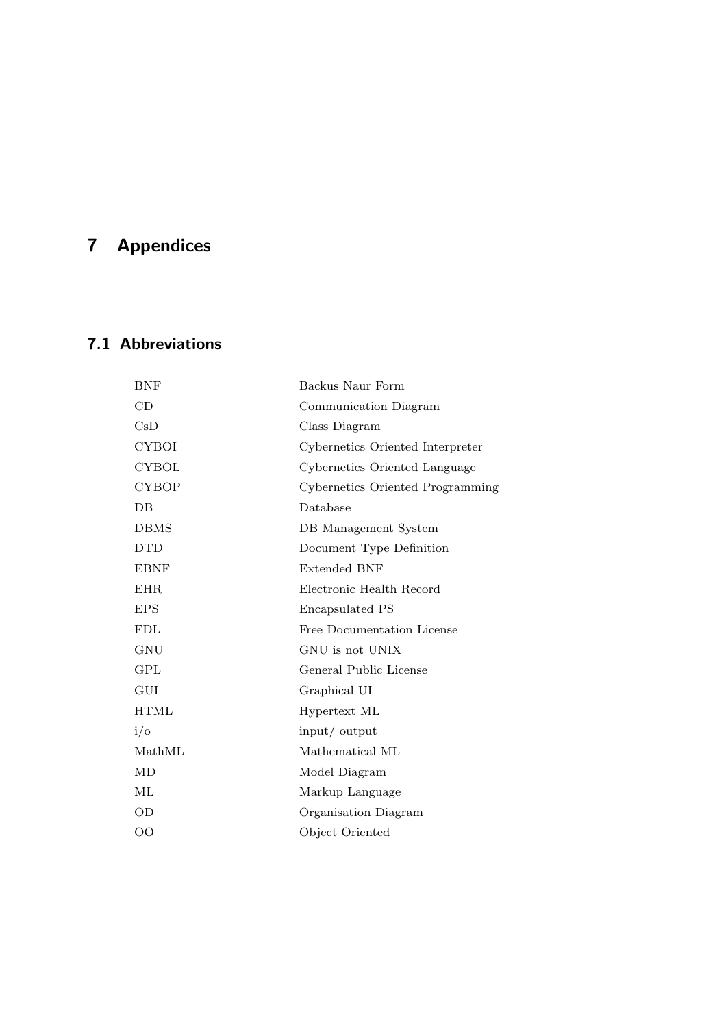# 7 Appendices

## 7.1 Abbreviations

| | |
|---|---|
| BNF | Backus Naur Form |
| CD | Communication Diagram |
| CsD | Class Diagram |
| CYBOI | Cybernetics Oriented Interpreter |
| CYBOL | Cybernetics Oriented Language |
| CYBOP | Cybernetics Oriented Programming |
| DB | Database |
| DBMS | DB Management System |
| DTD | Document Type Definition |
| EBNF | Extended BNF |
| EHR | Electronic Health Record |
| EPS | Encapsulated PS |
| FDL | Free Documentation License |
| GNU | GNU is not UNIX |
| GPL | General Public License |
| GUI | Graphical UI |
| HTML | Hypertext ML |
| i/o | input/ output |
| MathML | Mathematical ML |
| MD | Model Diagram |
| ML | Markup Language |
| OD | Organisation Diagram |
| OO | Object Oriented |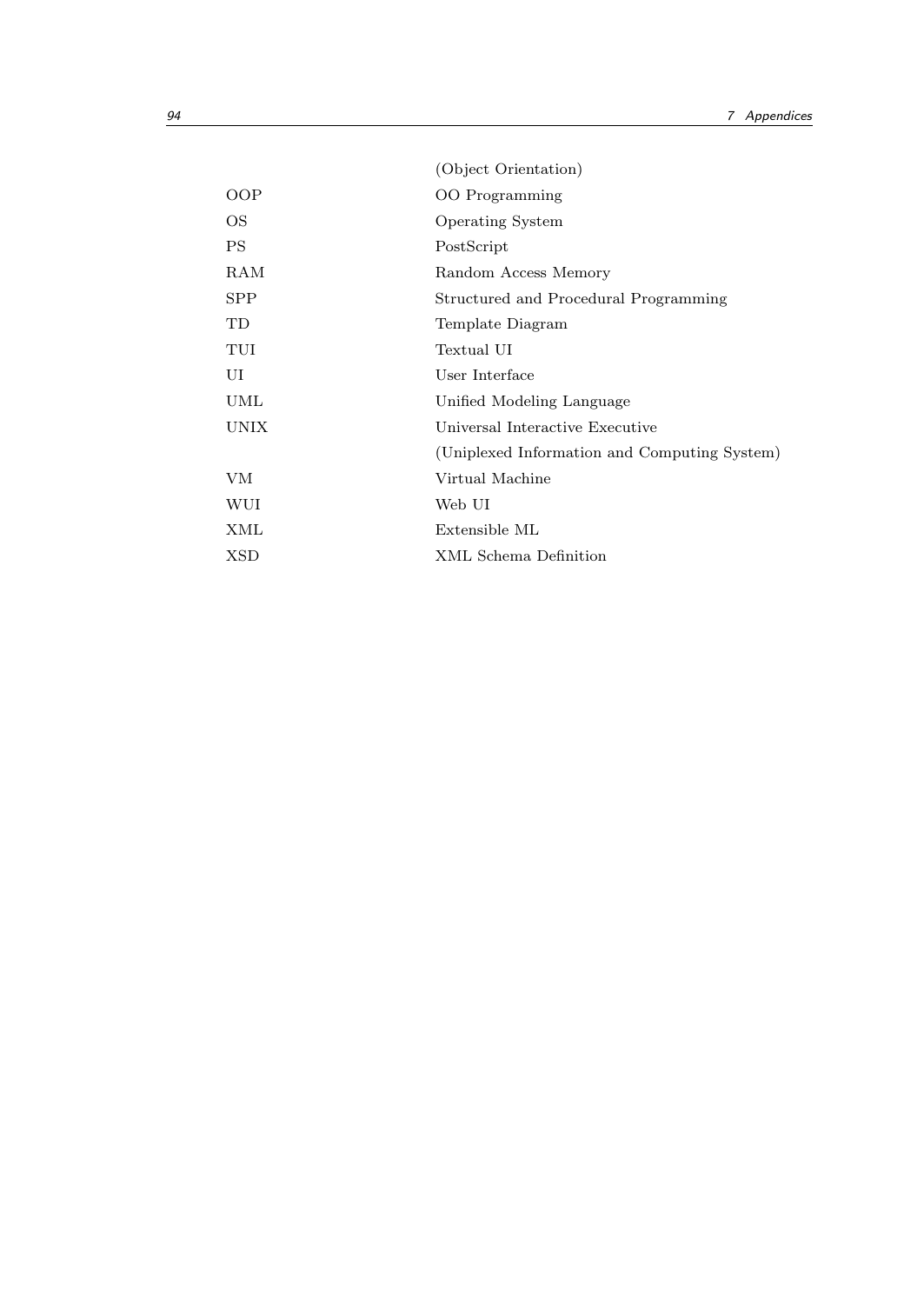| | |
|---|---|
| | (Object Orientation) |
| OOP | OO Programming |
| OS | Operating System |
| PS | PostScript |
| RAM | Random Access Memory |
| SPP | Structured and Procedural Programming |
| TD | Template Diagram |
| TUI | Textual UI |
| UI | User Interface |
| UML | Unified Modeling Language |
| UNIX | Universal Interactive Executive |
| | (Uniplexed Information and Computing System) |
| VM | Virtual Machine |
| WUI | Web UI |
| XML | Extensible ML |
| XSD | XML Schema Definition |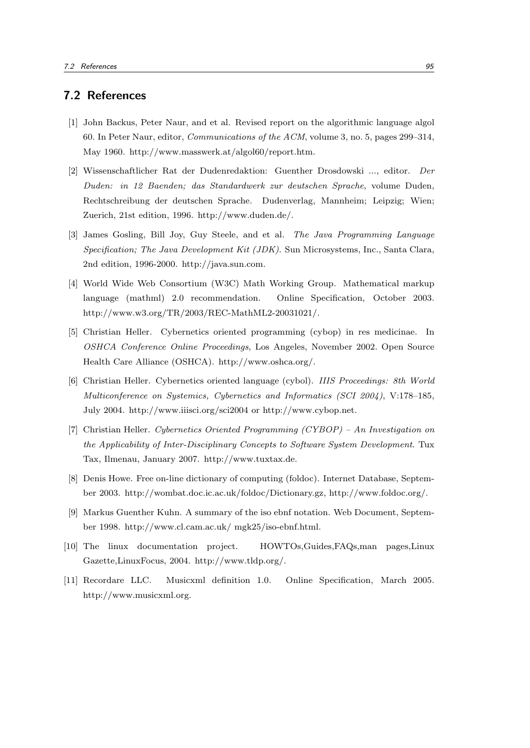## 7.2 References

[1] John Backus, Peter Naur, and et al. Revised report on the algorithmic language algol 60. In Peter Naur, editor, *Communications of the ACM*, volume 3, no. 5, pages 299–314, May 1960. http://www.masswerk.at/algol60/report.htm.

[2] Wissenschaftlicher Rat der Dudenredaktion: Guenther Drosdowski ..., editor. *Der Duden: in 12 Baenden; das Standardwerk zur deutschen Sprache*, volume Duden, Rechtschreibung der deutschen Sprache. Dudenverlag, Mannheim; Leipzig; Wien; Zuerich, 21st edition, 1996. http://www.duden.de/.

[3] James Gosling, Bill Joy, Guy Steele, and et al. *The Java Programming Language Specification; The Java Development Kit (JDK)*. Sun Microsystems, Inc., Santa Clara, 2nd edition, 1996-2000. http://java.sun.com.

[4] World Wide Web Consortium (W3C) Math Working Group. Mathematical markup language (mathml) 2.0 recommendation. Online Specification, October 2003. http://www.w3.org/TR/2003/REC-MathML2-20031021/.

[5] Christian Heller. Cybernetics oriented programming (cybop) in res medicinae. In *OSHCA Conference Online Proceedings*, Los Angeles, November 2002. Open Source Health Care Alliance (OSHCA). http://www.oshca.org/.

[6] Christian Heller. Cybernetics oriented language (cybol). *IIIS Proceedings: 8th World Multiconference on Systemics, Cybernetics and Informatics (SCI 2004)*, V:178–185, July 2004. http://www.iiisci.org/sci2004 or http://www.cybop.net.

[7] Christian Heller. *Cybernetics Oriented Programming (CYBOP) – An Investigation on the Applicability of Inter-Disciplinary Concepts to Software System Development*. Tux Tax, Ilmenau, January 2007. http://www.tuxtax.de.

[8] Denis Howe. Free on-line dictionary of computing (foldoc). Internet Database, September 2003. http://wombat.doc.ic.ac.uk/foldoc/Dictionary.gz, http://www.foldoc.org/.

[9] Markus Guenther Kuhn. A summary of the iso ebnf notation. Web Document, September 1998. http://www.cl.cam.ac.uk/ mgk25/iso-ebnf.html.

[10] The linux documentation project. HOWTOs,Guides,FAQs,man pages,Linux Gazette,LinuxFocus, 2004. http://www.tldp.org/.

[11] Recordare LLC. Musicxml definition 1.0. Online Specification, March 2005. http://www.musicxml.org.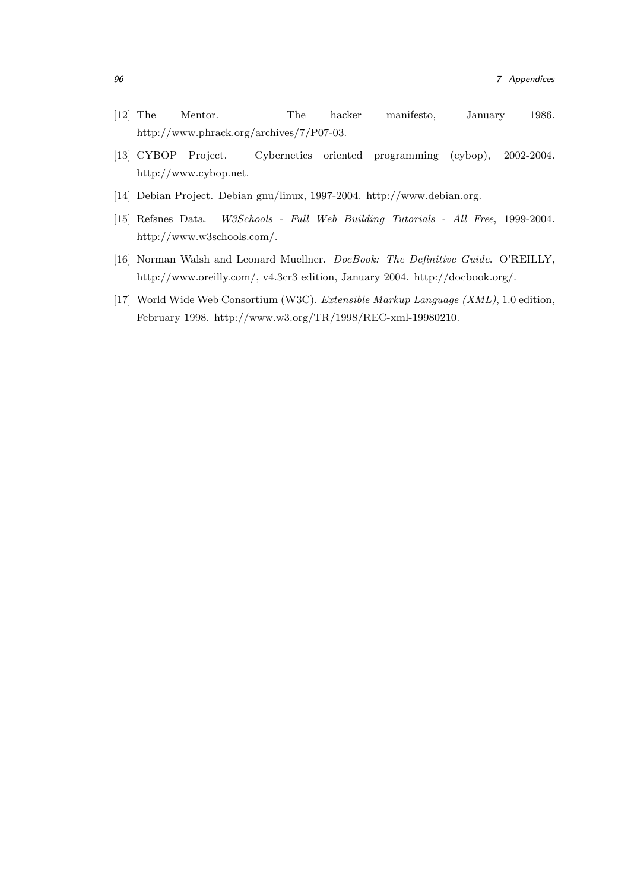[12] The Mentor. The hacker manifesto, January 1986. http://www.phrack.org/archives/7/P07-03.

[13] CYBOP Project. Cybernetics oriented programming (cybop), 2002-2004. http://www.cybop.net.

[14] Debian Project. Debian gnu/linux, 1997-2004. http://www.debian.org.

[15] Refsnes Data. *W3Schools - Full Web Building Tutorials - All Free*, 1999-2004. http://www.w3schools.com/.

[16] Norman Walsh and Leonard Muellner. *DocBook: The Definitive Guide*. O'REILLY, http://www.oreilly.com/, v4.3cr3 edition, January 2004. http://docbook.org/.

[17] World Wide Web Consortium (W3C). *Extensible Markup Language (XML)*, 1.0 edition, February 1998. http://www.w3.org/TR/1998/REC-xml-19980210.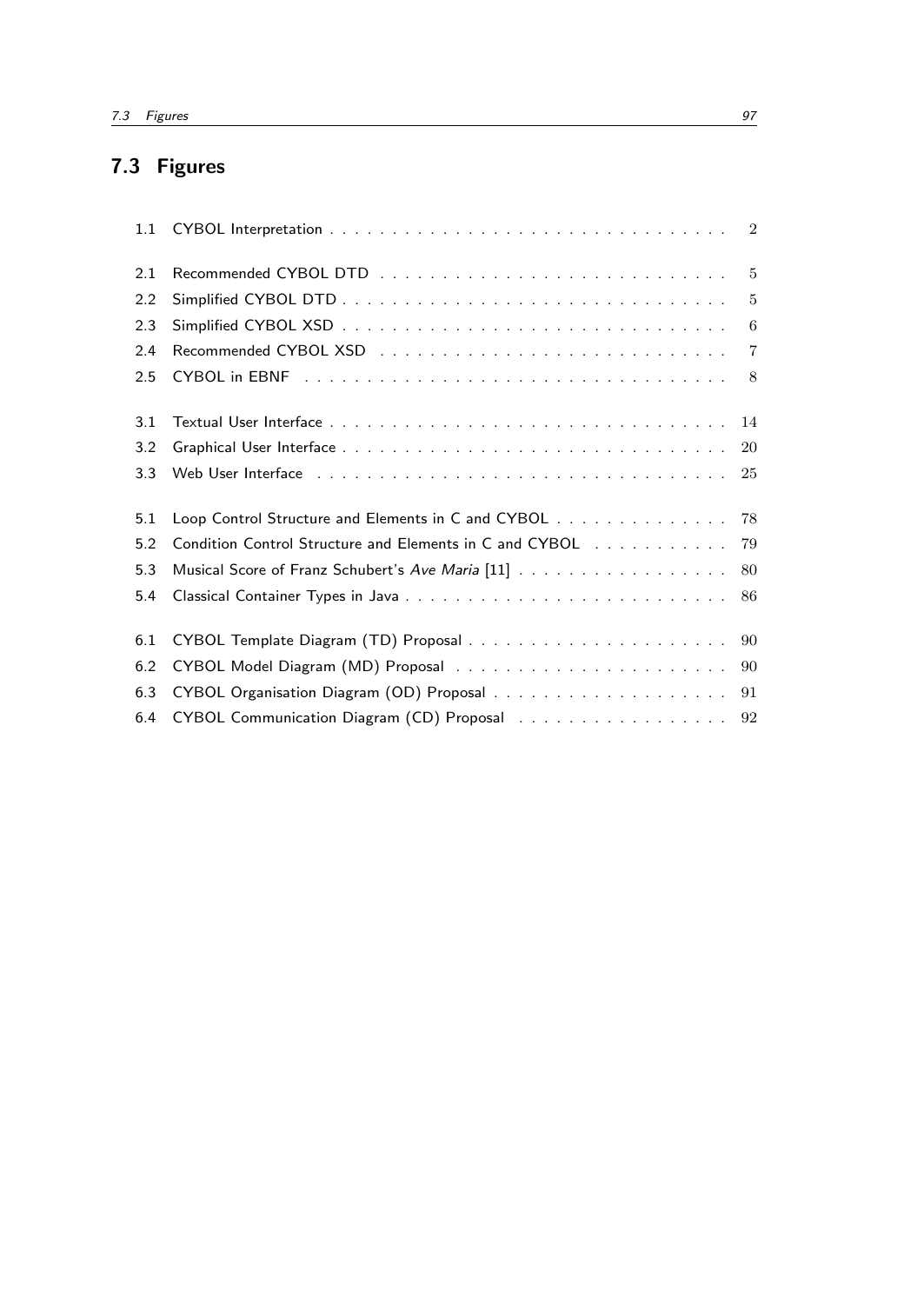## 7.3 Figures

| | | |
|---|---|---|
| 1.1 | CYBOL Interpretation | 2 |
| 2.1 | Recommended CYBOL DTD | 5 |
| 2.2 | Simplified CYBOL DTD | 5 |
| 2.3 | Simplified CYBOL XSD | 6 |
| 2.4 | Recommended CYBOL XSD | 7 |
| 2.5 | CYBOL in EBNF | 8 |
| 3.1 | Textual User Interface | 14 |
| 3.2 | Graphical User Interface | 20 |
| 3.3 | Web User Interface | 25 |
| 5.1 | Loop Control Structure and Elements in C and CYBOL | 78 |
| 5.2 | Condition Control Structure and Elements in C and CYBOL | 79 |
| 5.3 | Musical Score of Franz Schubert's *Ave Maria* [11] | 80 |
| 5.4 | Classical Container Types in Java | 86 |
| 6.1 | CYBOL Template Diagram (TD) Proposal | 90 |
| 6.2 | CYBOL Model Diagram (MD) Proposal | 90 |
| 6.3 | CYBOL Organisation Diagram (OD) Proposal | 91 |
| 6.4 | CYBOL Communication Diagram (CD) Proposal | 92 |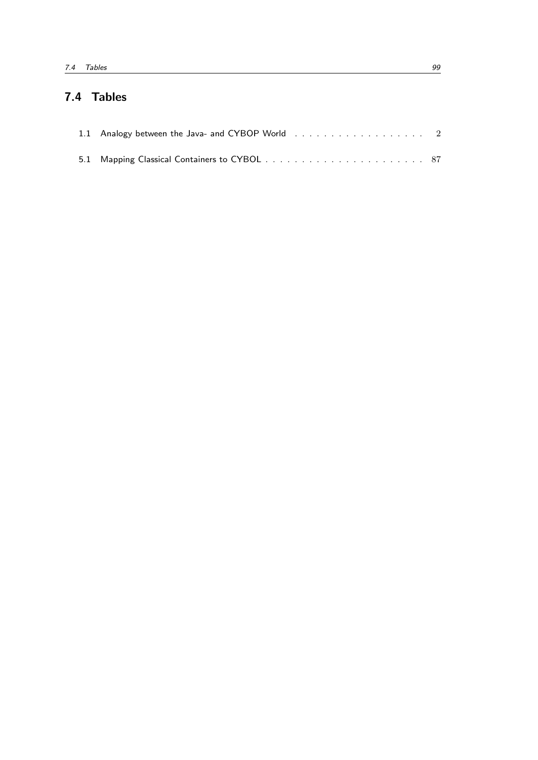## 7.4 Tables

1.1 Analogy between the Java- and CYBOP World . . . . . . . . . . . . . . . . . . 2

5.1 Mapping Classical Containers to CYBOL . . . . . . . . . . . . . . . . . . . . . . 87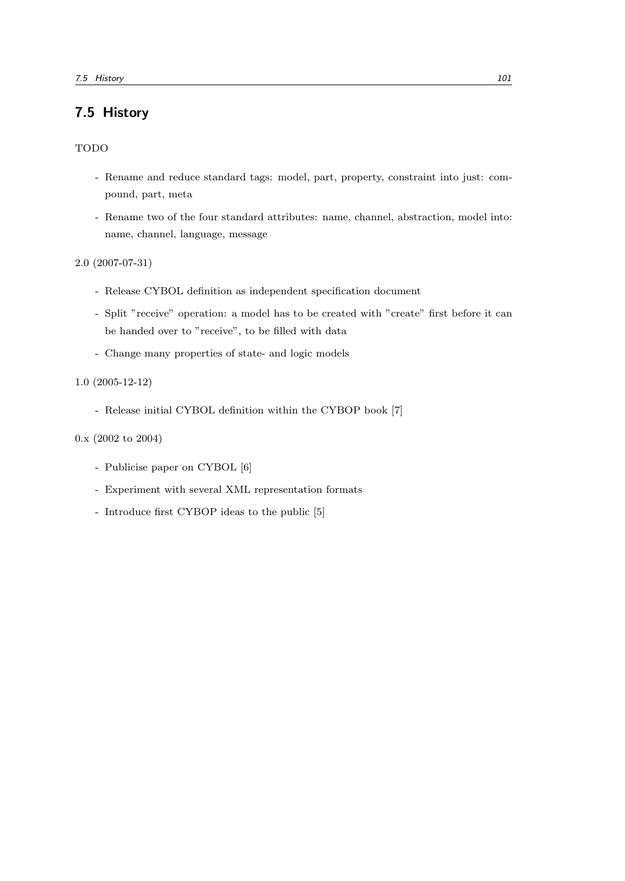## 7.5 History

TODO

- Rename and reduce standard tags: model, part, property, constraint into just: compound, part, meta
- Rename two of the four standard attributes: name, channel, abstraction, model into: name, channel, language, message

2.0 (2007-07-31)

- Release CYBOL definition as independent specification document
- Split "receive" operation: a model has to be created with "create" first before it can be handed over to "receive", to be filled with data
- Change many properties of state- and logic models

1.0 (2005-12-12)

- Release initial CYBOL definition within the CYBOP book [7]

0.x (2002 to 2004)

- Publicise paper on CYBOL [6]
- Experiment with several XML representation formats
- Introduce first CYBOP ideas to the public [5]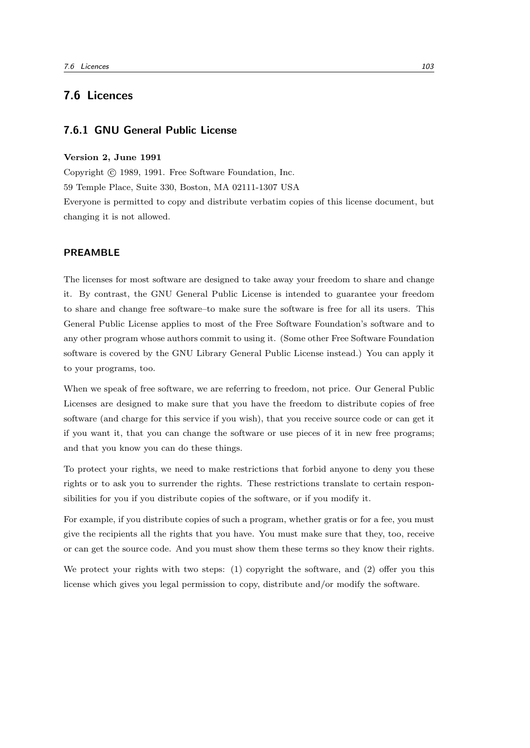## 7.6 Licences

### 7.6.1 GNU General Public License

**Version 2, June 1991**

Copyright © 1989, 1991. Free Software Foundation, Inc.
59 Temple Place, Suite 330, Boston, MA 02111-1307 USA
Everyone is permitted to copy and distribute verbatim copies of this license document, but changing it is not allowed.

#### PREAMBLE

The licenses for most software are designed to take away your freedom to share and change it. By contrast, the GNU General Public License is intended to guarantee your freedom to share and change free software–to make sure the software is free for all its users. This General Public License applies to most of the Free Software Foundation's software and to any other program whose authors commit to using it. (Some other Free Software Foundation software is covered by the GNU Library General Public License instead.) You can apply it to your programs, too.

When we speak of free software, we are referring to freedom, not price. Our General Public Licenses are designed to make sure that you have the freedom to distribute copies of free software (and charge for this service if you wish), that you receive source code or can get it if you want it, that you can change the software or use pieces of it in new free programs; and that you know you can do these things.

To protect your rights, we need to make restrictions that forbid anyone to deny you these rights or to ask you to surrender the rights. These restrictions translate to certain responsibilities for you if you distribute copies of the software, or if you modify it.

For example, if you distribute copies of such a program, whether gratis or for a fee, you must give the recipients all the rights that you have. You must make sure that they, too, receive or can get the source code. And you must show them these terms so they know their rights.

We protect your rights with two steps: (1) copyright the software, and (2) offer you this license which gives you legal permission to copy, distribute and/or modify the software.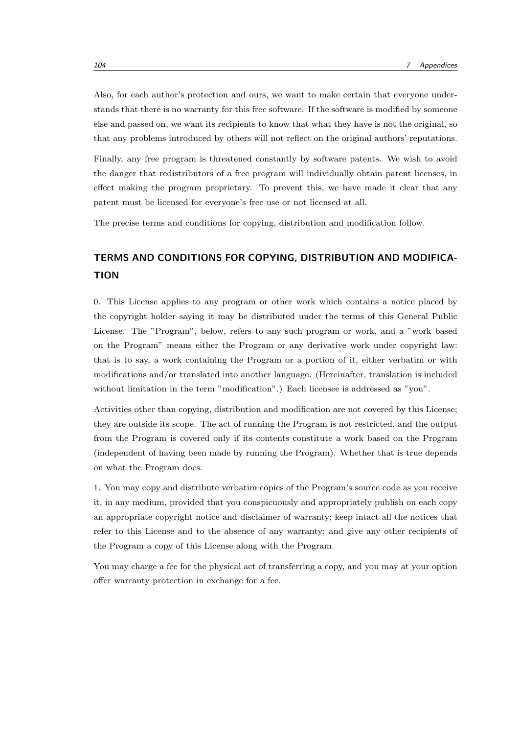Also, for each author's protection and ours, we want to make certain that everyone understands that there is no warranty for this free software. If the software is modified by someone else and passed on, we want its recipients to know that what they have is not the original, so that any problems introduced by others will not reflect on the original authors' reputations.

Finally, any free program is threatened constantly by software patents. We wish to avoid the danger that redistributors of a free program will individually obtain patent licenses, in effect making the program proprietary. To prevent this, we have made it clear that any patent must be licensed for everyone's free use or not licensed at all.

The precise terms and conditions for copying, distribution and modification follow.

## TERMS AND CONDITIONS FOR COPYING, DISTRIBUTION AND MODIFICATION

0. This License applies to any program or other work which contains a notice placed by the copyright holder saying it may be distributed under the terms of this General Public License. The "Program", below, refers to any such program or work, and a "work based on the Program" means either the Program or any derivative work under copyright law: that is to say, a work containing the Program or a portion of it, either verbatim or with modifications and/or translated into another language. (Hereinafter, translation is included without limitation in the term "modification".) Each licensee is addressed as "you".

Activities other than copying, distribution and modification are not covered by this License; they are outside its scope. The act of running the Program is not restricted, and the output from the Program is covered only if its contents constitute a work based on the Program (independent of having been made by running the Program). Whether that is true depends on what the Program does.

1. You may copy and distribute verbatim copies of the Program's source code as you receive it, in any medium, provided that you conspicuously and appropriately publish on each copy an appropriate copyright notice and disclaimer of warranty; keep intact all the notices that refer to this License and to the absence of any warranty; and give any other recipients of the Program a copy of this License along with the Program.

You may charge a fee for the physical act of transferring a copy, and you may at your option offer warranty protection in exchange for a fee.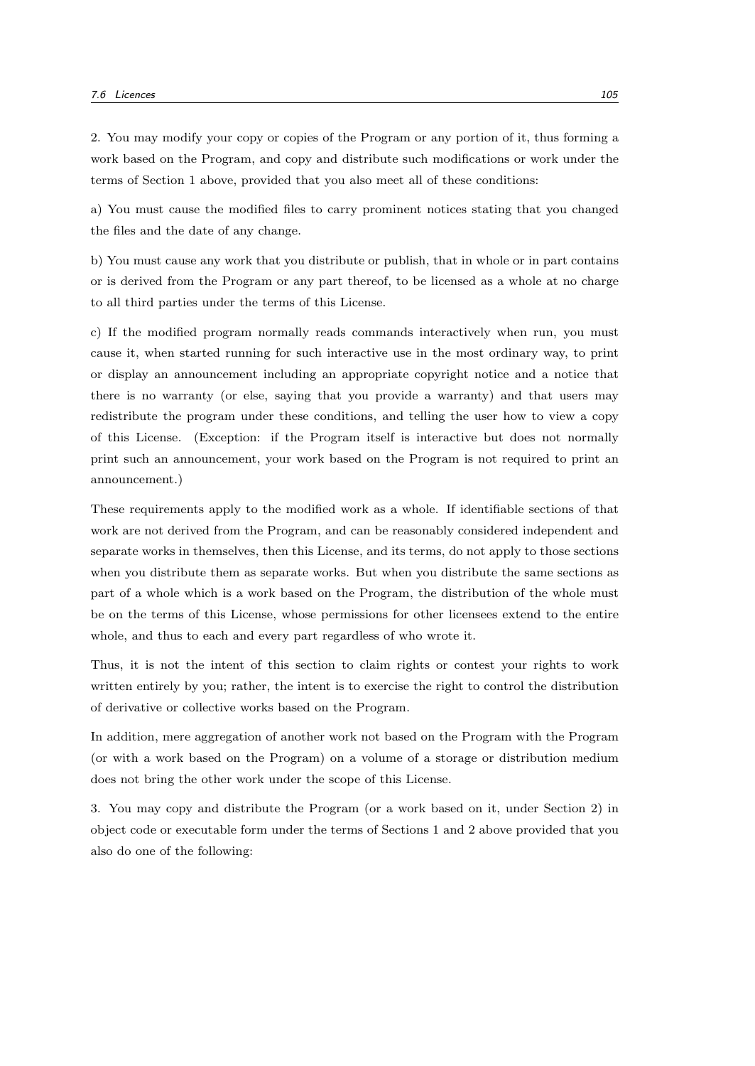2. You may modify your copy or copies of the Program or any portion of it, thus forming a work based on the Program, and copy and distribute such modifications or work under the terms of Section 1 above, provided that you also meet all of these conditions:

a) You must cause the modified files to carry prominent notices stating that you changed the files and the date of any change.

b) You must cause any work that you distribute or publish, that in whole or in part contains or is derived from the Program or any part thereof, to be licensed as a whole at no charge to all third parties under the terms of this License.

c) If the modified program normally reads commands interactively when run, you must cause it, when started running for such interactive use in the most ordinary way, to print or display an announcement including an appropriate copyright notice and a notice that there is no warranty (or else, saying that you provide a warranty) and that users may redistribute the program under these conditions, and telling the user how to view a copy of this License. (Exception: if the Program itself is interactive but does not normally print such an announcement, your work based on the Program is not required to print an announcement.)

These requirements apply to the modified work as a whole. If identifiable sections of that work are not derived from the Program, and can be reasonably considered independent and separate works in themselves, then this License, and its terms, do not apply to those sections when you distribute them as separate works. But when you distribute the same sections as part of a whole which is a work based on the Program, the distribution of the whole must be on the terms of this License, whose permissions for other licensees extend to the entire whole, and thus to each and every part regardless of who wrote it.

Thus, it is not the intent of this section to claim rights or contest your rights to work written entirely by you; rather, the intent is to exercise the right to control the distribution of derivative or collective works based on the Program.

In addition, mere aggregation of another work not based on the Program with the Program (or with a work based on the Program) on a volume of a storage or distribution medium does not bring the other work under the scope of this License.

3. You may copy and distribute the Program (or a work based on it, under Section 2) in object code or executable form under the terms of Sections 1 and 2 above provided that you also do one of the following: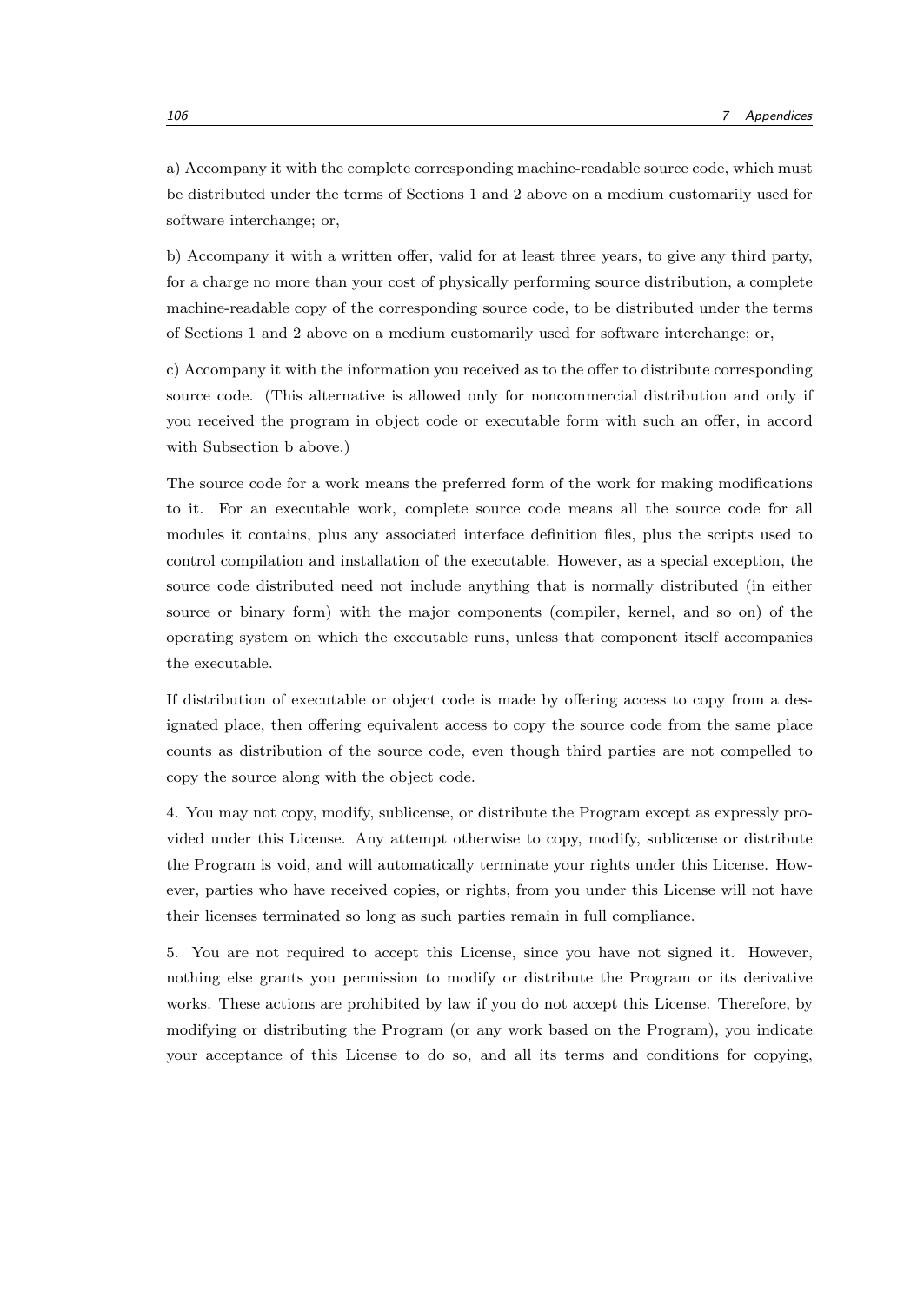a) Accompany it with the complete corresponding machine-readable source code, which must be distributed under the terms of Sections 1 and 2 above on a medium customarily used for software interchange; or,

b) Accompany it with a written offer, valid for at least three years, to give any third party, for a charge no more than your cost of physically performing source distribution, a complete machine-readable copy of the corresponding source code, to be distributed under the terms of Sections 1 and 2 above on a medium customarily used for software interchange; or,

c) Accompany it with the information you received as to the offer to distribute corresponding source code. (This alternative is allowed only for noncommercial distribution and only if you received the program in object code or executable form with such an offer, in accord with Subsection b above.)

The source code for a work means the preferred form of the work for making modifications to it. For an executable work, complete source code means all the source code for all modules it contains, plus any associated interface definition files, plus the scripts used to control compilation and installation of the executable. However, as a special exception, the source code distributed need not include anything that is normally distributed (in either source or binary form) with the major components (compiler, kernel, and so on) of the operating system on which the executable runs, unless that component itself accompanies the executable.

If distribution of executable or object code is made by offering access to copy from a designated place, then offering equivalent access to copy the source code from the same place counts as distribution of the source code, even though third parties are not compelled to copy the source along with the object code.

4. You may not copy, modify, sublicense, or distribute the Program except as expressly provided under this License. Any attempt otherwise to copy, modify, sublicense or distribute the Program is void, and will automatically terminate your rights under this License. However, parties who have received copies, or rights, from you under this License will not have their licenses terminated so long as such parties remain in full compliance.

5. You are not required to accept this License, since you have not signed it. However, nothing else grants you permission to modify or distribute the Program or its derivative works. These actions are prohibited by law if you do not accept this License. Therefore, by modifying or distributing the Program (or any work based on the Program), you indicate your acceptance of this License to do so, and all its terms and conditions for copying,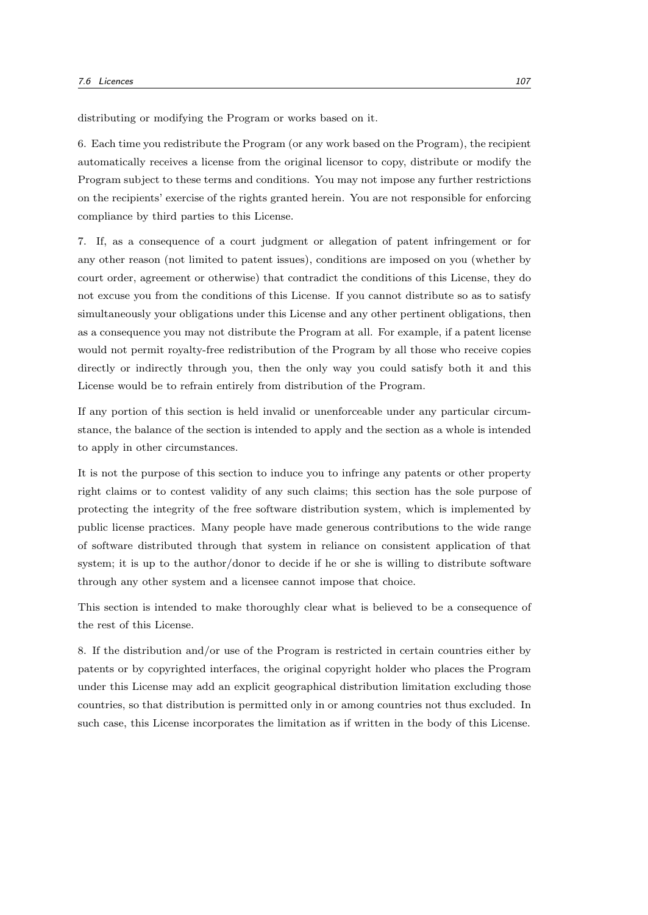distributing or modifying the Program or works based on it.

6. Each time you redistribute the Program (or any work based on the Program), the recipient automatically receives a license from the original licensor to copy, distribute or modify the Program subject to these terms and conditions. You may not impose any further restrictions on the recipients' exercise of the rights granted herein. You are not responsible for enforcing compliance by third parties to this License.

7. If, as a consequence of a court judgment or allegation of patent infringement or for any other reason (not limited to patent issues), conditions are imposed on you (whether by court order, agreement or otherwise) that contradict the conditions of this License, they do not excuse you from the conditions of this License. If you cannot distribute so as to satisfy simultaneously your obligations under this License and any other pertinent obligations, then as a consequence you may not distribute the Program at all. For example, if a patent license would not permit royalty-free redistribution of the Program by all those who receive copies directly or indirectly through you, then the only way you could satisfy both it and this License would be to refrain entirely from distribution of the Program.

If any portion of this section is held invalid or unenforceable under any particular circumstance, the balance of the section is intended to apply and the section as a whole is intended to apply in other circumstances.

It is not the purpose of this section to induce you to infringe any patents or other property right claims or to contest validity of any such claims; this section has the sole purpose of protecting the integrity of the free software distribution system, which is implemented by public license practices. Many people have made generous contributions to the wide range of software distributed through that system in reliance on consistent application of that system; it is up to the author/donor to decide if he or she is willing to distribute software through any other system and a licensee cannot impose that choice.

This section is intended to make thoroughly clear what is believed to be a consequence of the rest of this License.

8. If the distribution and/or use of the Program is restricted in certain countries either by patents or by copyrighted interfaces, the original copyright holder who places the Program under this License may add an explicit geographical distribution limitation excluding those countries, so that distribution is permitted only in or among countries not thus excluded. In such case, this License incorporates the limitation as if written in the body of this License.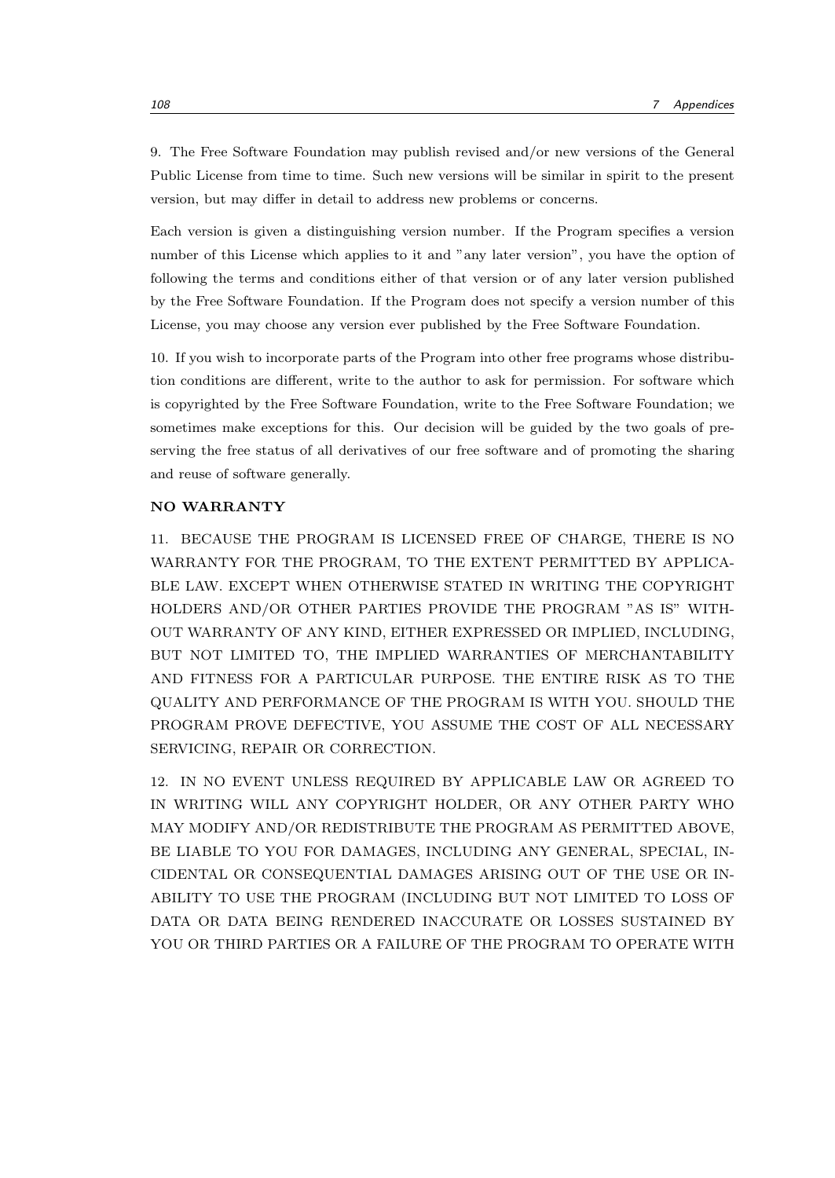9. The Free Software Foundation may publish revised and/or new versions of the General Public License from time to time. Such new versions will be similar in spirit to the present version, but may differ in detail to address new problems or concerns.

Each version is given a distinguishing version number. If the Program specifies a version number of this License which applies to it and "any later version", you have the option of following the terms and conditions either of that version or of any later version published by the Free Software Foundation. If the Program does not specify a version number of this License, you may choose any version ever published by the Free Software Foundation.

10. If you wish to incorporate parts of the Program into other free programs whose distribution conditions are different, write to the author to ask for permission. For software which is copyrighted by the Free Software Foundation, write to the Free Software Foundation; we sometimes make exceptions for this. Our decision will be guided by the two goals of preserving the free status of all derivatives of our free software and of promoting the sharing and reuse of software generally.

**NO WARRANTY**

11. BECAUSE THE PROGRAM IS LICENSED FREE OF CHARGE, THERE IS NO WARRANTY FOR THE PROGRAM, TO THE EXTENT PERMITTED BY APPLICABLE LAW. EXCEPT WHEN OTHERWISE STATED IN WRITING THE COPYRIGHT HOLDERS AND/OR OTHER PARTIES PROVIDE THE PROGRAM "AS IS" WITHOUT WARRANTY OF ANY KIND, EITHER EXPRESSED OR IMPLIED, INCLUDING, BUT NOT LIMITED TO, THE IMPLIED WARRANTIES OF MERCHANTABILITY AND FITNESS FOR A PARTICULAR PURPOSE. THE ENTIRE RISK AS TO THE QUALITY AND PERFORMANCE OF THE PROGRAM IS WITH YOU. SHOULD THE PROGRAM PROVE DEFECTIVE, YOU ASSUME THE COST OF ALL NECESSARY SERVICING, REPAIR OR CORRECTION.

12. IN NO EVENT UNLESS REQUIRED BY APPLICABLE LAW OR AGREED TO IN WRITING WILL ANY COPYRIGHT HOLDER, OR ANY OTHER PARTY WHO MAY MODIFY AND/OR REDISTRIBUTE THE PROGRAM AS PERMITTED ABOVE, BE LIABLE TO YOU FOR DAMAGES, INCLUDING ANY GENERAL, SPECIAL, INCIDENTAL OR CONSEQUENTIAL DAMAGES ARISING OUT OF THE USE OR INABILITY TO USE THE PROGRAM (INCLUDING BUT NOT LIMITED TO LOSS OF DATA OR DATA BEING RENDERED INACCURATE OR LOSSES SUSTAINED BY YOU OR THIRD PARTIES OR A FAILURE OF THE PROGRAM TO OPERATE WITH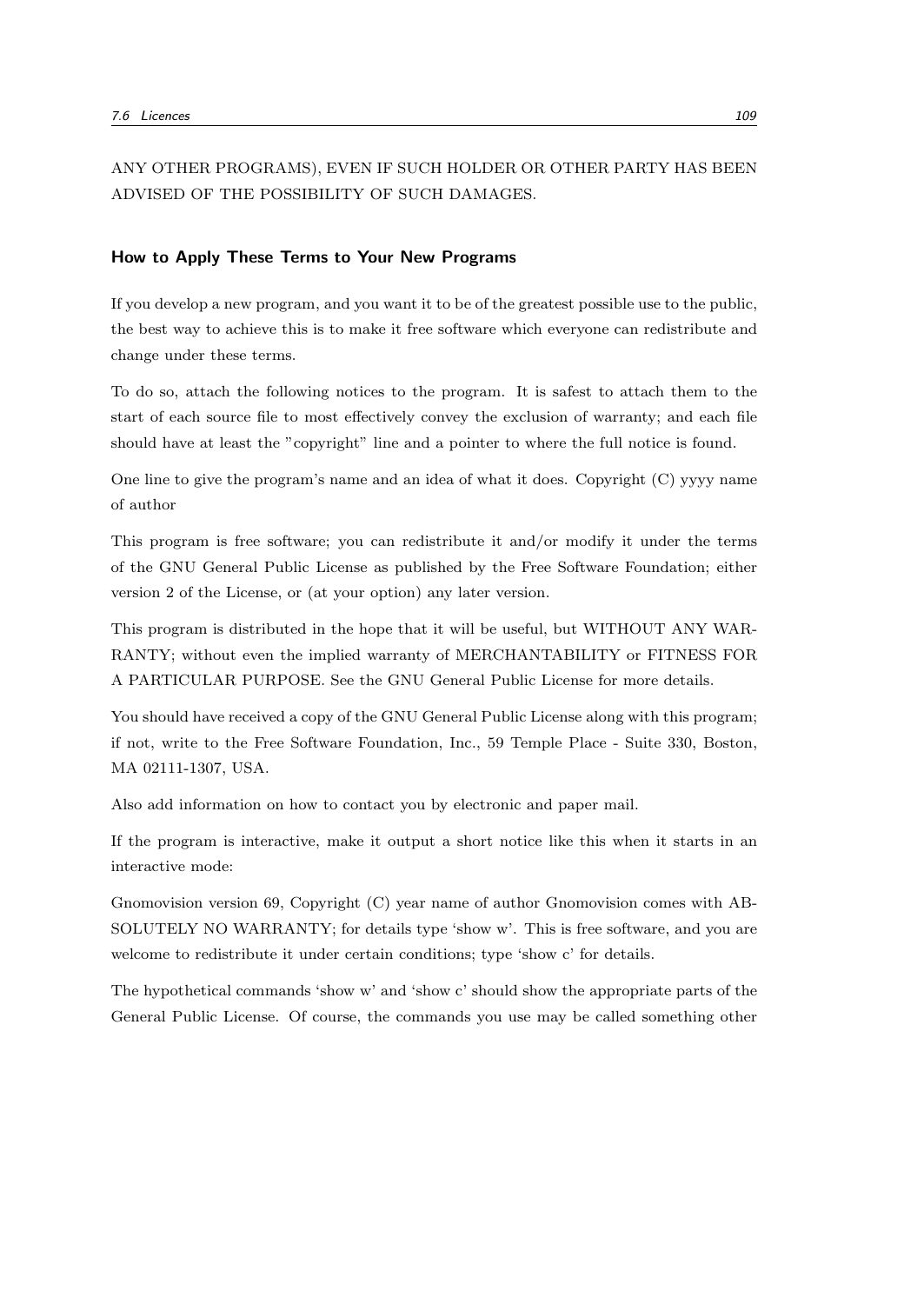ANY OTHER PROGRAMS), EVEN IF SUCH HOLDER OR OTHER PARTY HAS BEEN ADVISED OF THE POSSIBILITY OF SUCH DAMAGES.

### How to Apply These Terms to Your New Programs

If you develop a new program, and you want it to be of the greatest possible use to the public, the best way to achieve this is to make it free software which everyone can redistribute and change under these terms.

To do so, attach the following notices to the program. It is safest to attach them to the start of each source file to most effectively convey the exclusion of warranty; and each file should have at least the "copyright" line and a pointer to where the full notice is found.

One line to give the program's name and an idea of what it does. Copyright (C) yyyy name of author

This program is free software; you can redistribute it and/or modify it under the terms of the GNU General Public License as published by the Free Software Foundation; either version 2 of the License, or (at your option) any later version.

This program is distributed in the hope that it will be useful, but WITHOUT ANY WARRANTY; without even the implied warranty of MERCHANTABILITY or FITNESS FOR A PARTICULAR PURPOSE. See the GNU General Public License for more details.

You should have received a copy of the GNU General Public License along with this program; if not, write to the Free Software Foundation, Inc., 59 Temple Place - Suite 330, Boston, MA 02111-1307, USA.

Also add information on how to contact you by electronic and paper mail.

If the program is interactive, make it output a short notice like this when it starts in an interactive mode:

Gnomovision version 69, Copyright (C) year name of author Gnomovision comes with ABSOLUTELY NO WARRANTY; for details type 'show w'. This is free software, and you are welcome to redistribute it under certain conditions; type 'show c' for details.

The hypothetical commands 'show w' and 'show c' should show the appropriate parts of the General Public License. Of course, the commands you use may be called something other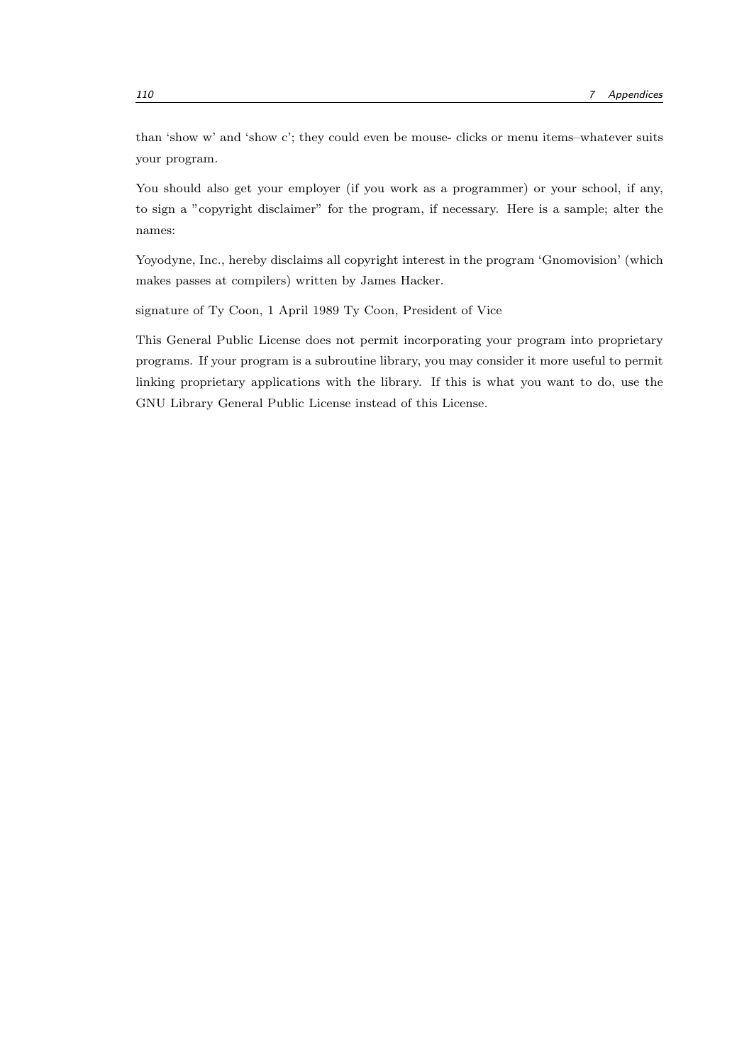than 'show w' and 'show c'; they could even be mouse- clicks or menu items–whatever suits your program.

You should also get your employer (if you work as a programmer) or your school, if any, to sign a "copyright disclaimer" for the program, if necessary. Here is a sample; alter the names:

Yoyodyne, Inc., hereby disclaims all copyright interest in the program 'Gnomovision' (which makes passes at compilers) written by James Hacker.

signature of Ty Coon, 1 April 1989 Ty Coon, President of Vice

This General Public License does not permit incorporating your program into proprietary programs. If your program is a subroutine library, you may consider it more useful to permit linking proprietary applications with the library. If this is what you want to do, use the GNU Library General Public License instead of this License.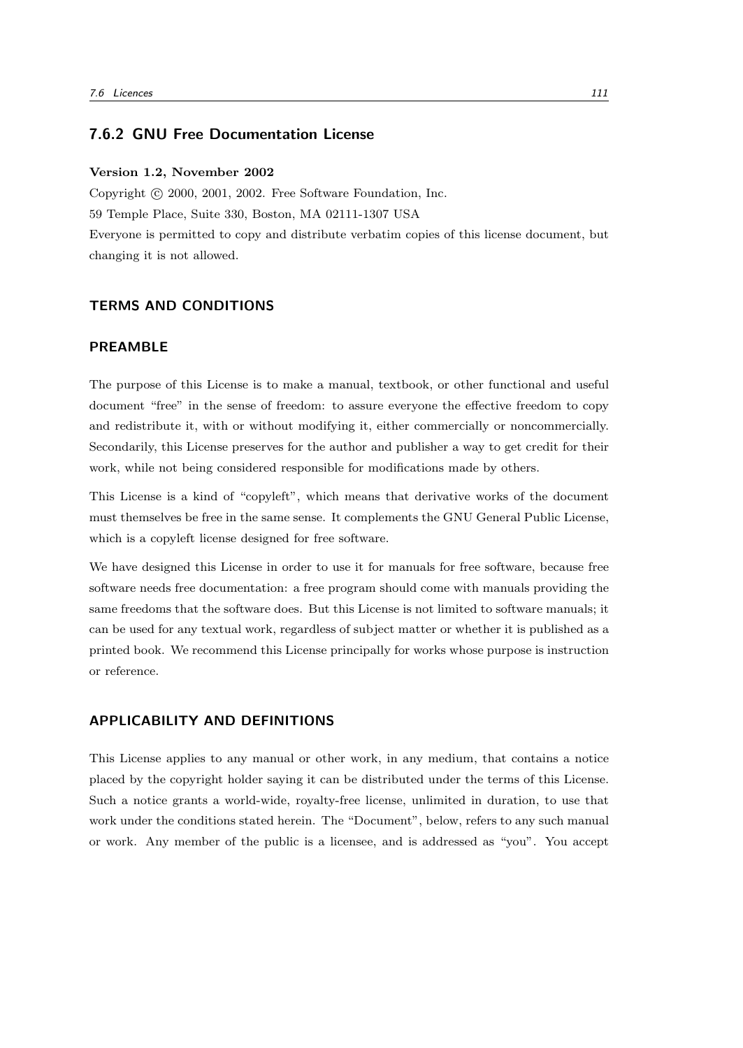### 7.6.2 GNU Free Documentation License

**Version 1.2, November 2002**

Copyright © 2000, 2001, 2002. Free Software Foundation, Inc.

59 Temple Place, Suite 330, Boston, MA 02111-1307 USA

Everyone is permitted to copy and distribute verbatim copies of this license document, but changing it is not allowed.

#### TERMS AND CONDITIONS

#### PREAMBLE

The purpose of this License is to make a manual, textbook, or other functional and useful document "free" in the sense of freedom: to assure everyone the effective freedom to copy and redistribute it, with or without modifying it, either commercially or noncommercially. Secondarily, this License preserves for the author and publisher a way to get credit for their work, while not being considered responsible for modifications made by others.

This License is a kind of "copyleft", which means that derivative works of the document must themselves be free in the same sense. It complements the GNU General Public License, which is a copyleft license designed for free software.

We have designed this License in order to use it for manuals for free software, because free software needs free documentation: a free program should come with manuals providing the same freedoms that the software does. But this License is not limited to software manuals; it can be used for any textual work, regardless of subject matter or whether it is published as a printed book. We recommend this License principally for works whose purpose is instruction or reference.

#### APPLICABILITY AND DEFINITIONS

This License applies to any manual or other work, in any medium, that contains a notice placed by the copyright holder saying it can be distributed under the terms of this License. Such a notice grants a world-wide, royalty-free license, unlimited in duration, to use that work under the conditions stated herein. The "Document", below, refers to any such manual or work. Any member of the public is a licensee, and is addressed as "you". You accept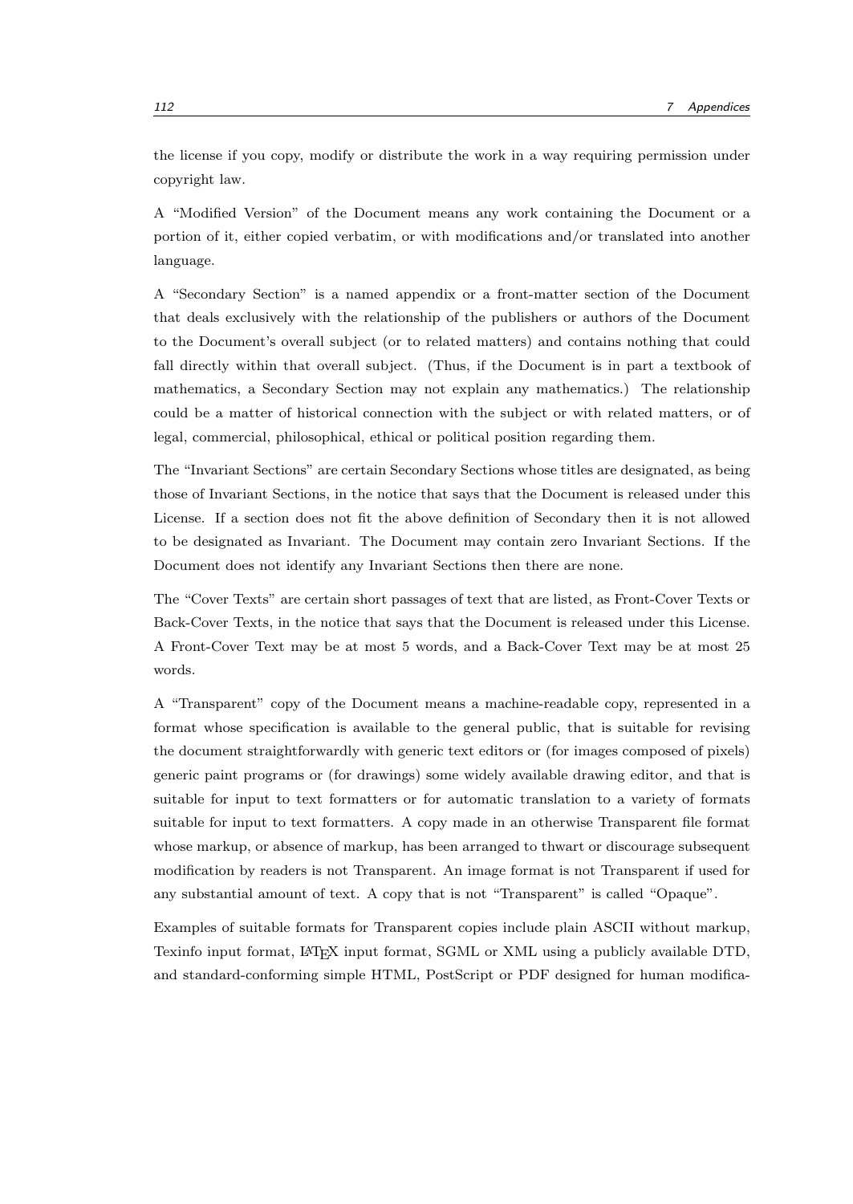the license if you copy, modify or distribute the work in a way requiring permission under copyright law.

A "Modified Version" of the Document means any work containing the Document or a portion of it, either copied verbatim, or with modifications and/or translated into another language.

A "Secondary Section" is a named appendix or a front-matter section of the Document that deals exclusively with the relationship of the publishers or authors of the Document to the Document's overall subject (or to related matters) and contains nothing that could fall directly within that overall subject. (Thus, if the Document is in part a textbook of mathematics, a Secondary Section may not explain any mathematics.) The relationship could be a matter of historical connection with the subject or with related matters, or of legal, commercial, philosophical, ethical or political position regarding them.

The "Invariant Sections" are certain Secondary Sections whose titles are designated, as being those of Invariant Sections, in the notice that says that the Document is released under this License. If a section does not fit the above definition of Secondary then it is not allowed to be designated as Invariant. The Document may contain zero Invariant Sections. If the Document does not identify any Invariant Sections then there are none.

The "Cover Texts" are certain short passages of text that are listed, as Front-Cover Texts or Back-Cover Texts, in the notice that says that the Document is released under this License. A Front-Cover Text may be at most 5 words, and a Back-Cover Text may be at most 25 words.

A "Transparent" copy of the Document means a machine-readable copy, represented in a format whose specification is available to the general public, that is suitable for revising the document straightforwardly with generic text editors or (for images composed of pixels) generic paint programs or (for drawings) some widely available drawing editor, and that is suitable for input to text formatters or for automatic translation to a variety of formats suitable for input to text formatters. A copy made in an otherwise Transparent file format whose markup, or absence of markup, has been arranged to thwart or discourage subsequent modification by readers is not Transparent. An image format is not Transparent if used for any substantial amount of text. A copy that is not "Transparent" is called "Opaque".

Examples of suitable formats for Transparent copies include plain ASCII without markup, Texinfo input format, LaTeX input format, SGML or XML using a publicly available DTD, and standard-conforming simple HTML, PostScript or PDF designed for human modifica-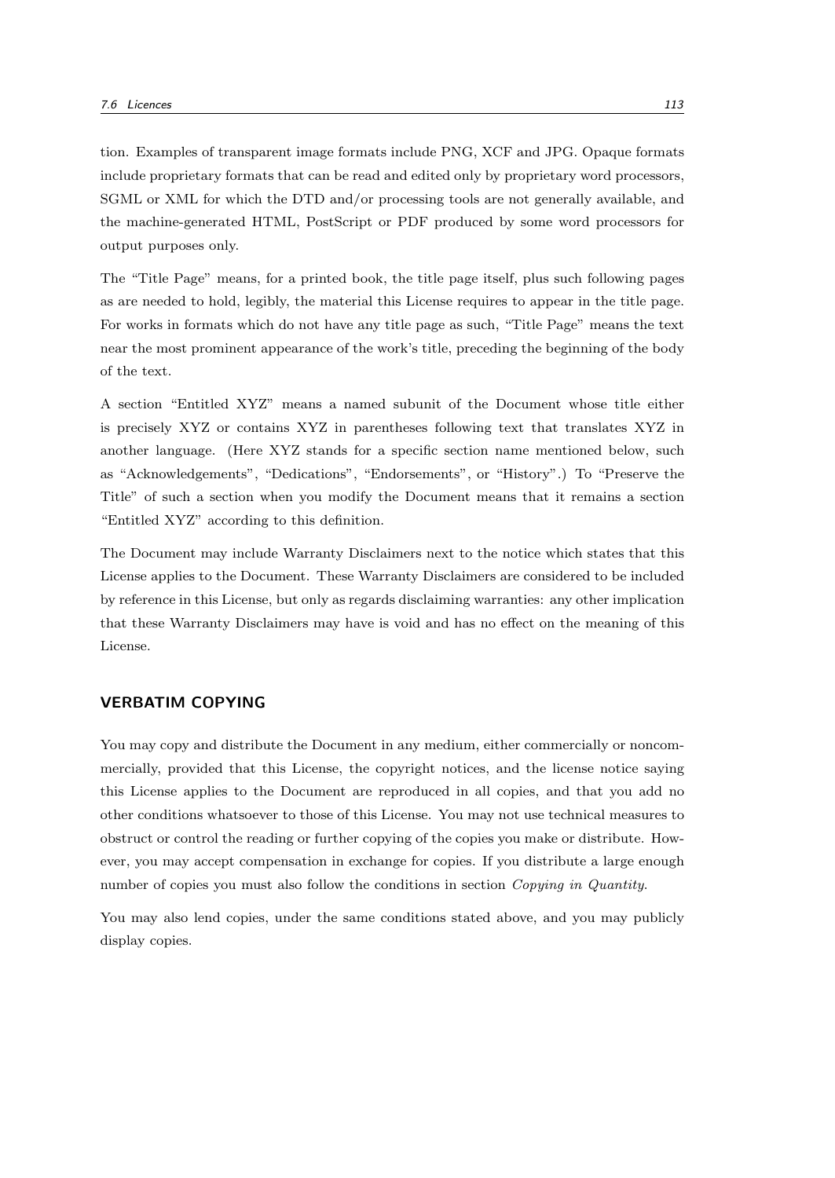tion. Examples of transparent image formats include PNG, XCF and JPG. Opaque formats include proprietary formats that can be read and edited only by proprietary word processors, SGML or XML for which the DTD and/or processing tools are not generally available, and the machine-generated HTML, PostScript or PDF produced by some word processors for output purposes only.

The "Title Page" means, for a printed book, the title page itself, plus such following pages as are needed to hold, legibly, the material this License requires to appear in the title page. For works in formats which do not have any title page as such, "Title Page" means the text near the most prominent appearance of the work's title, preceding the beginning of the body of the text.

A section "Entitled XYZ" means a named subunit of the Document whose title either is precisely XYZ or contains XYZ in parentheses following text that translates XYZ in another language. (Here XYZ stands for a specific section name mentioned below, such as "Acknowledgements", "Dedications", "Endorsements", or "History".) To "Preserve the Title" of such a section when you modify the Document means that it remains a section "Entitled XYZ" according to this definition.

The Document may include Warranty Disclaimers next to the notice which states that this License applies to the Document. These Warranty Disclaimers are considered to be included by reference in this License, but only as regards disclaiming warranties: any other implication that these Warranty Disclaimers may have is void and has no effect on the meaning of this License.

### VERBATIM COPYING

You may copy and distribute the Document in any medium, either commercially or noncommercially, provided that this License, the copyright notices, and the license notice saying this License applies to the Document are reproduced in all copies, and that you add no other conditions whatsoever to those of this License. You may not use technical measures to obstruct or control the reading or further copying of the copies you make or distribute. However, you may accept compensation in exchange for copies. If you distribute a large enough number of copies you must also follow the conditions in section *Copying in Quantity*.

You may also lend copies, under the same conditions stated above, and you may publicly display copies.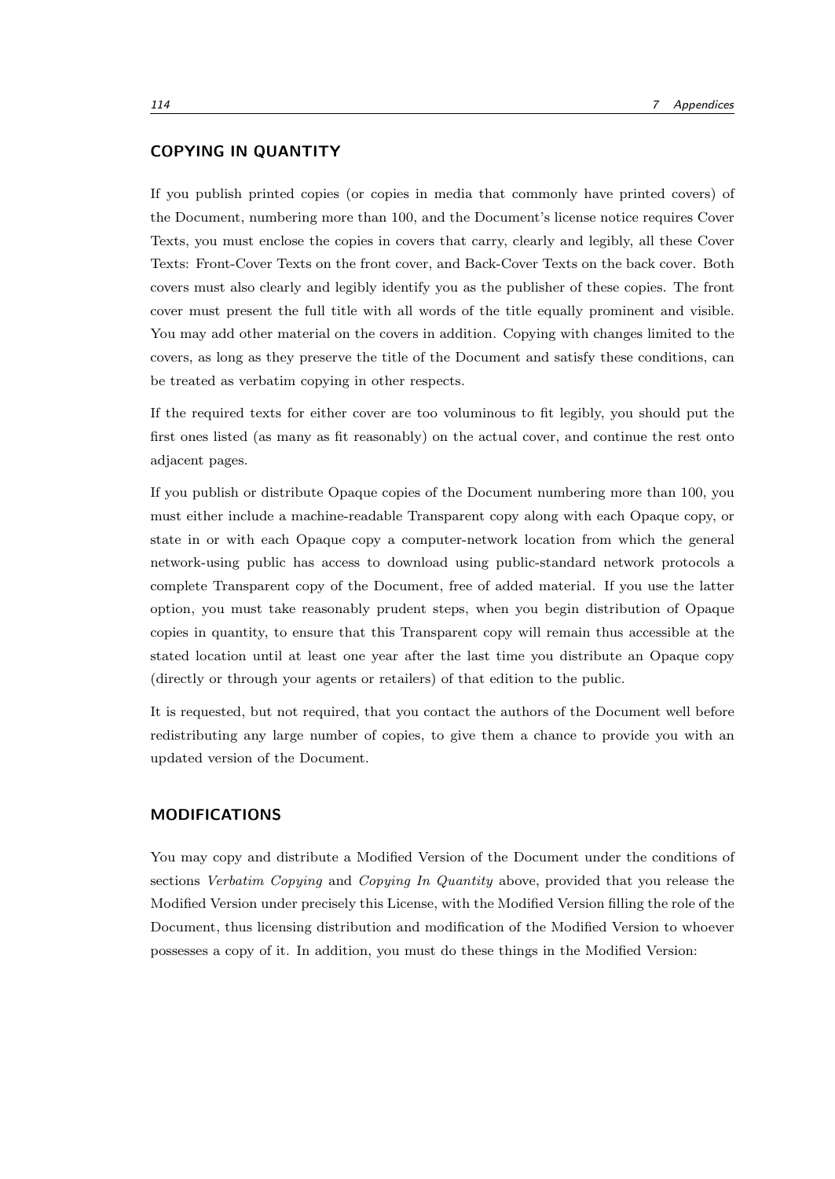## COPYING IN QUANTITY

If you publish printed copies (or copies in media that commonly have printed covers) of the Document, numbering more than 100, and the Document's license notice requires Cover Texts, you must enclose the copies in covers that carry, clearly and legibly, all these Cover Texts: Front-Cover Texts on the front cover, and Back-Cover Texts on the back cover. Both covers must also clearly and legibly identify you as the publisher of these copies. The front cover must present the full title with all words of the title equally prominent and visible. You may add other material on the covers in addition. Copying with changes limited to the covers, as long as they preserve the title of the Document and satisfy these conditions, can be treated as verbatim copying in other respects.

If the required texts for either cover are too voluminous to fit legibly, you should put the first ones listed (as many as fit reasonably) on the actual cover, and continue the rest onto adjacent pages.

If you publish or distribute Opaque copies of the Document numbering more than 100, you must either include a machine-readable Transparent copy along with each Opaque copy, or state in or with each Opaque copy a computer-network location from which the general network-using public has access to download using public-standard network protocols a complete Transparent copy of the Document, free of added material. If you use the latter option, you must take reasonably prudent steps, when you begin distribution of Opaque copies in quantity, to ensure that this Transparent copy will remain thus accessible at the stated location until at least one year after the last time you distribute an Opaque copy (directly or through your agents or retailers) of that edition to the public.

It is requested, but not required, that you contact the authors of the Document well before redistributing any large number of copies, to give them a chance to provide you with an updated version of the Document.

## MODIFICATIONS

You may copy and distribute a Modified Version of the Document under the conditions of sections *Verbatim Copying* and *Copying In Quantity* above, provided that you release the Modified Version under precisely this License, with the Modified Version filling the role of the Document, thus licensing distribution and modification of the Modified Version to whoever possesses a copy of it. In addition, you must do these things in the Modified Version: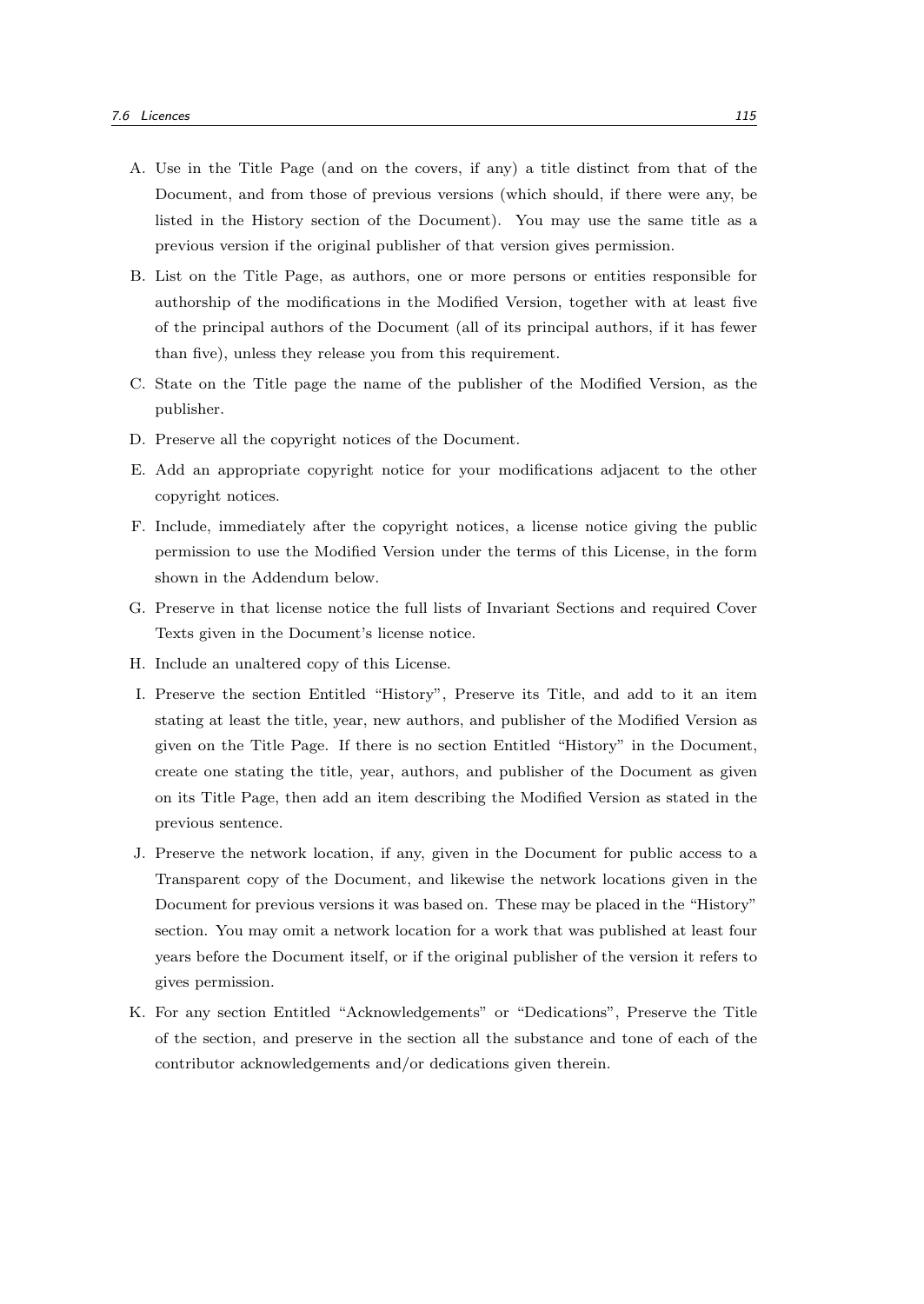A. Use in the Title Page (and on the covers, if any) a title distinct from that of the Document, and from those of previous versions (which should, if there were any, be listed in the History section of the Document). You may use the same title as a previous version if the original publisher of that version gives permission.

B. List on the Title Page, as authors, one or more persons or entities responsible for authorship of the modifications in the Modified Version, together with at least five of the principal authors of the Document (all of its principal authors, if it has fewer than five), unless they release you from this requirement.

C. State on the Title page the name of the publisher of the Modified Version, as the publisher.

D. Preserve all the copyright notices of the Document.

E. Add an appropriate copyright notice for your modifications adjacent to the other copyright notices.

F. Include, immediately after the copyright notices, a license notice giving the public permission to use the Modified Version under the terms of this License, in the form shown in the Addendum below.

G. Preserve in that license notice the full lists of Invariant Sections and required Cover Texts given in the Document's license notice.

H. Include an unaltered copy of this License.

I. Preserve the section Entitled "History", Preserve its Title, and add to it an item stating at least the title, year, new authors, and publisher of the Modified Version as given on the Title Page. If there is no section Entitled "History" in the Document, create one stating the title, year, authors, and publisher of the Document as given on its Title Page, then add an item describing the Modified Version as stated in the previous sentence.

J. Preserve the network location, if any, given in the Document for public access to a Transparent copy of the Document, and likewise the network locations given in the Document for previous versions it was based on. These may be placed in the "History" section. You may omit a network location for a work that was published at least four years before the Document itself, or if the original publisher of the version it refers to gives permission.

K. For any section Entitled "Acknowledgements" or "Dedications", Preserve the Title of the section, and preserve in the section all the substance and tone of each of the contributor acknowledgements and/or dedications given therein.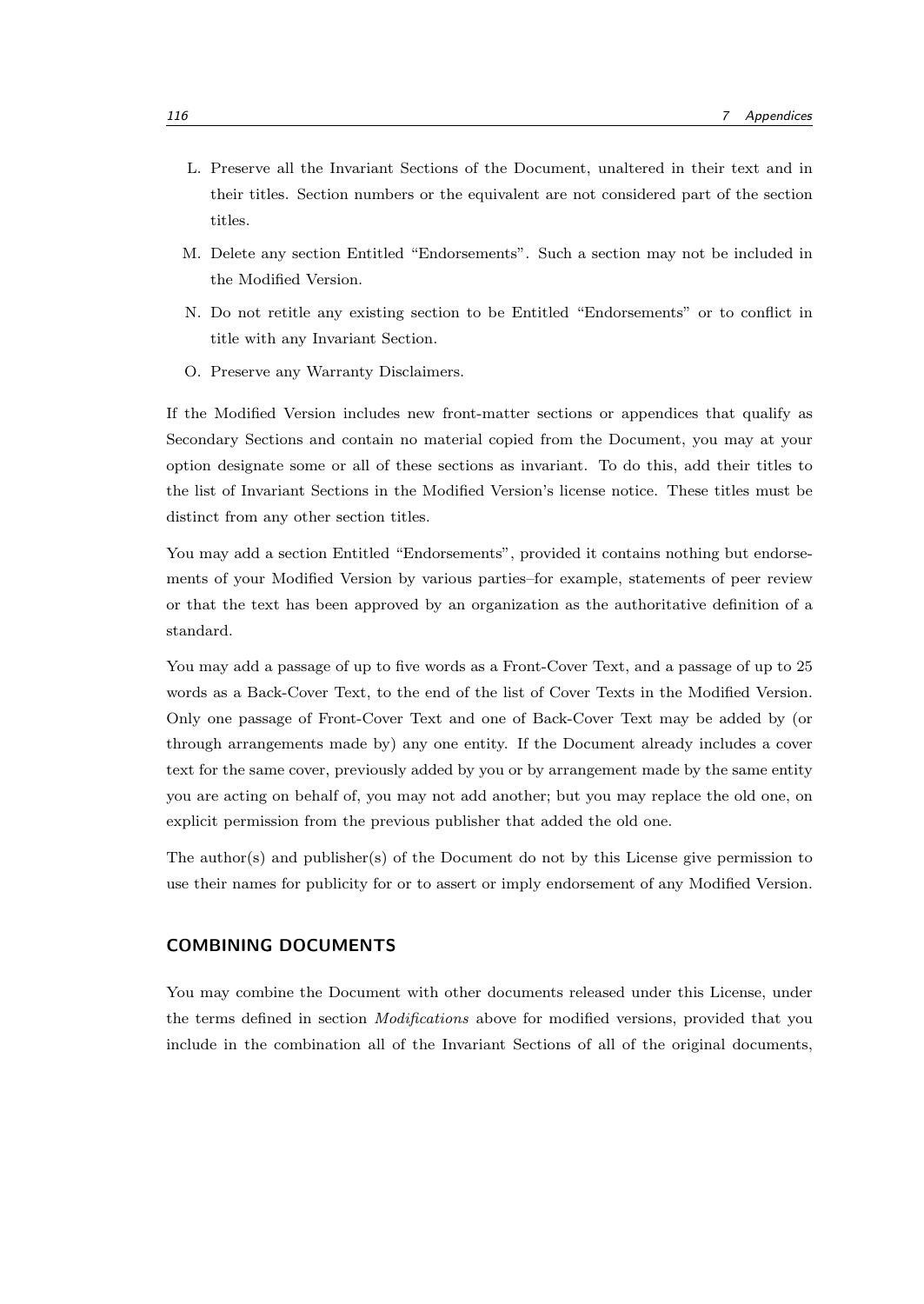L. Preserve all the Invariant Sections of the Document, unaltered in their text and in their titles. Section numbers or the equivalent are not considered part of the section titles.

M. Delete any section Entitled "Endorsements". Such a section may not be included in the Modified Version.

N. Do not retitle any existing section to be Entitled "Endorsements" or to conflict in title with any Invariant Section.

O. Preserve any Warranty Disclaimers.

If the Modified Version includes new front-matter sections or appendices that qualify as Secondary Sections and contain no material copied from the Document, you may at your option designate some or all of these sections as invariant. To do this, add their titles to the list of Invariant Sections in the Modified Version's license notice. These titles must be distinct from any other section titles.

You may add a section Entitled "Endorsements", provided it contains nothing but endorsements of your Modified Version by various parties–for example, statements of peer review or that the text has been approved by an organization as the authoritative definition of a standard.

You may add a passage of up to five words as a Front-Cover Text, and a passage of up to 25 words as a Back-Cover Text, to the end of the list of Cover Texts in the Modified Version. Only one passage of Front-Cover Text and one of Back-Cover Text may be added by (or through arrangements made by) any one entity. If the Document already includes a cover text for the same cover, previously added by you or by arrangement made by the same entity you are acting on behalf of, you may not add another; but you may replace the old one, on explicit permission from the previous publisher that added the old one.

The author(s) and publisher(s) of the Document do not by this License give permission to use their names for publicity for or to assert or imply endorsement of any Modified Version.

### COMBINING DOCUMENTS

You may combine the Document with other documents released under this License, under the terms defined in section *Modifications* above for modified versions, provided that you include in the combination all of the Invariant Sections of all of the original documents,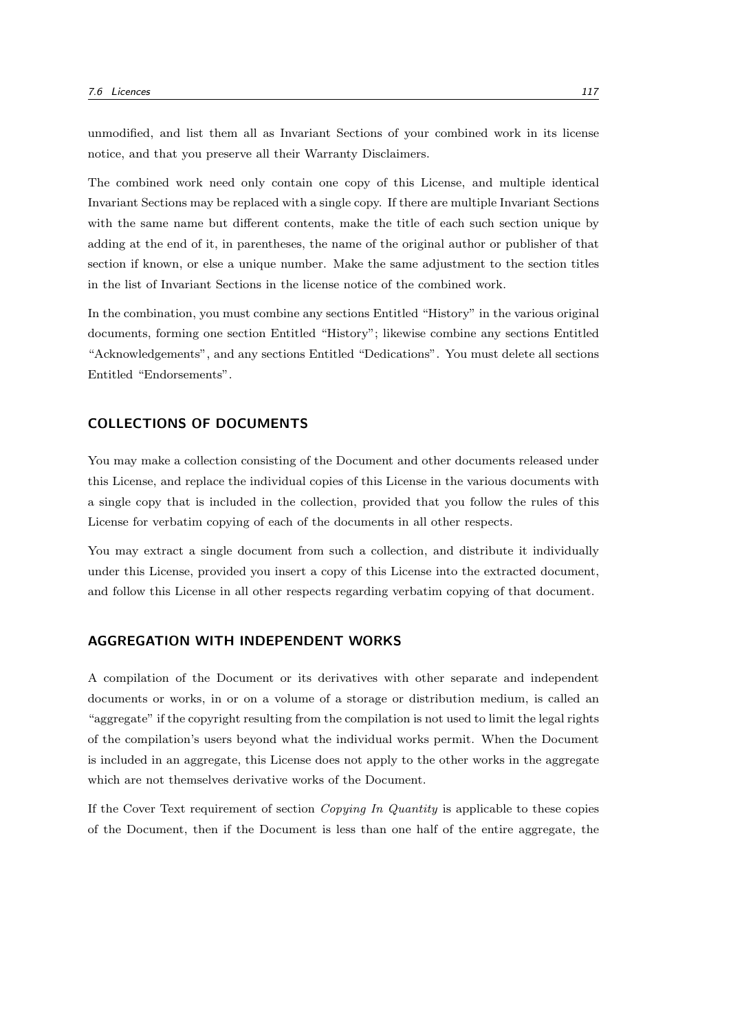unmodified, and list them all as Invariant Sections of your combined work in its license notice, and that you preserve all their Warranty Disclaimers.

The combined work need only contain one copy of this License, and multiple identical Invariant Sections may be replaced with a single copy. If there are multiple Invariant Sections with the same name but different contents, make the title of each such section unique by adding at the end of it, in parentheses, the name of the original author or publisher of that section if known, or else a unique number. Make the same adjustment to the section titles in the list of Invariant Sections in the license notice of the combined work.

In the combination, you must combine any sections Entitled "History" in the various original documents, forming one section Entitled "History"; likewise combine any sections Entitled "Acknowledgements", and any sections Entitled "Dedications". You must delete all sections Entitled "Endorsements".

### COLLECTIONS OF DOCUMENTS

You may make a collection consisting of the Document and other documents released under this License, and replace the individual copies of this License in the various documents with a single copy that is included in the collection, provided that you follow the rules of this License for verbatim copying of each of the documents in all other respects.

You may extract a single document from such a collection, and distribute it individually under this License, provided you insert a copy of this License into the extracted document, and follow this License in all other respects regarding verbatim copying of that document.

### AGGREGATION WITH INDEPENDENT WORKS

A compilation of the Document or its derivatives with other separate and independent documents or works, in or on a volume of a storage or distribution medium, is called an "aggregate" if the copyright resulting from the compilation is not used to limit the legal rights of the compilation's users beyond what the individual works permit. When the Document is included in an aggregate, this License does not apply to the other works in the aggregate which are not themselves derivative works of the Document.

If the Cover Text requirement of section *Copying In Quantity* is applicable to these copies of the Document, then if the Document is less than one half of the entire aggregate, the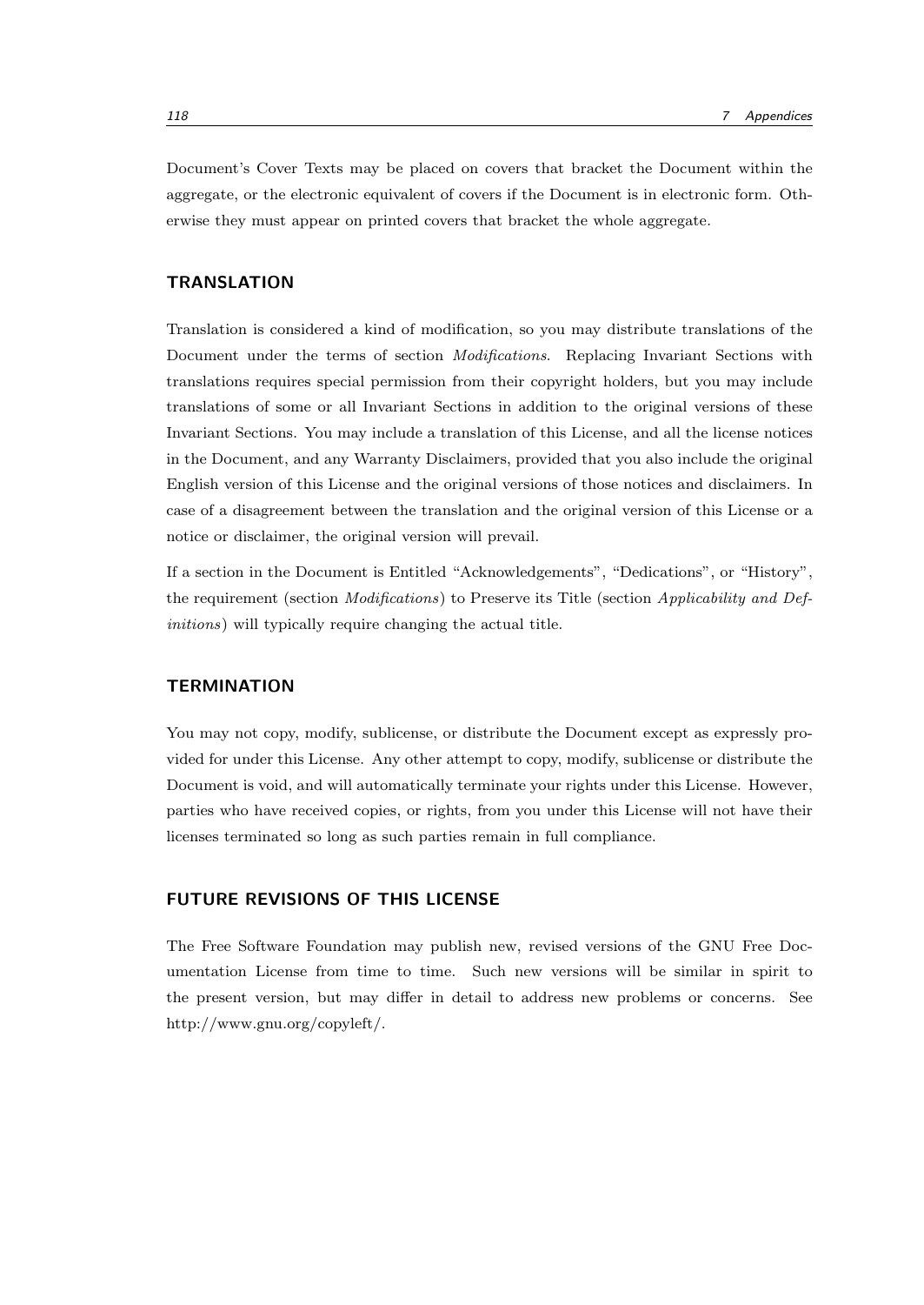Document's Cover Texts may be placed on covers that bracket the Document within the aggregate, or the electronic equivalent of covers if the Document is in electronic form. Otherwise they must appear on printed covers that bracket the whole aggregate.

### TRANSLATION

Translation is considered a kind of modification, so you may distribute translations of the Document under the terms of section *Modifications*. Replacing Invariant Sections with translations requires special permission from their copyright holders, but you may include translations of some or all Invariant Sections in addition to the original versions of these Invariant Sections. You may include a translation of this License, and all the license notices in the Document, and any Warranty Disclaimers, provided that you also include the original English version of this License and the original versions of those notices and disclaimers. In case of a disagreement between the translation and the original version of this License or a notice or disclaimer, the original version will prevail.

If a section in the Document is Entitled "Acknowledgements", "Dedications", or "History", the requirement (section *Modifications*) to Preserve its Title (section *Applicability and Definitions*) will typically require changing the actual title.

### TERMINATION

You may not copy, modify, sublicense, or distribute the Document except as expressly provided for under this License. Any other attempt to copy, modify, sublicense or distribute the Document is void, and will automatically terminate your rights under this License. However, parties who have received copies, or rights, from you under this License will not have their licenses terminated so long as such parties remain in full compliance.

### FUTURE REVISIONS OF THIS LICENSE

The Free Software Foundation may publish new, revised versions of the GNU Free Documentation License from time to time. Such new versions will be similar in spirit to the present version, but may differ in detail to address new problems or concerns. See http://www.gnu.org/copyleft/.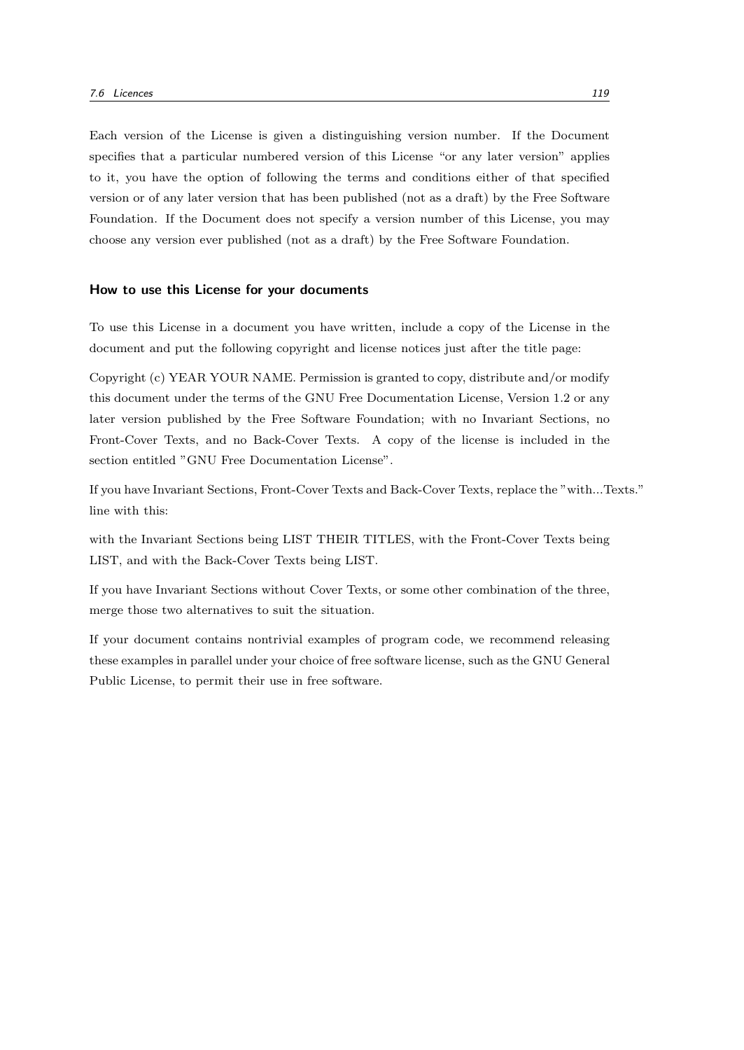Each version of the License is given a distinguishing version number. If the Document specifies that a particular numbered version of this License "or any later version" applies to it, you have the option of following the terms and conditions either of that specified version or of any later version that has been published (not as a draft) by the Free Software Foundation. If the Document does not specify a version number of this License, you may choose any version ever published (not as a draft) by the Free Software Foundation.

### How to use this License for your documents

To use this License in a document you have written, include a copy of the License in the document and put the following copyright and license notices just after the title page:

Copyright (c) YEAR YOUR NAME. Permission is granted to copy, distribute and/or modify this document under the terms of the GNU Free Documentation License, Version 1.2 or any later version published by the Free Software Foundation; with no Invariant Sections, no Front-Cover Texts, and no Back-Cover Texts. A copy of the license is included in the section entitled "GNU Free Documentation License".

If you have Invariant Sections, Front-Cover Texts and Back-Cover Texts, replace the "with...Texts." line with this:

with the Invariant Sections being LIST THEIR TITLES, with the Front-Cover Texts being LIST, and with the Back-Cover Texts being LIST.

If you have Invariant Sections without Cover Texts, or some other combination of the three, merge those two alternatives to suit the situation.

If your document contains nontrivial examples of program code, we recommend releasing these examples in parallel under your choice of free software license, such as the GNU General Public License, to permit their use in free software.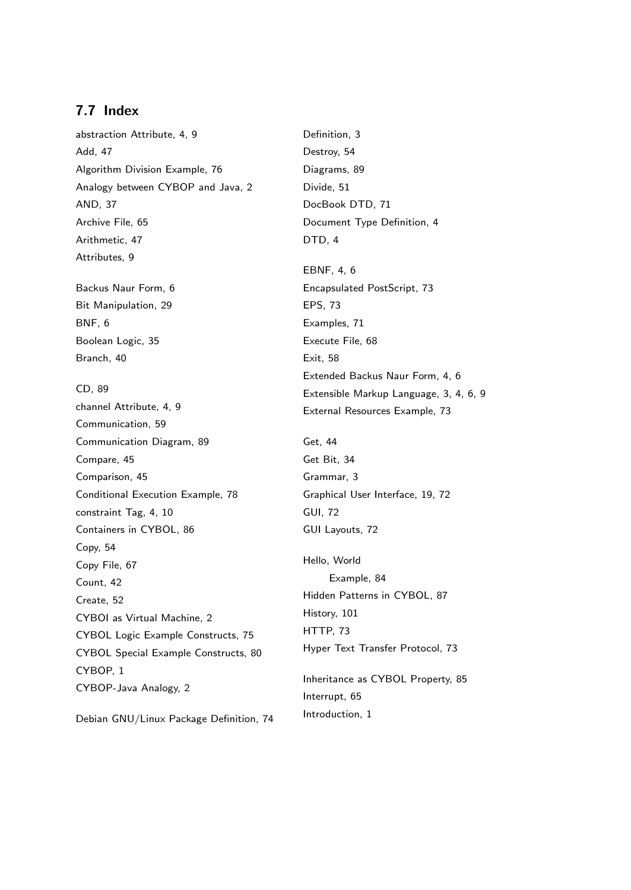## 7.7 Index

abstraction Attribute, 4, 9
Add, 47
Algorithm Division Example, 76
Analogy between CYBOP and Java, 2
AND, 37
Archive File, 65
Arithmetic, 47
Attributes, 9

Backus Naur Form, 6
Bit Manipulation, 29
BNF, 6
Boolean Logic, 35
Branch, 40

CD, 89
channel Attribute, 4, 9
Communication, 59
Communication Diagram, 89
Compare, 45
Comparison, 45
Conditional Execution Example, 78
constraint Tag, 4, 10
Containers in CYBOL, 86
Copy, 54
Copy File, 67
Count, 42
Create, 52
CYBOI as Virtual Machine, 2
CYBOL Logic Example Constructs, 75
CYBOL Special Example Constructs, 80
CYBOP, 1
CYBOP-Java Analogy, 2

Debian GNU/Linux Package Definition, 74
Definition, 3
Destroy, 54
Diagrams, 89
Divide, 51
DocBook DTD, 71
Document Type Definition, 4
DTD, 4

EBNF, 4, 6
Encapsulated PostScript, 73
EPS, 73
Examples, 71
Execute File, 68
Exit, 58
Extended Backus Naur Form, 4, 6
Extensible Markup Language, 3, 4, 6, 9
External Resources Example, 73

Get, 44
Get Bit, 34
Grammar, 3
Graphical User Interface, 19, 72
GUI, 72
GUI Layouts, 72

Hello, World
    Example, 84
Hidden Patterns in CYBOL, 87
History, 101
HTTP, 73
Hyper Text Transfer Protocol, 73

Inheritance as CYBOL Property, 85
Interrupt, 65
Introduction, 1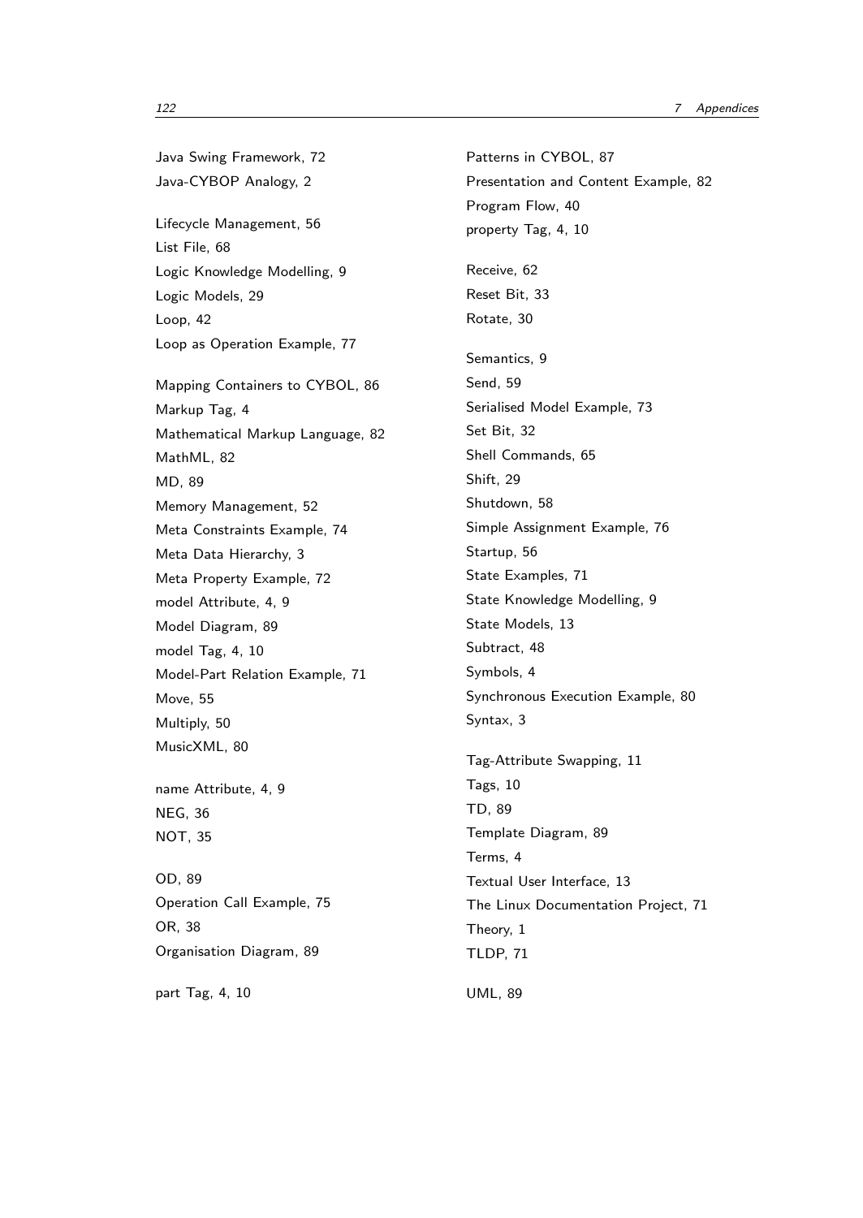Java Swing Framework, 72
Java-CYBOP Analogy, 2

Lifecycle Management, 56
List File, 68
Logic Knowledge Modelling, 9
Logic Models, 29
Loop, 42
Loop as Operation Example, 77

Mapping Containers to CYBOL, 86
Markup Tag, 4
Mathematical Markup Language, 82
MathML, 82
MD, 89
Memory Management, 52
Meta Constraints Example, 74
Meta Data Hierarchy, 3
Meta Property Example, 72
model Attribute, 4, 9
Model Diagram, 89
model Tag, 4, 10
Model-Part Relation Example, 71
Move, 55
Multiply, 50
MusicXML, 80

name Attribute, 4, 9
NEG, 36
NOT, 35

OD, 89
Operation Call Example, 75
OR, 38
Organisation Diagram, 89

part Tag, 4, 10
Patterns in CYBOL, 87
Presentation and Content Example, 82
Program Flow, 40
property Tag, 4, 10

Receive, 62
Reset Bit, 33
Rotate, 30

Semantics, 9
Send, 59
Serialised Model Example, 73
Set Bit, 32
Shell Commands, 65
Shift, 29
Shutdown, 58
Simple Assignment Example, 76
Startup, 56
State Examples, 71
State Knowledge Modelling, 9
State Models, 13
Subtract, 48
Symbols, 4
Synchronous Execution Example, 80
Syntax, 3

Tag-Attribute Swapping, 11
Tags, 10
TD, 89
Template Diagram, 89
Terms, 4
Textual User Interface, 13
The Linux Documentation Project, 71
Theory, 1
TLDP, 71

UML, 89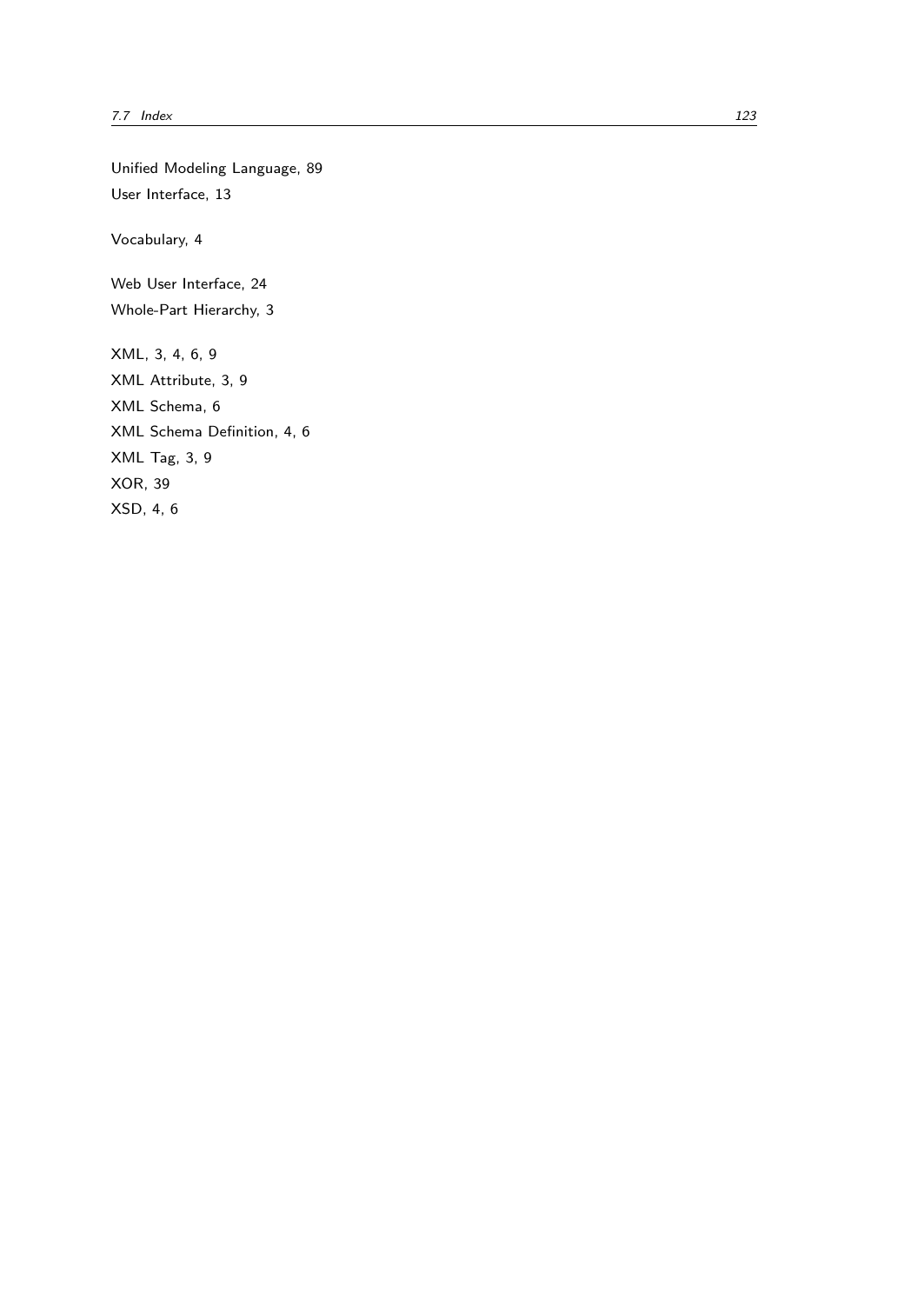Unified Modeling Language, 89
User Interface, 13

Vocabulary, 4

Web User Interface, 24
Whole-Part Hierarchy, 3

XML, 3, 4, 6, 9
XML Attribute, 3, 9
XML Schema, 6
XML Schema Definition, 4, 6
XML Tag, 3, 9
XOR, 39
XSD, 4, 6